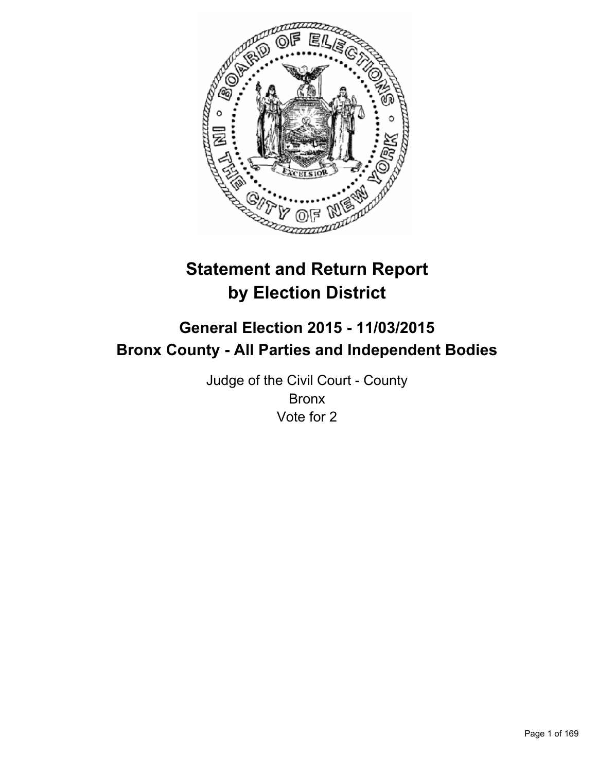# Statement and Return Report by Election District

## General Election 2015 - 11/03/2015
## Bronx County - All Parties and Independent Bodies

Judge of the Civil Court - County
Bronx
Vote for 2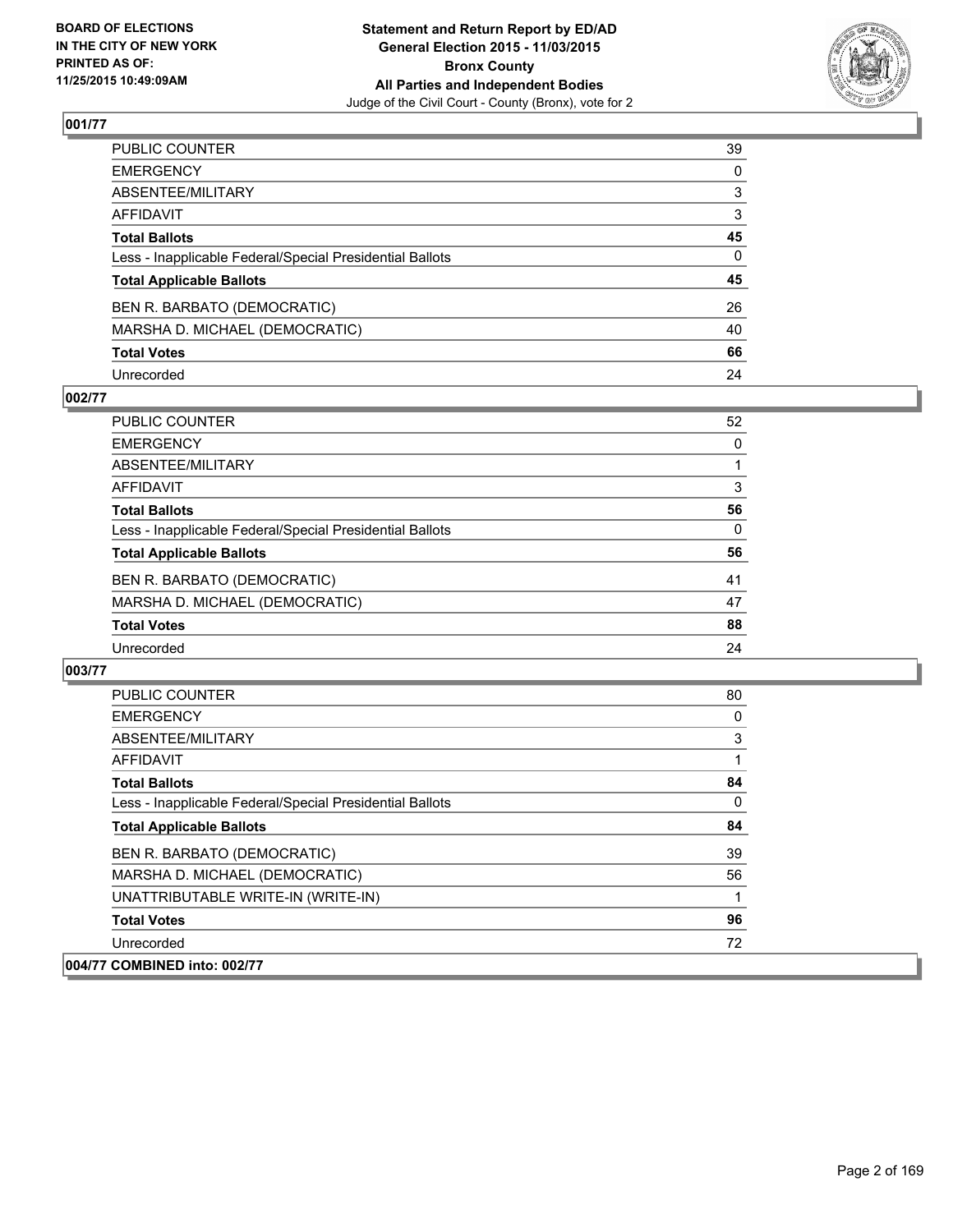BOARD OF ELECTIONS
IN THE CITY OF NEW YORK
PRINTED AS OF:
11/25/2015 10:49:09AM

**Statement and Return Report by ED/AD**
**General Election 2015 - 11/03/2015**
**Bronx County**
**All Parties and Independent Bodies**
Judge of the Civil Court - County (Bronx), vote for 2

## 001/77

| | |
|---|---|
| PUBLIC COUNTER | 39 |
| EMERGENCY | 0 |
| ABSENTEE/MILITARY | 3 |
| AFFIDAVIT | 3 |
| **Total Ballots** | **45** |
| Less - Inapplicable Federal/Special Presidential Ballots | 0 |
| **Total Applicable Ballots** | **45** |
| BEN R. BARBATO (DEMOCRATIC) | 26 |
| MARSHA D. MICHAEL (DEMOCRATIC) | 40 |
| **Total Votes** | **66** |
| Unrecorded | 24 |

## 002/77

| | |
|---|---|
| PUBLIC COUNTER | 52 |
| EMERGENCY | 0 |
| ABSENTEE/MILITARY | 1 |
| AFFIDAVIT | 3 |
| **Total Ballots** | **56** |
| Less - Inapplicable Federal/Special Presidential Ballots | 0 |
| **Total Applicable Ballots** | **56** |
| BEN R. BARBATO (DEMOCRATIC) | 41 |
| MARSHA D. MICHAEL (DEMOCRATIC) | 47 |
| **Total Votes** | **88** |
| Unrecorded | 24 |

## 003/77

| | |
|---|---|
| PUBLIC COUNTER | 80 |
| EMERGENCY | 0 |
| ABSENTEE/MILITARY | 3 |
| AFFIDAVIT | 1 |
| **Total Ballots** | **84** |
| Less - Inapplicable Federal/Special Presidential Ballots | 0 |
| **Total Applicable Ballots** | **84** |
| BEN R. BARBATO (DEMOCRATIC) | 39 |
| MARSHA D. MICHAEL (DEMOCRATIC) | 56 |
| UNATTRIBUTABLE WRITE-IN (WRITE-IN) | 1 |
| **Total Votes** | **96** |
| Unrecorded | 72 |

## 004/77 COMBINED into: 002/77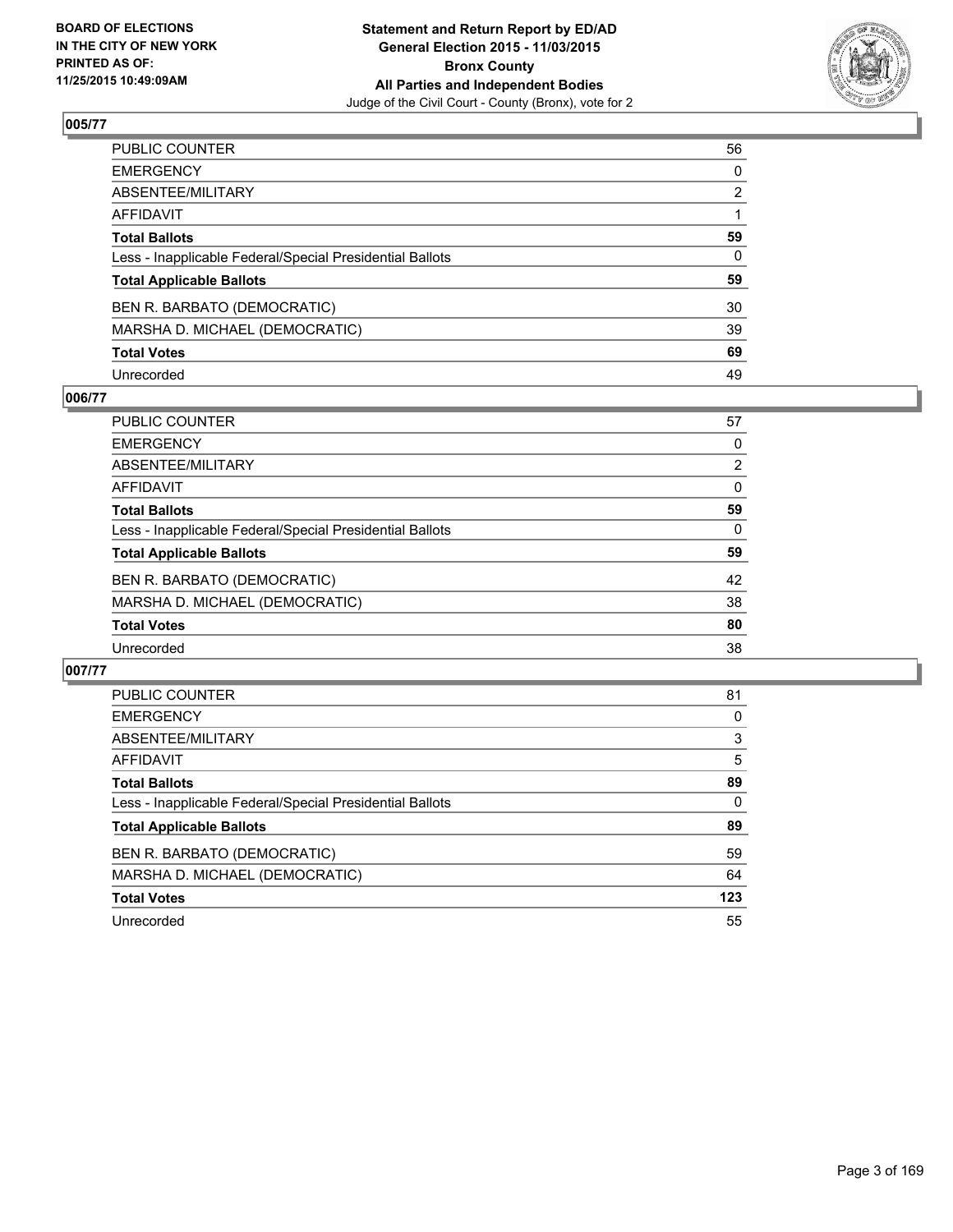**BOARD OF ELECTIONS IN THE CITY OF NEW YORK PRINTED AS OF: 11/25/2015 10:49:09AM**

**Statement and Return Report by ED/AD General Election 2015 - 11/03/2015 Bronx County All Parties and Independent Bodies**
Judge of the Civil Court - County (Bronx), vote for 2

## 005/77

| | |
|---|---|
| PUBLIC COUNTER | 56 |
| EMERGENCY | 0 |
| ABSENTEE/MILITARY | 2 |
| AFFIDAVIT | 1 |
| **Total Ballots** | **59** |
| Less - Inapplicable Federal/Special Presidential Ballots | 0 |
| **Total Applicable Ballots** | **59** |
| BEN R. BARBATO (DEMOCRATIC) | 30 |
| MARSHA D. MICHAEL (DEMOCRATIC) | 39 |
| **Total Votes** | **69** |
| Unrecorded | 49 |

## 006/77

| | |
|---|---|
| PUBLIC COUNTER | 57 |
| EMERGENCY | 0 |
| ABSENTEE/MILITARY | 2 |
| AFFIDAVIT | 0 |
| **Total Ballots** | **59** |
| Less - Inapplicable Federal/Special Presidential Ballots | 0 |
| **Total Applicable Ballots** | **59** |
| BEN R. BARBATO (DEMOCRATIC) | 42 |
| MARSHA D. MICHAEL (DEMOCRATIC) | 38 |
| **Total Votes** | **80** |
| Unrecorded | 38 |

## 007/77

| | |
|---|---|
| PUBLIC COUNTER | 81 |
| EMERGENCY | 0 |
| ABSENTEE/MILITARY | 3 |
| AFFIDAVIT | 5 |
| **Total Ballots** | **89** |
| Less - Inapplicable Federal/Special Presidential Ballots | 0 |
| **Total Applicable Ballots** | **89** |
| BEN R. BARBATO (DEMOCRATIC) | 59 |
| MARSHA D. MICHAEL (DEMOCRATIC) | 64 |
| **Total Votes** | **123** |
| Unrecorded | 55 |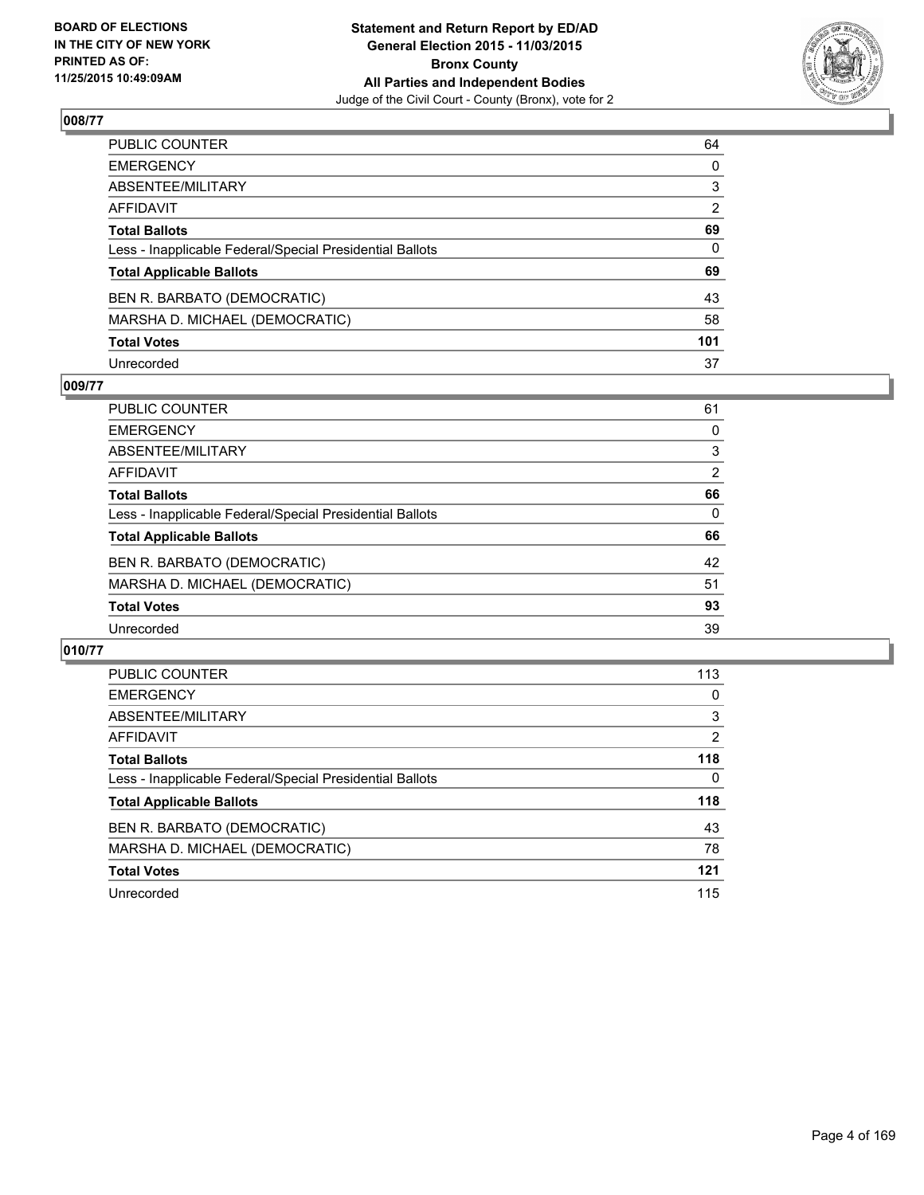**BOARD OF ELECTIONS IN THE CITY OF NEW YORK PRINTED AS OF: 11/25/2015 10:49:09AM**

**Statement and Return Report by ED/AD General Election 2015 - 11/03/2015 Bronx County All Parties and Independent Bodies**
Judge of the Civil Court - County (Bronx), vote for 2

## 008/77

| | |
|---|---|
| PUBLIC COUNTER | 64 |
| EMERGENCY | 0 |
| ABSENTEE/MILITARY | 3 |
| AFFIDAVIT | 2 |
| **Total Ballots** | **69** |
| Less - Inapplicable Federal/Special Presidential Ballots | 0 |
| **Total Applicable Ballots** | **69** |
| BEN R. BARBATO (DEMOCRATIC) | 43 |
| MARSHA D. MICHAEL (DEMOCRATIC) | 58 |
| **Total Votes** | **101** |
| Unrecorded | 37 |

## 009/77

| | |
|---|---|
| PUBLIC COUNTER | 61 |
| EMERGENCY | 0 |
| ABSENTEE/MILITARY | 3 |
| AFFIDAVIT | 2 |
| **Total Ballots** | **66** |
| Less - Inapplicable Federal/Special Presidential Ballots | 0 |
| **Total Applicable Ballots** | **66** |
| BEN R. BARBATO (DEMOCRATIC) | 42 |
| MARSHA D. MICHAEL (DEMOCRATIC) | 51 |
| **Total Votes** | **93** |
| Unrecorded | 39 |

## 010/77

| | |
|---|---|
| PUBLIC COUNTER | 113 |
| EMERGENCY | 0 |
| ABSENTEE/MILITARY | 3 |
| AFFIDAVIT | 2 |
| **Total Ballots** | **118** |
| Less - Inapplicable Federal/Special Presidential Ballots | 0 |
| **Total Applicable Ballots** | **118** |
| BEN R. BARBATO (DEMOCRATIC) | 43 |
| MARSHA D. MICHAEL (DEMOCRATIC) | 78 |
| **Total Votes** | **121** |
| Unrecorded | 115 |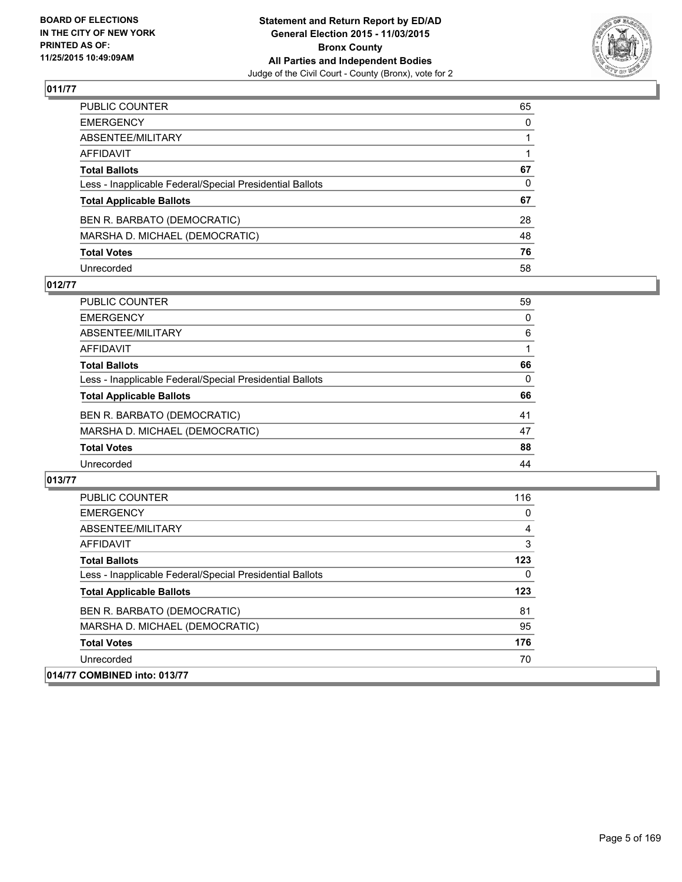## 011/77

| | |
|---|---|
| PUBLIC COUNTER | 65 |
| EMERGENCY | 0 |
| ABSENTEE/MILITARY | 1 |
| AFFIDAVIT | 1 |
| **Total Ballots** | **67** |
| Less - Inapplicable Federal/Special Presidential Ballots | 0 |
| **Total Applicable Ballots** | **67** |
| BEN R. BARBATO (DEMOCRATIC) | 28 |
| MARSHA D. MICHAEL (DEMOCRATIC) | 48 |
| **Total Votes** | **76** |
| Unrecorded | 58 |

## 012/77

| | |
|---|---|
| PUBLIC COUNTER | 59 |
| EMERGENCY | 0 |
| ABSENTEE/MILITARY | 6 |
| AFFIDAVIT | 1 |
| **Total Ballots** | **66** |
| Less - Inapplicable Federal/Special Presidential Ballots | 0 |
| **Total Applicable Ballots** | **66** |
| BEN R. BARBATO (DEMOCRATIC) | 41 |
| MARSHA D. MICHAEL (DEMOCRATIC) | 47 |
| **Total Votes** | **88** |
| Unrecorded | 44 |

## 013/77

| | |
|---|---|
| PUBLIC COUNTER | 116 |
| EMERGENCY | 0 |
| ABSENTEE/MILITARY | 4 |
| AFFIDAVIT | 3 |
| **Total Ballots** | **123** |
| Less - Inapplicable Federal/Special Presidential Ballots | 0 |
| **Total Applicable Ballots** | **123** |
| BEN R. BARBATO (DEMOCRATIC) | 81 |
| MARSHA D. MICHAEL (DEMOCRATIC) | 95 |
| **Total Votes** | **176** |
| Unrecorded | 70 |

## 014/77 COMBINED into: 013/77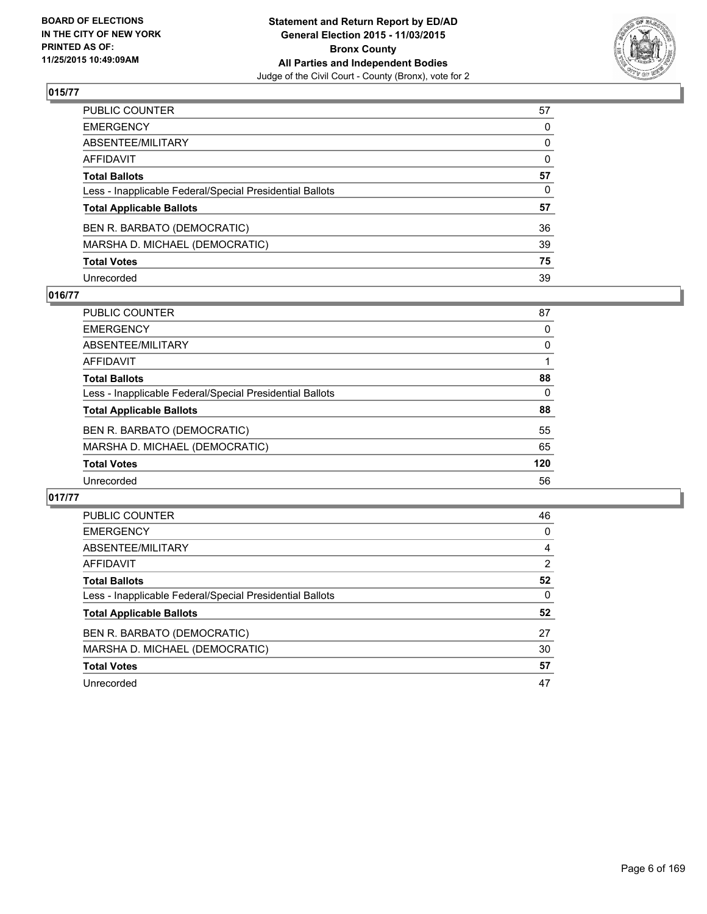## 015/77

| | |
|---|---|
| PUBLIC COUNTER | 57 |
| EMERGENCY | 0 |
| ABSENTEE/MILITARY | 0 |
| AFFIDAVIT | 0 |
| **Total Ballots** | **57** |
| Less - Inapplicable Federal/Special Presidential Ballots | 0 |
| **Total Applicable Ballots** | **57** |
| BEN R. BARBATO (DEMOCRATIC) | 36 |
| MARSHA D. MICHAEL (DEMOCRATIC) | 39 |
| **Total Votes** | **75** |
| Unrecorded | 39 |

## 016/77

| | |
|---|---|
| PUBLIC COUNTER | 87 |
| EMERGENCY | 0 |
| ABSENTEE/MILITARY | 0 |
| AFFIDAVIT | 1 |
| **Total Ballots** | **88** |
| Less - Inapplicable Federal/Special Presidential Ballots | 0 |
| **Total Applicable Ballots** | **88** |
| BEN R. BARBATO (DEMOCRATIC) | 55 |
| MARSHA D. MICHAEL (DEMOCRATIC) | 65 |
| **Total Votes** | **120** |
| Unrecorded | 56 |

## 017/77

| | |
|---|---|
| PUBLIC COUNTER | 46 |
| EMERGENCY | 0 |
| ABSENTEE/MILITARY | 4 |
| AFFIDAVIT | 2 |
| **Total Ballots** | **52** |
| Less - Inapplicable Federal/Special Presidential Ballots | 0 |
| **Total Applicable Ballots** | **52** |
| BEN R. BARBATO (DEMOCRATIC) | 27 |
| MARSHA D. MICHAEL (DEMOCRATIC) | 30 |
| **Total Votes** | **57** |
| Unrecorded | 47 |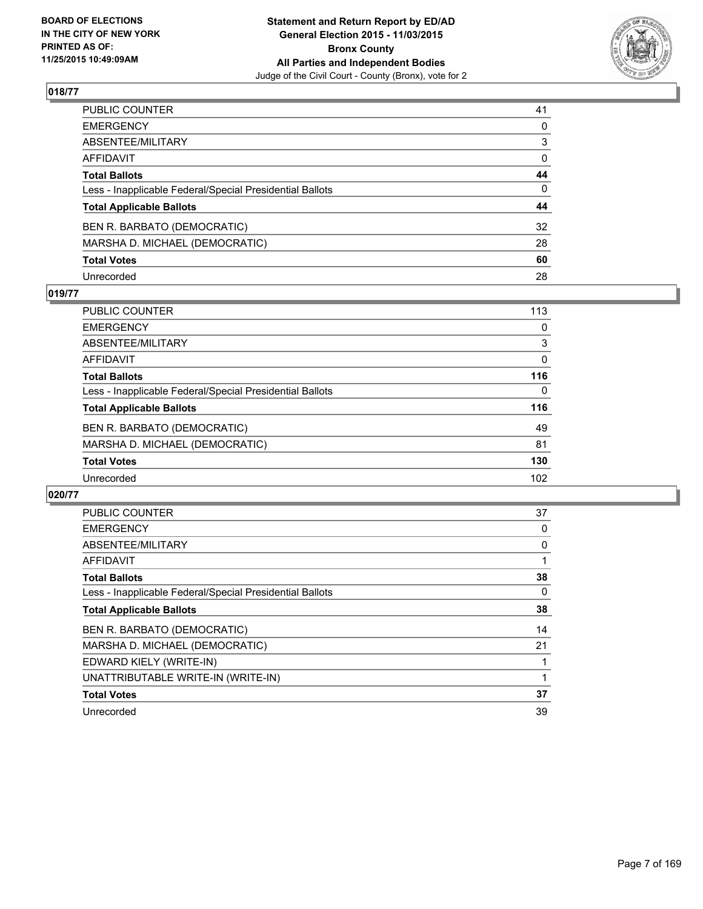**BOARD OF ELECTIONS IN THE CITY OF NEW YORK PRINTED AS OF: 11/25/2015 10:49:09AM**

**Statement and Return Report by ED/AD**
**General Election 2015 - 11/03/2015**
**Bronx County**
**All Parties and Independent Bodies**
Judge of the Civil Court - County (Bronx), vote for 2

### 018/77

| | |
|---|---|
| PUBLIC COUNTER | 41 |
| EMERGENCY | 0 |
| ABSENTEE/MILITARY | 3 |
| AFFIDAVIT | 0 |
| **Total Ballots** | **44** |
| Less - Inapplicable Federal/Special Presidential Ballots | 0 |
| **Total Applicable Ballots** | **44** |
| BEN R. BARBATO (DEMOCRATIC) | 32 |
| MARSHA D. MICHAEL (DEMOCRATIC) | 28 |
| **Total Votes** | **60** |
| Unrecorded | 28 |

### 019/77

| | |
|---|---|
| PUBLIC COUNTER | 113 |
| EMERGENCY | 0 |
| ABSENTEE/MILITARY | 3 |
| AFFIDAVIT | 0 |
| **Total Ballots** | **116** |
| Less - Inapplicable Federal/Special Presidential Ballots | 0 |
| **Total Applicable Ballots** | **116** |
| BEN R. BARBATO (DEMOCRATIC) | 49 |
| MARSHA D. MICHAEL (DEMOCRATIC) | 81 |
| **Total Votes** | **130** |
| Unrecorded | 102 |

### 020/77

| | |
|---|---|
| PUBLIC COUNTER | 37 |
| EMERGENCY | 0 |
| ABSENTEE/MILITARY | 0 |
| AFFIDAVIT | 1 |
| **Total Ballots** | **38** |
| Less - Inapplicable Federal/Special Presidential Ballots | 0 |
| **Total Applicable Ballots** | **38** |
| BEN R. BARBATO (DEMOCRATIC) | 14 |
| MARSHA D. MICHAEL (DEMOCRATIC) | 21 |
| EDWARD KIELY (WRITE-IN) | 1 |
| UNATTRIBUTABLE WRITE-IN (WRITE-IN) | 1 |
| **Total Votes** | **37** |
| Unrecorded | 39 |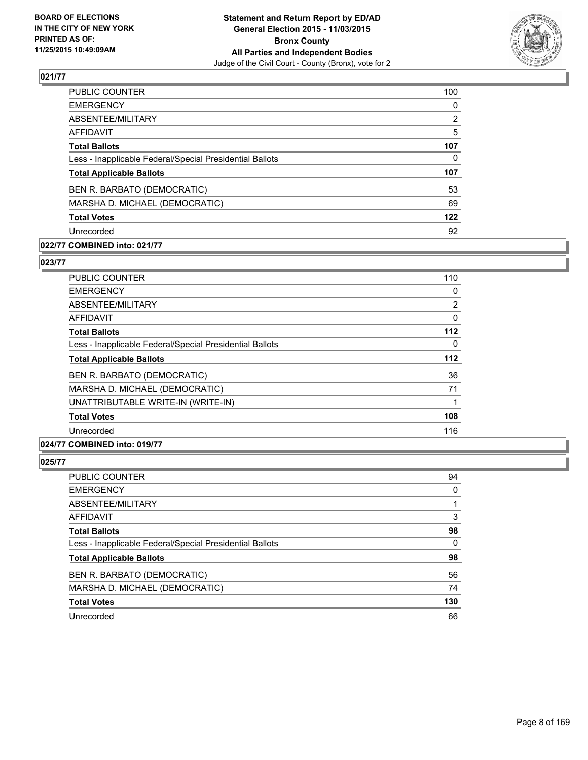### 021/77

| | |
|---|---|
| PUBLIC COUNTER | 100 |
| EMERGENCY | 0 |
| ABSENTEE/MILITARY | 2 |
| AFFIDAVIT | 5 |
| **Total Ballots** | **107** |
| Less - Inapplicable Federal/Special Presidential Ballots | 0 |
| **Total Applicable Ballots** | **107** |
| BEN R. BARBATO (DEMOCRATIC) | 53 |
| MARSHA D. MICHAEL (DEMOCRATIC) | 69 |
| **Total Votes** | **122** |
| Unrecorded | 92 |

### 022/77 COMBINED into: 021/77

### 023/77

| | |
|---|---|
| PUBLIC COUNTER | 110 |
| EMERGENCY | 0 |
| ABSENTEE/MILITARY | 2 |
| AFFIDAVIT | 0 |
| **Total Ballots** | **112** |
| Less - Inapplicable Federal/Special Presidential Ballots | 0 |
| **Total Applicable Ballots** | **112** |
| BEN R. BARBATO (DEMOCRATIC) | 36 |
| MARSHA D. MICHAEL (DEMOCRATIC) | 71 |
| UNATTRIBUTABLE WRITE-IN (WRITE-IN) | 1 |
| **Total Votes** | **108** |
| Unrecorded | 116 |

### 024/77 COMBINED into: 019/77

### 025/77

| | |
|---|---|
| PUBLIC COUNTER | 94 |
| EMERGENCY | 0 |
| ABSENTEE/MILITARY | 1 |
| AFFIDAVIT | 3 |
| **Total Ballots** | **98** |
| Less - Inapplicable Federal/Special Presidential Ballots | 0 |
| **Total Applicable Ballots** | **98** |
| BEN R. BARBATO (DEMOCRATIC) | 56 |
| MARSHA D. MICHAEL (DEMOCRATIC) | 74 |
| **Total Votes** | **130** |
| Unrecorded | 66 |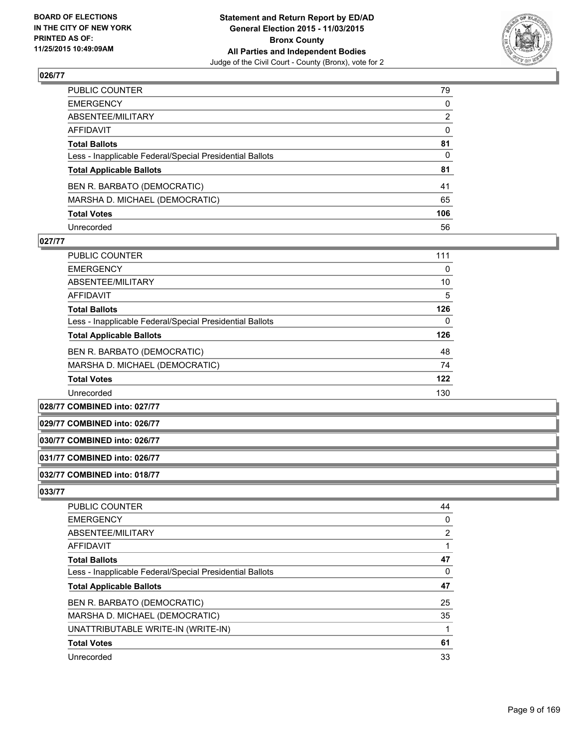**BOARD OF ELECTIONS IN THE CITY OF NEW YORK PRINTED AS OF: 11/25/2015 10:49:09AM**

**Statement and Return Report by ED/AD General Election 2015 - 11/03/2015 Bronx County All Parties and Independent Bodies**

Judge of the Civil Court - County (Bronx), vote for 2

### 026/77

| | |
|---|---|
| PUBLIC COUNTER | 79 |
| EMERGENCY | 0 |
| ABSENTEE/MILITARY | 2 |
| AFFIDAVIT | 0 |
| **Total Ballots** | **81** |
| Less - Inapplicable Federal/Special Presidential Ballots | 0 |
| **Total Applicable Ballots** | **81** |
| BEN R. BARBATO (DEMOCRATIC) | 41 |
| MARSHA D. MICHAEL (DEMOCRATIC) | 65 |
| **Total Votes** | **106** |
| Unrecorded | 56 |

### 027/77

| | |
|---|---|
| PUBLIC COUNTER | 111 |
| EMERGENCY | 0 |
| ABSENTEE/MILITARY | 10 |
| AFFIDAVIT | 5 |
| **Total Ballots** | **126** |
| Less - Inapplicable Federal/Special Presidential Ballots | 0 |
| **Total Applicable Ballots** | **126** |
| BEN R. BARBATO (DEMOCRATIC) | 48 |
| MARSHA D. MICHAEL (DEMOCRATIC) | 74 |
| **Total Votes** | **122** |
| Unrecorded | 130 |

### 028/77 COMBINED into: 027/77

### 029/77 COMBINED into: 026/77

### 030/77 COMBINED into: 026/77

### 031/77 COMBINED into: 026/77

### 032/77 COMBINED into: 018/77

### 033/77

| | |
|---|---|
| PUBLIC COUNTER | 44 |
| EMERGENCY | 0 |
| ABSENTEE/MILITARY | 2 |
| AFFIDAVIT | 1 |
| **Total Ballots** | **47** |
| Less - Inapplicable Federal/Special Presidential Ballots | 0 |
| **Total Applicable Ballots** | **47** |
| BEN R. BARBATO (DEMOCRATIC) | 25 |
| MARSHA D. MICHAEL (DEMOCRATIC) | 35 |
| UNATTRIBUTABLE WRITE-IN (WRITE-IN) | 1 |
| **Total Votes** | **61** |
| Unrecorded | 33 |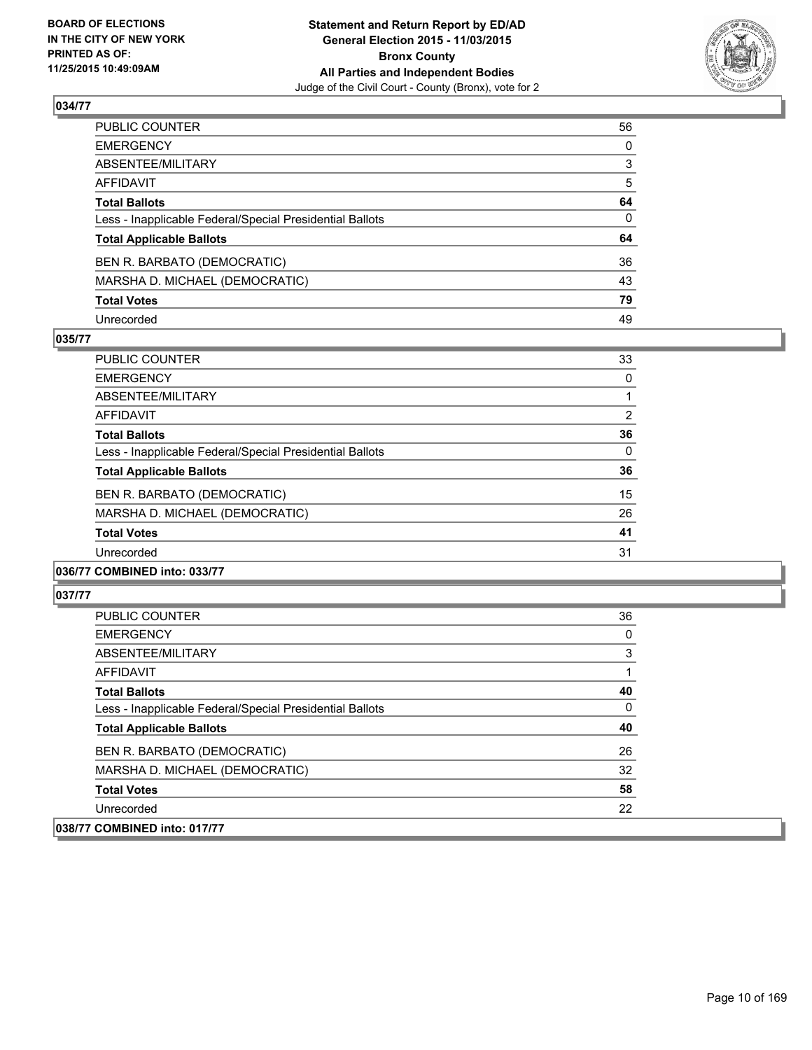## 034/77

| | |
|---|---|
| PUBLIC COUNTER | 56 |
| EMERGENCY | 0 |
| ABSENTEE/MILITARY | 3 |
| AFFIDAVIT | 5 |
| **Total Ballots** | **64** |
| Less - Inapplicable Federal/Special Presidential Ballots | 0 |
| **Total Applicable Ballots** | **64** |
| BEN R. BARBATO (DEMOCRATIC) | 36 |
| MARSHA D. MICHAEL (DEMOCRATIC) | 43 |
| **Total Votes** | **79** |
| Unrecorded | 49 |

## 035/77

| | |
|---|---|
| PUBLIC COUNTER | 33 |
| EMERGENCY | 0 |
| ABSENTEE/MILITARY | 1 |
| AFFIDAVIT | 2 |
| **Total Ballots** | **36** |
| Less - Inapplicable Federal/Special Presidential Ballots | 0 |
| **Total Applicable Ballots** | **36** |
| BEN R. BARBATO (DEMOCRATIC) | 15 |
| MARSHA D. MICHAEL (DEMOCRATIC) | 26 |
| **Total Votes** | **41** |
| Unrecorded | 31 |

## 036/77 COMBINED into: 033/77

## 037/77

| | |
|---|---|
| PUBLIC COUNTER | 36 |
| EMERGENCY | 0 |
| ABSENTEE/MILITARY | 3 |
| AFFIDAVIT | 1 |
| **Total Ballots** | **40** |
| Less - Inapplicable Federal/Special Presidential Ballots | 0 |
| **Total Applicable Ballots** | **40** |
| BEN R. BARBATO (DEMOCRATIC) | 26 |
| MARSHA D. MICHAEL (DEMOCRATIC) | 32 |
| **Total Votes** | **58** |
| Unrecorded | 22 |

## 038/77 COMBINED into: 017/77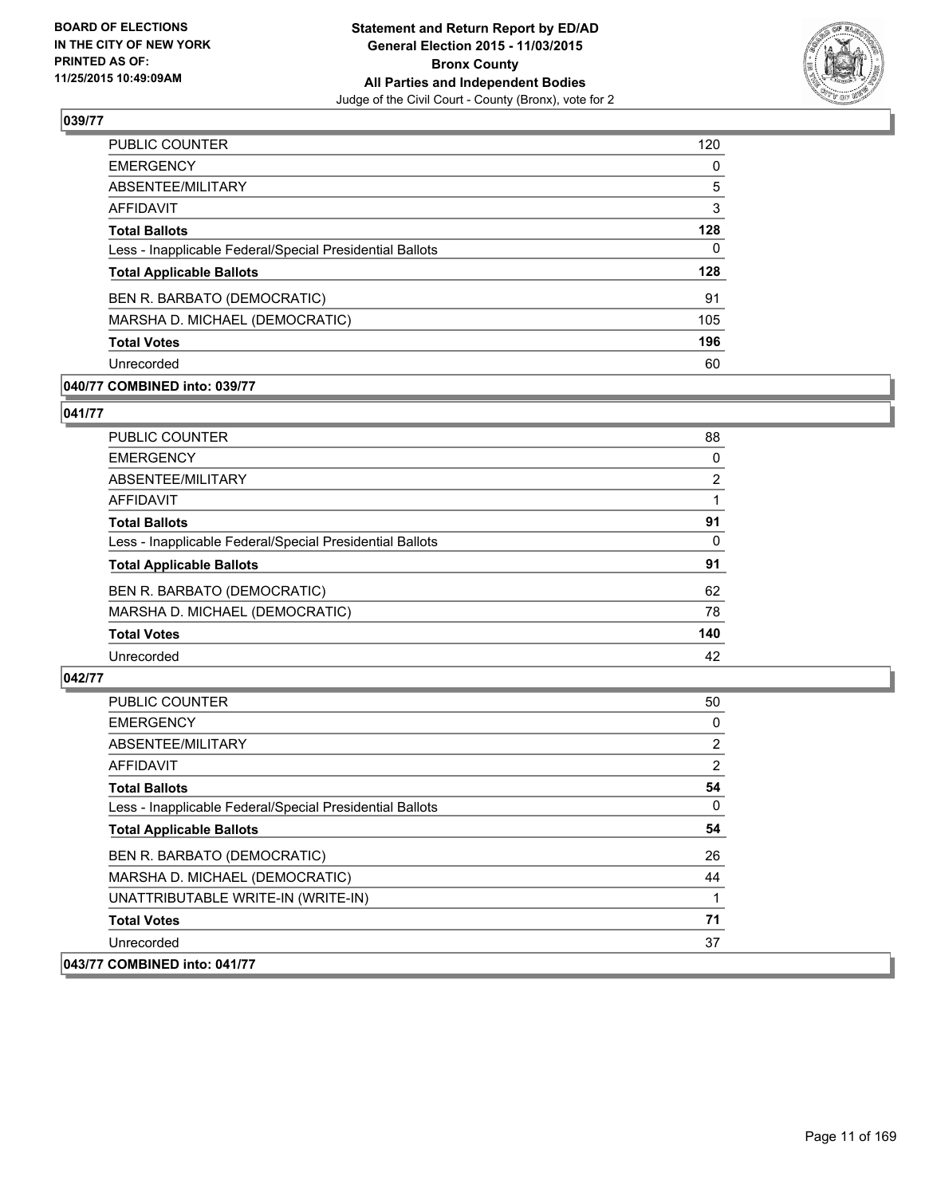**BOARD OF ELECTIONS IN THE CITY OF NEW YORK PRINTED AS OF: 11/25/2015 10:49:09AM**

**Statement and Return Report by ED/AD General Election 2015 - 11/03/2015 Bronx County All Parties and Independent Bodies**
Judge of the Civil Court - County (Bronx), vote for 2

### 039/77

| | |
|---|---|
| PUBLIC COUNTER | 120 |
| EMERGENCY | 0 |
| ABSENTEE/MILITARY | 5 |
| AFFIDAVIT | 3 |
| **Total Ballots** | **128** |
| Less - Inapplicable Federal/Special Presidential Ballots | 0 |
| **Total Applicable Ballots** | **128** |
| BEN R. BARBATO (DEMOCRATIC) | 91 |
| MARSHA D. MICHAEL (DEMOCRATIC) | 105 |
| **Total Votes** | **196** |
| Unrecorded | 60 |

### 040/77 COMBINED into: 039/77

### 041/77

| | |
|---|---|
| PUBLIC COUNTER | 88 |
| EMERGENCY | 0 |
| ABSENTEE/MILITARY | 2 |
| AFFIDAVIT | 1 |
| **Total Ballots** | **91** |
| Less - Inapplicable Federal/Special Presidential Ballots | 0 |
| **Total Applicable Ballots** | **91** |
| BEN R. BARBATO (DEMOCRATIC) | 62 |
| MARSHA D. MICHAEL (DEMOCRATIC) | 78 |
| **Total Votes** | **140** |
| Unrecorded | 42 |

### 042/77

| | |
|---|---|
| PUBLIC COUNTER | 50 |
| EMERGENCY | 0 |
| ABSENTEE/MILITARY | 2 |
| AFFIDAVIT | 2 |
| **Total Ballots** | **54** |
| Less - Inapplicable Federal/Special Presidential Ballots | 0 |
| **Total Applicable Ballots** | **54** |
| BEN R. BARBATO (DEMOCRATIC) | 26 |
| MARSHA D. MICHAEL (DEMOCRATIC) | 44 |
| UNATTRIBUTABLE WRITE-IN (WRITE-IN) | 1 |
| **Total Votes** | **71** |
| Unrecorded | 37 |

### 043/77 COMBINED into: 041/77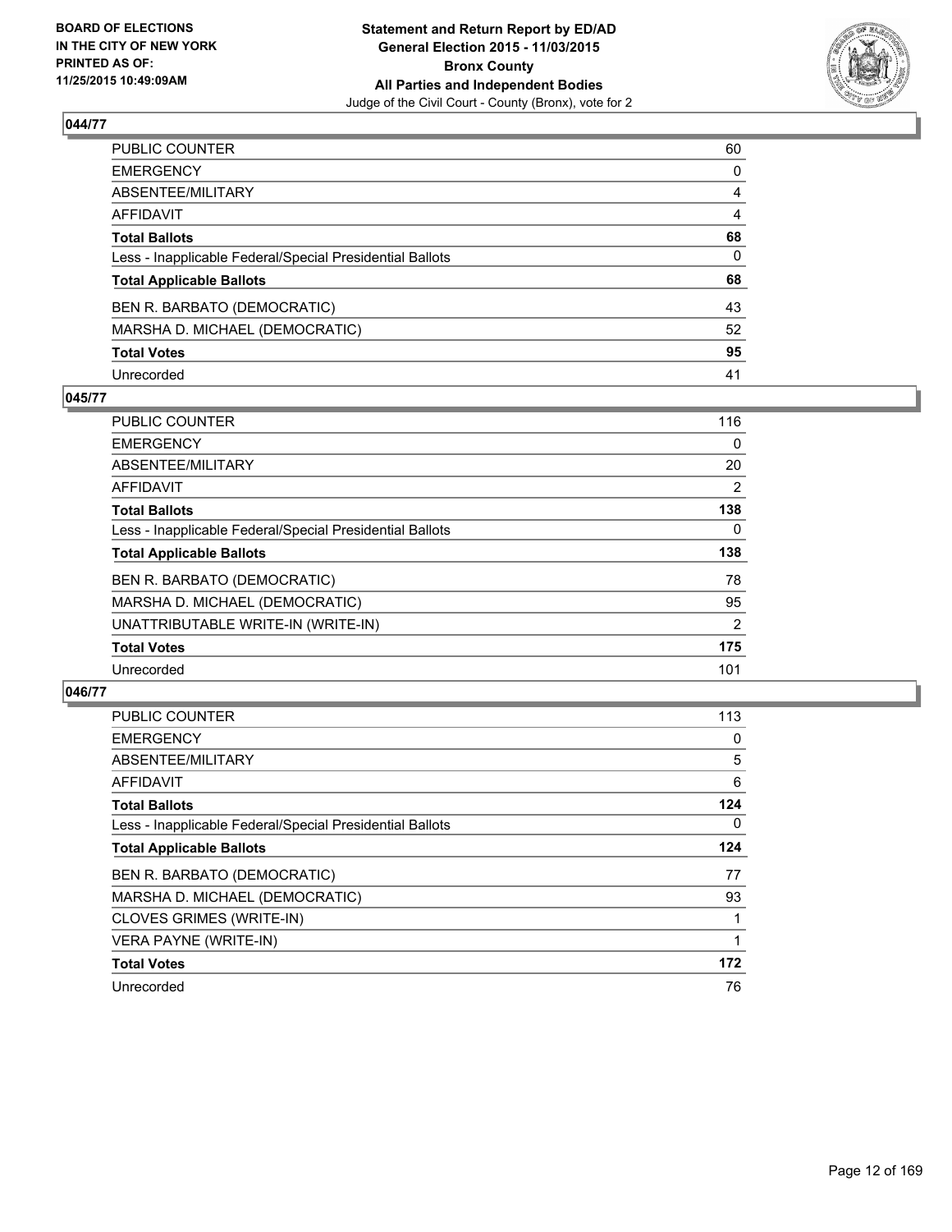## 044/77

| | |
|---|---|
| PUBLIC COUNTER | 60 |
| EMERGENCY | 0 |
| ABSENTEE/MILITARY | 4 |
| AFFIDAVIT | 4 |
| **Total Ballots** | **68** |
| Less - Inapplicable Federal/Special Presidential Ballots | 0 |
| **Total Applicable Ballots** | **68** |
| BEN R. BARBATO (DEMOCRATIC) | 43 |
| MARSHA D. MICHAEL (DEMOCRATIC) | 52 |
| **Total Votes** | **95** |
| Unrecorded | 41 |

## 045/77

| | |
|---|---|
| PUBLIC COUNTER | 116 |
| EMERGENCY | 0 |
| ABSENTEE/MILITARY | 20 |
| AFFIDAVIT | 2 |
| **Total Ballots** | **138** |
| Less - Inapplicable Federal/Special Presidential Ballots | 0 |
| **Total Applicable Ballots** | **138** |
| BEN R. BARBATO (DEMOCRATIC) | 78 |
| MARSHA D. MICHAEL (DEMOCRATIC) | 95 |
| UNATTRIBUTABLE WRITE-IN (WRITE-IN) | 2 |
| **Total Votes** | **175** |
| Unrecorded | 101 |

## 046/77

| | |
|---|---|
| PUBLIC COUNTER | 113 |
| EMERGENCY | 0 |
| ABSENTEE/MILITARY | 5 |
| AFFIDAVIT | 6 |
| **Total Ballots** | **124** |
| Less - Inapplicable Federal/Special Presidential Ballots | 0 |
| **Total Applicable Ballots** | **124** |
| BEN R. BARBATO (DEMOCRATIC) | 77 |
| MARSHA D. MICHAEL (DEMOCRATIC) | 93 |
| CLOVES GRIMES (WRITE-IN) | 1 |
| VERA PAYNE (WRITE-IN) | 1 |
| **Total Votes** | **172** |
| Unrecorded | 76 |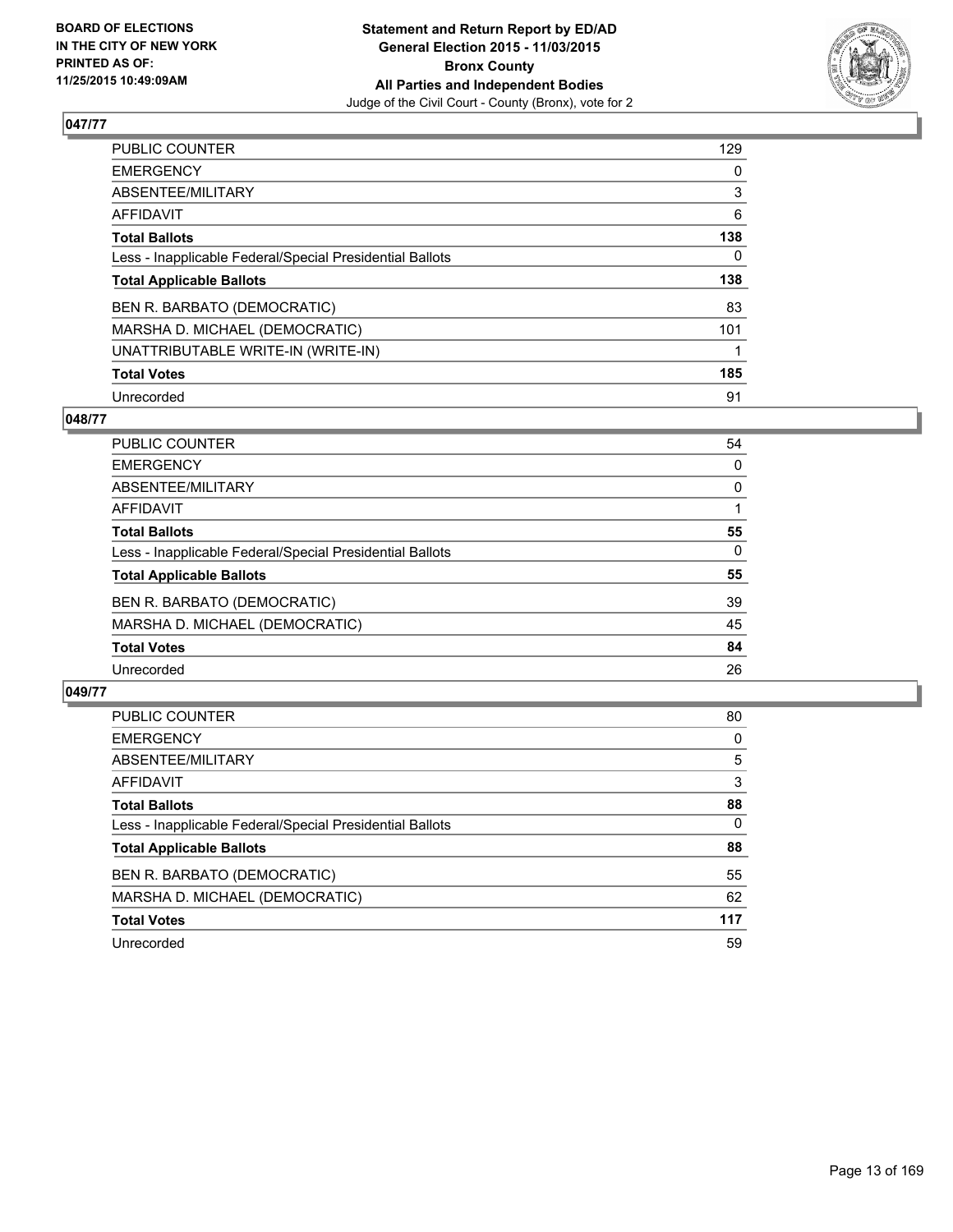BOARD OF ELECTIONS
IN THE CITY OF NEW YORK
PRINTED AS OF:
11/25/2015 10:49:09AM

**Statement and Return Report by ED/AD**
**General Election 2015 - 11/03/2015**
**Bronx County**
**All Parties and Independent Bodies**
Judge of the Civil Court - County (Bronx), vote for 2

## 047/77

| | |
|---|---|
| PUBLIC COUNTER | 129 |
| EMERGENCY | 0 |
| ABSENTEE/MILITARY | 3 |
| AFFIDAVIT | 6 |
| **Total Ballots** | **138** |
| Less - Inapplicable Federal/Special Presidential Ballots | 0 |
| **Total Applicable Ballots** | **138** |
| BEN R. BARBATO (DEMOCRATIC) | 83 |
| MARSHA D. MICHAEL (DEMOCRATIC) | 101 |
| UNATTRIBUTABLE WRITE-IN (WRITE-IN) | 1 |
| **Total Votes** | **185** |
| Unrecorded | 91 |

## 048/77

| | |
|---|---|
| PUBLIC COUNTER | 54 |
| EMERGENCY | 0 |
| ABSENTEE/MILITARY | 0 |
| AFFIDAVIT | 1 |
| **Total Ballots** | **55** |
| Less - Inapplicable Federal/Special Presidential Ballots | 0 |
| **Total Applicable Ballots** | **55** |
| BEN R. BARBATO (DEMOCRATIC) | 39 |
| MARSHA D. MICHAEL (DEMOCRATIC) | 45 |
| **Total Votes** | **84** |
| Unrecorded | 26 |

## 049/77

| | |
|---|---|
| PUBLIC COUNTER | 80 |
| EMERGENCY | 0 |
| ABSENTEE/MILITARY | 5 |
| AFFIDAVIT | 3 |
| **Total Ballots** | **88** |
| Less - Inapplicable Federal/Special Presidential Ballots | 0 |
| **Total Applicable Ballots** | **88** |
| BEN R. BARBATO (DEMOCRATIC) | 55 |
| MARSHA D. MICHAEL (DEMOCRATIC) | 62 |
| **Total Votes** | **117** |
| Unrecorded | 59 |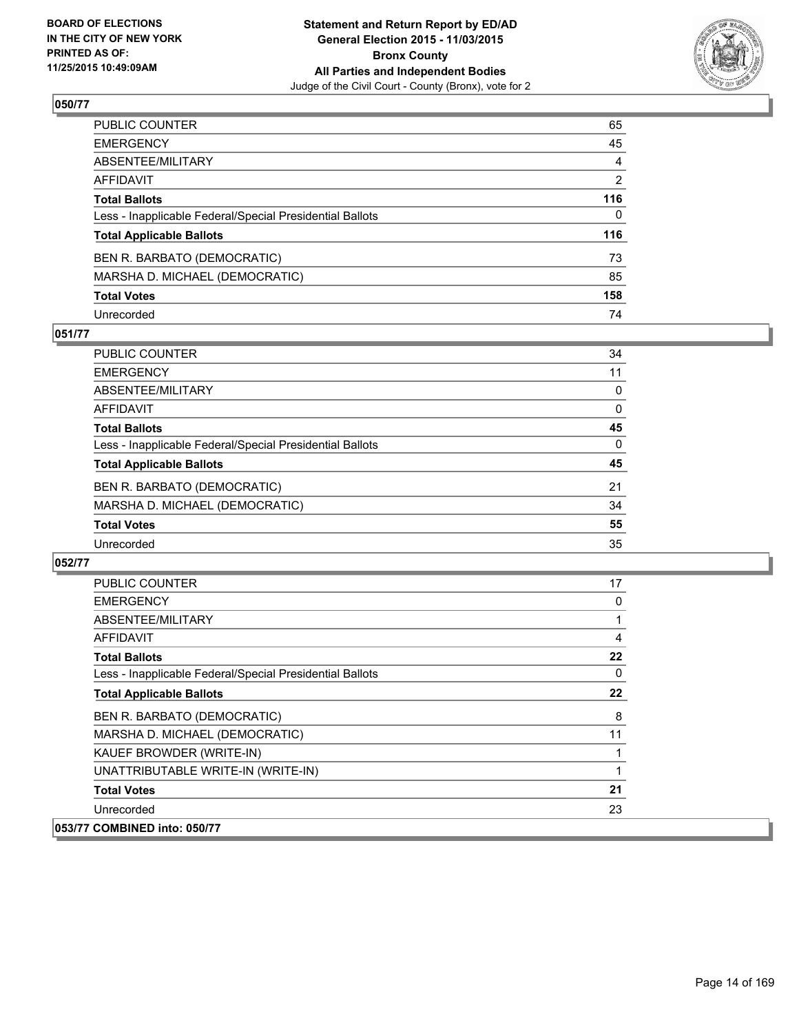**BOARD OF ELECTIONS IN THE CITY OF NEW YORK PRINTED AS OF: 11/25/2015 10:49:09AM**

**Statement and Return Report by ED/AD General Election 2015 - 11/03/2015 Bronx County All Parties and Independent Bodies**
Judge of the Civil Court - County (Bronx), vote for 2

## 050/77

| | |
|---|---|
| PUBLIC COUNTER | 65 |
| EMERGENCY | 45 |
| ABSENTEE/MILITARY | 4 |
| AFFIDAVIT | 2 |
| **Total Ballots** | **116** |
| Less - Inapplicable Federal/Special Presidential Ballots | 0 |
| **Total Applicable Ballots** | **116** |
| BEN R. BARBATO (DEMOCRATIC) | 73 |
| MARSHA D. MICHAEL (DEMOCRATIC) | 85 |
| **Total Votes** | **158** |
| Unrecorded | 74 |

## 051/77

| | |
|---|---|
| PUBLIC COUNTER | 34 |
| EMERGENCY | 11 |
| ABSENTEE/MILITARY | 0 |
| AFFIDAVIT | 0 |
| **Total Ballots** | **45** |
| Less - Inapplicable Federal/Special Presidential Ballots | 0 |
| **Total Applicable Ballots** | **45** |
| BEN R. BARBATO (DEMOCRATIC) | 21 |
| MARSHA D. MICHAEL (DEMOCRATIC) | 34 |
| **Total Votes** | **55** |
| Unrecorded | 35 |

## 052/77

| | |
|---|---|
| PUBLIC COUNTER | 17 |
| EMERGENCY | 0 |
| ABSENTEE/MILITARY | 1 |
| AFFIDAVIT | 4 |
| **Total Ballots** | **22** |
| Less - Inapplicable Federal/Special Presidential Ballots | 0 |
| **Total Applicable Ballots** | **22** |
| BEN R. BARBATO (DEMOCRATIC) | 8 |
| MARSHA D. MICHAEL (DEMOCRATIC) | 11 |
| KAUEF BROWDER (WRITE-IN) | 1 |
| UNATTRIBUTABLE WRITE-IN (WRITE-IN) | 1 |
| **Total Votes** | **21** |
| Unrecorded | 23 |

## 053/77 COMBINED into: 050/77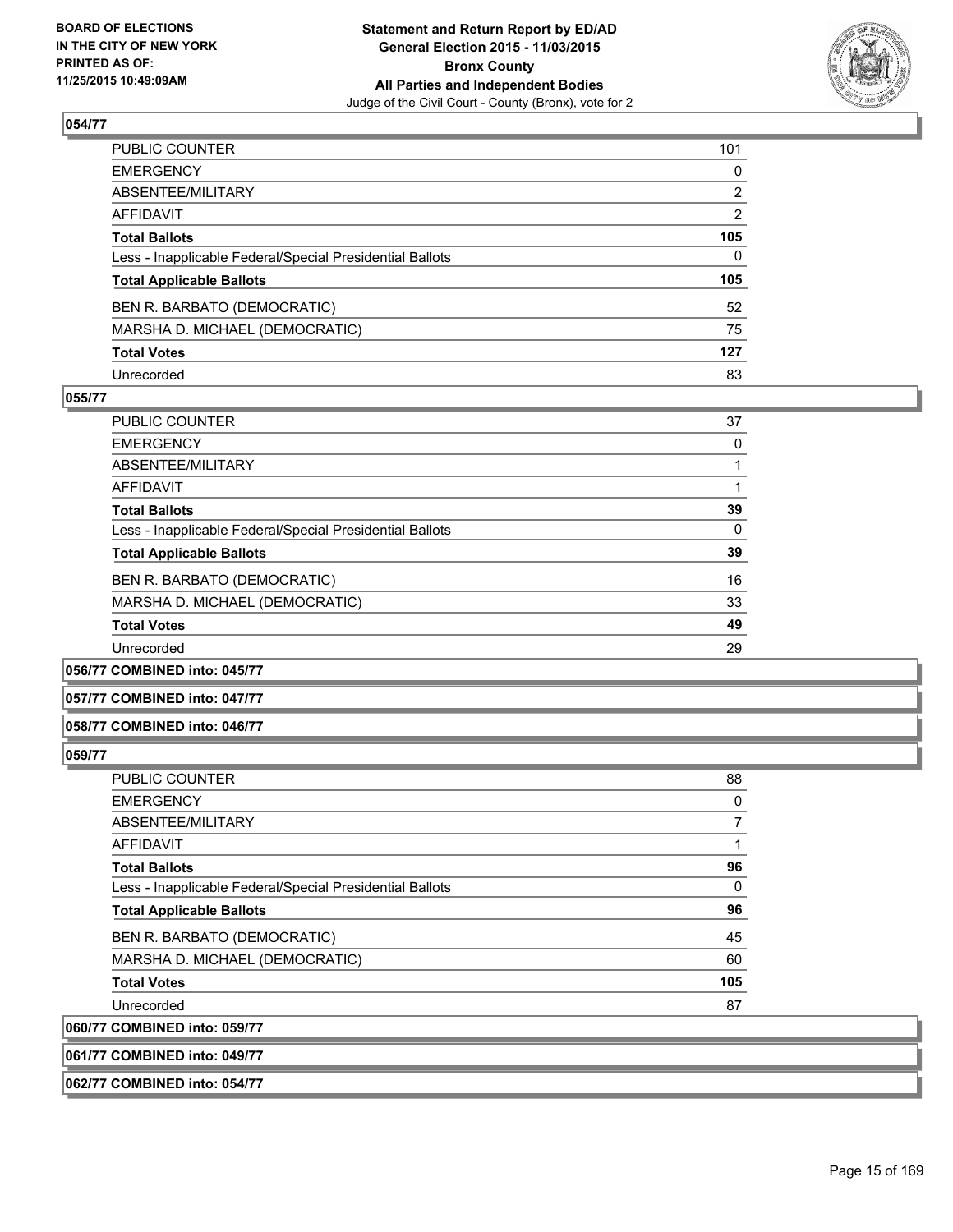## 054/77

| | |
|---|---|
| PUBLIC COUNTER | 101 |
| EMERGENCY | 0 |
| ABSENTEE/MILITARY | 2 |
| AFFIDAVIT | 2 |
| **Total Ballots** | **105** |
| Less - Inapplicable Federal/Special Presidential Ballots | 0 |
| **Total Applicable Ballots** | **105** |
| BEN R. BARBATO (DEMOCRATIC) | 52 |
| MARSHA D. MICHAEL (DEMOCRATIC) | 75 |
| **Total Votes** | **127** |
| Unrecorded | 83 |

## 055/77

| | |
|---|---|
| PUBLIC COUNTER | 37 |
| EMERGENCY | 0 |
| ABSENTEE/MILITARY | 1 |
| AFFIDAVIT | 1 |
| **Total Ballots** | **39** |
| Less - Inapplicable Federal/Special Presidential Ballots | 0 |
| **Total Applicable Ballots** | **39** |
| BEN R. BARBATO (DEMOCRATIC) | 16 |
| MARSHA D. MICHAEL (DEMOCRATIC) | 33 |
| **Total Votes** | **49** |
| Unrecorded | 29 |

## 056/77 COMBINED into: 045/77

## 057/77 COMBINED into: 047/77

## 058/77 COMBINED into: 046/77

## 059/77

| | |
|---|---|
| PUBLIC COUNTER | 88 |
| EMERGENCY | 0 |
| ABSENTEE/MILITARY | 7 |
| AFFIDAVIT | 1 |
| **Total Ballots** | **96** |
| Less - Inapplicable Federal/Special Presidential Ballots | 0 |
| **Total Applicable Ballots** | **96** |
| BEN R. BARBATO (DEMOCRATIC) | 45 |
| MARSHA D. MICHAEL (DEMOCRATIC) | 60 |
| **Total Votes** | **105** |
| Unrecorded | 87 |

## 060/77 COMBINED into: 059/77

## 061/77 COMBINED into: 049/77

## 062/77 COMBINED into: 054/77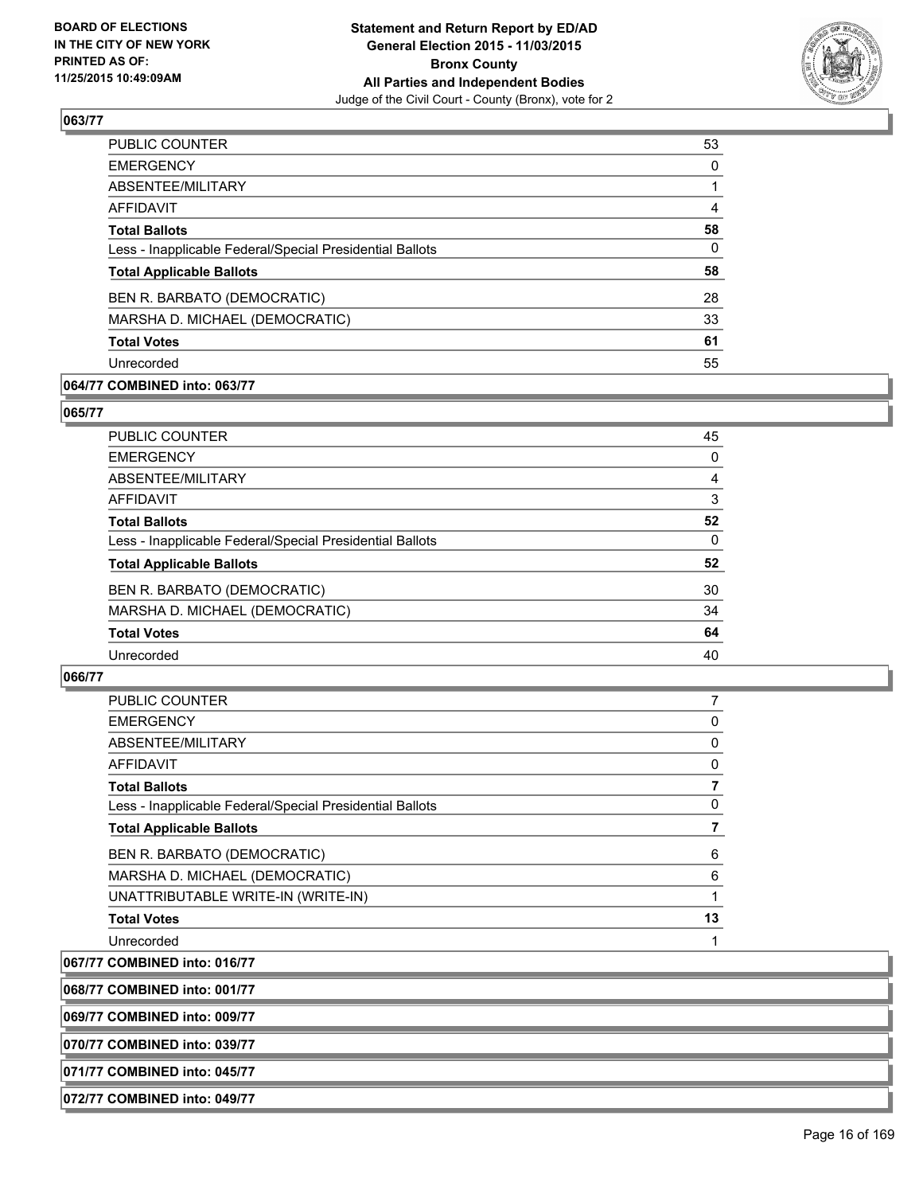**BOARD OF ELECTIONS IN THE CITY OF NEW YORK PRINTED AS OF: 11/25/2015 10:49:09AM**

**Statement and Return Report by ED/AD General Election 2015 - 11/03/2015 Bronx County All Parties and Independent Bodies**
Judge of the Civil Court - County (Bronx), vote for 2

**063/77**

| | |
|---|---|
| PUBLIC COUNTER | 53 |
| EMERGENCY | 0 |
| ABSENTEE/MILITARY | 1 |
| AFFIDAVIT | 4 |
| **Total Ballots** | **58** |
| Less - Inapplicable Federal/Special Presidential Ballots | 0 |
| **Total Applicable Ballots** | **58** |
| BEN R. BARBATO (DEMOCRATIC) | 28 |
| MARSHA D. MICHAEL (DEMOCRATIC) | 33 |
| **Total Votes** | **61** |
| Unrecorded | 55 |

**064/77 COMBINED into: 063/77**

**065/77**

| | |
|---|---|
| PUBLIC COUNTER | 45 |
| EMERGENCY | 0 |
| ABSENTEE/MILITARY | 4 |
| AFFIDAVIT | 3 |
| **Total Ballots** | **52** |
| Less - Inapplicable Federal/Special Presidential Ballots | 0 |
| **Total Applicable Ballots** | **52** |
| BEN R. BARBATO (DEMOCRATIC) | 30 |
| MARSHA D. MICHAEL (DEMOCRATIC) | 34 |
| **Total Votes** | **64** |
| Unrecorded | 40 |

**066/77**

| | |
|---|---|
| PUBLIC COUNTER | 7 |
| EMERGENCY | 0 |
| ABSENTEE/MILITARY | 0 |
| AFFIDAVIT | 0 |
| **Total Ballots** | **7** |
| Less - Inapplicable Federal/Special Presidential Ballots | 0 |
| **Total Applicable Ballots** | **7** |
| BEN R. BARBATO (DEMOCRATIC) | 6 |
| MARSHA D. MICHAEL (DEMOCRATIC) | 6 |
| UNATTRIBUTABLE WRITE-IN (WRITE-IN) | 1 |
| **Total Votes** | **13** |
| Unrecorded | 1 |

**067/77 COMBINED into: 016/77**

**068/77 COMBINED into: 001/77**

**069/77 COMBINED into: 009/77**

**070/77 COMBINED into: 039/77**

**071/77 COMBINED into: 045/77**

**072/77 COMBINED into: 049/77**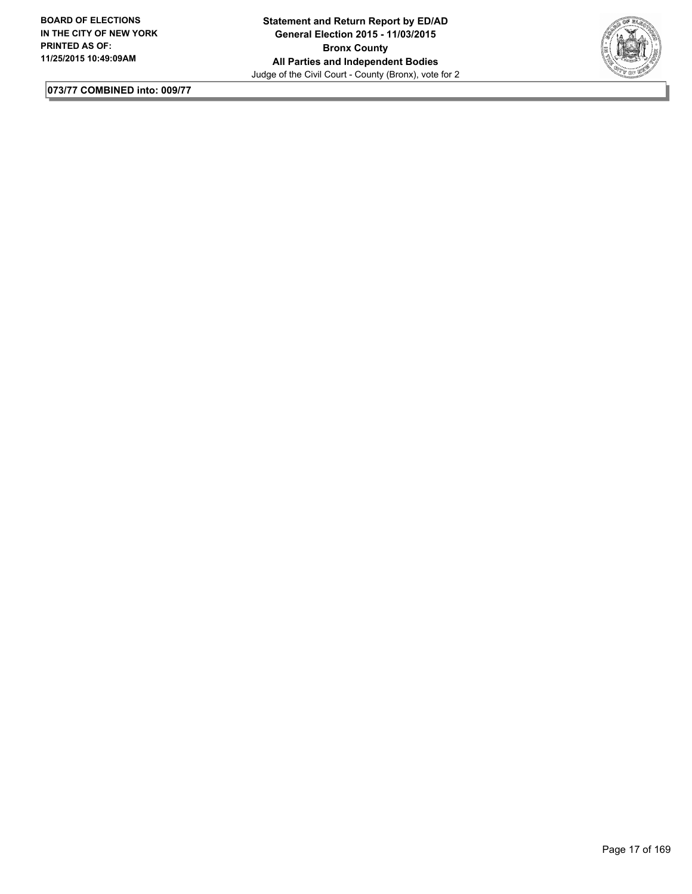**073/77 COMBINED into: 009/77**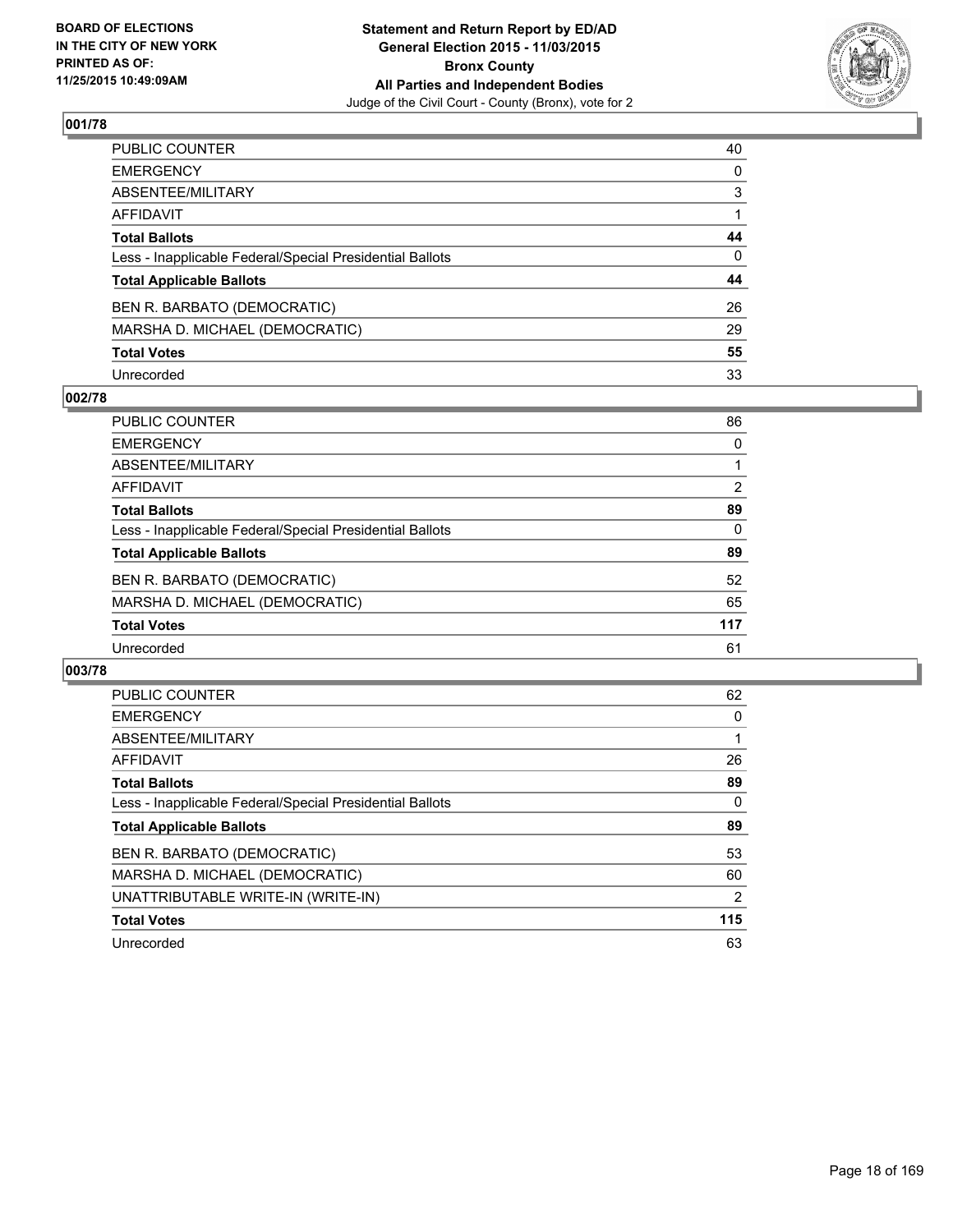## 001/78

| | |
|---|---|
| PUBLIC COUNTER | 40 |
| EMERGENCY | 0 |
| ABSENTEE/MILITARY | 3 |
| AFFIDAVIT | 1 |
| **Total Ballots** | **44** |
| Less - Inapplicable Federal/Special Presidential Ballots | 0 |
| **Total Applicable Ballots** | **44** |
| BEN R. BARBATO (DEMOCRATIC) | 26 |
| MARSHA D. MICHAEL (DEMOCRATIC) | 29 |
| **Total Votes** | **55** |
| Unrecorded | 33 |

## 002/78

| | |
|---|---|
| PUBLIC COUNTER | 86 |
| EMERGENCY | 0 |
| ABSENTEE/MILITARY | 1 |
| AFFIDAVIT | 2 |
| **Total Ballots** | **89** |
| Less - Inapplicable Federal/Special Presidential Ballots | 0 |
| **Total Applicable Ballots** | **89** |
| BEN R. BARBATO (DEMOCRATIC) | 52 |
| MARSHA D. MICHAEL (DEMOCRATIC) | 65 |
| **Total Votes** | **117** |
| Unrecorded | 61 |

## 003/78

| | |
|---|---|
| PUBLIC COUNTER | 62 |
| EMERGENCY | 0 |
| ABSENTEE/MILITARY | 1 |
| AFFIDAVIT | 26 |
| **Total Ballots** | **89** |
| Less - Inapplicable Federal/Special Presidential Ballots | 0 |
| **Total Applicable Ballots** | **89** |
| BEN R. BARBATO (DEMOCRATIC) | 53 |
| MARSHA D. MICHAEL (DEMOCRATIC) | 60 |
| UNATTRIBUTABLE WRITE-IN (WRITE-IN) | 2 |
| **Total Votes** | **115** |
| Unrecorded | 63 |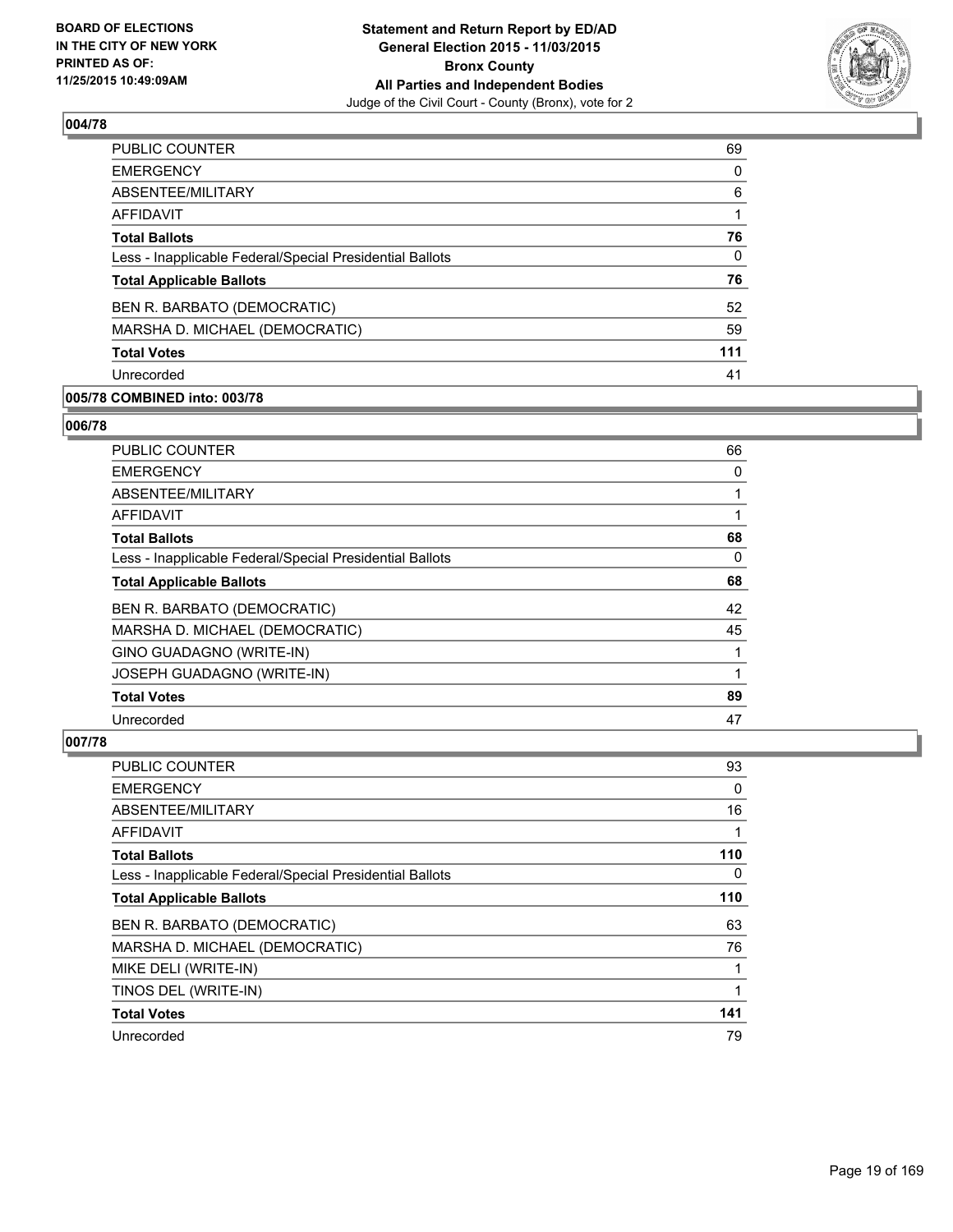**BOARD OF ELECTIONS IN THE CITY OF NEW YORK PRINTED AS OF: 11/25/2015 10:49:09AM**

**Statement and Return Report by ED/AD General Election 2015 - 11/03/2015 Bronx County All Parties and Independent Bodies**

Judge of the Civil Court - County (Bronx), vote for 2

## 004/78

| | |
|---|---|
| PUBLIC COUNTER | 69 |
| EMERGENCY | 0 |
| ABSENTEE/MILITARY | 6 |
| AFFIDAVIT | 1 |
| **Total Ballots** | **76** |
| Less - Inapplicable Federal/Special Presidential Ballots | 0 |
| **Total Applicable Ballots** | **76** |
| BEN R. BARBATO (DEMOCRATIC) | 52 |
| MARSHA D. MICHAEL (DEMOCRATIC) | 59 |
| **Total Votes** | **111** |
| Unrecorded | 41 |

## 005/78 COMBINED into: 003/78

## 006/78

| | |
|---|---|
| PUBLIC COUNTER | 66 |
| EMERGENCY | 0 |
| ABSENTEE/MILITARY | 1 |
| AFFIDAVIT | 1 |
| **Total Ballots** | **68** |
| Less - Inapplicable Federal/Special Presidential Ballots | 0 |
| **Total Applicable Ballots** | **68** |
| BEN R. BARBATO (DEMOCRATIC) | 42 |
| MARSHA D. MICHAEL (DEMOCRATIC) | 45 |
| GINO GUADAGNO (WRITE-IN) | 1 |
| JOSEPH GUADAGNO (WRITE-IN) | 1 |
| **Total Votes** | **89** |
| Unrecorded | 47 |

## 007/78

| | |
|---|---|
| PUBLIC COUNTER | 93 |
| EMERGENCY | 0 |
| ABSENTEE/MILITARY | 16 |
| AFFIDAVIT | 1 |
| **Total Ballots** | **110** |
| Less - Inapplicable Federal/Special Presidential Ballots | 0 |
| **Total Applicable Ballots** | **110** |
| BEN R. BARBATO (DEMOCRATIC) | 63 |
| MARSHA D. MICHAEL (DEMOCRATIC) | 76 |
| MIKE DELI (WRITE-IN) | 1 |
| TINOS DEL (WRITE-IN) | 1 |
| **Total Votes** | **141** |
| Unrecorded | 79 |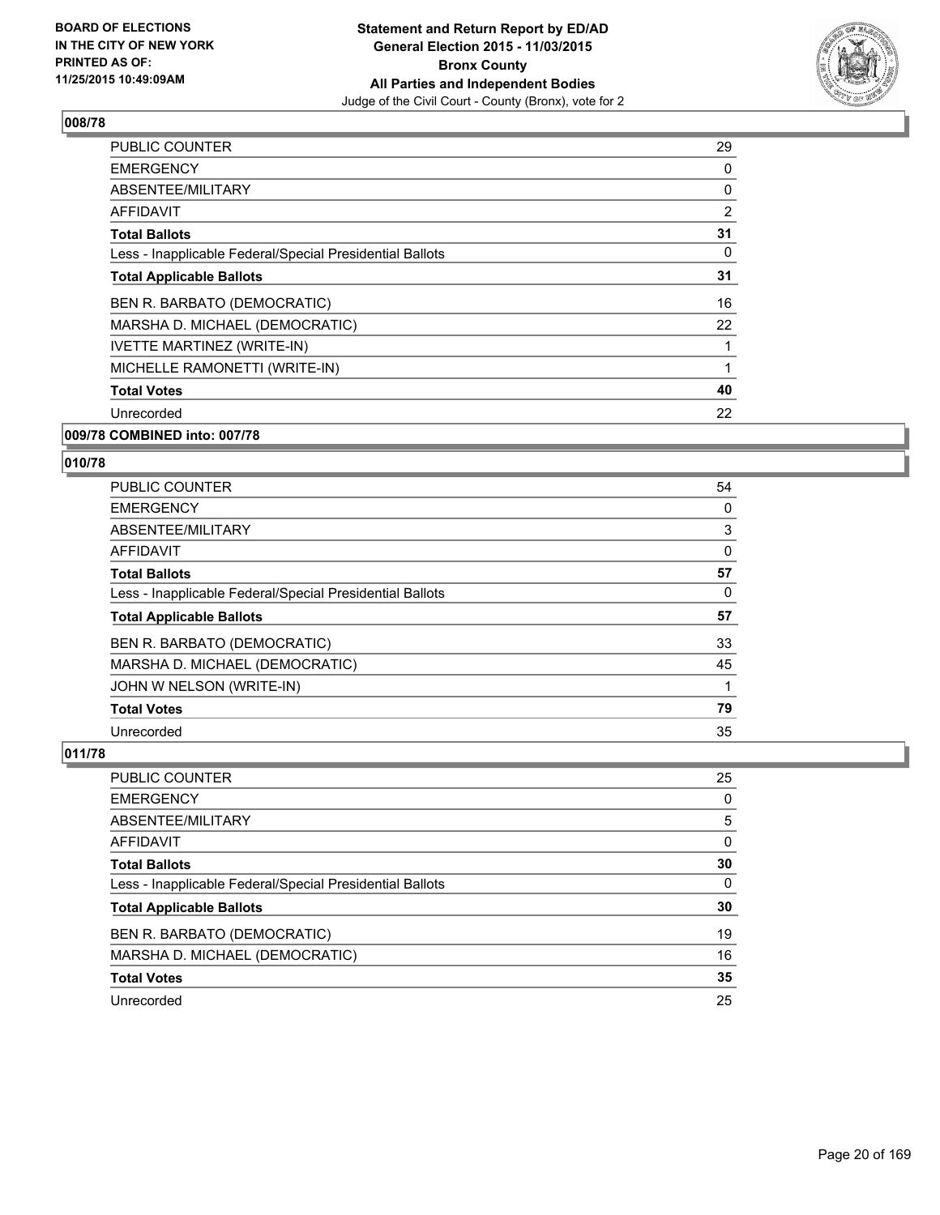## 008/78

| | |
|---|---|
| PUBLIC COUNTER | 29 |
| EMERGENCY | 0 |
| ABSENTEE/MILITARY | 0 |
| AFFIDAVIT | 2 |
| **Total Ballots** | **31** |
| Less - Inapplicable Federal/Special Presidential Ballots | 0 |
| **Total Applicable Ballots** | **31** |
| BEN R. BARBATO (DEMOCRATIC) | 16 |
| MARSHA D. MICHAEL (DEMOCRATIC) | 22 |
| IVETTE MARTINEZ (WRITE-IN) | 1 |
| MICHELLE RAMONETTI (WRITE-IN) | 1 |
| **Total Votes** | **40** |
| Unrecorded | 22 |

## 009/78 COMBINED into: 007/78

## 010/78

| | |
|---|---|
| PUBLIC COUNTER | 54 |
| EMERGENCY | 0 |
| ABSENTEE/MILITARY | 3 |
| AFFIDAVIT | 0 |
| **Total Ballots** | **57** |
| Less - Inapplicable Federal/Special Presidential Ballots | 0 |
| **Total Applicable Ballots** | **57** |
| BEN R. BARBATO (DEMOCRATIC) | 33 |
| MARSHA D. MICHAEL (DEMOCRATIC) | 45 |
| JOHN W NELSON (WRITE-IN) | 1 |
| **Total Votes** | **79** |
| Unrecorded | 35 |

## 011/78

| | |
|---|---|
| PUBLIC COUNTER | 25 |
| EMERGENCY | 0 |
| ABSENTEE/MILITARY | 5 |
| AFFIDAVIT | 0 |
| **Total Ballots** | **30** |
| Less - Inapplicable Federal/Special Presidential Ballots | 0 |
| **Total Applicable Ballots** | **30** |
| BEN R. BARBATO (DEMOCRATIC) | 19 |
| MARSHA D. MICHAEL (DEMOCRATIC) | 16 |
| **Total Votes** | **35** |
| Unrecorded | 25 |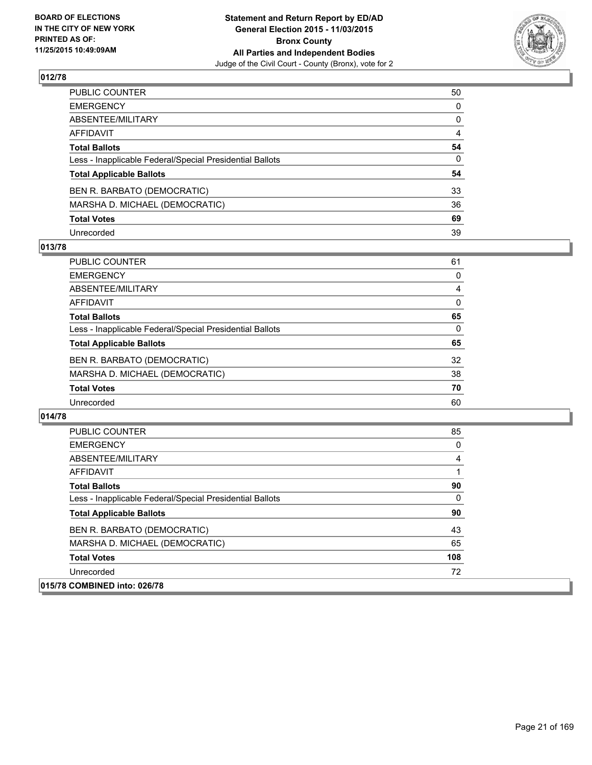## 012/78

| | |
|---|---|
| PUBLIC COUNTER | 50 |
| EMERGENCY | 0 |
| ABSENTEE/MILITARY | 0 |
| AFFIDAVIT | 4 |
| **Total Ballots** | **54** |
| Less - Inapplicable Federal/Special Presidential Ballots | 0 |
| **Total Applicable Ballots** | **54** |
| BEN R. BARBATO (DEMOCRATIC) | 33 |
| MARSHA D. MICHAEL (DEMOCRATIC) | 36 |
| **Total Votes** | **69** |
| Unrecorded | 39 |

## 013/78

| | |
|---|---|
| PUBLIC COUNTER | 61 |
| EMERGENCY | 0 |
| ABSENTEE/MILITARY | 4 |
| AFFIDAVIT | 0 |
| **Total Ballots** | **65** |
| Less - Inapplicable Federal/Special Presidential Ballots | 0 |
| **Total Applicable Ballots** | **65** |
| BEN R. BARBATO (DEMOCRATIC) | 32 |
| MARSHA D. MICHAEL (DEMOCRATIC) | 38 |
| **Total Votes** | **70** |
| Unrecorded | 60 |

## 014/78

| | |
|---|---|
| PUBLIC COUNTER | 85 |
| EMERGENCY | 0 |
| ABSENTEE/MILITARY | 4 |
| AFFIDAVIT | 1 |
| **Total Ballots** | **90** |
| Less - Inapplicable Federal/Special Presidential Ballots | 0 |
| **Total Applicable Ballots** | **90** |
| BEN R. BARBATO (DEMOCRATIC) | 43 |
| MARSHA D. MICHAEL (DEMOCRATIC) | 65 |
| **Total Votes** | **108** |
| Unrecorded | 72 |

## 015/78 COMBINED into: 026/78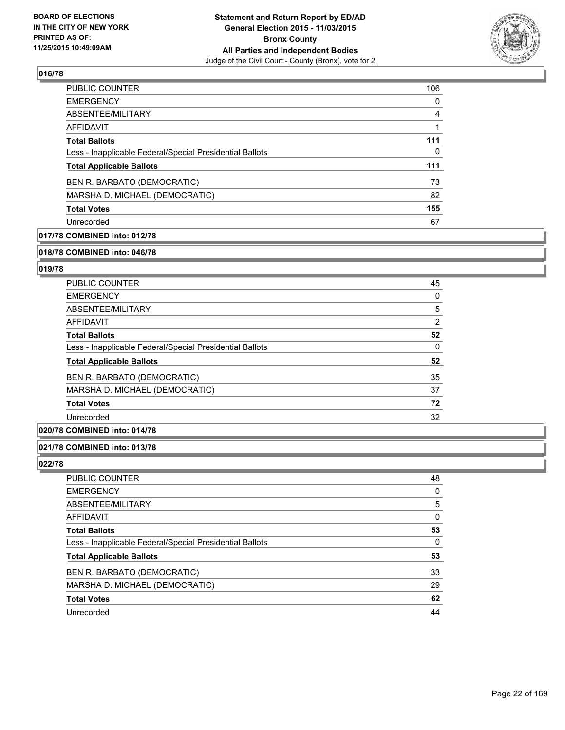**Statement and Return Report by ED/AD**
**General Election 2015 - 11/03/2015**
**Bronx County**
**All Parties and Independent Bodies**
Judge of the Civil Court - County (Bronx), vote for 2

BOARD OF ELECTIONS
IN THE CITY OF NEW YORK
PRINTED AS OF:
11/25/2015 10:49:09AM

## 016/78

| | |
|---|---|
| PUBLIC COUNTER | 106 |
| EMERGENCY | 0 |
| ABSENTEE/MILITARY | 4 |
| AFFIDAVIT | 1 |
| **Total Ballots** | **111** |
| Less - Inapplicable Federal/Special Presidential Ballots | 0 |
| **Total Applicable Ballots** | **111** |
| BEN R. BARBATO (DEMOCRATIC) | 73 |
| MARSHA D. MICHAEL (DEMOCRATIC) | 82 |
| **Total Votes** | **155** |
| Unrecorded | 67 |

## 017/78 COMBINED into: 012/78

## 018/78 COMBINED into: 046/78

## 019/78

| | |
|---|---|
| PUBLIC COUNTER | 45 |
| EMERGENCY | 0 |
| ABSENTEE/MILITARY | 5 |
| AFFIDAVIT | 2 |
| **Total Ballots** | **52** |
| Less - Inapplicable Federal/Special Presidential Ballots | 0 |
| **Total Applicable Ballots** | **52** |
| BEN R. BARBATO (DEMOCRATIC) | 35 |
| MARSHA D. MICHAEL (DEMOCRATIC) | 37 |
| **Total Votes** | **72** |
| Unrecorded | 32 |

## 020/78 COMBINED into: 014/78

## 021/78 COMBINED into: 013/78

## 022/78

| | |
|---|---|
| PUBLIC COUNTER | 48 |
| EMERGENCY | 0 |
| ABSENTEE/MILITARY | 5 |
| AFFIDAVIT | 0 |
| **Total Ballots** | **53** |
| Less - Inapplicable Federal/Special Presidential Ballots | 0 |
| **Total Applicable Ballots** | **53** |
| BEN R. BARBATO (DEMOCRATIC) | 33 |
| MARSHA D. MICHAEL (DEMOCRATIC) | 29 |
| **Total Votes** | **62** |
| Unrecorded | 44 |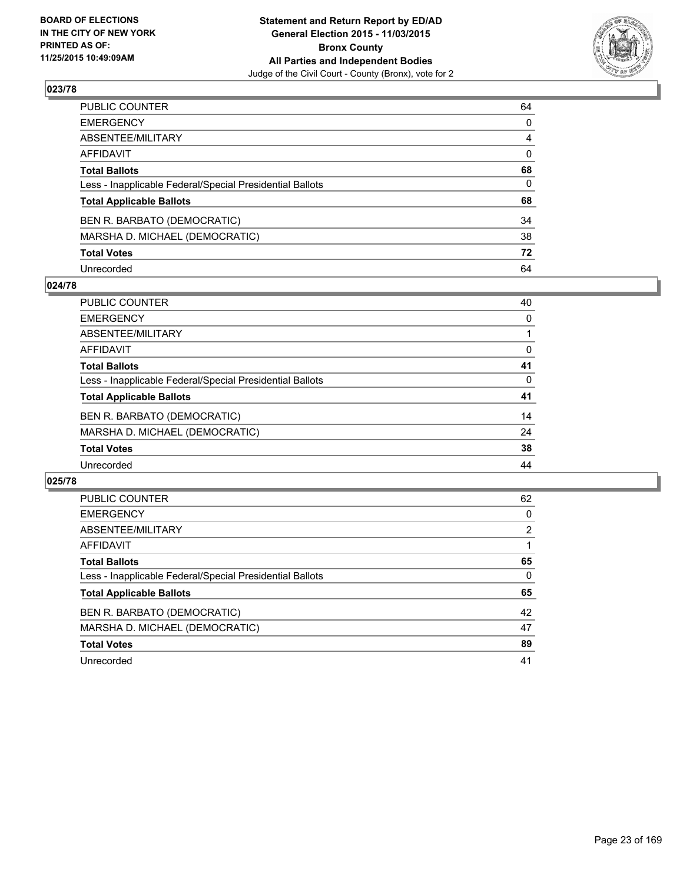BOARD OF ELECTIONS
IN THE CITY OF NEW YORK
PRINTED AS OF:
11/25/2015 10:49:09AM

**Statement and Return Report by ED/AD**
**General Election 2015 - 11/03/2015**
**Bronx County**
**All Parties and Independent Bodies**
Judge of the Civil Court - County (Bronx), vote for 2

## 023/78

| | |
|---|---|
| PUBLIC COUNTER | 64 |
| EMERGENCY | 0 |
| ABSENTEE/MILITARY | 4 |
| AFFIDAVIT | 0 |
| **Total Ballots** | **68** |
| Less - Inapplicable Federal/Special Presidential Ballots | 0 |
| **Total Applicable Ballots** | **68** |
| BEN R. BARBATO (DEMOCRATIC) | 34 |
| MARSHA D. MICHAEL (DEMOCRATIC) | 38 |
| **Total Votes** | **72** |
| Unrecorded | 64 |

## 024/78

| | |
|---|---|
| PUBLIC COUNTER | 40 |
| EMERGENCY | 0 |
| ABSENTEE/MILITARY | 1 |
| AFFIDAVIT | 0 |
| **Total Ballots** | **41** |
| Less - Inapplicable Federal/Special Presidential Ballots | 0 |
| **Total Applicable Ballots** | **41** |
| BEN R. BARBATO (DEMOCRATIC) | 14 |
| MARSHA D. MICHAEL (DEMOCRATIC) | 24 |
| **Total Votes** | **38** |
| Unrecorded | 44 |

## 025/78

| | |
|---|---|
| PUBLIC COUNTER | 62 |
| EMERGENCY | 0 |
| ABSENTEE/MILITARY | 2 |
| AFFIDAVIT | 1 |
| **Total Ballots** | **65** |
| Less - Inapplicable Federal/Special Presidential Ballots | 0 |
| **Total Applicable Ballots** | **65** |
| BEN R. BARBATO (DEMOCRATIC) | 42 |
| MARSHA D. MICHAEL (DEMOCRATIC) | 47 |
| **Total Votes** | **89** |
| Unrecorded | 41 |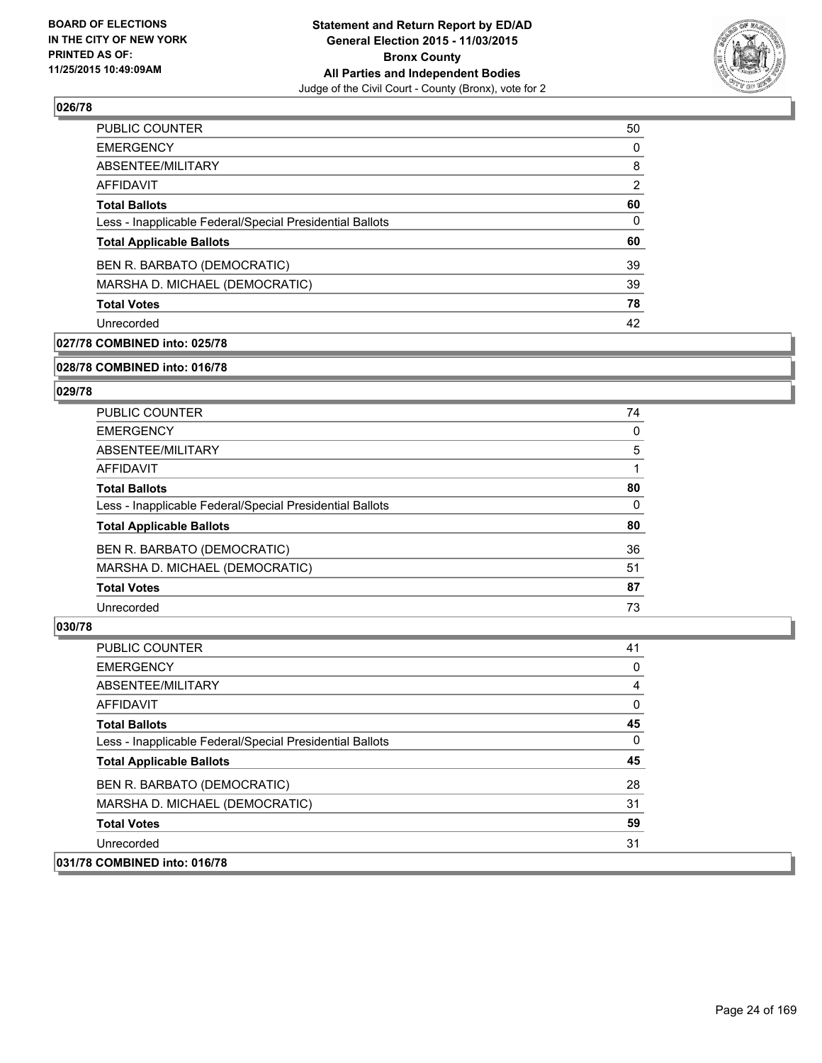## 026/78

| | |
|---|---|
| PUBLIC COUNTER | 50 |
| EMERGENCY | 0 |
| ABSENTEE/MILITARY | 8 |
| AFFIDAVIT | 2 |
| **Total Ballots** | **60** |
| Less - Inapplicable Federal/Special Presidential Ballots | 0 |
| **Total Applicable Ballots** | **60** |
| BEN R. BARBATO (DEMOCRATIC) | 39 |
| MARSHA D. MICHAEL (DEMOCRATIC) | 39 |
| **Total Votes** | **78** |
| Unrecorded | 42 |

## 027/78 COMBINED into: 025/78

## 028/78 COMBINED into: 016/78

## 029/78

| | |
|---|---|
| PUBLIC COUNTER | 74 |
| EMERGENCY | 0 |
| ABSENTEE/MILITARY | 5 |
| AFFIDAVIT | 1 |
| **Total Ballots** | **80** |
| Less - Inapplicable Federal/Special Presidential Ballots | 0 |
| **Total Applicable Ballots** | **80** |
| BEN R. BARBATO (DEMOCRATIC) | 36 |
| MARSHA D. MICHAEL (DEMOCRATIC) | 51 |
| **Total Votes** | **87** |
| Unrecorded | 73 |

## 030/78

| | |
|---|---|
| PUBLIC COUNTER | 41 |
| EMERGENCY | 0 |
| ABSENTEE/MILITARY | 4 |
| AFFIDAVIT | 0 |
| **Total Ballots** | **45** |
| Less - Inapplicable Federal/Special Presidential Ballots | 0 |
| **Total Applicable Ballots** | **45** |
| BEN R. BARBATO (DEMOCRATIC) | 28 |
| MARSHA D. MICHAEL (DEMOCRATIC) | 31 |
| **Total Votes** | **59** |
| Unrecorded | 31 |

## 031/78 COMBINED into: 016/78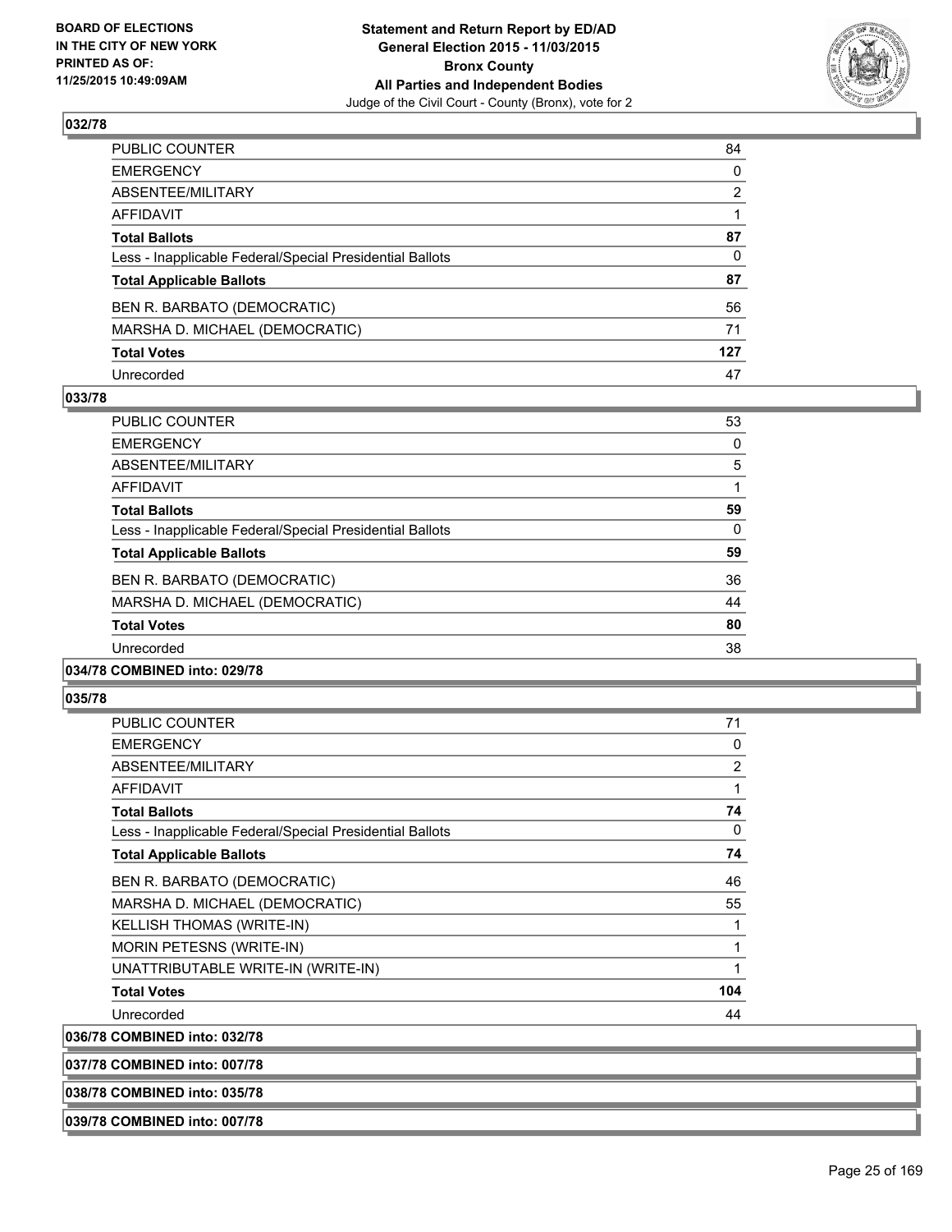**Statement and Return Report by ED/AD**
**General Election 2015 - 11/03/2015**
**Bronx County**
**All Parties and Independent Bodies**
Judge of the Civil Court - County (Bronx), vote for 2

BOARD OF ELECTIONS IN THE CITY OF NEW YORK PRINTED AS OF: 11/25/2015 10:49:09AM

### 032/78

| | |
|---|---|
| PUBLIC COUNTER | 84 |
| EMERGENCY | 0 |
| ABSENTEE/MILITARY | 2 |
| AFFIDAVIT | 1 |
| **Total Ballots** | **87** |
| Less - Inapplicable Federal/Special Presidential Ballots | 0 |
| **Total Applicable Ballots** | **87** |
| BEN R. BARBATO (DEMOCRATIC) | 56 |
| MARSHA D. MICHAEL (DEMOCRATIC) | 71 |
| **Total Votes** | **127** |
| Unrecorded | 47 |

### 033/78

| | |
|---|---|
| PUBLIC COUNTER | 53 |
| EMERGENCY | 0 |
| ABSENTEE/MILITARY | 5 |
| AFFIDAVIT | 1 |
| **Total Ballots** | **59** |
| Less - Inapplicable Federal/Special Presidential Ballots | 0 |
| **Total Applicable Ballots** | **59** |
| BEN R. BARBATO (DEMOCRATIC) | 36 |
| MARSHA D. MICHAEL (DEMOCRATIC) | 44 |
| **Total Votes** | **80** |
| Unrecorded | 38 |

### 034/78 COMBINED into: 029/78

### 035/78

| | |
|---|---|
| PUBLIC COUNTER | 71 |
| EMERGENCY | 0 |
| ABSENTEE/MILITARY | 2 |
| AFFIDAVIT | 1 |
| **Total Ballots** | **74** |
| Less - Inapplicable Federal/Special Presidential Ballots | 0 |
| **Total Applicable Ballots** | **74** |
| BEN R. BARBATO (DEMOCRATIC) | 46 |
| MARSHA D. MICHAEL (DEMOCRATIC) | 55 |
| KELLISH THOMAS (WRITE-IN) | 1 |
| MORIN PETESNS (WRITE-IN) | 1 |
| UNATTRIBUTABLE WRITE-IN (WRITE-IN) | 1 |
| **Total Votes** | **104** |
| Unrecorded | 44 |

### 036/78 COMBINED into: 032/78

### 037/78 COMBINED into: 007/78

### 038/78 COMBINED into: 035/78

### 039/78 COMBINED into: 007/78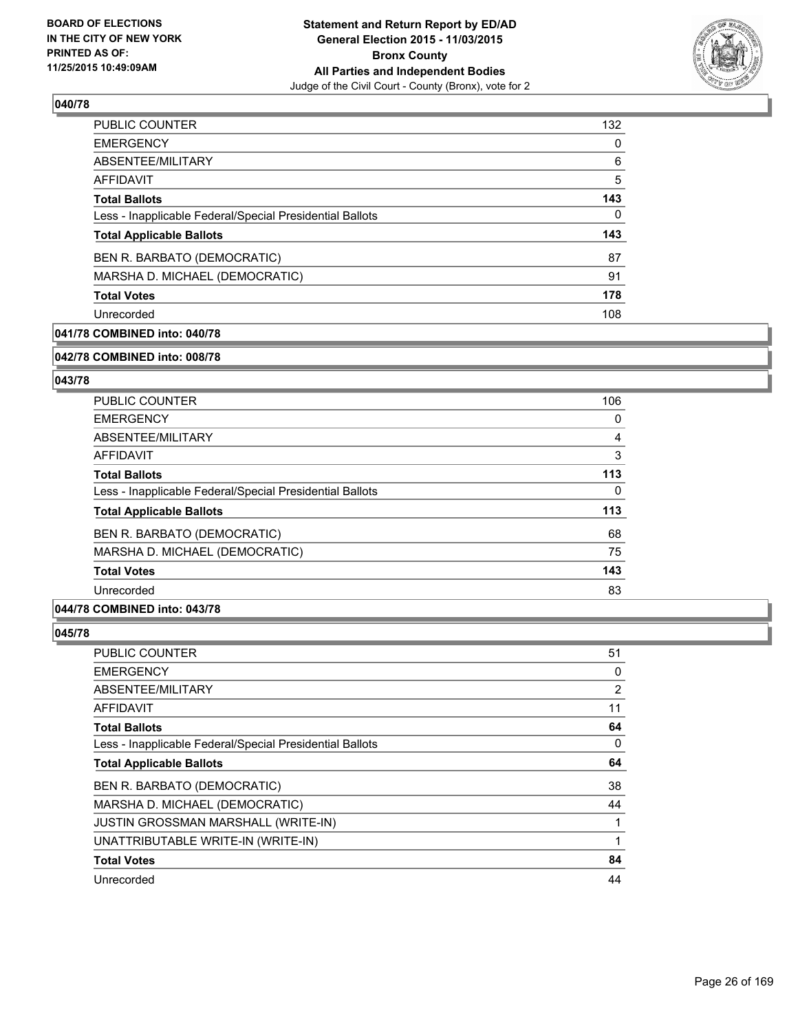## 040/78

| | |
|---|---|
| PUBLIC COUNTER | 132 |
| EMERGENCY | 0 |
| ABSENTEE/MILITARY | 6 |
| AFFIDAVIT | 5 |
| **Total Ballots** | **143** |
| Less - Inapplicable Federal/Special Presidential Ballots | 0 |
| **Total Applicable Ballots** | **143** |
| BEN R. BARBATO (DEMOCRATIC) | 87 |
| MARSHA D. MICHAEL (DEMOCRATIC) | 91 |
| **Total Votes** | **178** |
| Unrecorded | 108 |

## 041/78 COMBINED into: 040/78

## 042/78 COMBINED into: 008/78

## 043/78

| | |
|---|---|
| PUBLIC COUNTER | 106 |
| EMERGENCY | 0 |
| ABSENTEE/MILITARY | 4 |
| AFFIDAVIT | 3 |
| **Total Ballots** | **113** |
| Less - Inapplicable Federal/Special Presidential Ballots | 0 |
| **Total Applicable Ballots** | **113** |
| BEN R. BARBATO (DEMOCRATIC) | 68 |
| MARSHA D. MICHAEL (DEMOCRATIC) | 75 |
| **Total Votes** | **143** |
| Unrecorded | 83 |

## 044/78 COMBINED into: 043/78

## 045/78

| | |
|---|---|
| PUBLIC COUNTER | 51 |
| EMERGENCY | 0 |
| ABSENTEE/MILITARY | 2 |
| AFFIDAVIT | 11 |
| **Total Ballots** | **64** |
| Less - Inapplicable Federal/Special Presidential Ballots | 0 |
| **Total Applicable Ballots** | **64** |
| BEN R. BARBATO (DEMOCRATIC) | 38 |
| MARSHA D. MICHAEL (DEMOCRATIC) | 44 |
| JUSTIN GROSSMAN MARSHALL (WRITE-IN) | 1 |
| UNATTRIBUTABLE WRITE-IN (WRITE-IN) | 1 |
| **Total Votes** | **84** |
| Unrecorded | 44 |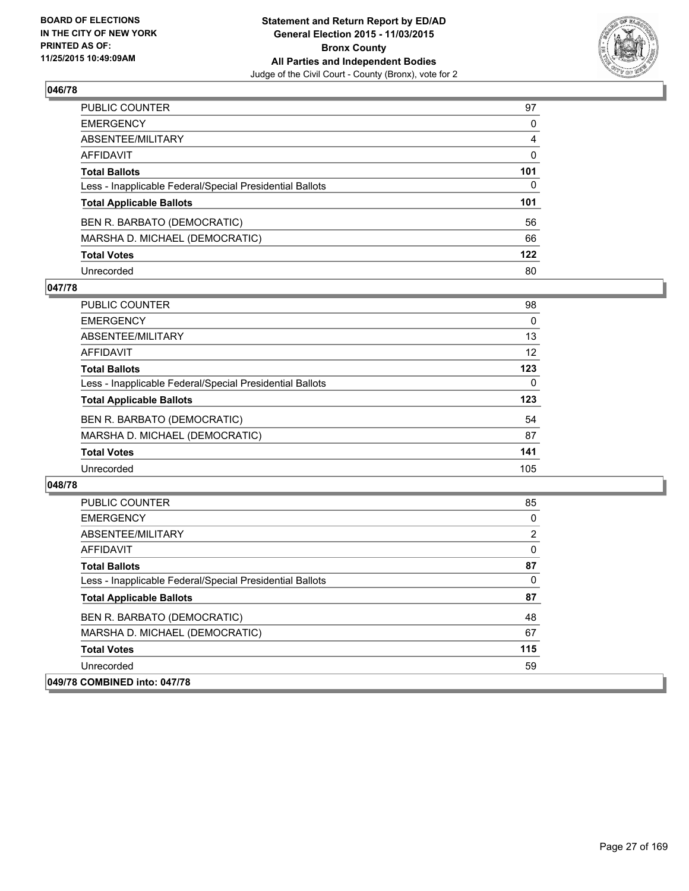### 046/78

| | |
|---|---|
| PUBLIC COUNTER | 97 |
| EMERGENCY | 0 |
| ABSENTEE/MILITARY | 4 |
| AFFIDAVIT | 0 |
| **Total Ballots** | **101** |
| Less - Inapplicable Federal/Special Presidential Ballots | 0 |
| **Total Applicable Ballots** | **101** |
| BEN R. BARBATO (DEMOCRATIC) | 56 |
| MARSHA D. MICHAEL (DEMOCRATIC) | 66 |
| **Total Votes** | **122** |
| Unrecorded | 80 |

### 047/78

| | |
|---|---|
| PUBLIC COUNTER | 98 |
| EMERGENCY | 0 |
| ABSENTEE/MILITARY | 13 |
| AFFIDAVIT | 12 |
| **Total Ballots** | **123** |
| Less - Inapplicable Federal/Special Presidential Ballots | 0 |
| **Total Applicable Ballots** | **123** |
| BEN R. BARBATO (DEMOCRATIC) | 54 |
| MARSHA D. MICHAEL (DEMOCRATIC) | 87 |
| **Total Votes** | **141** |
| Unrecorded | 105 |

### 048/78

| | |
|---|---|
| PUBLIC COUNTER | 85 |
| EMERGENCY | 0 |
| ABSENTEE/MILITARY | 2 |
| AFFIDAVIT | 0 |
| **Total Ballots** | **87** |
| Less - Inapplicable Federal/Special Presidential Ballots | 0 |
| **Total Applicable Ballots** | **87** |
| BEN R. BARBATO (DEMOCRATIC) | 48 |
| MARSHA D. MICHAEL (DEMOCRATIC) | 67 |
| **Total Votes** | **115** |
| Unrecorded | 59 |

### 049/78 COMBINED into: 047/78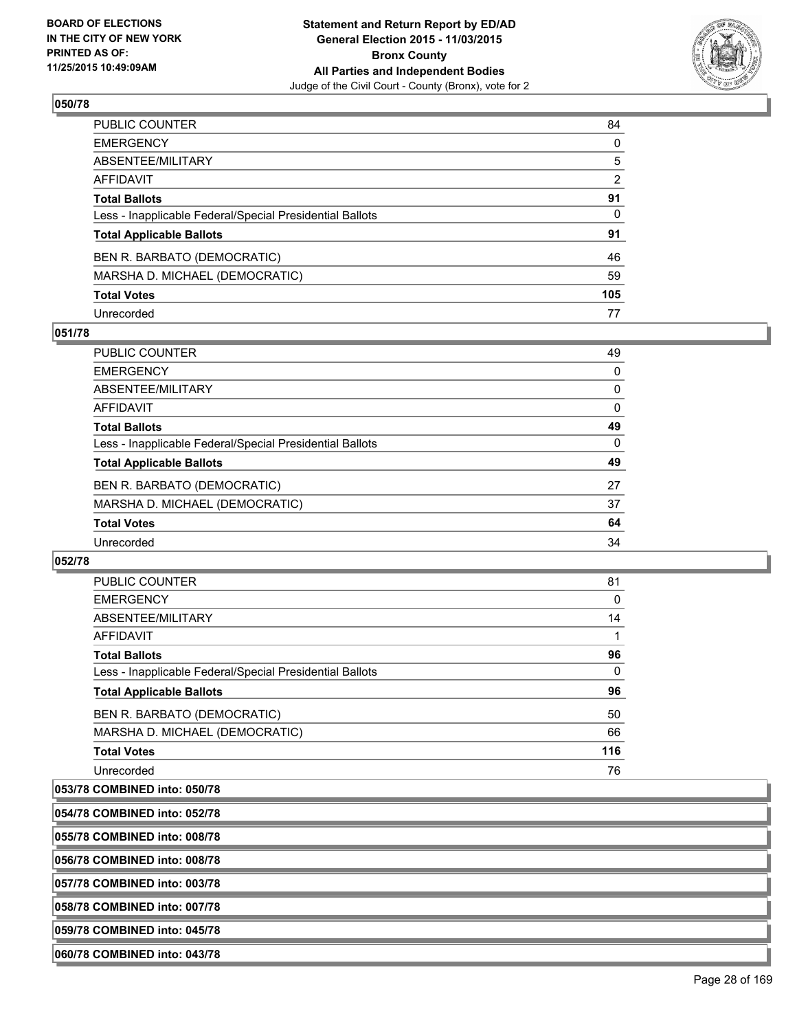## 050/78

| | |
|---|---|
| PUBLIC COUNTER | 84 |
| EMERGENCY | 0 |
| ABSENTEE/MILITARY | 5 |
| AFFIDAVIT | 2 |
| **Total Ballots** | **91** |
| Less - Inapplicable Federal/Special Presidential Ballots | 0 |
| **Total Applicable Ballots** | **91** |
| BEN R. BARBATO (DEMOCRATIC) | 46 |
| MARSHA D. MICHAEL (DEMOCRATIC) | 59 |
| **Total Votes** | **105** |
| Unrecorded | 77 |

## 051/78

| | |
|---|---|
| PUBLIC COUNTER | 49 |
| EMERGENCY | 0 |
| ABSENTEE/MILITARY | 0 |
| AFFIDAVIT | 0 |
| **Total Ballots** | **49** |
| Less - Inapplicable Federal/Special Presidential Ballots | 0 |
| **Total Applicable Ballots** | **49** |
| BEN R. BARBATO (DEMOCRATIC) | 27 |
| MARSHA D. MICHAEL (DEMOCRATIC) | 37 |
| **Total Votes** | **64** |
| Unrecorded | 34 |

## 052/78

| | |
|---|---|
| PUBLIC COUNTER | 81 |
| EMERGENCY | 0 |
| ABSENTEE/MILITARY | 14 |
| AFFIDAVIT | 1 |
| **Total Ballots** | **96** |
| Less - Inapplicable Federal/Special Presidential Ballots | 0 |
| **Total Applicable Ballots** | **96** |
| BEN R. BARBATO (DEMOCRATIC) | 50 |
| MARSHA D. MICHAEL (DEMOCRATIC) | 66 |
| **Total Votes** | **116** |
| Unrecorded | 76 |

**053/78 COMBINED into: 050/78**

**054/78 COMBINED into: 052/78**

**055/78 COMBINED into: 008/78**

**056/78 COMBINED into: 008/78**

**057/78 COMBINED into: 003/78**

**058/78 COMBINED into: 007/78**

**059/78 COMBINED into: 045/78**

**060/78 COMBINED into: 043/78**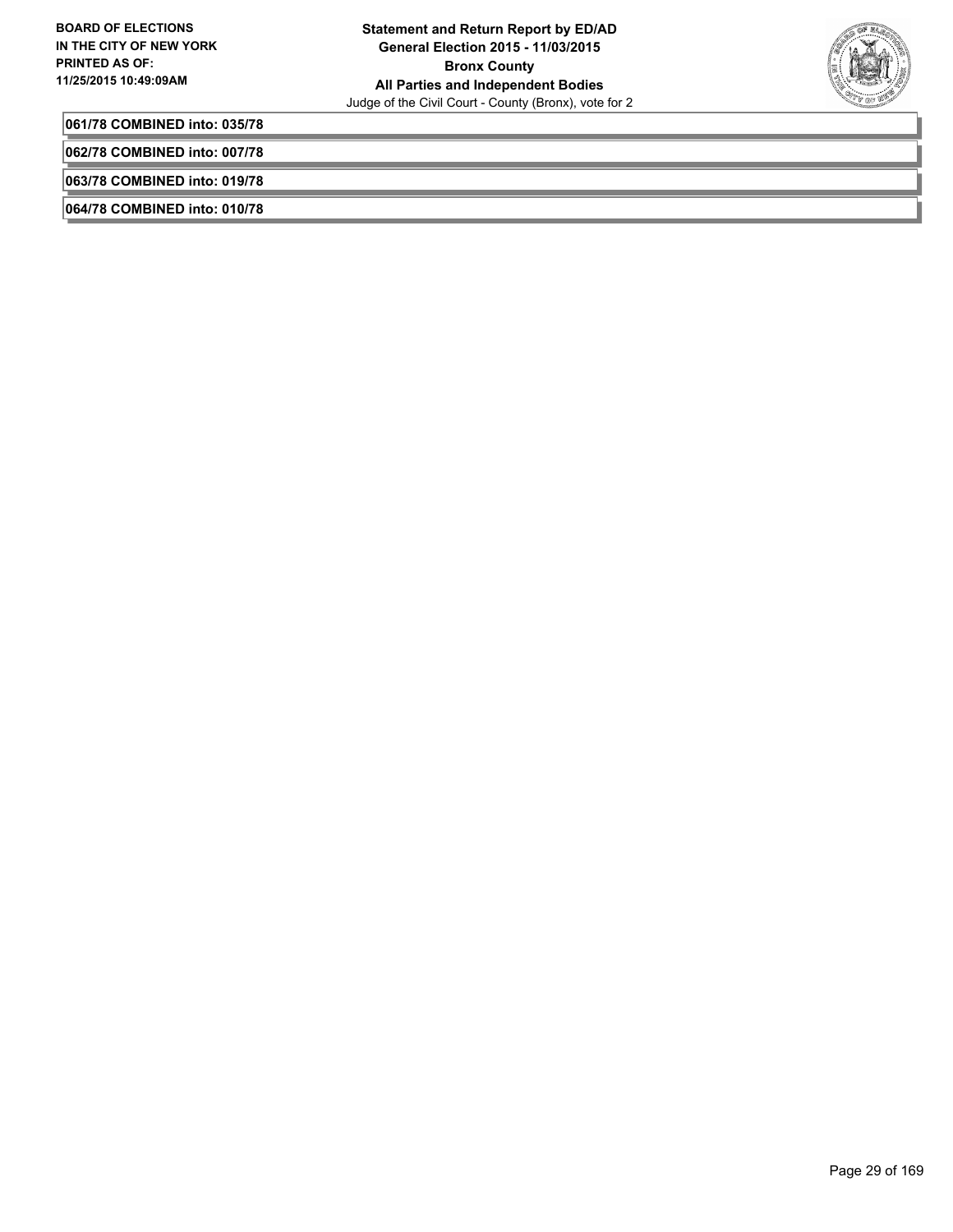**061/78 COMBINED into: 035/78**

**062/78 COMBINED into: 007/78**

**063/78 COMBINED into: 019/78**

**064/78 COMBINED into: 010/78**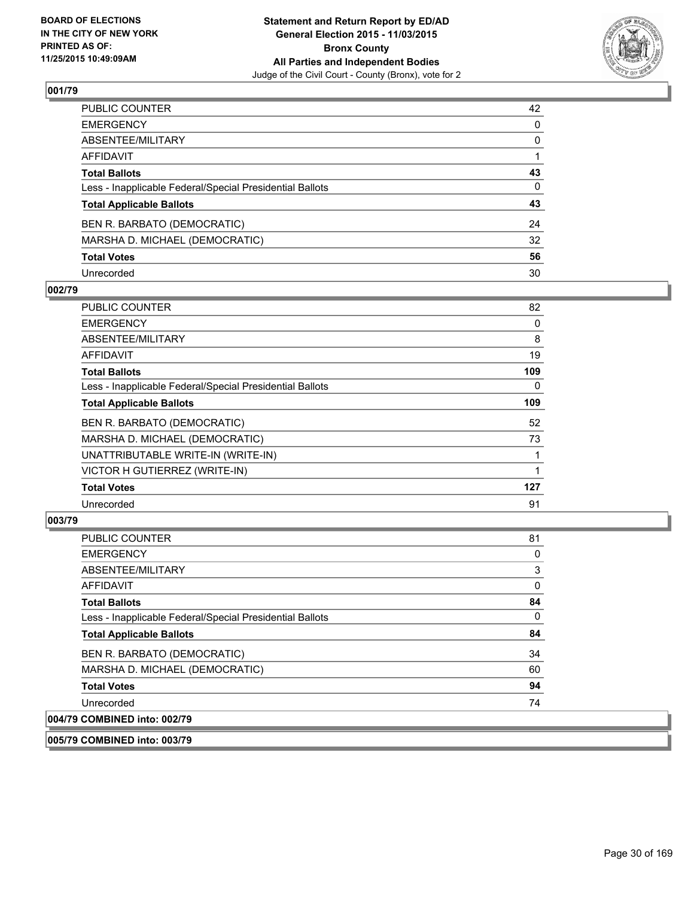BOARD OF ELECTIONS
IN THE CITY OF NEW YORK
PRINTED AS OF:
11/25/2015 10:49:09AM

**Statement and Return Report by ED/AD**
**General Election 2015 - 11/03/2015**
**Bronx County**
**All Parties and Independent Bodies**
Judge of the Civil Court - County (Bronx), vote for 2

### 001/79

| | |
|---|---|
| PUBLIC COUNTER | 42 |
| EMERGENCY | 0 |
| ABSENTEE/MILITARY | 0 |
| AFFIDAVIT | 1 |
| **Total Ballots** | **43** |
| Less - Inapplicable Federal/Special Presidential Ballots | 0 |
| **Total Applicable Ballots** | **43** |
| BEN R. BARBATO (DEMOCRATIC) | 24 |
| MARSHA D. MICHAEL (DEMOCRATIC) | 32 |
| **Total Votes** | **56** |
| Unrecorded | 30 |

### 002/79

| | |
|---|---|
| PUBLIC COUNTER | 82 |
| EMERGENCY | 0 |
| ABSENTEE/MILITARY | 8 |
| AFFIDAVIT | 19 |
| **Total Ballots** | **109** |
| Less - Inapplicable Federal/Special Presidential Ballots | 0 |
| **Total Applicable Ballots** | **109** |
| BEN R. BARBATO (DEMOCRATIC) | 52 |
| MARSHA D. MICHAEL (DEMOCRATIC) | 73 |
| UNATTRIBUTABLE WRITE-IN (WRITE-IN) | 1 |
| VICTOR H GUTIERREZ (WRITE-IN) | 1 |
| **Total Votes** | **127** |
| Unrecorded | 91 |

### 003/79

| | |
|---|---|
| PUBLIC COUNTER | 81 |
| EMERGENCY | 0 |
| ABSENTEE/MILITARY | 3 |
| AFFIDAVIT | 0 |
| **Total Ballots** | **84** |
| Less - Inapplicable Federal/Special Presidential Ballots | 0 |
| **Total Applicable Ballots** | **84** |
| BEN R. BARBATO (DEMOCRATIC) | 34 |
| MARSHA D. MICHAEL (DEMOCRATIC) | 60 |
| **Total Votes** | **94** |
| Unrecorded | 74 |

### 004/79 COMBINED into: 002/79

### 005/79 COMBINED into: 003/79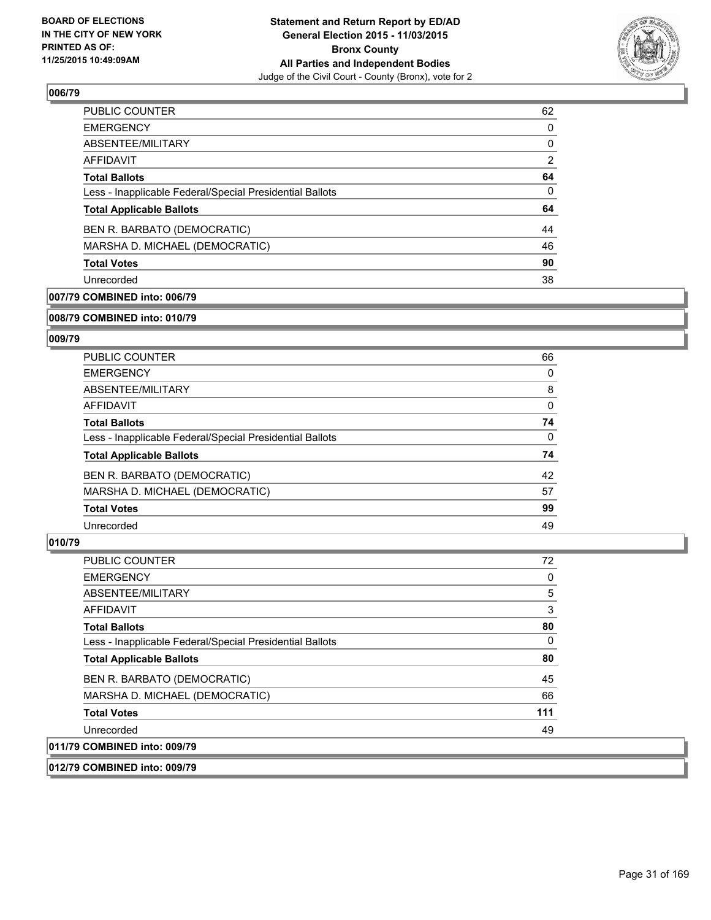**BOARD OF ELECTIONS IN THE CITY OF NEW YORK PRINTED AS OF: 11/25/2015 10:49:09AM**

**Statement and Return Report by ED/AD General Election 2015 - 11/03/2015 Bronx County All Parties and Independent Bodies**

Judge of the Civil Court - County (Bronx), vote for 2

## 006/79

| | |
|---|---|
| PUBLIC COUNTER | 62 |
| EMERGENCY | 0 |
| ABSENTEE/MILITARY | 0 |
| AFFIDAVIT | 2 |
| **Total Ballots** | **64** |
| Less - Inapplicable Federal/Special Presidential Ballots | 0 |
| **Total Applicable Ballots** | **64** |
| BEN R. BARBATO (DEMOCRATIC) | 44 |
| MARSHA D. MICHAEL (DEMOCRATIC) | 46 |
| **Total Votes** | **90** |
| Unrecorded | 38 |

## 007/79 COMBINED into: 006/79

## 008/79 COMBINED into: 010/79

## 009/79

| | |
|---|---|
| PUBLIC COUNTER | 66 |
| EMERGENCY | 0 |
| ABSENTEE/MILITARY | 8 |
| AFFIDAVIT | 0 |
| **Total Ballots** | **74** |
| Less - Inapplicable Federal/Special Presidential Ballots | 0 |
| **Total Applicable Ballots** | **74** |
| BEN R. BARBATO (DEMOCRATIC) | 42 |
| MARSHA D. MICHAEL (DEMOCRATIC) | 57 |
| **Total Votes** | **99** |
| Unrecorded | 49 |

## 010/79

| | |
|---|---|
| PUBLIC COUNTER | 72 |
| EMERGENCY | 0 |
| ABSENTEE/MILITARY | 5 |
| AFFIDAVIT | 3 |
| **Total Ballots** | **80** |
| Less - Inapplicable Federal/Special Presidential Ballots | 0 |
| **Total Applicable Ballots** | **80** |
| BEN R. BARBATO (DEMOCRATIC) | 45 |
| MARSHA D. MICHAEL (DEMOCRATIC) | 66 |
| **Total Votes** | **111** |
| Unrecorded | 49 |

## 011/79 COMBINED into: 009/79

## 012/79 COMBINED into: 009/79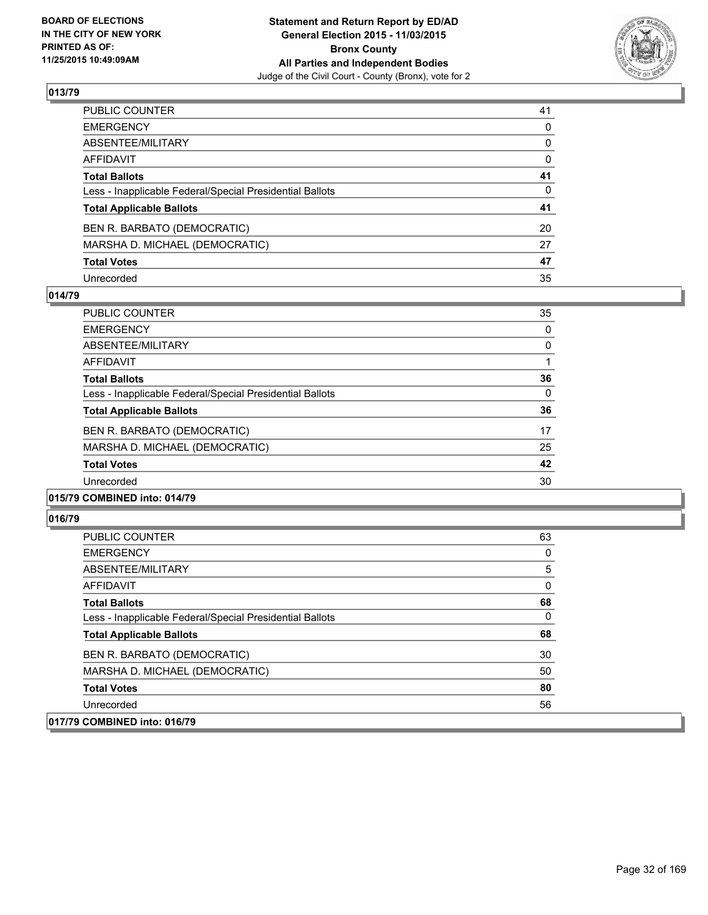**BOARD OF ELECTIONS IN THE CITY OF NEW YORK PRINTED AS OF: 11/25/2015 10:49:09AM**

**Statement and Return Report by ED/AD General Election 2015 - 11/03/2015 Bronx County All Parties and Independent Bodies**
Judge of the Civil Court - County (Bronx), vote for 2

## 013/79

| | |
|---|---|
| PUBLIC COUNTER | 41 |
| EMERGENCY | 0 |
| ABSENTEE/MILITARY | 0 |
| AFFIDAVIT | 0 |
| **Total Ballots** | **41** |
| Less - Inapplicable Federal/Special Presidential Ballots | 0 |
| **Total Applicable Ballots** | **41** |
| BEN R. BARBATO (DEMOCRATIC) | 20 |
| MARSHA D. MICHAEL (DEMOCRATIC) | 27 |
| **Total Votes** | **47** |
| Unrecorded | 35 |

## 014/79

| | |
|---|---|
| PUBLIC COUNTER | 35 |
| EMERGENCY | 0 |
| ABSENTEE/MILITARY | 0 |
| AFFIDAVIT | 1 |
| **Total Ballots** | **36** |
| Less - Inapplicable Federal/Special Presidential Ballots | 0 |
| **Total Applicable Ballots** | **36** |
| BEN R. BARBATO (DEMOCRATIC) | 17 |
| MARSHA D. MICHAEL (DEMOCRATIC) | 25 |
| **Total Votes** | **42** |
| Unrecorded | 30 |

## 015/79 COMBINED into: 014/79

## 016/79

| | |
|---|---|
| PUBLIC COUNTER | 63 |
| EMERGENCY | 0 |
| ABSENTEE/MILITARY | 5 |
| AFFIDAVIT | 0 |
| **Total Ballots** | **68** |
| Less - Inapplicable Federal/Special Presidential Ballots | 0 |
| **Total Applicable Ballots** | **68** |
| BEN R. BARBATO (DEMOCRATIC) | 30 |
| MARSHA D. MICHAEL (DEMOCRATIC) | 50 |
| **Total Votes** | **80** |
| Unrecorded | 56 |

## 017/79 COMBINED into: 016/79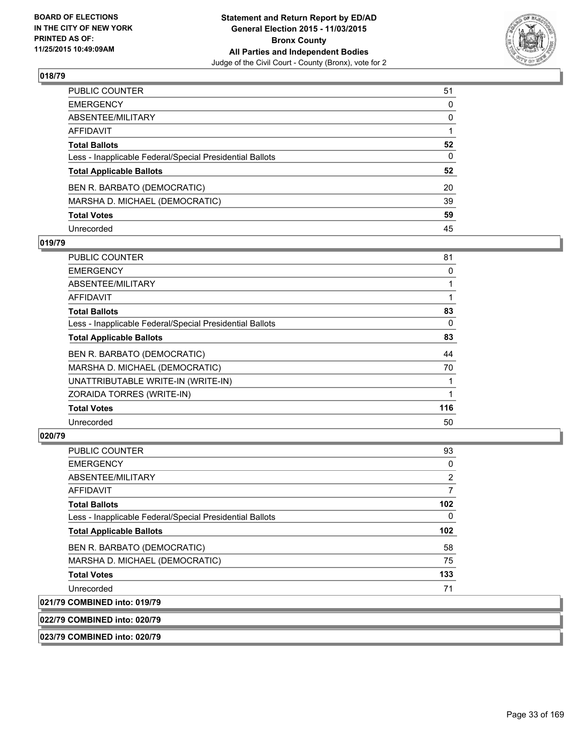**BOARD OF ELECTIONS IN THE CITY OF NEW YORK PRINTED AS OF: 11/25/2015 10:49:09AM**

**Statement and Return Report by ED/AD General Election 2015 - 11/03/2015 Bronx County All Parties and Independent Bodies**
Judge of the Civil Court - County (Bronx), vote for 2

### 018/79

| | |
|---|---|
| PUBLIC COUNTER | 51 |
| EMERGENCY | 0 |
| ABSENTEE/MILITARY | 0 |
| AFFIDAVIT | 1 |
| **Total Ballots** | **52** |
| Less - Inapplicable Federal/Special Presidential Ballots | 0 |
| **Total Applicable Ballots** | **52** |
| BEN R. BARBATO (DEMOCRATIC) | 20 |
| MARSHA D. MICHAEL (DEMOCRATIC) | 39 |
| **Total Votes** | **59** |
| Unrecorded | 45 |

### 019/79

| | |
|---|---|
| PUBLIC COUNTER | 81 |
| EMERGENCY | 0 |
| ABSENTEE/MILITARY | 1 |
| AFFIDAVIT | 1 |
| **Total Ballots** | **83** |
| Less - Inapplicable Federal/Special Presidential Ballots | 0 |
| **Total Applicable Ballots** | **83** |
| BEN R. BARBATO (DEMOCRATIC) | 44 |
| MARSHA D. MICHAEL (DEMOCRATIC) | 70 |
| UNATTRIBUTABLE WRITE-IN (WRITE-IN) | 1 |
| ZORAIDA TORRES (WRITE-IN) | 1 |
| **Total Votes** | **116** |
| Unrecorded | 50 |

### 020/79

| | |
|---|---|
| PUBLIC COUNTER | 93 |
| EMERGENCY | 0 |
| ABSENTEE/MILITARY | 2 |
| AFFIDAVIT | 7 |
| **Total Ballots** | **102** |
| Less - Inapplicable Federal/Special Presidential Ballots | 0 |
| **Total Applicable Ballots** | **102** |
| BEN R. BARBATO (DEMOCRATIC) | 58 |
| MARSHA D. MICHAEL (DEMOCRATIC) | 75 |
| **Total Votes** | **133** |
| Unrecorded | 71 |

### 021/79 COMBINED into: 019/79

### 022/79 COMBINED into: 020/79

### 023/79 COMBINED into: 020/79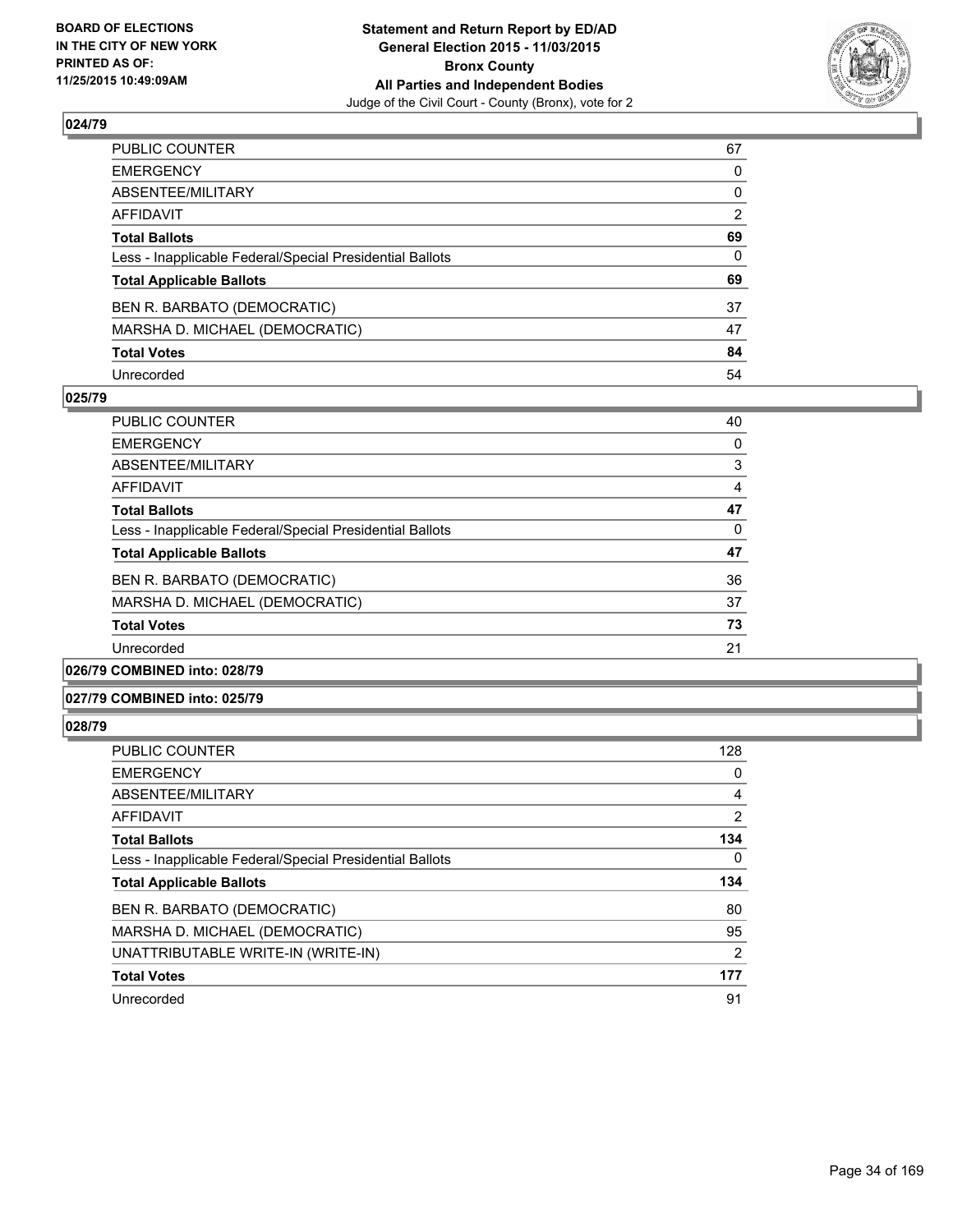### 024/79

| | |
|---|---|
| PUBLIC COUNTER | 67 |
| EMERGENCY | 0 |
| ABSENTEE/MILITARY | 0 |
| AFFIDAVIT | 2 |
| **Total Ballots** | **69** |
| Less - Inapplicable Federal/Special Presidential Ballots | 0 |
| **Total Applicable Ballots** | **69** |
| BEN R. BARBATO (DEMOCRATIC) | 37 |
| MARSHA D. MICHAEL (DEMOCRATIC) | 47 |
| **Total Votes** | **84** |
| Unrecorded | 54 |

### 025/79

| | |
|---|---|
| PUBLIC COUNTER | 40 |
| EMERGENCY | 0 |
| ABSENTEE/MILITARY | 3 |
| AFFIDAVIT | 4 |
| **Total Ballots** | **47** |
| Less - Inapplicable Federal/Special Presidential Ballots | 0 |
| **Total Applicable Ballots** | **47** |
| BEN R. BARBATO (DEMOCRATIC) | 36 |
| MARSHA D. MICHAEL (DEMOCRATIC) | 37 |
| **Total Votes** | **73** |
| Unrecorded | 21 |

### 026/79 COMBINED into: 028/79

### 027/79 COMBINED into: 025/79

### 028/79

| | |
|---|---|
| PUBLIC COUNTER | 128 |
| EMERGENCY | 0 |
| ABSENTEE/MILITARY | 4 |
| AFFIDAVIT | 2 |
| **Total Ballots** | **134** |
| Less - Inapplicable Federal/Special Presidential Ballots | 0 |
| **Total Applicable Ballots** | **134** |
| BEN R. BARBATO (DEMOCRATIC) | 80 |
| MARSHA D. MICHAEL (DEMOCRATIC) | 95 |
| UNATTRIBUTABLE WRITE-IN (WRITE-IN) | 2 |
| **Total Votes** | **177** |
| Unrecorded | 91 |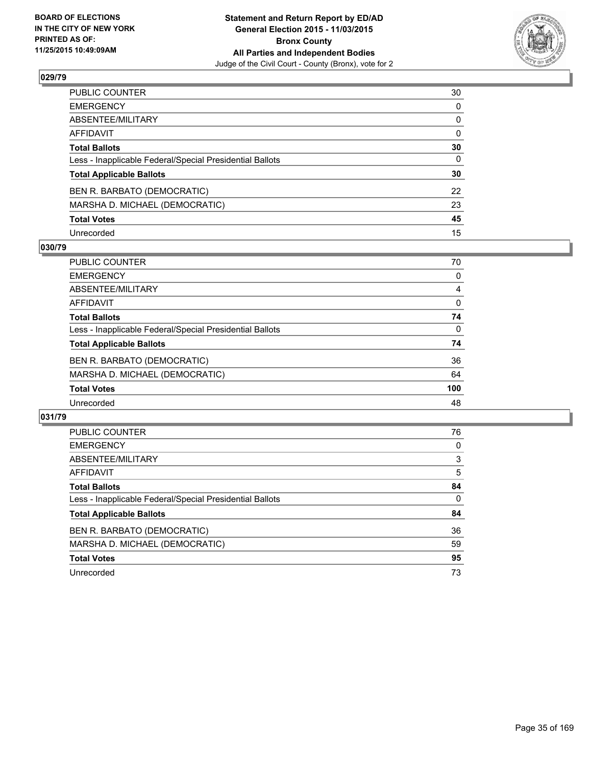**BOARD OF ELECTIONS IN THE CITY OF NEW YORK PRINTED AS OF: 11/25/2015 10:49:09AM**

**Statement and Return Report by ED/AD General Election 2015 - 11/03/2015 Bronx County All Parties and Independent Bodies**

Judge of the Civil Court - County (Bronx), vote for 2

### 029/79

| | |
|---|---|
| PUBLIC COUNTER | 30 |
| EMERGENCY | 0 |
| ABSENTEE/MILITARY | 0 |
| AFFIDAVIT | 0 |
| **Total Ballots** | **30** |
| Less - Inapplicable Federal/Special Presidential Ballots | 0 |
| **Total Applicable Ballots** | **30** |
| BEN R. BARBATO (DEMOCRATIC) | 22 |
| MARSHA D. MICHAEL (DEMOCRATIC) | 23 |
| **Total Votes** | **45** |
| Unrecorded | 15 |

### 030/79

| | |
|---|---|
| PUBLIC COUNTER | 70 |
| EMERGENCY | 0 |
| ABSENTEE/MILITARY | 4 |
| AFFIDAVIT | 0 |
| **Total Ballots** | **74** |
| Less - Inapplicable Federal/Special Presidential Ballots | 0 |
| **Total Applicable Ballots** | **74** |
| BEN R. BARBATO (DEMOCRATIC) | 36 |
| MARSHA D. MICHAEL (DEMOCRATIC) | 64 |
| **Total Votes** | **100** |
| Unrecorded | 48 |

### 031/79

| | |
|---|---|
| PUBLIC COUNTER | 76 |
| EMERGENCY | 0 |
| ABSENTEE/MILITARY | 3 |
| AFFIDAVIT | 5 |
| **Total Ballots** | **84** |
| Less - Inapplicable Federal/Special Presidential Ballots | 0 |
| **Total Applicable Ballots** | **84** |
| BEN R. BARBATO (DEMOCRATIC) | 36 |
| MARSHA D. MICHAEL (DEMOCRATIC) | 59 |
| **Total Votes** | **95** |
| Unrecorded | 73 |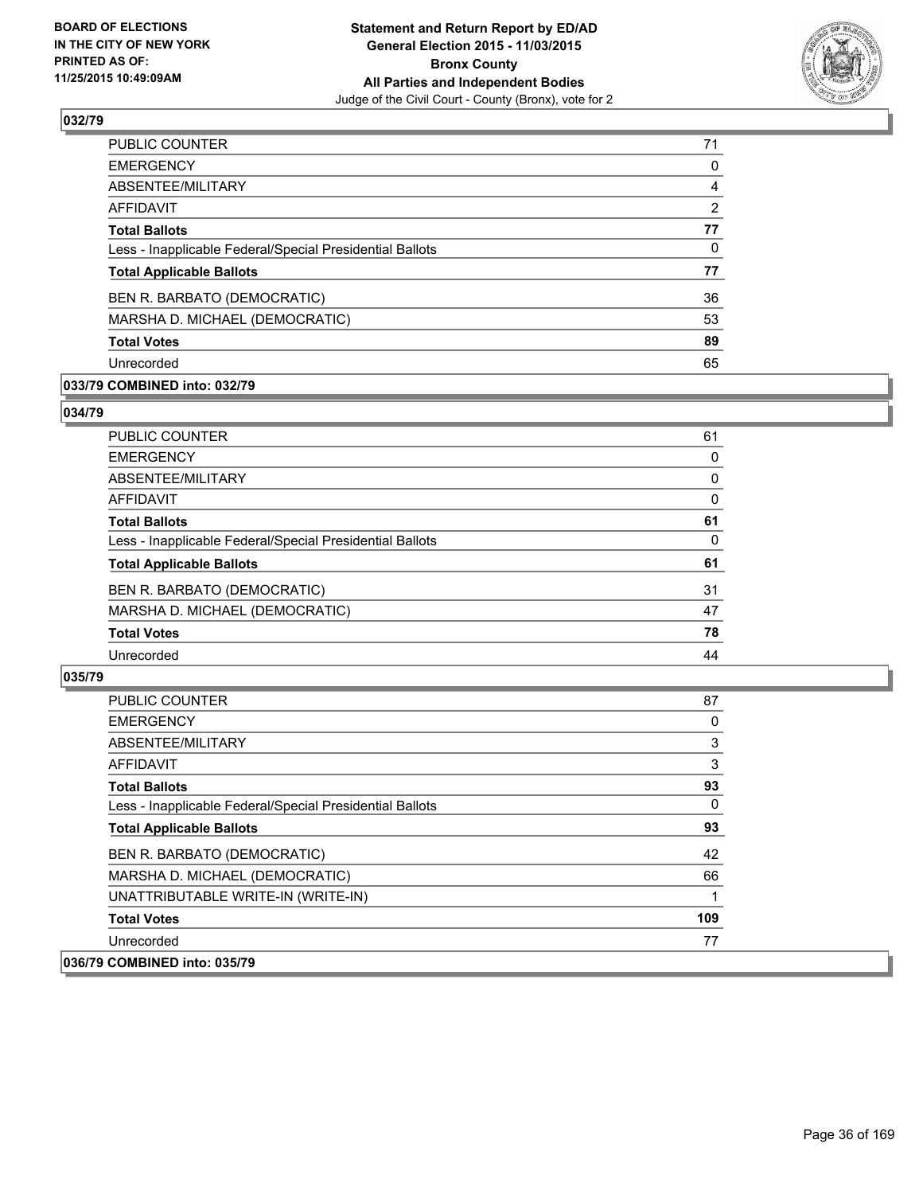BOARD OF ELECTIONS
IN THE CITY OF NEW YORK
PRINTED AS OF:
11/25/2015 10:49:09AM

**Statement and Return Report by ED/AD**
**General Election 2015 - 11/03/2015**
**Bronx County**
**All Parties and Independent Bodies**
Judge of the Civil Court - County (Bronx), vote for 2

## 032/79

| | |
|---|---|
| PUBLIC COUNTER | 71 |
| EMERGENCY | 0 |
| ABSENTEE/MILITARY | 4 |
| AFFIDAVIT | 2 |
| **Total Ballots** | **77** |
| Less - Inapplicable Federal/Special Presidential Ballots | 0 |
| **Total Applicable Ballots** | **77** |
| BEN R. BARBATO (DEMOCRATIC) | 36 |
| MARSHA D. MICHAEL (DEMOCRATIC) | 53 |
| **Total Votes** | **89** |
| Unrecorded | 65 |

## 033/79 COMBINED into: 032/79

## 034/79

| | |
|---|---|
| PUBLIC COUNTER | 61 |
| EMERGENCY | 0 |
| ABSENTEE/MILITARY | 0 |
| AFFIDAVIT | 0 |
| **Total Ballots** | **61** |
| Less - Inapplicable Federal/Special Presidential Ballots | 0 |
| **Total Applicable Ballots** | **61** |
| BEN R. BARBATO (DEMOCRATIC) | 31 |
| MARSHA D. MICHAEL (DEMOCRATIC) | 47 |
| **Total Votes** | **78** |
| Unrecorded | 44 |

## 035/79

| | |
|---|---|
| PUBLIC COUNTER | 87 |
| EMERGENCY | 0 |
| ABSENTEE/MILITARY | 3 |
| AFFIDAVIT | 3 |
| **Total Ballots** | **93** |
| Less - Inapplicable Federal/Special Presidential Ballots | 0 |
| **Total Applicable Ballots** | **93** |
| BEN R. BARBATO (DEMOCRATIC) | 42 |
| MARSHA D. MICHAEL (DEMOCRATIC) | 66 |
| UNATTRIBUTABLE WRITE-IN (WRITE-IN) | 1 |
| **Total Votes** | **109** |
| Unrecorded | 77 |

## 036/79 COMBINED into: 035/79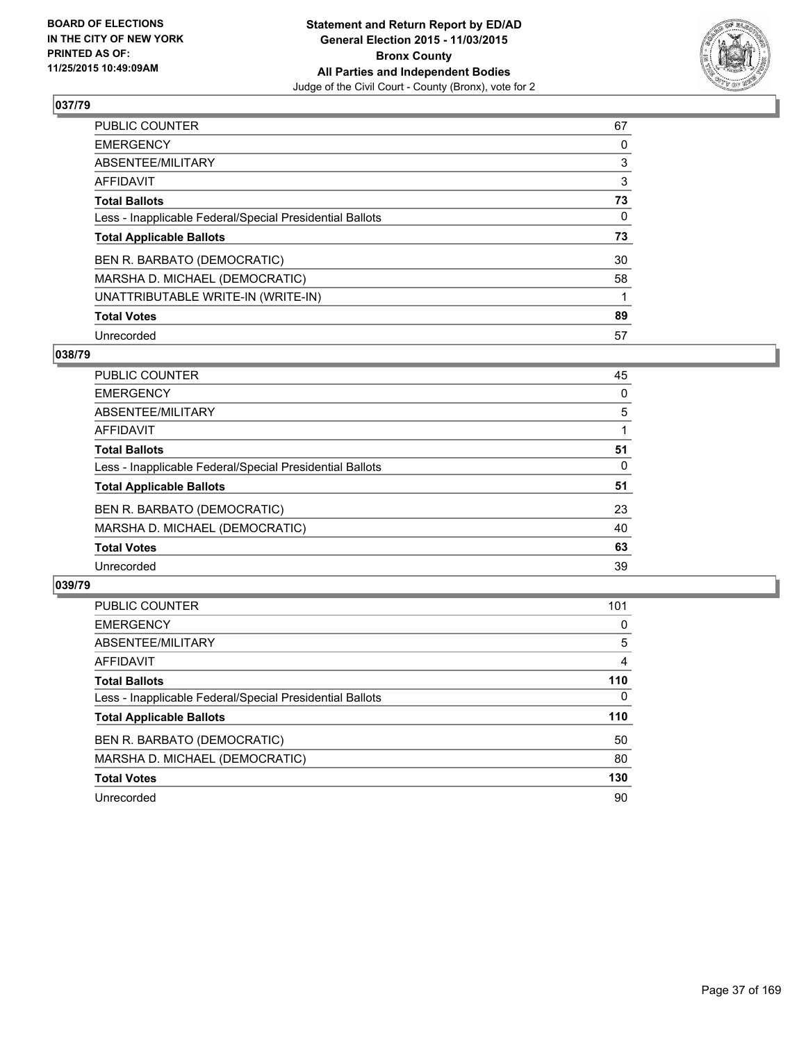BOARD OF ELECTIONS
IN THE CITY OF NEW YORK
PRINTED AS OF:
11/25/2015 10:49:09AM

**Statement and Return Report by ED/AD**
**General Election 2015 - 11/03/2015**
**Bronx County**
**All Parties and Independent Bodies**
Judge of the Civil Court - County (Bronx), vote for 2

## 037/79

| | |
|---|---|
| PUBLIC COUNTER | 67 |
| EMERGENCY | 0 |
| ABSENTEE/MILITARY | 3 |
| AFFIDAVIT | 3 |
| **Total Ballots** | **73** |
| Less - Inapplicable Federal/Special Presidential Ballots | 0 |
| **Total Applicable Ballots** | **73** |
| BEN R. BARBATO (DEMOCRATIC) | 30 |
| MARSHA D. MICHAEL (DEMOCRATIC) | 58 |
| UNATTRIBUTABLE WRITE-IN (WRITE-IN) | 1 |
| **Total Votes** | **89** |
| Unrecorded | 57 |

## 038/79

| | |
|---|---|
| PUBLIC COUNTER | 45 |
| EMERGENCY | 0 |
| ABSENTEE/MILITARY | 5 |
| AFFIDAVIT | 1 |
| **Total Ballots** | **51** |
| Less - Inapplicable Federal/Special Presidential Ballots | 0 |
| **Total Applicable Ballots** | **51** |
| BEN R. BARBATO (DEMOCRATIC) | 23 |
| MARSHA D. MICHAEL (DEMOCRATIC) | 40 |
| **Total Votes** | **63** |
| Unrecorded | 39 |

## 039/79

| | |
|---|---|
| PUBLIC COUNTER | 101 |
| EMERGENCY | 0 |
| ABSENTEE/MILITARY | 5 |
| AFFIDAVIT | 4 |
| **Total Ballots** | **110** |
| Less - Inapplicable Federal/Special Presidential Ballots | 0 |
| **Total Applicable Ballots** | **110** |
| BEN R. BARBATO (DEMOCRATIC) | 50 |
| MARSHA D. MICHAEL (DEMOCRATIC) | 80 |
| **Total Votes** | **130** |
| Unrecorded | 90 |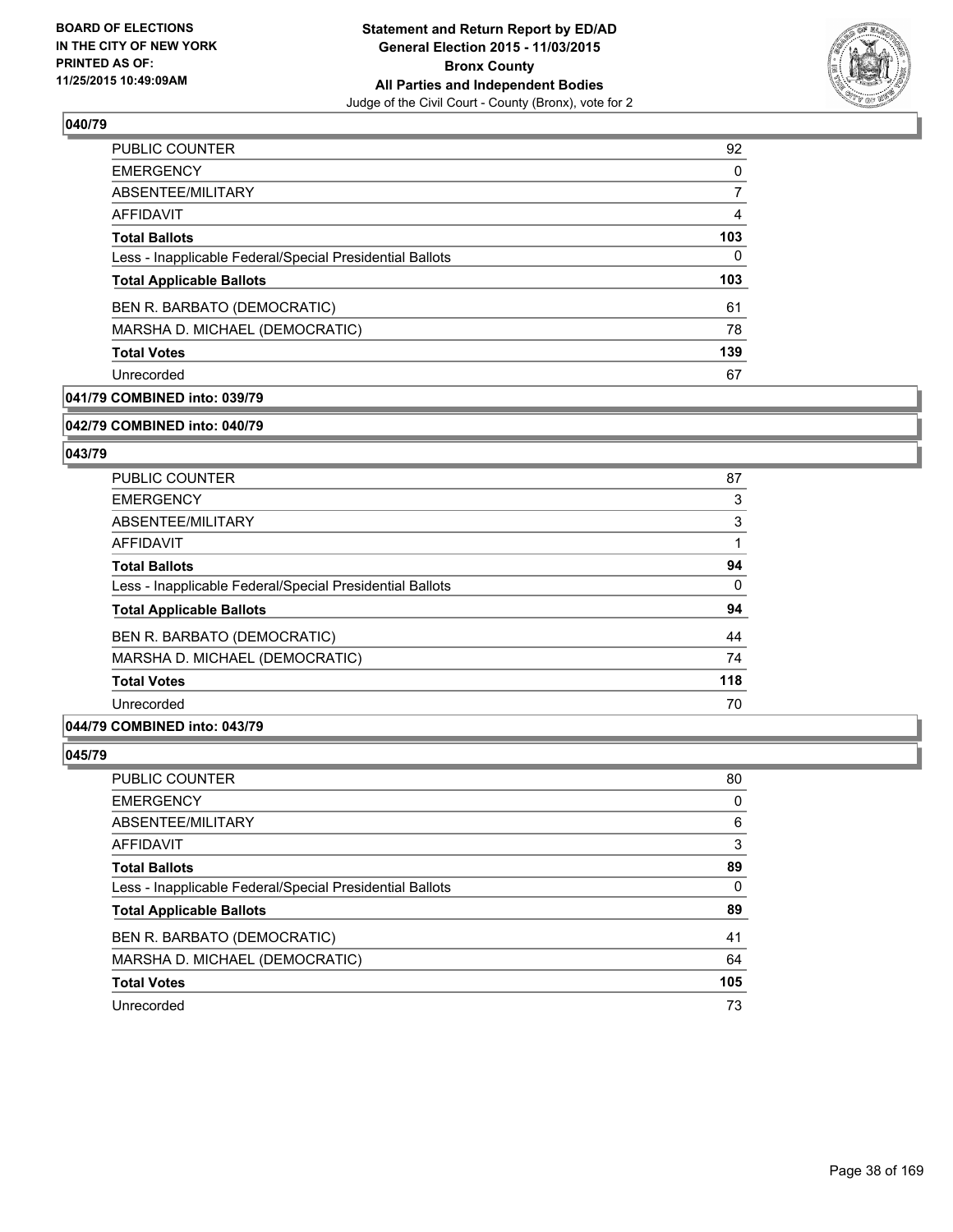**BOARD OF ELECTIONS IN THE CITY OF NEW YORK PRINTED AS OF: 11/25/2015 10:49:09AM**

**Statement and Return Report by ED/AD General Election 2015 - 11/03/2015 Bronx County All Parties and Independent Bodies**
Judge of the Civil Court - County (Bronx), vote for 2

## 040/79

| | |
|---|---|
| PUBLIC COUNTER | 92 |
| EMERGENCY | 0 |
| ABSENTEE/MILITARY | 7 |
| AFFIDAVIT | 4 |
| **Total Ballots** | **103** |
| Less - Inapplicable Federal/Special Presidential Ballots | 0 |
| **Total Applicable Ballots** | **103** |
| BEN R. BARBATO (DEMOCRATIC) | 61 |
| MARSHA D. MICHAEL (DEMOCRATIC) | 78 |
| **Total Votes** | **139** |
| Unrecorded | 67 |

## 041/79 COMBINED into: 039/79

## 042/79 COMBINED into: 040/79

## 043/79

| | |
|---|---|
| PUBLIC COUNTER | 87 |
| EMERGENCY | 3 |
| ABSENTEE/MILITARY | 3 |
| AFFIDAVIT | 1 |
| **Total Ballots** | **94** |
| Less - Inapplicable Federal/Special Presidential Ballots | 0 |
| **Total Applicable Ballots** | **94** |
| BEN R. BARBATO (DEMOCRATIC) | 44 |
| MARSHA D. MICHAEL (DEMOCRATIC) | 74 |
| **Total Votes** | **118** |
| Unrecorded | 70 |

## 044/79 COMBINED into: 043/79

## 045/79

| | |
|---|---|
| PUBLIC COUNTER | 80 |
| EMERGENCY | 0 |
| ABSENTEE/MILITARY | 6 |
| AFFIDAVIT | 3 |
| **Total Ballots** | **89** |
| Less - Inapplicable Federal/Special Presidential Ballots | 0 |
| **Total Applicable Ballots** | **89** |
| BEN R. BARBATO (DEMOCRATIC) | 41 |
| MARSHA D. MICHAEL (DEMOCRATIC) | 64 |
| **Total Votes** | **105** |
| Unrecorded | 73 |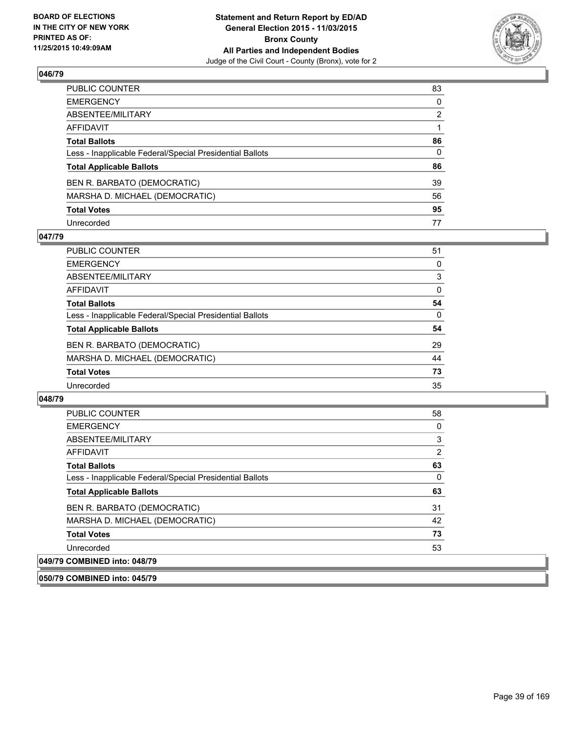**BOARD OF ELECTIONS IN THE CITY OF NEW YORK PRINTED AS OF: 11/25/2015 10:49:09AM**

**Statement and Return Report by ED/AD General Election 2015 - 11/03/2015 Bronx County All Parties and Independent Bodies**
Judge of the Civil Court - County (Bronx), vote for 2

### 046/79

| | |
|---|---|
| PUBLIC COUNTER | 83 |
| EMERGENCY | 0 |
| ABSENTEE/MILITARY | 2 |
| AFFIDAVIT | 1 |
| **Total Ballots** | **86** |
| Less - Inapplicable Federal/Special Presidential Ballots | 0 |
| **Total Applicable Ballots** | **86** |
| BEN R. BARBATO (DEMOCRATIC) | 39 |
| MARSHA D. MICHAEL (DEMOCRATIC) | 56 |
| **Total Votes** | **95** |
| Unrecorded | 77 |

### 047/79

| | |
|---|---|
| PUBLIC COUNTER | 51 |
| EMERGENCY | 0 |
| ABSENTEE/MILITARY | 3 |
| AFFIDAVIT | 0 |
| **Total Ballots** | **54** |
| Less - Inapplicable Federal/Special Presidential Ballots | 0 |
| **Total Applicable Ballots** | **54** |
| BEN R. BARBATO (DEMOCRATIC) | 29 |
| MARSHA D. MICHAEL (DEMOCRATIC) | 44 |
| **Total Votes** | **73** |
| Unrecorded | 35 |

### 048/79

| | |
|---|---|
| PUBLIC COUNTER | 58 |
| EMERGENCY | 0 |
| ABSENTEE/MILITARY | 3 |
| AFFIDAVIT | 2 |
| **Total Ballots** | **63** |
| Less - Inapplicable Federal/Special Presidential Ballots | 0 |
| **Total Applicable Ballots** | **63** |
| BEN R. BARBATO (DEMOCRATIC) | 31 |
| MARSHA D. MICHAEL (DEMOCRATIC) | 42 |
| **Total Votes** | **73** |
| Unrecorded | 53 |

### 049/79 COMBINED into: 048/79

### 050/79 COMBINED into: 045/79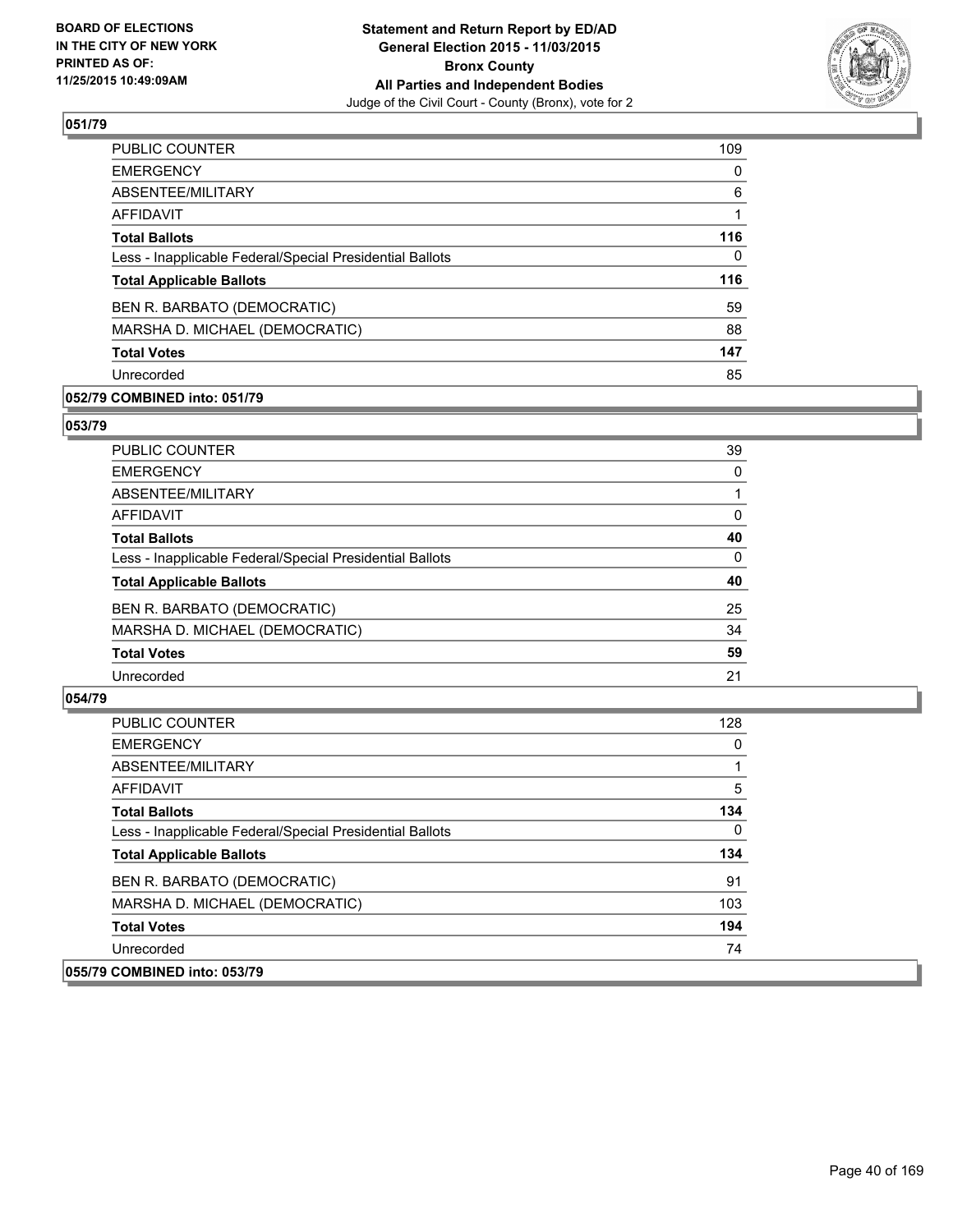**BOARD OF ELECTIONS IN THE CITY OF NEW YORK PRINTED AS OF: 11/25/2015 10:49:09AM**

**Statement and Return Report by ED/AD General Election 2015 - 11/03/2015 Bronx County All Parties and Independent Bodies**
Judge of the Civil Court - County (Bronx), vote for 2

### 051/79

| | |
|---|---|
| PUBLIC COUNTER | 109 |
| EMERGENCY | 0 |
| ABSENTEE/MILITARY | 6 |
| AFFIDAVIT | 1 |
| **Total Ballots** | **116** |
| Less - Inapplicable Federal/Special Presidential Ballots | 0 |
| **Total Applicable Ballots** | **116** |
| BEN R. BARBATO (DEMOCRATIC) | 59 |
| MARSHA D. MICHAEL (DEMOCRATIC) | 88 |
| **Total Votes** | **147** |
| Unrecorded | 85 |

### 052/79 COMBINED into: 051/79

### 053/79

| | |
|---|---|
| PUBLIC COUNTER | 39 |
| EMERGENCY | 0 |
| ABSENTEE/MILITARY | 1 |
| AFFIDAVIT | 0 |
| **Total Ballots** | **40** |
| Less - Inapplicable Federal/Special Presidential Ballots | 0 |
| **Total Applicable Ballots** | **40** |
| BEN R. BARBATO (DEMOCRATIC) | 25 |
| MARSHA D. MICHAEL (DEMOCRATIC) | 34 |
| **Total Votes** | **59** |
| Unrecorded | 21 |

### 054/79

| | |
|---|---|
| PUBLIC COUNTER | 128 |
| EMERGENCY | 0 |
| ABSENTEE/MILITARY | 1 |
| AFFIDAVIT | 5 |
| **Total Ballots** | **134** |
| Less - Inapplicable Federal/Special Presidential Ballots | 0 |
| **Total Applicable Ballots** | **134** |
| BEN R. BARBATO (DEMOCRATIC) | 91 |
| MARSHA D. MICHAEL (DEMOCRATIC) | 103 |
| **Total Votes** | **194** |
| Unrecorded | 74 |

### 055/79 COMBINED into: 053/79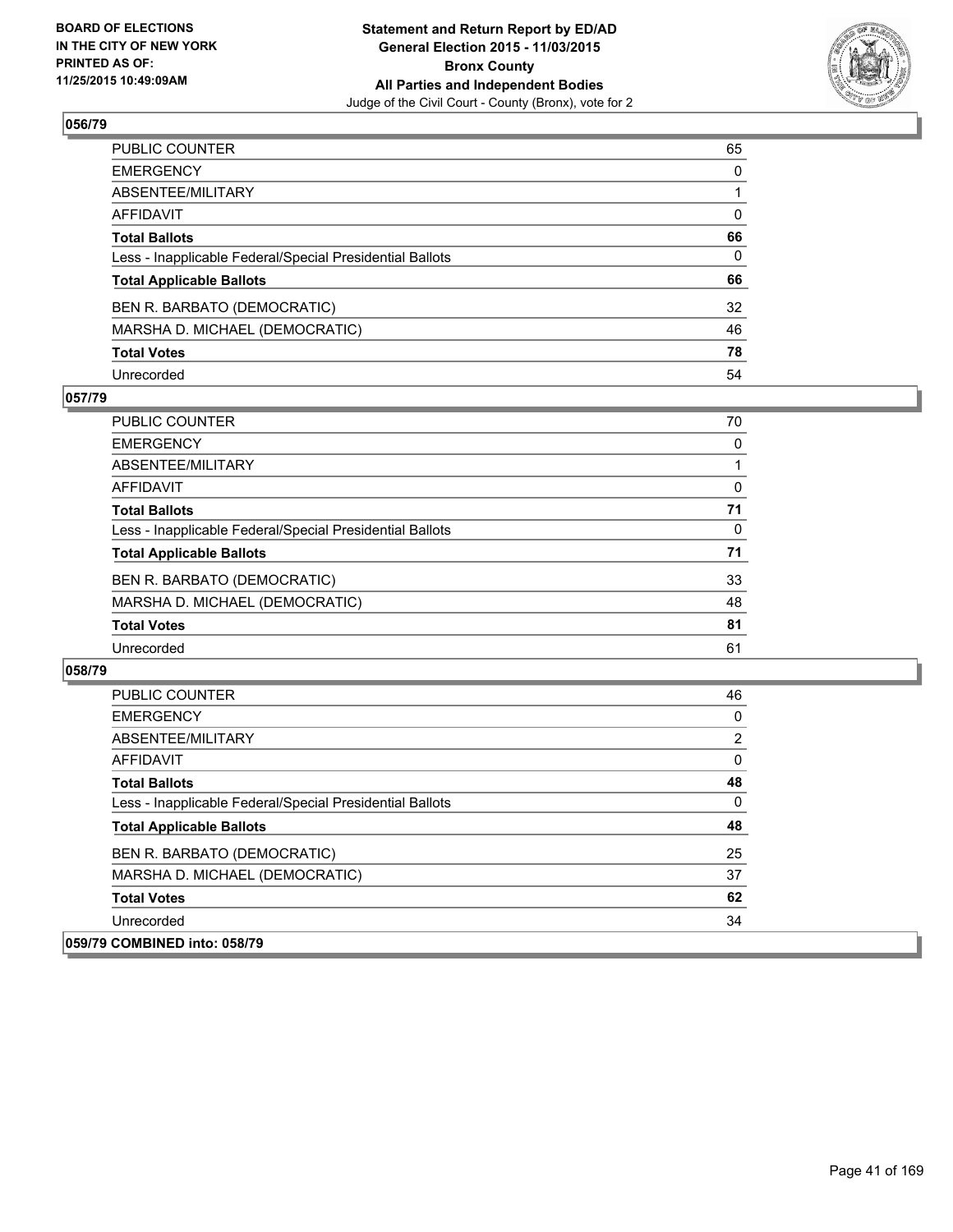**Statement and Return Report by ED/AD**
**General Election 2015 - 11/03/2015**
**Bronx County**
**All Parties and Independent Bodies**
Judge of the Civil Court - County (Bronx), vote for 2

BOARD OF ELECTIONS IN THE CITY OF NEW YORK PRINTED AS OF: 11/25/2015 10:49:09AM

## 056/79

| | |
|---|---|
| PUBLIC COUNTER | 65 |
| EMERGENCY | 0 |
| ABSENTEE/MILITARY | 1 |
| AFFIDAVIT | 0 |
| **Total Ballots** | **66** |
| Less - Inapplicable Federal/Special Presidential Ballots | 0 |
| **Total Applicable Ballots** | **66** |
| BEN R. BARBATO (DEMOCRATIC) | 32 |
| MARSHA D. MICHAEL (DEMOCRATIC) | 46 |
| **Total Votes** | **78** |
| Unrecorded | 54 |

## 057/79

| | |
|---|---|
| PUBLIC COUNTER | 70 |
| EMERGENCY | 0 |
| ABSENTEE/MILITARY | 1 |
| AFFIDAVIT | 0 |
| **Total Ballots** | **71** |
| Less - Inapplicable Federal/Special Presidential Ballots | 0 |
| **Total Applicable Ballots** | **71** |
| BEN R. BARBATO (DEMOCRATIC) | 33 |
| MARSHA D. MICHAEL (DEMOCRATIC) | 48 |
| **Total Votes** | **81** |
| Unrecorded | 61 |

## 058/79

| | |
|---|---|
| PUBLIC COUNTER | 46 |
| EMERGENCY | 0 |
| ABSENTEE/MILITARY | 2 |
| AFFIDAVIT | 0 |
| **Total Ballots** | **48** |
| Less - Inapplicable Federal/Special Presidential Ballots | 0 |
| **Total Applicable Ballots** | **48** |
| BEN R. BARBATO (DEMOCRATIC) | 25 |
| MARSHA D. MICHAEL (DEMOCRATIC) | 37 |
| **Total Votes** | **62** |
| Unrecorded | 34 |

## 059/79 COMBINED into: 058/79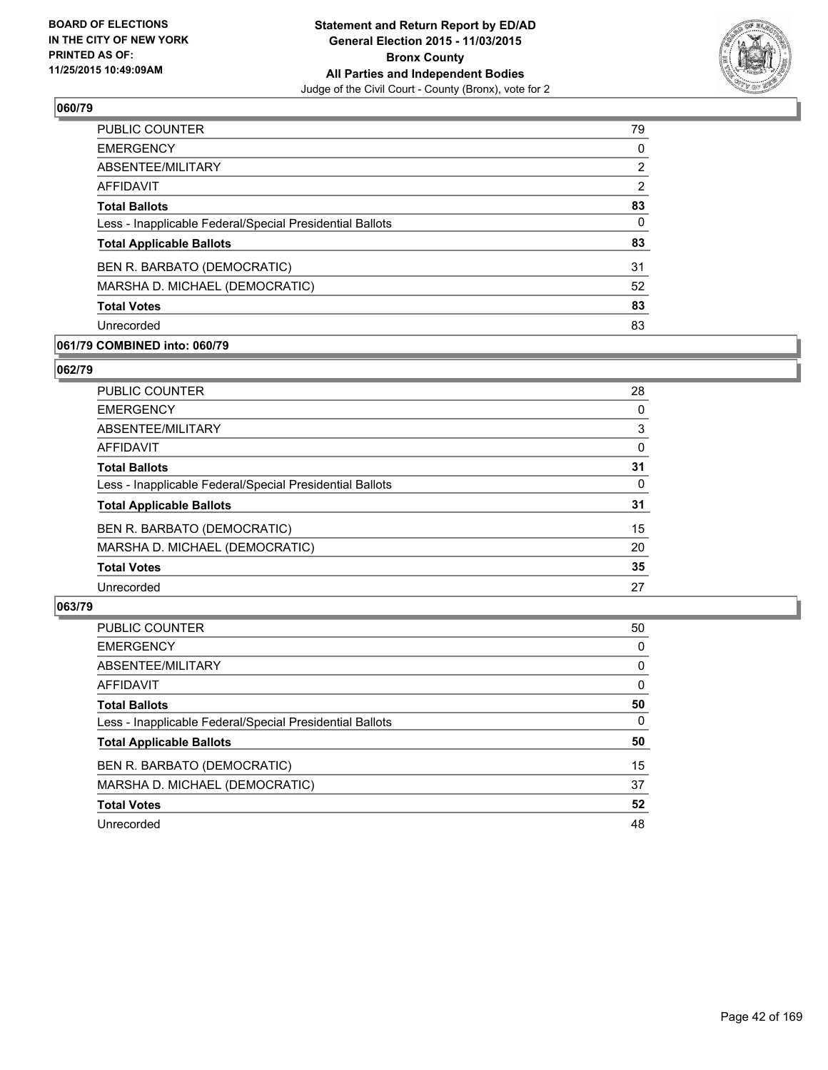### 060/79

| | |
|---|---|
| PUBLIC COUNTER | 79 |
| EMERGENCY | 0 |
| ABSENTEE/MILITARY | 2 |
| AFFIDAVIT | 2 |
| **Total Ballots** | **83** |
| Less - Inapplicable Federal/Special Presidential Ballots | 0 |
| **Total Applicable Ballots** | **83** |
| BEN R. BARBATO (DEMOCRATIC) | 31 |
| MARSHA D. MICHAEL (DEMOCRATIC) | 52 |
| **Total Votes** | **83** |
| Unrecorded | 83 |

### 061/79 COMBINED into: 060/79

### 062/79

| | |
|---|---|
| PUBLIC COUNTER | 28 |
| EMERGENCY | 0 |
| ABSENTEE/MILITARY | 3 |
| AFFIDAVIT | 0 |
| **Total Ballots** | **31** |
| Less - Inapplicable Federal/Special Presidential Ballots | 0 |
| **Total Applicable Ballots** | **31** |
| BEN R. BARBATO (DEMOCRATIC) | 15 |
| MARSHA D. MICHAEL (DEMOCRATIC) | 20 |
| **Total Votes** | **35** |
| Unrecorded | 27 |

### 063/79

| | |
|---|---|
| PUBLIC COUNTER | 50 |
| EMERGENCY | 0 |
| ABSENTEE/MILITARY | 0 |
| AFFIDAVIT | 0 |
| **Total Ballots** | **50** |
| Less - Inapplicable Federal/Special Presidential Ballots | 0 |
| **Total Applicable Ballots** | **50** |
| BEN R. BARBATO (DEMOCRATIC) | 15 |
| MARSHA D. MICHAEL (DEMOCRATIC) | 37 |
| **Total Votes** | **52** |
| Unrecorded | 48 |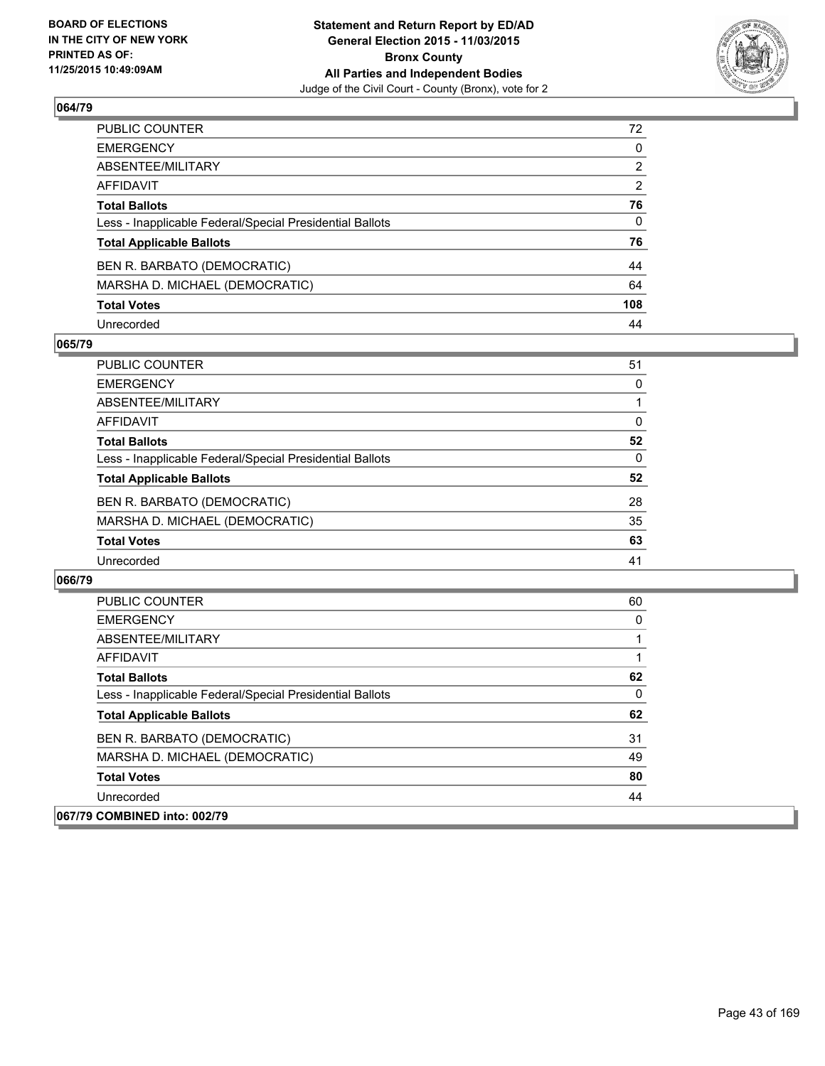## 064/79

| | |
|---|---|
| PUBLIC COUNTER | 72 |
| EMERGENCY | 0 |
| ABSENTEE/MILITARY | 2 |
| AFFIDAVIT | 2 |
| **Total Ballots** | **76** |
| Less - Inapplicable Federal/Special Presidential Ballots | 0 |
| **Total Applicable Ballots** | **76** |
| BEN R. BARBATO (DEMOCRATIC) | 44 |
| MARSHA D. MICHAEL (DEMOCRATIC) | 64 |
| **Total Votes** | **108** |
| Unrecorded | 44 |

## 065/79

| | |
|---|---|
| PUBLIC COUNTER | 51 |
| EMERGENCY | 0 |
| ABSENTEE/MILITARY | 1 |
| AFFIDAVIT | 0 |
| **Total Ballots** | **52** |
| Less - Inapplicable Federal/Special Presidential Ballots | 0 |
| **Total Applicable Ballots** | **52** |
| BEN R. BARBATO (DEMOCRATIC) | 28 |
| MARSHA D. MICHAEL (DEMOCRATIC) | 35 |
| **Total Votes** | **63** |
| Unrecorded | 41 |

## 066/79

| | |
|---|---|
| PUBLIC COUNTER | 60 |
| EMERGENCY | 0 |
| ABSENTEE/MILITARY | 1 |
| AFFIDAVIT | 1 |
| **Total Ballots** | **62** |
| Less - Inapplicable Federal/Special Presidential Ballots | 0 |
| **Total Applicable Ballots** | **62** |
| BEN R. BARBATO (DEMOCRATIC) | 31 |
| MARSHA D. MICHAEL (DEMOCRATIC) | 49 |
| **Total Votes** | **80** |
| Unrecorded | 44 |

## 067/79 COMBINED into: 002/79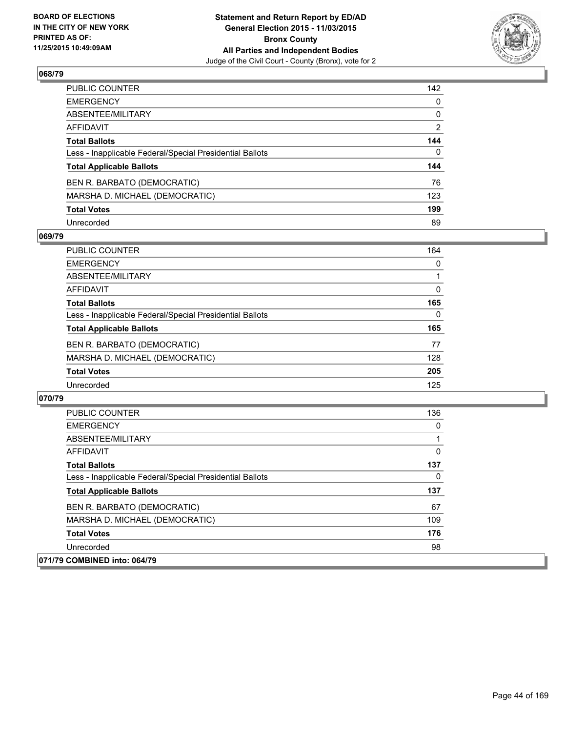**BOARD OF ELECTIONS IN THE CITY OF NEW YORK PRINTED AS OF: 11/25/2015 10:49:09AM**

**Statement and Return Report by ED/AD**
**General Election 2015 - 11/03/2015**
**Bronx County**
**All Parties and Independent Bodies**
Judge of the Civil Court - County (Bronx), vote for 2

### 068/79

| | |
|---|---|
| PUBLIC COUNTER | 142 |
| EMERGENCY | 0 |
| ABSENTEE/MILITARY | 0 |
| AFFIDAVIT | 2 |
| **Total Ballots** | **144** |
| Less - Inapplicable Federal/Special Presidential Ballots | 0 |
| **Total Applicable Ballots** | **144** |
| BEN R. BARBATO (DEMOCRATIC) | 76 |
| MARSHA D. MICHAEL (DEMOCRATIC) | 123 |
| **Total Votes** | **199** |
| Unrecorded | 89 |

### 069/79

| | |
|---|---|
| PUBLIC COUNTER | 164 |
| EMERGENCY | 0 |
| ABSENTEE/MILITARY | 1 |
| AFFIDAVIT | 0 |
| **Total Ballots** | **165** |
| Less - Inapplicable Federal/Special Presidential Ballots | 0 |
| **Total Applicable Ballots** | **165** |
| BEN R. BARBATO (DEMOCRATIC) | 77 |
| MARSHA D. MICHAEL (DEMOCRATIC) | 128 |
| **Total Votes** | **205** |
| Unrecorded | 125 |

### 070/79

| | |
|---|---|
| PUBLIC COUNTER | 136 |
| EMERGENCY | 0 |
| ABSENTEE/MILITARY | 1 |
| AFFIDAVIT | 0 |
| **Total Ballots** | **137** |
| Less - Inapplicable Federal/Special Presidential Ballots | 0 |
| **Total Applicable Ballots** | **137** |
| BEN R. BARBATO (DEMOCRATIC) | 67 |
| MARSHA D. MICHAEL (DEMOCRATIC) | 109 |
| **Total Votes** | **176** |
| Unrecorded | 98 |

### 071/79 COMBINED into: 064/79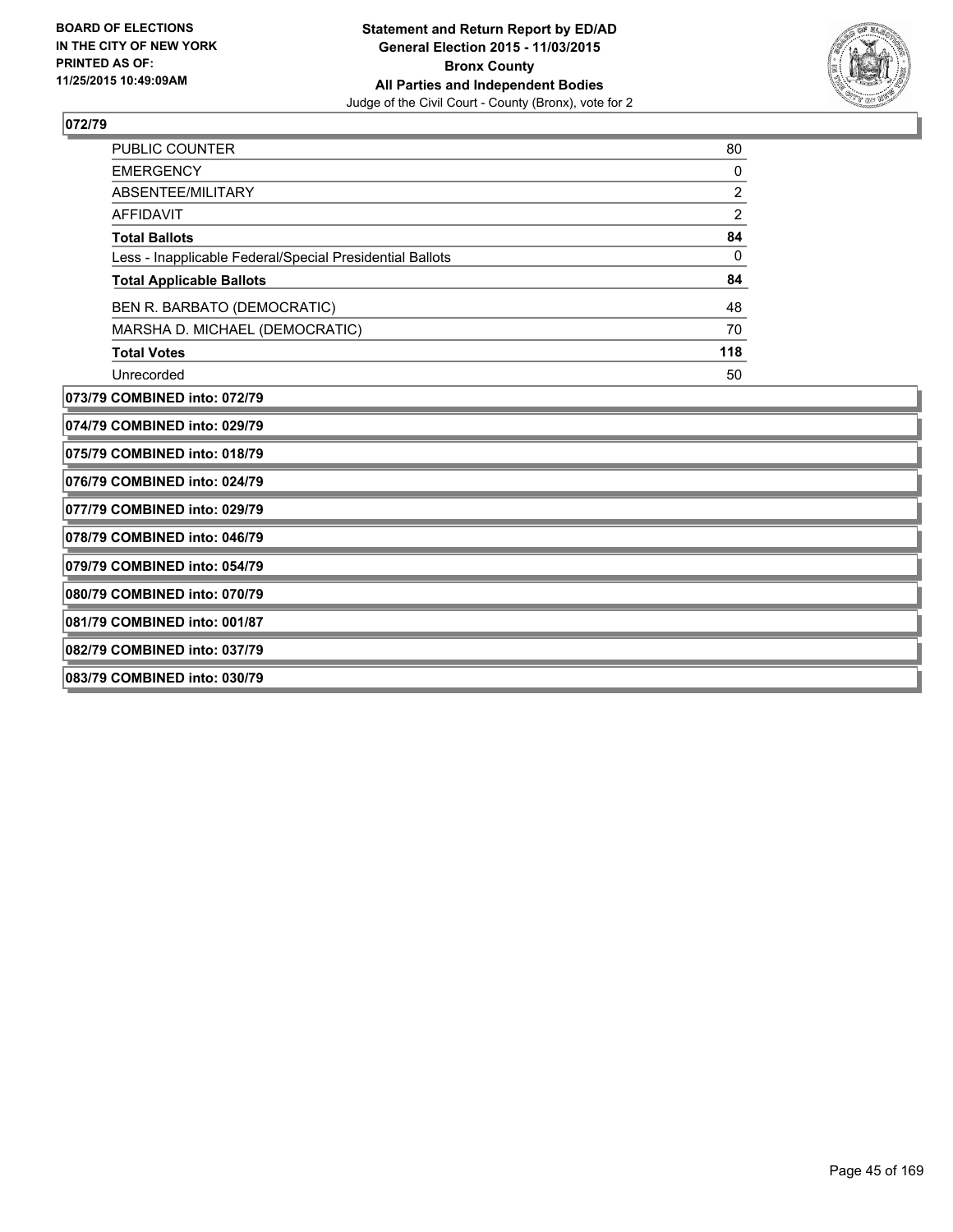**BOARD OF ELECTIONS IN THE CITY OF NEW YORK PRINTED AS OF: 11/25/2015 10:49:09AM**

**Statement and Return Report by ED/AD General Election 2015 - 11/03/2015 Bronx County All Parties and Independent Bodies**

Judge of the Civil Court - County (Bronx), vote for 2

## 072/79

| | |
|---|---|
| PUBLIC COUNTER | 80 |
| EMERGENCY | 0 |
| ABSENTEE/MILITARY | 2 |
| AFFIDAVIT | 2 |
| **Total Ballots** | **84** |
| Less - Inapplicable Federal/Special Presidential Ballots | 0 |
| **Total Applicable Ballots** | **84** |
| BEN R. BARBATO (DEMOCRATIC) | 48 |
| MARSHA D. MICHAEL (DEMOCRATIC) | 70 |
| **Total Votes** | **118** |
| Unrecorded | 50 |

**073/79 COMBINED into: 072/79**

**074/79 COMBINED into: 029/79**

**075/79 COMBINED into: 018/79**

**076/79 COMBINED into: 024/79**

**077/79 COMBINED into: 029/79**

**078/79 COMBINED into: 046/79**

**079/79 COMBINED into: 054/79**

**080/79 COMBINED into: 070/79**

**081/79 COMBINED into: 001/87**

**082/79 COMBINED into: 037/79**

**083/79 COMBINED into: 030/79**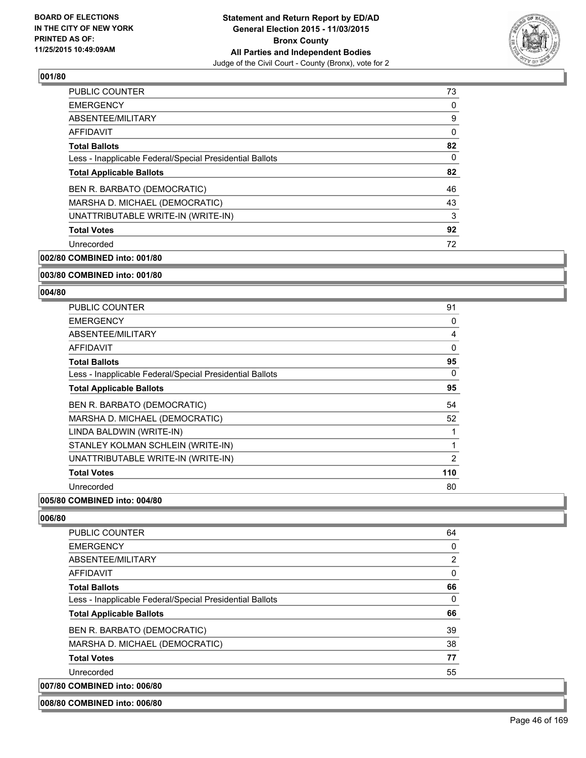## 001/80

| | |
|---|---|
| PUBLIC COUNTER | 73 |
| EMERGENCY | 0 |
| ABSENTEE/MILITARY | 9 |
| AFFIDAVIT | 0 |
| **Total Ballots** | **82** |
| Less - Inapplicable Federal/Special Presidential Ballots | 0 |
| **Total Applicable Ballots** | **82** |
| BEN R. BARBATO (DEMOCRATIC) | 46 |
| MARSHA D. MICHAEL (DEMOCRATIC) | 43 |
| UNATTRIBUTABLE WRITE-IN (WRITE-IN) | 3 |
| **Total Votes** | **92** |
| Unrecorded | 72 |

**002/80 COMBINED into: 001/80**

**003/80 COMBINED into: 001/80**

## 004/80

| | |
|---|---|
| PUBLIC COUNTER | 91 |
| EMERGENCY | 0 |
| ABSENTEE/MILITARY | 4 |
| AFFIDAVIT | 0 |
| **Total Ballots** | **95** |
| Less - Inapplicable Federal/Special Presidential Ballots | 0 |
| **Total Applicable Ballots** | **95** |
| BEN R. BARBATO (DEMOCRATIC) | 54 |
| MARSHA D. MICHAEL (DEMOCRATIC) | 52 |
| LINDA BALDWIN (WRITE-IN) | 1 |
| STANLEY KOLMAN SCHLEIN (WRITE-IN) | 1 |
| UNATTRIBUTABLE WRITE-IN (WRITE-IN) | 2 |
| **Total Votes** | **110** |
| Unrecorded | 80 |

**005/80 COMBINED into: 004/80**

## 006/80

| | |
|---|---|
| PUBLIC COUNTER | 64 |
| EMERGENCY | 0 |
| ABSENTEE/MILITARY | 2 |
| AFFIDAVIT | 0 |
| **Total Ballots** | **66** |
| Less - Inapplicable Federal/Special Presidential Ballots | 0 |
| **Total Applicable Ballots** | **66** |
| BEN R. BARBATO (DEMOCRATIC) | 39 |
| MARSHA D. MICHAEL (DEMOCRATIC) | 38 |
| **Total Votes** | **77** |
| Unrecorded | 55 |

**007/80 COMBINED into: 006/80**

**008/80 COMBINED into: 006/80**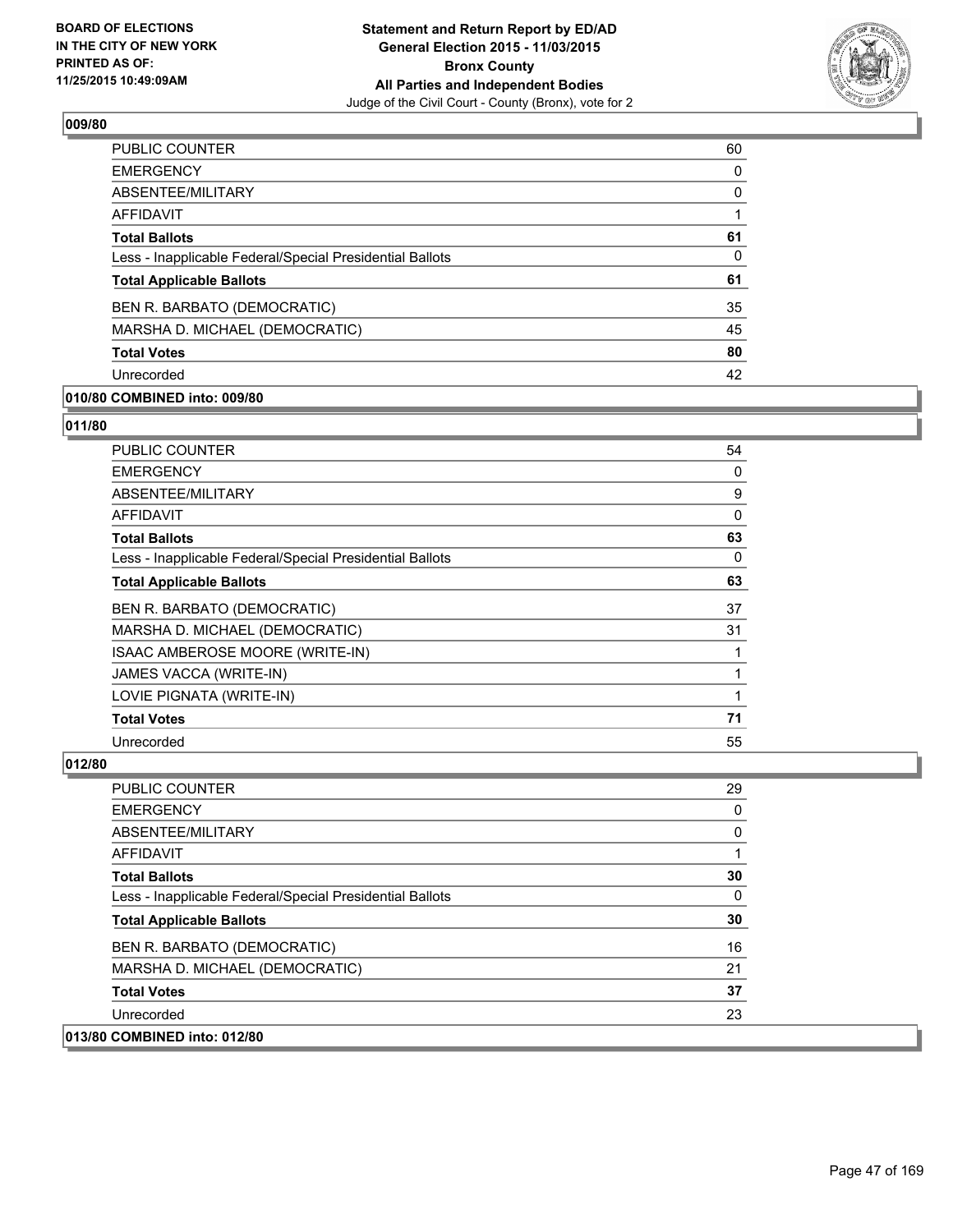### 009/80

| | |
|---|---|
| PUBLIC COUNTER | 60 |
| EMERGENCY | 0 |
| ABSENTEE/MILITARY | 0 |
| AFFIDAVIT | 1 |
| **Total Ballots** | **61** |
| Less - Inapplicable Federal/Special Presidential Ballots | 0 |
| **Total Applicable Ballots** | **61** |
| BEN R. BARBATO (DEMOCRATIC) | 35 |
| MARSHA D. MICHAEL (DEMOCRATIC) | 45 |
| **Total Votes** | **80** |
| Unrecorded | 42 |

### 010/80 COMBINED into: 009/80

### 011/80

| | |
|---|---|
| PUBLIC COUNTER | 54 |
| EMERGENCY | 0 |
| ABSENTEE/MILITARY | 9 |
| AFFIDAVIT | 0 |
| **Total Ballots** | **63** |
| Less - Inapplicable Federal/Special Presidential Ballots | 0 |
| **Total Applicable Ballots** | **63** |
| BEN R. BARBATO (DEMOCRATIC) | 37 |
| MARSHA D. MICHAEL (DEMOCRATIC) | 31 |
| ISAAC AMBEROSE MOORE (WRITE-IN) | 1 |
| JAMES VACCA (WRITE-IN) | 1 |
| LOVIE PIGNATA (WRITE-IN) | 1 |
| **Total Votes** | **71** |
| Unrecorded | 55 |

### 012/80

| | |
|---|---|
| PUBLIC COUNTER | 29 |
| EMERGENCY | 0 |
| ABSENTEE/MILITARY | 0 |
| AFFIDAVIT | 1 |
| **Total Ballots** | **30** |
| Less - Inapplicable Federal/Special Presidential Ballots | 0 |
| **Total Applicable Ballots** | **30** |
| BEN R. BARBATO (DEMOCRATIC) | 16 |
| MARSHA D. MICHAEL (DEMOCRATIC) | 21 |
| **Total Votes** | **37** |
| Unrecorded | 23 |

### 013/80 COMBINED into: 012/80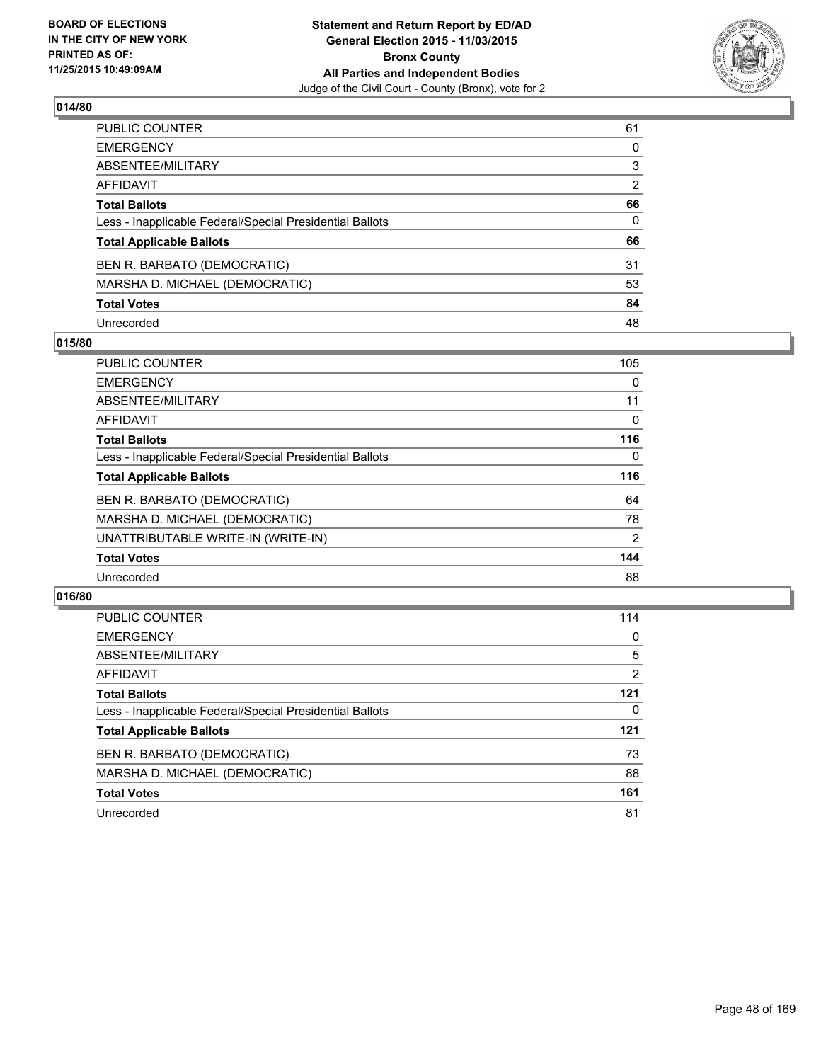BOARD OF ELECTIONS
IN THE CITY OF NEW YORK
PRINTED AS OF:
11/25/2015 10:49:09AM

**Statement and Return Report by ED/AD**
**General Election 2015 - 11/03/2015**
**Bronx County**
**All Parties and Independent Bodies**
Judge of the Civil Court - County (Bronx), vote for 2

## 014/80

| | |
|---|---|
| PUBLIC COUNTER | 61 |
| EMERGENCY | 0 |
| ABSENTEE/MILITARY | 3 |
| AFFIDAVIT | 2 |
| **Total Ballots** | **66** |
| Less - Inapplicable Federal/Special Presidential Ballots | 0 |
| **Total Applicable Ballots** | **66** |
| BEN R. BARBATO (DEMOCRATIC) | 31 |
| MARSHA D. MICHAEL (DEMOCRATIC) | 53 |
| **Total Votes** | **84** |
| Unrecorded | 48 |

## 015/80

| | |
|---|---|
| PUBLIC COUNTER | 105 |
| EMERGENCY | 0 |
| ABSENTEE/MILITARY | 11 |
| AFFIDAVIT | 0 |
| **Total Ballots** | **116** |
| Less - Inapplicable Federal/Special Presidential Ballots | 0 |
| **Total Applicable Ballots** | **116** |
| BEN R. BARBATO (DEMOCRATIC) | 64 |
| MARSHA D. MICHAEL (DEMOCRATIC) | 78 |
| UNATTRIBUTABLE WRITE-IN (WRITE-IN) | 2 |
| **Total Votes** | **144** |
| Unrecorded | 88 |

## 016/80

| | |
|---|---|
| PUBLIC COUNTER | 114 |
| EMERGENCY | 0 |
| ABSENTEE/MILITARY | 5 |
| AFFIDAVIT | 2 |
| **Total Ballots** | **121** |
| Less - Inapplicable Federal/Special Presidential Ballots | 0 |
| **Total Applicable Ballots** | **121** |
| BEN R. BARBATO (DEMOCRATIC) | 73 |
| MARSHA D. MICHAEL (DEMOCRATIC) | 88 |
| **Total Votes** | **161** |
| Unrecorded | 81 |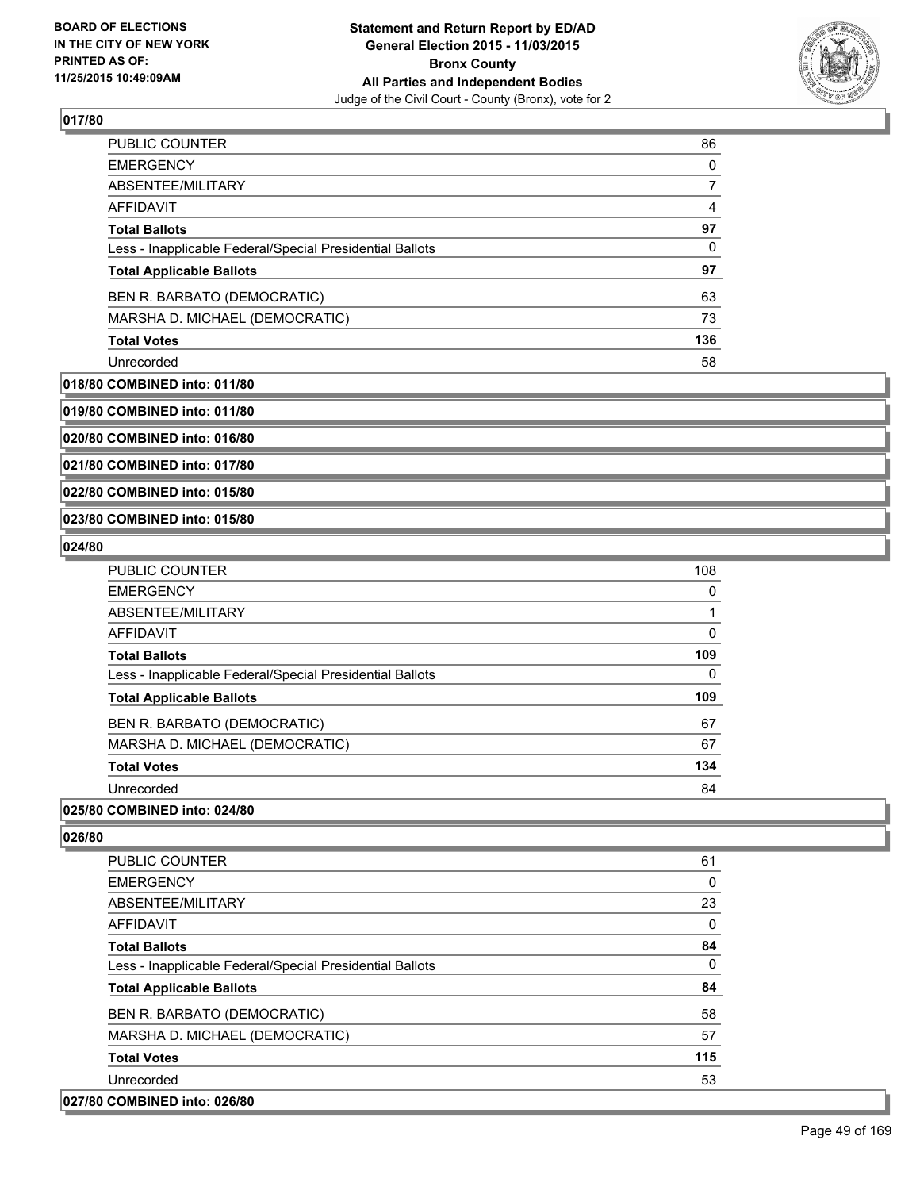### 017/80

| | |
|---|---|
| PUBLIC COUNTER | 86 |
| EMERGENCY | 0 |
| ABSENTEE/MILITARY | 7 |
| AFFIDAVIT | 4 |
| **Total Ballots** | **97** |
| Less - Inapplicable Federal/Special Presidential Ballots | 0 |
| **Total Applicable Ballots** | **97** |
| BEN R. BARBATO (DEMOCRATIC) | 63 |
| MARSHA D. MICHAEL (DEMOCRATIC) | 73 |
| **Total Votes** | **136** |
| Unrecorded | 58 |

### 018/80 COMBINED into: 011/80

### 019/80 COMBINED into: 011/80

### 020/80 COMBINED into: 016/80

### 021/80 COMBINED into: 017/80

### 022/80 COMBINED into: 015/80

### 023/80 COMBINED into: 015/80

### 024/80

| | |
|---|---|
| PUBLIC COUNTER | 108 |
| EMERGENCY | 0 |
| ABSENTEE/MILITARY | 1 |
| AFFIDAVIT | 0 |
| **Total Ballots** | **109** |
| Less - Inapplicable Federal/Special Presidential Ballots | 0 |
| **Total Applicable Ballots** | **109** |
| BEN R. BARBATO (DEMOCRATIC) | 67 |
| MARSHA D. MICHAEL (DEMOCRATIC) | 67 |
| **Total Votes** | **134** |
| Unrecorded | 84 |

### 025/80 COMBINED into: 024/80

### 026/80

| | |
|---|---|
| PUBLIC COUNTER | 61 |
| EMERGENCY | 0 |
| ABSENTEE/MILITARY | 23 |
| AFFIDAVIT | 0 |
| **Total Ballots** | **84** |
| Less - Inapplicable Federal/Special Presidential Ballots | 0 |
| **Total Applicable Ballots** | **84** |
| BEN R. BARBATO (DEMOCRATIC) | 58 |
| MARSHA D. MICHAEL (DEMOCRATIC) | 57 |
| **Total Votes** | **115** |
| Unrecorded | 53 |

### 027/80 COMBINED into: 026/80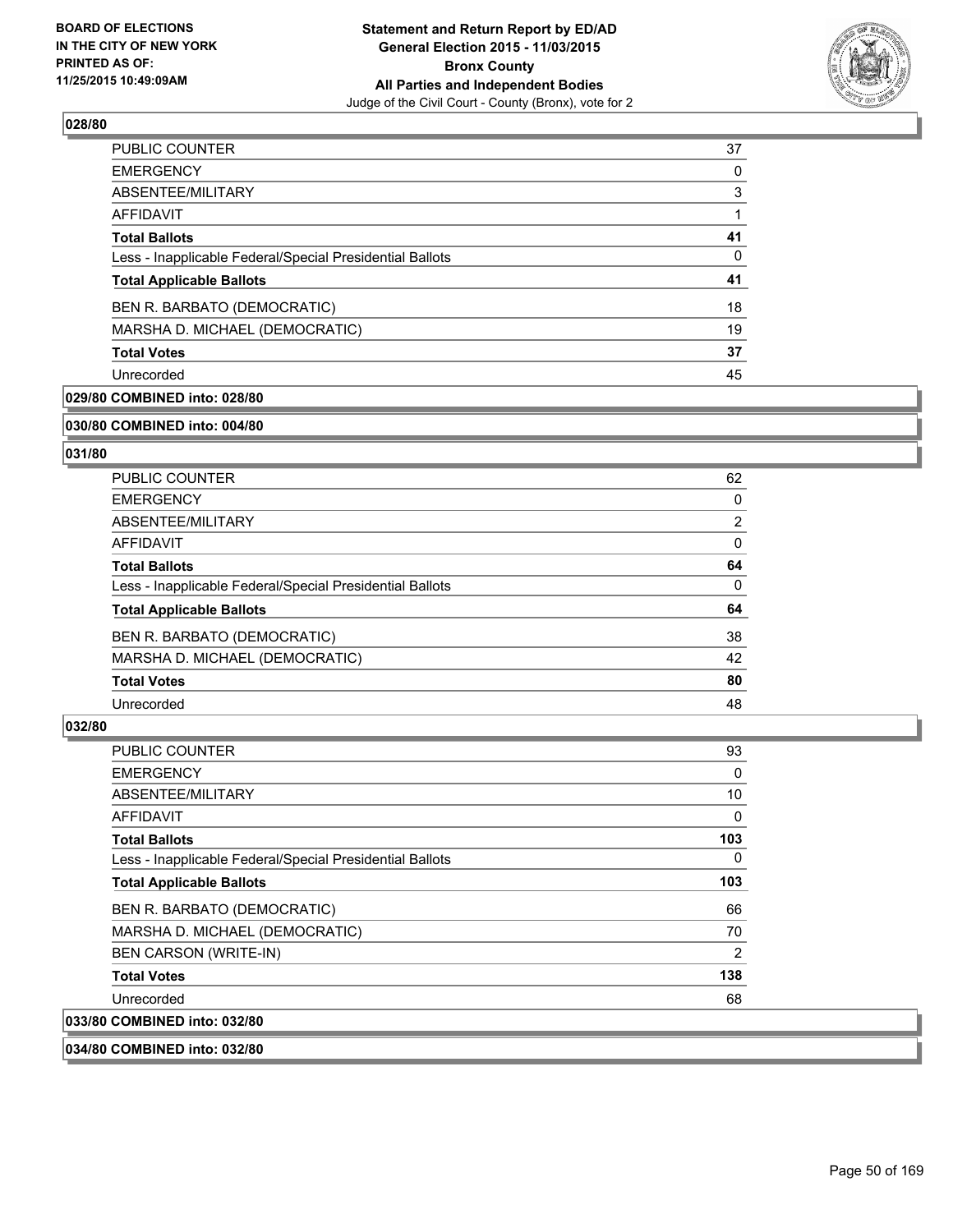**BOARD OF ELECTIONS IN THE CITY OF NEW YORK PRINTED AS OF: 11/25/2015 10:49:09AM**

**Statement and Return Report by ED/AD**
**General Election 2015 - 11/03/2015**
**Bronx County**
**All Parties and Independent Bodies**
Judge of the Civil Court - County (Bronx), vote for 2

### 028/80

| | |
|---|---|
| PUBLIC COUNTER | 37 |
| EMERGENCY | 0 |
| ABSENTEE/MILITARY | 3 |
| AFFIDAVIT | 1 |
| **Total Ballots** | **41** |
| Less - Inapplicable Federal/Special Presidential Ballots | 0 |
| **Total Applicable Ballots** | **41** |
| BEN R. BARBATO (DEMOCRATIC) | 18 |
| MARSHA D. MICHAEL (DEMOCRATIC) | 19 |
| **Total Votes** | **37** |
| Unrecorded | 45 |

**029/80 COMBINED into: 028/80**

**030/80 COMBINED into: 004/80**

### 031/80

| | |
|---|---|
| PUBLIC COUNTER | 62 |
| EMERGENCY | 0 |
| ABSENTEE/MILITARY | 2 |
| AFFIDAVIT | 0 |
| **Total Ballots** | **64** |
| Less - Inapplicable Federal/Special Presidential Ballots | 0 |
| **Total Applicable Ballots** | **64** |
| BEN R. BARBATO (DEMOCRATIC) | 38 |
| MARSHA D. MICHAEL (DEMOCRATIC) | 42 |
| **Total Votes** | **80** |
| Unrecorded | 48 |

### 032/80

| | |
|---|---|
| PUBLIC COUNTER | 93 |
| EMERGENCY | 0 |
| ABSENTEE/MILITARY | 10 |
| AFFIDAVIT | 0 |
| **Total Ballots** | **103** |
| Less - Inapplicable Federal/Special Presidential Ballots | 0 |
| **Total Applicable Ballots** | **103** |
| BEN R. BARBATO (DEMOCRATIC) | 66 |
| MARSHA D. MICHAEL (DEMOCRATIC) | 70 |
| BEN CARSON (WRITE-IN) | 2 |
| **Total Votes** | **138** |
| Unrecorded | 68 |

**033/80 COMBINED into: 032/80**

**034/80 COMBINED into: 032/80**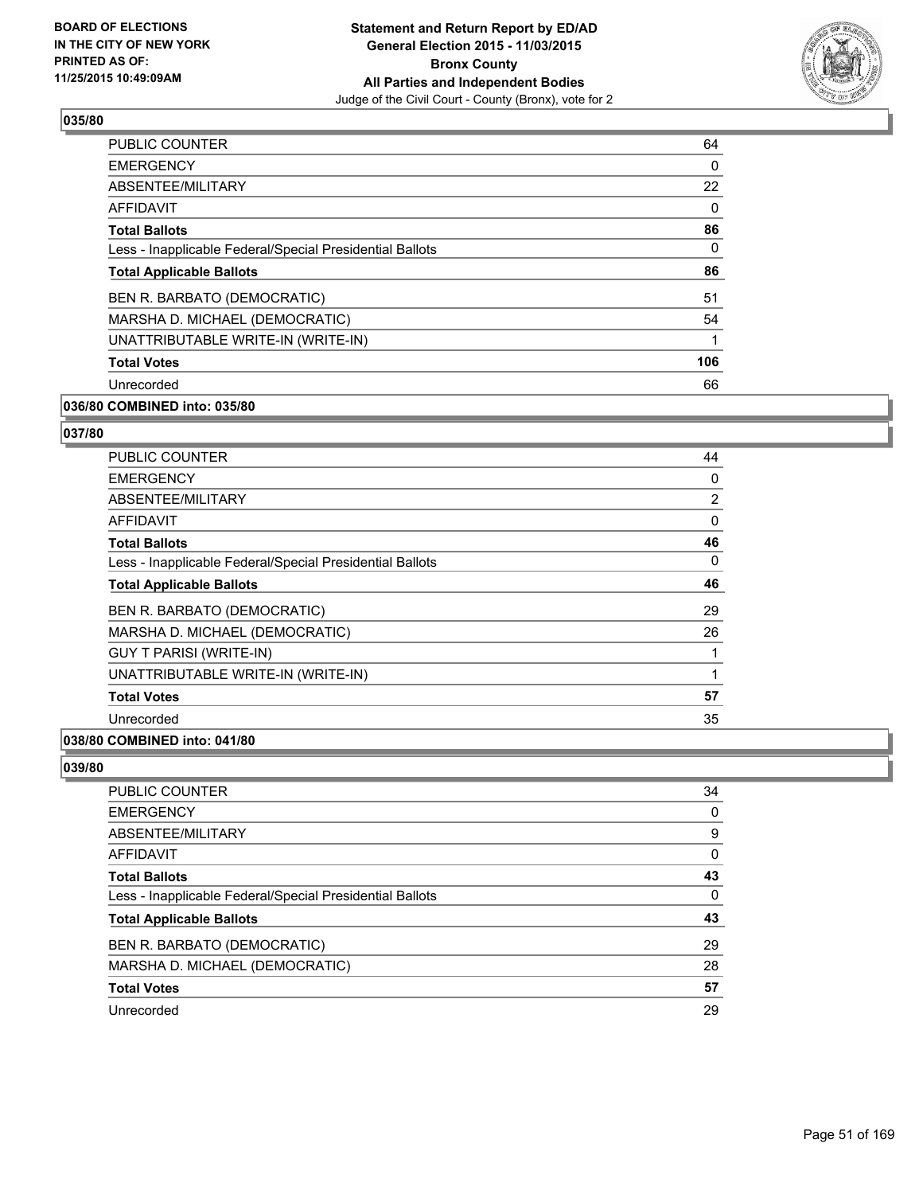## 035/80

| | |
|---|---|
| PUBLIC COUNTER | 64 |
| EMERGENCY | 0 |
| ABSENTEE/MILITARY | 22 |
| AFFIDAVIT | 0 |
| **Total Ballots** | **86** |
| Less - Inapplicable Federal/Special Presidential Ballots | 0 |
| **Total Applicable Ballots** | **86** |
| BEN R. BARBATO (DEMOCRATIC) | 51 |
| MARSHA D. MICHAEL (DEMOCRATIC) | 54 |
| UNATTRIBUTABLE WRITE-IN (WRITE-IN) | 1 |
| **Total Votes** | **106** |
| Unrecorded | 66 |

**036/80 COMBINED into: 035/80**

## 037/80

| | |
|---|---|
| PUBLIC COUNTER | 44 |
| EMERGENCY | 0 |
| ABSENTEE/MILITARY | 2 |
| AFFIDAVIT | 0 |
| **Total Ballots** | **46** |
| Less - Inapplicable Federal/Special Presidential Ballots | 0 |
| **Total Applicable Ballots** | **46** |
| BEN R. BARBATO (DEMOCRATIC) | 29 |
| MARSHA D. MICHAEL (DEMOCRATIC) | 26 |
| GUY T PARISI (WRITE-IN) | 1 |
| UNATTRIBUTABLE WRITE-IN (WRITE-IN) | 1 |
| **Total Votes** | **57** |
| Unrecorded | 35 |

**038/80 COMBINED into: 041/80**

## 039/80

| | |
|---|---|
| PUBLIC COUNTER | 34 |
| EMERGENCY | 0 |
| ABSENTEE/MILITARY | 9 |
| AFFIDAVIT | 0 |
| **Total Ballots** | **43** |
| Less - Inapplicable Federal/Special Presidential Ballots | 0 |
| **Total Applicable Ballots** | **43** |
| BEN R. BARBATO (DEMOCRATIC) | 29 |
| MARSHA D. MICHAEL (DEMOCRATIC) | 28 |
| **Total Votes** | **57** |
| Unrecorded | 29 |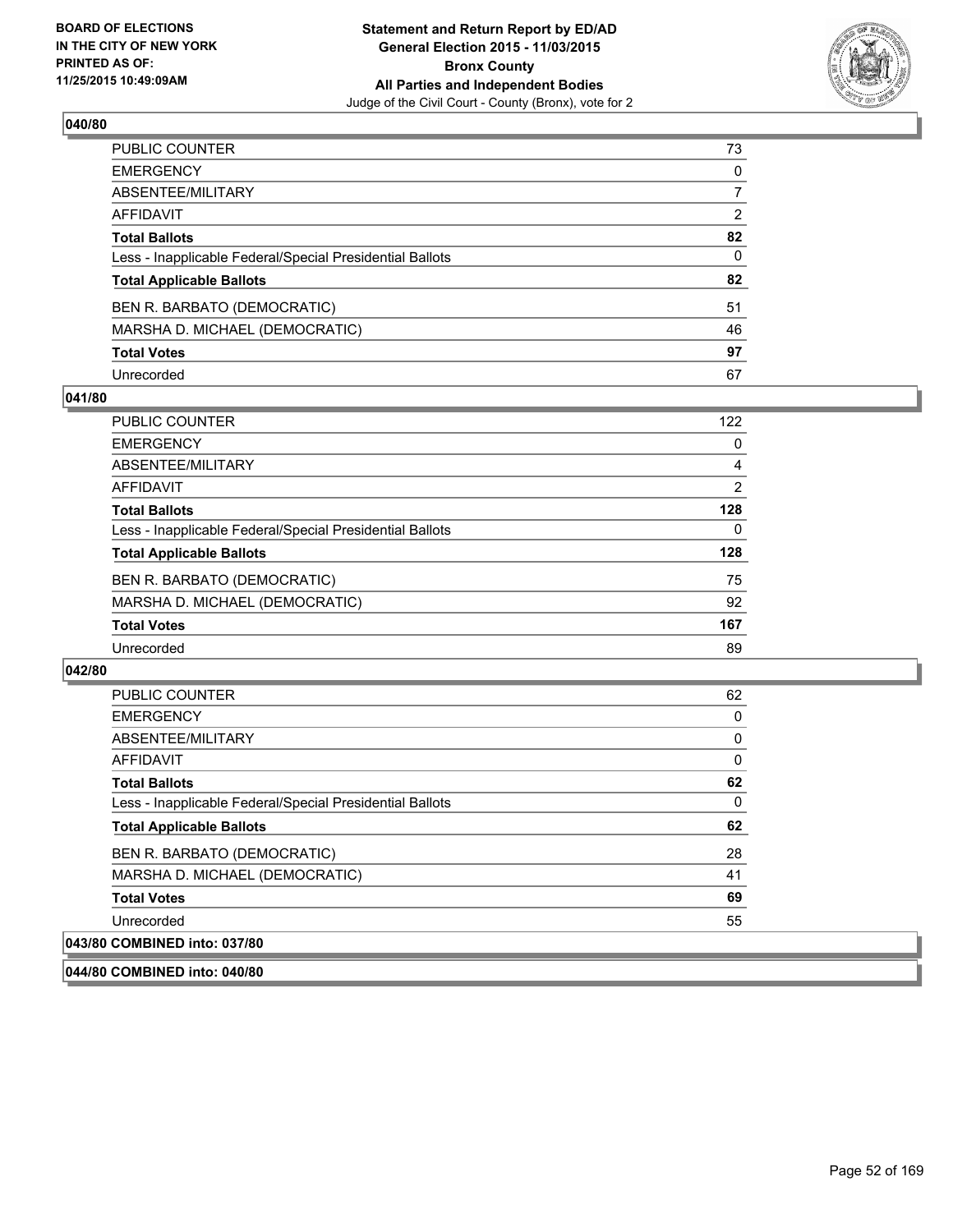## 040/80

| | |
|---|---|
| PUBLIC COUNTER | 73 |
| EMERGENCY | 0 |
| ABSENTEE/MILITARY | 7 |
| AFFIDAVIT | 2 |
| **Total Ballots** | **82** |
| Less - Inapplicable Federal/Special Presidential Ballots | 0 |
| **Total Applicable Ballots** | **82** |
| BEN R. BARBATO (DEMOCRATIC) | 51 |
| MARSHA D. MICHAEL (DEMOCRATIC) | 46 |
| **Total Votes** | **97** |
| Unrecorded | 67 |

## 041/80

| | |
|---|---|
| PUBLIC COUNTER | 122 |
| EMERGENCY | 0 |
| ABSENTEE/MILITARY | 4 |
| AFFIDAVIT | 2 |
| **Total Ballots** | **128** |
| Less - Inapplicable Federal/Special Presidential Ballots | 0 |
| **Total Applicable Ballots** | **128** |
| BEN R. BARBATO (DEMOCRATIC) | 75 |
| MARSHA D. MICHAEL (DEMOCRATIC) | 92 |
| **Total Votes** | **167** |
| Unrecorded | 89 |

## 042/80

| | |
|---|---|
| PUBLIC COUNTER | 62 |
| EMERGENCY | 0 |
| ABSENTEE/MILITARY | 0 |
| AFFIDAVIT | 0 |
| **Total Ballots** | **62** |
| Less - Inapplicable Federal/Special Presidential Ballots | 0 |
| **Total Applicable Ballots** | **62** |
| BEN R. BARBATO (DEMOCRATIC) | 28 |
| MARSHA D. MICHAEL (DEMOCRATIC) | 41 |
| **Total Votes** | **69** |
| Unrecorded | 55 |

## 043/80 COMBINED into: 037/80

## 044/80 COMBINED into: 040/80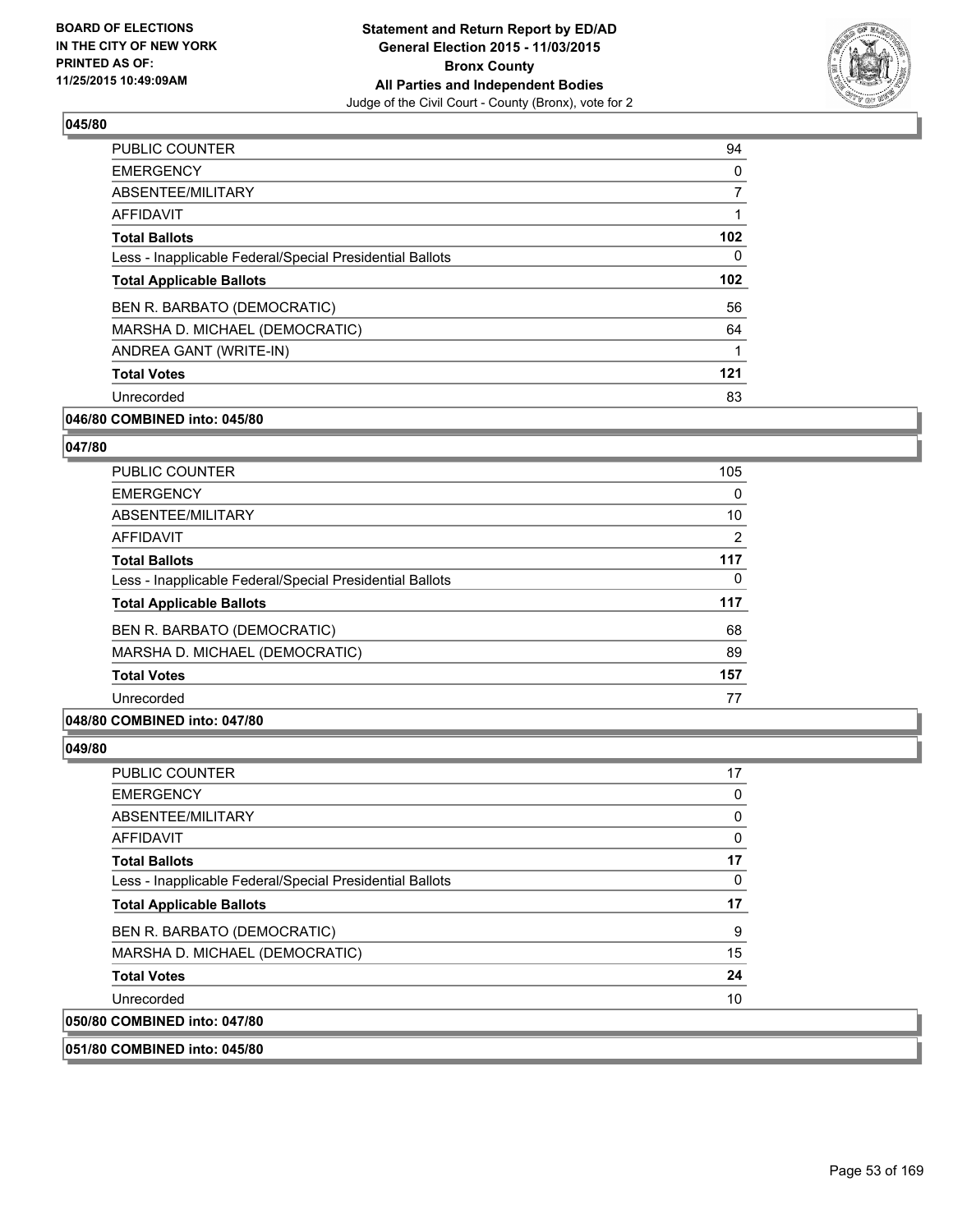## 045/80

| | |
|---|---|
| PUBLIC COUNTER | 94 |
| EMERGENCY | 0 |
| ABSENTEE/MILITARY | 7 |
| AFFIDAVIT | 1 |
| **Total Ballots** | **102** |
| Less - Inapplicable Federal/Special Presidential Ballots | 0 |
| **Total Applicable Ballots** | **102** |
| BEN R. BARBATO (DEMOCRATIC) | 56 |
| MARSHA D. MICHAEL (DEMOCRATIC) | 64 |
| ANDREA GANT (WRITE-IN) | 1 |
| **Total Votes** | **121** |
| Unrecorded | 83 |

**046/80 COMBINED into: 045/80**

## 047/80

| | |
|---|---|
| PUBLIC COUNTER | 105 |
| EMERGENCY | 0 |
| ABSENTEE/MILITARY | 10 |
| AFFIDAVIT | 2 |
| **Total Ballots** | **117** |
| Less - Inapplicable Federal/Special Presidential Ballots | 0 |
| **Total Applicable Ballots** | **117** |
| BEN R. BARBATO (DEMOCRATIC) | 68 |
| MARSHA D. MICHAEL (DEMOCRATIC) | 89 |
| **Total Votes** | **157** |
| Unrecorded | 77 |

**048/80 COMBINED into: 047/80**

## 049/80

| | |
|---|---|
| PUBLIC COUNTER | 17 |
| EMERGENCY | 0 |
| ABSENTEE/MILITARY | 0 |
| AFFIDAVIT | 0 |
| **Total Ballots** | **17** |
| Less - Inapplicable Federal/Special Presidential Ballots | 0 |
| **Total Applicable Ballots** | **17** |
| BEN R. BARBATO (DEMOCRATIC) | 9 |
| MARSHA D. MICHAEL (DEMOCRATIC) | 15 |
| **Total Votes** | **24** |
| Unrecorded | 10 |

**050/80 COMBINED into: 047/80**

**051/80 COMBINED into: 045/80**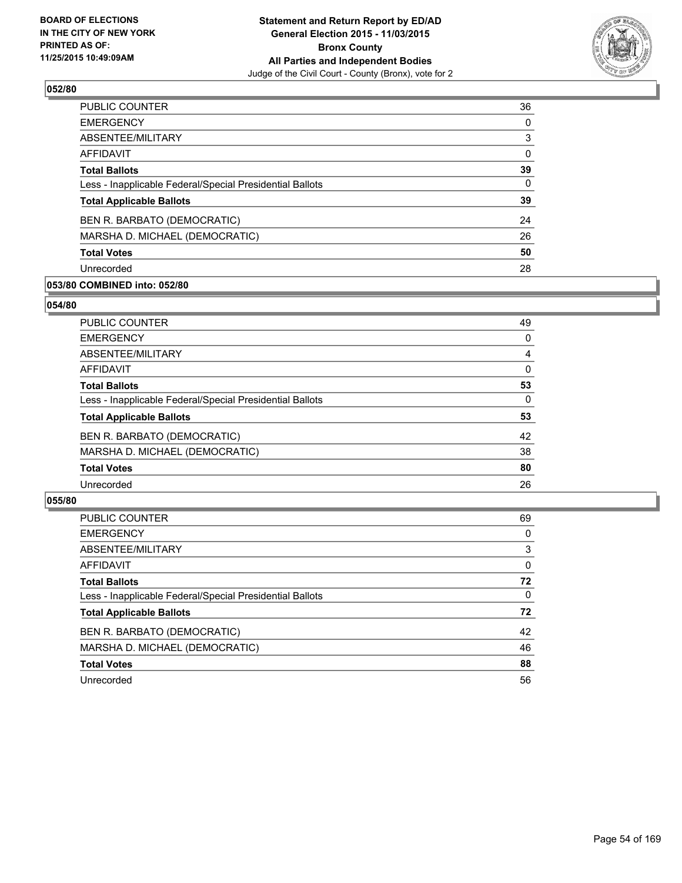**BOARD OF ELECTIONS IN THE CITY OF NEW YORK PRINTED AS OF: 11/25/2015 10:49:09AM**

**Statement and Return Report by ED/AD General Election 2015 - 11/03/2015 Bronx County All Parties and Independent Bodies**
Judge of the Civil Court - County (Bronx), vote for 2

### 052/80

| | |
|---|---|
| PUBLIC COUNTER | 36 |
| EMERGENCY | 0 |
| ABSENTEE/MILITARY | 3 |
| AFFIDAVIT | 0 |
| **Total Ballots** | **39** |
| Less - Inapplicable Federal/Special Presidential Ballots | 0 |
| **Total Applicable Ballots** | **39** |
| BEN R. BARBATO (DEMOCRATIC) | 24 |
| MARSHA D. MICHAEL (DEMOCRATIC) | 26 |
| **Total Votes** | **50** |
| Unrecorded | 28 |

### 053/80 COMBINED into: 052/80

### 054/80

| | |
|---|---|
| PUBLIC COUNTER | 49 |
| EMERGENCY | 0 |
| ABSENTEE/MILITARY | 4 |
| AFFIDAVIT | 0 |
| **Total Ballots** | **53** |
| Less - Inapplicable Federal/Special Presidential Ballots | 0 |
| **Total Applicable Ballots** | **53** |
| BEN R. BARBATO (DEMOCRATIC) | 42 |
| MARSHA D. MICHAEL (DEMOCRATIC) | 38 |
| **Total Votes** | **80** |
| Unrecorded | 26 |

### 055/80

| | |
|---|---|
| PUBLIC COUNTER | 69 |
| EMERGENCY | 0 |
| ABSENTEE/MILITARY | 3 |
| AFFIDAVIT | 0 |
| **Total Ballots** | **72** |
| Less - Inapplicable Federal/Special Presidential Ballots | 0 |
| **Total Applicable Ballots** | **72** |
| BEN R. BARBATO (DEMOCRATIC) | 42 |
| MARSHA D. MICHAEL (DEMOCRATIC) | 46 |
| **Total Votes** | **88** |
| Unrecorded | 56 |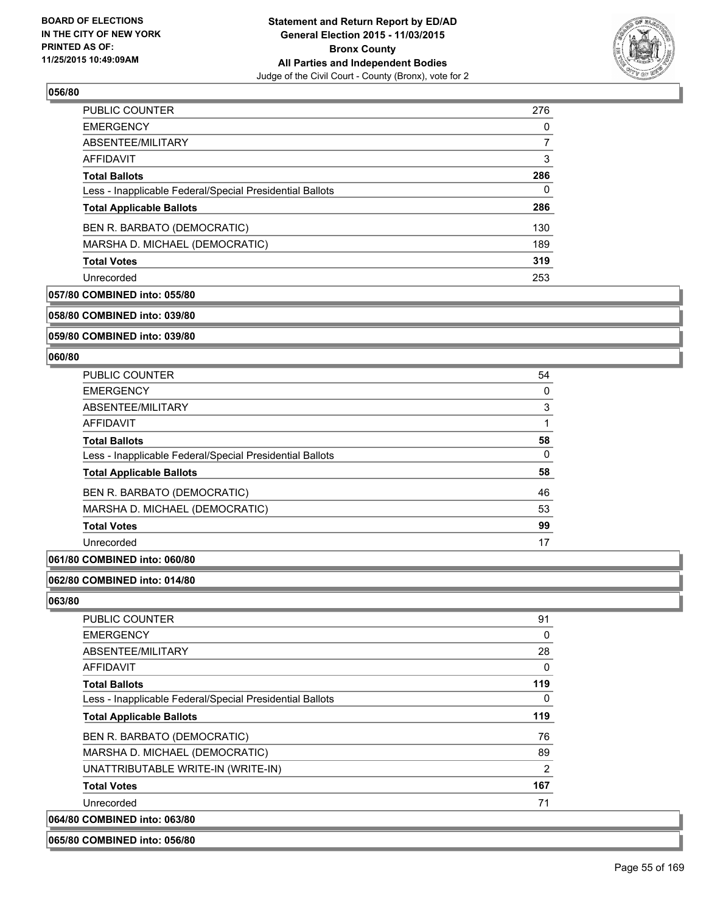### 056/80

| | |
|---|---|
| PUBLIC COUNTER | 276 |
| EMERGENCY | 0 |
| ABSENTEE/MILITARY | 7 |
| AFFIDAVIT | 3 |
| **Total Ballots** | **286** |
| Less - Inapplicable Federal/Special Presidential Ballots | 0 |
| **Total Applicable Ballots** | **286** |
| BEN R. BARBATO (DEMOCRATIC) | 130 |
| MARSHA D. MICHAEL (DEMOCRATIC) | 189 |
| **Total Votes** | **319** |
| Unrecorded | 253 |

**057/80 COMBINED into: 055/80**

**058/80 COMBINED into: 039/80**

**059/80 COMBINED into: 039/80**

### 060/80

| | |
|---|---|
| PUBLIC COUNTER | 54 |
| EMERGENCY | 0 |
| ABSENTEE/MILITARY | 3 |
| AFFIDAVIT | 1 |
| **Total Ballots** | **58** |
| Less - Inapplicable Federal/Special Presidential Ballots | 0 |
| **Total Applicable Ballots** | **58** |
| BEN R. BARBATO (DEMOCRATIC) | 46 |
| MARSHA D. MICHAEL (DEMOCRATIC) | 53 |
| **Total Votes** | **99** |
| Unrecorded | 17 |

**061/80 COMBINED into: 060/80**

**062/80 COMBINED into: 014/80**

### 063/80

| | |
|---|---|
| PUBLIC COUNTER | 91 |
| EMERGENCY | 0 |
| ABSENTEE/MILITARY | 28 |
| AFFIDAVIT | 0 |
| **Total Ballots** | **119** |
| Less - Inapplicable Federal/Special Presidential Ballots | 0 |
| **Total Applicable Ballots** | **119** |
| BEN R. BARBATO (DEMOCRATIC) | 76 |
| MARSHA D. MICHAEL (DEMOCRATIC) | 89 |
| UNATTRIBUTABLE WRITE-IN (WRITE-IN) | 2 |
| **Total Votes** | **167** |
| Unrecorded | 71 |

**064/80 COMBINED into: 063/80**

**065/80 COMBINED into: 056/80**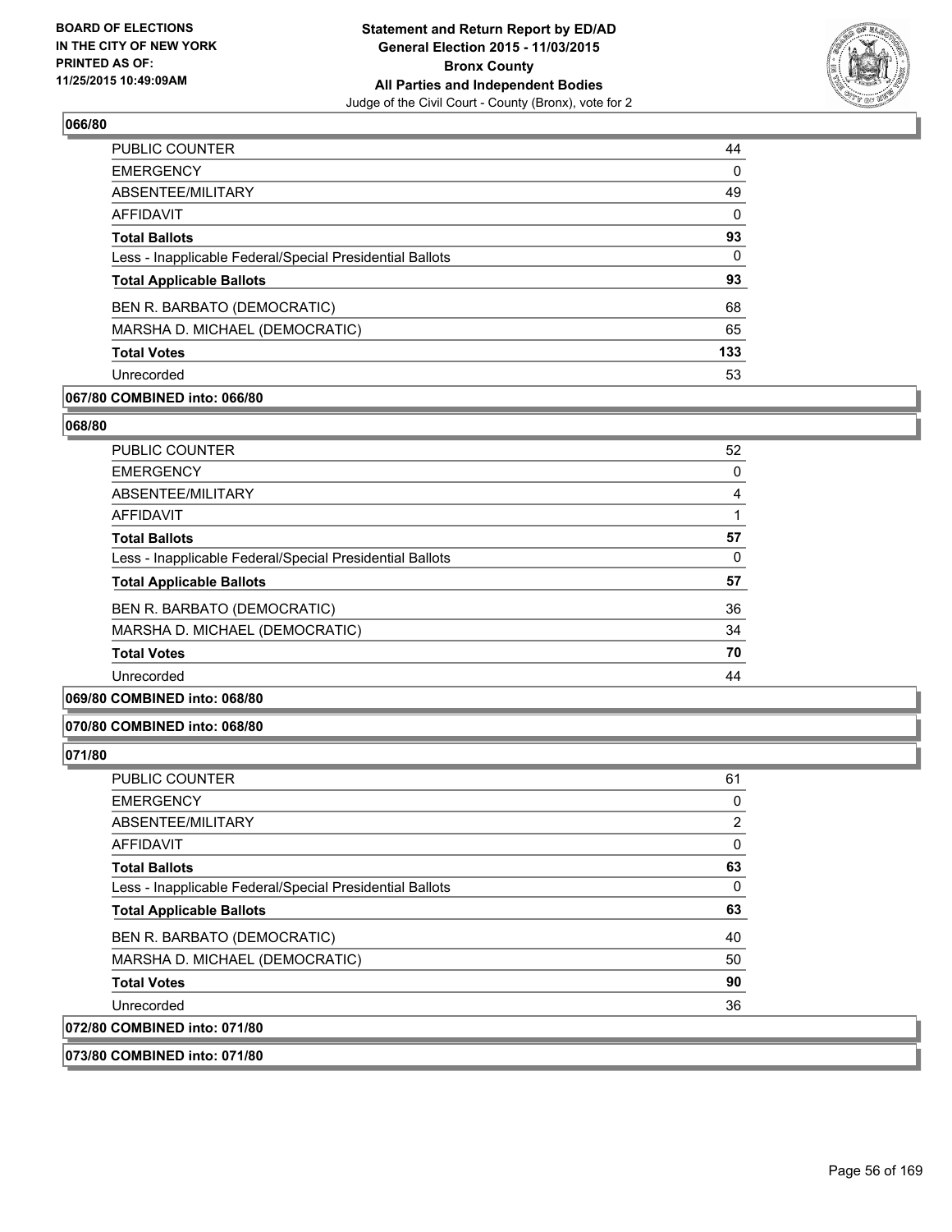**BOARD OF ELECTIONS IN THE CITY OF NEW YORK PRINTED AS OF: 11/25/2015 10:49:09AM**

**Statement and Return Report by ED/AD General Election 2015 - 11/03/2015 Bronx County All Parties and Independent Bodies**
Judge of the Civil Court - County (Bronx), vote for 2

### 066/80

| | |
|---|---|
| PUBLIC COUNTER | 44 |
| EMERGENCY | 0 |
| ABSENTEE/MILITARY | 49 |
| AFFIDAVIT | 0 |
| **Total Ballots** | **93** |
| Less - Inapplicable Federal/Special Presidential Ballots | 0 |
| **Total Applicable Ballots** | **93** |
| BEN R. BARBATO (DEMOCRATIC) | 68 |
| MARSHA D. MICHAEL (DEMOCRATIC) | 65 |
| **Total Votes** | **133** |
| Unrecorded | 53 |

**067/80 COMBINED into: 066/80**

### 068/80

| | |
|---|---|
| PUBLIC COUNTER | 52 |
| EMERGENCY | 0 |
| ABSENTEE/MILITARY | 4 |
| AFFIDAVIT | 1 |
| **Total Ballots** | **57** |
| Less - Inapplicable Federal/Special Presidential Ballots | 0 |
| **Total Applicable Ballots** | **57** |
| BEN R. BARBATO (DEMOCRATIC) | 36 |
| MARSHA D. MICHAEL (DEMOCRATIC) | 34 |
| **Total Votes** | **70** |
| Unrecorded | 44 |

**069/80 COMBINED into: 068/80**

**070/80 COMBINED into: 068/80**

### 071/80

| | |
|---|---|
| PUBLIC COUNTER | 61 |
| EMERGENCY | 0 |
| ABSENTEE/MILITARY | 2 |
| AFFIDAVIT | 0 |
| **Total Ballots** | **63** |
| Less - Inapplicable Federal/Special Presidential Ballots | 0 |
| **Total Applicable Ballots** | **63** |
| BEN R. BARBATO (DEMOCRATIC) | 40 |
| MARSHA D. MICHAEL (DEMOCRATIC) | 50 |
| **Total Votes** | **90** |
| Unrecorded | 36 |

**072/80 COMBINED into: 071/80**

**073/80 COMBINED into: 071/80**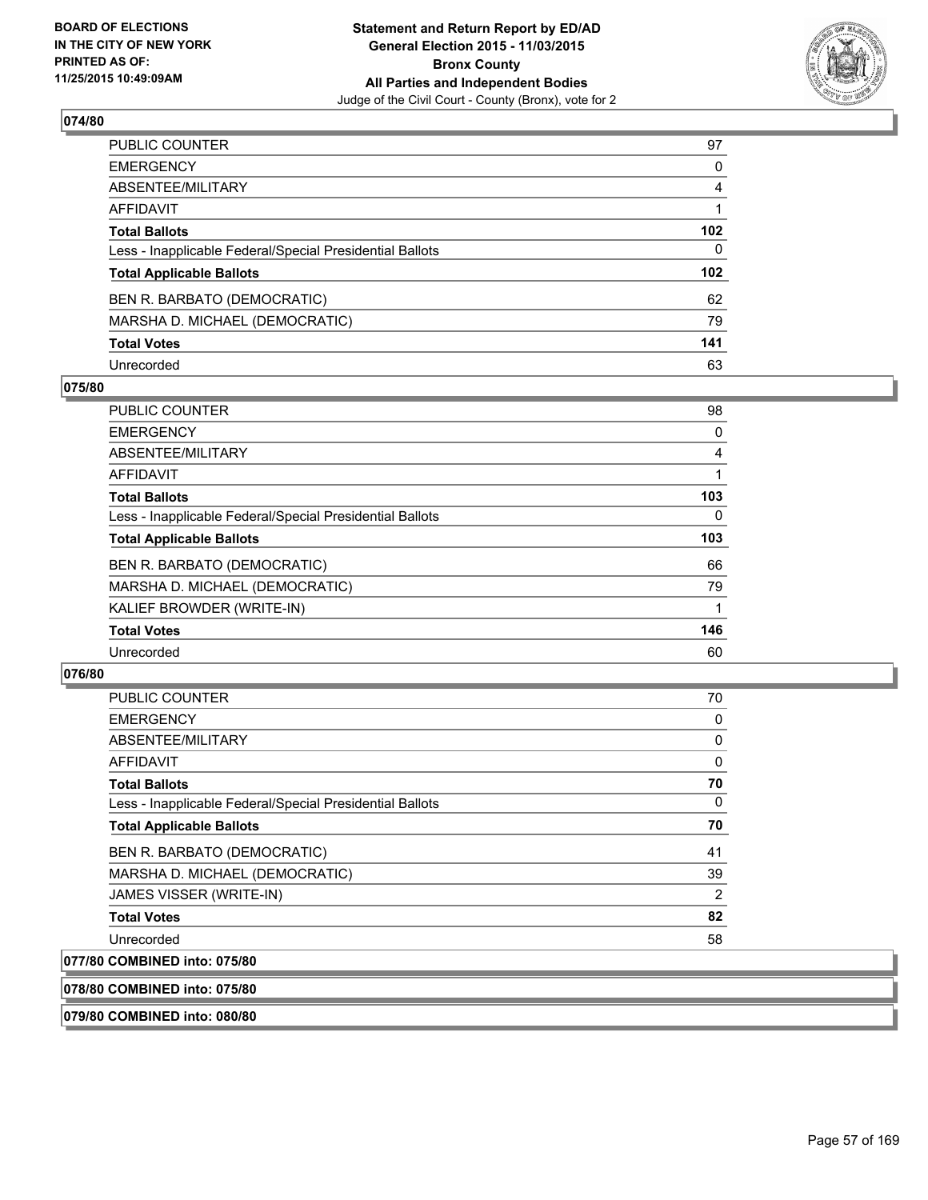## 074/80

| | |
|---|---|
| PUBLIC COUNTER | 97 |
| EMERGENCY | 0 |
| ABSENTEE/MILITARY | 4 |
| AFFIDAVIT | 1 |
| **Total Ballots** | **102** |
| Less - Inapplicable Federal/Special Presidential Ballots | 0 |
| **Total Applicable Ballots** | **102** |
| BEN R. BARBATO (DEMOCRATIC) | 62 |
| MARSHA D. MICHAEL (DEMOCRATIC) | 79 |
| **Total Votes** | **141** |
| Unrecorded | 63 |

## 075/80

| | |
|---|---|
| PUBLIC COUNTER | 98 |
| EMERGENCY | 0 |
| ABSENTEE/MILITARY | 4 |
| AFFIDAVIT | 1 |
| **Total Ballots** | **103** |
| Less - Inapplicable Federal/Special Presidential Ballots | 0 |
| **Total Applicable Ballots** | **103** |
| BEN R. BARBATO (DEMOCRATIC) | 66 |
| MARSHA D. MICHAEL (DEMOCRATIC) | 79 |
| KALIEF BROWDER (WRITE-IN) | 1 |
| **Total Votes** | **146** |
| Unrecorded | 60 |

## 076/80

| | |
|---|---|
| PUBLIC COUNTER | 70 |
| EMERGENCY | 0 |
| ABSENTEE/MILITARY | 0 |
| AFFIDAVIT | 0 |
| **Total Ballots** | **70** |
| Less - Inapplicable Federal/Special Presidential Ballots | 0 |
| **Total Applicable Ballots** | **70** |
| BEN R. BARBATO (DEMOCRATIC) | 41 |
| MARSHA D. MICHAEL (DEMOCRATIC) | 39 |
| JAMES VISSER (WRITE-IN) | 2 |
| **Total Votes** | **82** |
| Unrecorded | 58 |

## 077/80 COMBINED into: 075/80

## 078/80 COMBINED into: 075/80

## 079/80 COMBINED into: 080/80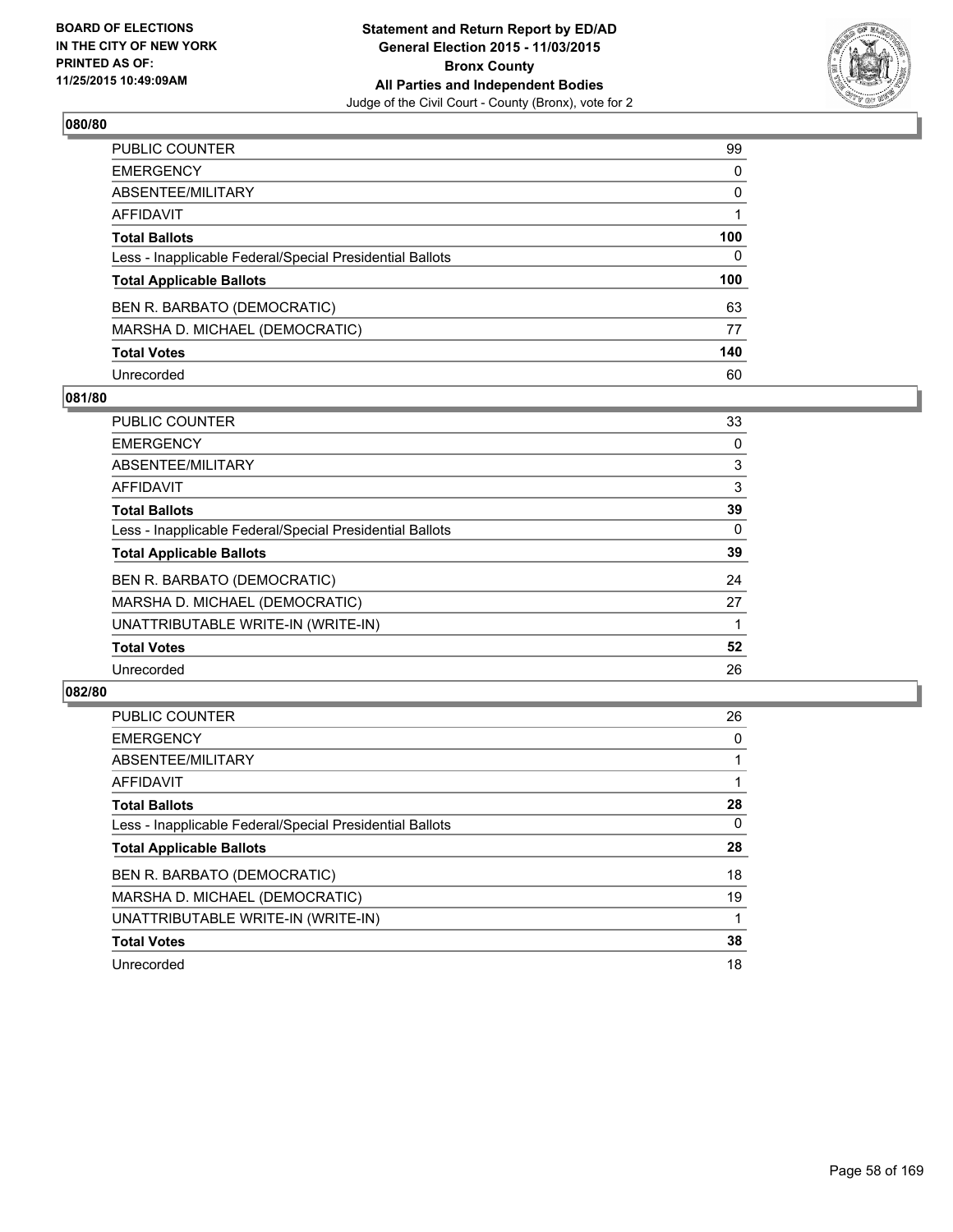**Statement and Return Report by ED/AD**
**General Election 2015 - 11/03/2015**
**Bronx County**
**All Parties and Independent Bodies**
Judge of the Civil Court - County (Bronx), vote for 2

BOARD OF ELECTIONS
IN THE CITY OF NEW YORK
PRINTED AS OF:
11/25/2015 10:49:09AM

## 080/80

| | |
|---|---|
| PUBLIC COUNTER | 99 |
| EMERGENCY | 0 |
| ABSENTEE/MILITARY | 0 |
| AFFIDAVIT | 1 |
| **Total Ballots** | **100** |
| Less - Inapplicable Federal/Special Presidential Ballots | 0 |
| **Total Applicable Ballots** | **100** |
| BEN R. BARBATO (DEMOCRATIC) | 63 |
| MARSHA D. MICHAEL (DEMOCRATIC) | 77 |
| **Total Votes** | **140** |
| Unrecorded | 60 |

## 081/80

| | |
|---|---|
| PUBLIC COUNTER | 33 |
| EMERGENCY | 0 |
| ABSENTEE/MILITARY | 3 |
| AFFIDAVIT | 3 |
| **Total Ballots** | **39** |
| Less - Inapplicable Federal/Special Presidential Ballots | 0 |
| **Total Applicable Ballots** | **39** |
| BEN R. BARBATO (DEMOCRATIC) | 24 |
| MARSHA D. MICHAEL (DEMOCRATIC) | 27 |
| UNATTRIBUTABLE WRITE-IN (WRITE-IN) | 1 |
| **Total Votes** | **52** |
| Unrecorded | 26 |

## 082/80

| | |
|---|---|
| PUBLIC COUNTER | 26 |
| EMERGENCY | 0 |
| ABSENTEE/MILITARY | 1 |
| AFFIDAVIT | 1 |
| **Total Ballots** | **28** |
| Less - Inapplicable Federal/Special Presidential Ballots | 0 |
| **Total Applicable Ballots** | **28** |
| BEN R. BARBATO (DEMOCRATIC) | 18 |
| MARSHA D. MICHAEL (DEMOCRATIC) | 19 |
| UNATTRIBUTABLE WRITE-IN (WRITE-IN) | 1 |
| **Total Votes** | **38** |
| Unrecorded | 18 |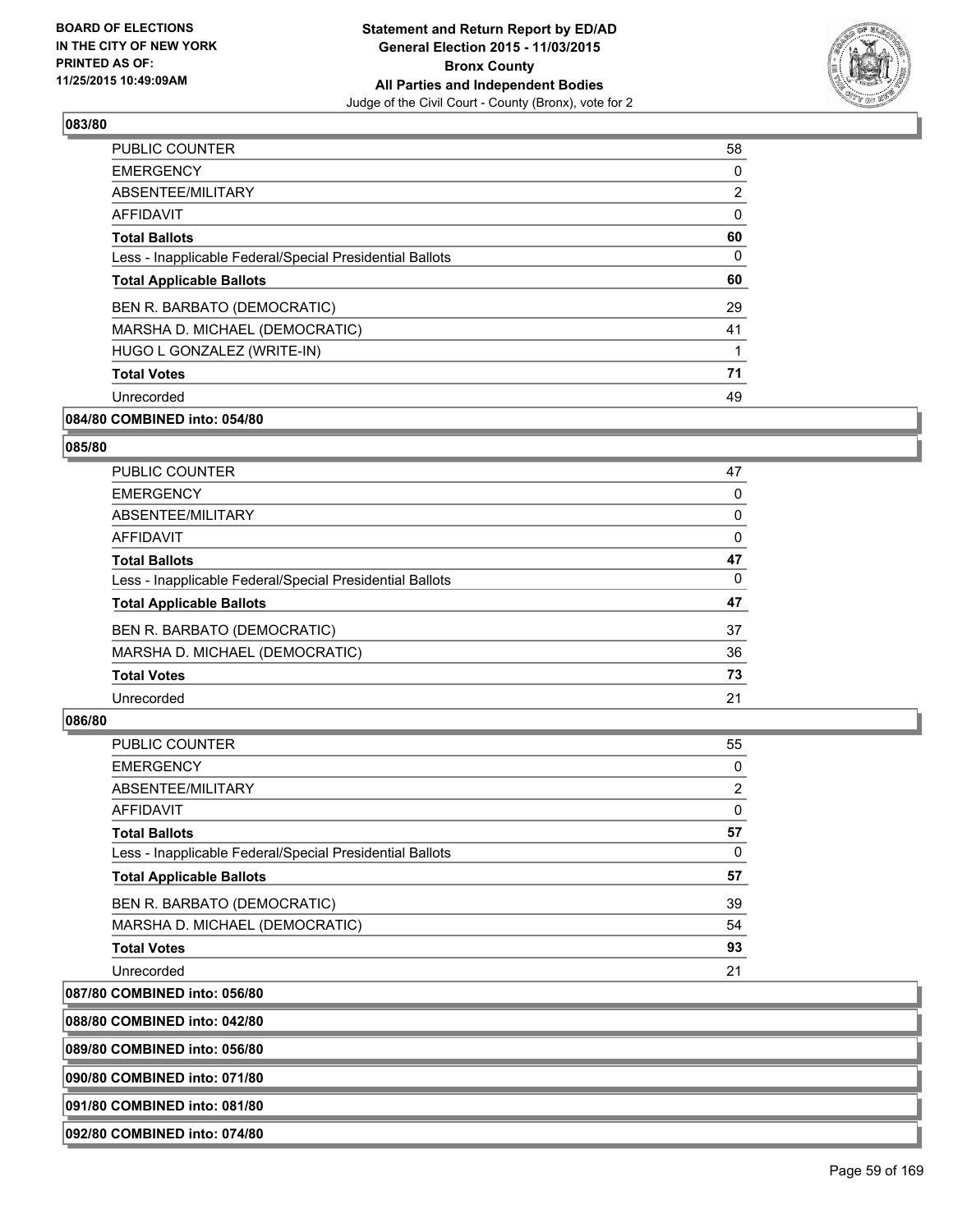### 083/80

| | |
|---|---|
| PUBLIC COUNTER | 58 |
| EMERGENCY | 0 |
| ABSENTEE/MILITARY | 2 |
| AFFIDAVIT | 0 |
| **Total Ballots** | **60** |
| Less - Inapplicable Federal/Special Presidential Ballots | 0 |
| **Total Applicable Ballots** | **60** |
| BEN R. BARBATO (DEMOCRATIC) | 29 |
| MARSHA D. MICHAEL (DEMOCRATIC) | 41 |
| HUGO L GONZALEZ (WRITE-IN) | 1 |
| **Total Votes** | **71** |
| Unrecorded | 49 |

### 084/80 COMBINED into: 054/80

### 085/80

| | |
|---|---|
| PUBLIC COUNTER | 47 |
| EMERGENCY | 0 |
| ABSENTEE/MILITARY | 0 |
| AFFIDAVIT | 0 |
| **Total Ballots** | **47** |
| Less - Inapplicable Federal/Special Presidential Ballots | 0 |
| **Total Applicable Ballots** | **47** |
| BEN R. BARBATO (DEMOCRATIC) | 37 |
| MARSHA D. MICHAEL (DEMOCRATIC) | 36 |
| **Total Votes** | **73** |
| Unrecorded | 21 |

### 086/80

| | |
|---|---|
| PUBLIC COUNTER | 55 |
| EMERGENCY | 0 |
| ABSENTEE/MILITARY | 2 |
| AFFIDAVIT | 0 |
| **Total Ballots** | **57** |
| Less - Inapplicable Federal/Special Presidential Ballots | 0 |
| **Total Applicable Ballots** | **57** |
| BEN R. BARBATO (DEMOCRATIC) | 39 |
| MARSHA D. MICHAEL (DEMOCRATIC) | 54 |
| **Total Votes** | **93** |
| Unrecorded | 21 |

### 087/80 COMBINED into: 056/80

### 088/80 COMBINED into: 042/80

### 089/80 COMBINED into: 056/80

### 090/80 COMBINED into: 071/80

### 091/80 COMBINED into: 081/80

### 092/80 COMBINED into: 074/80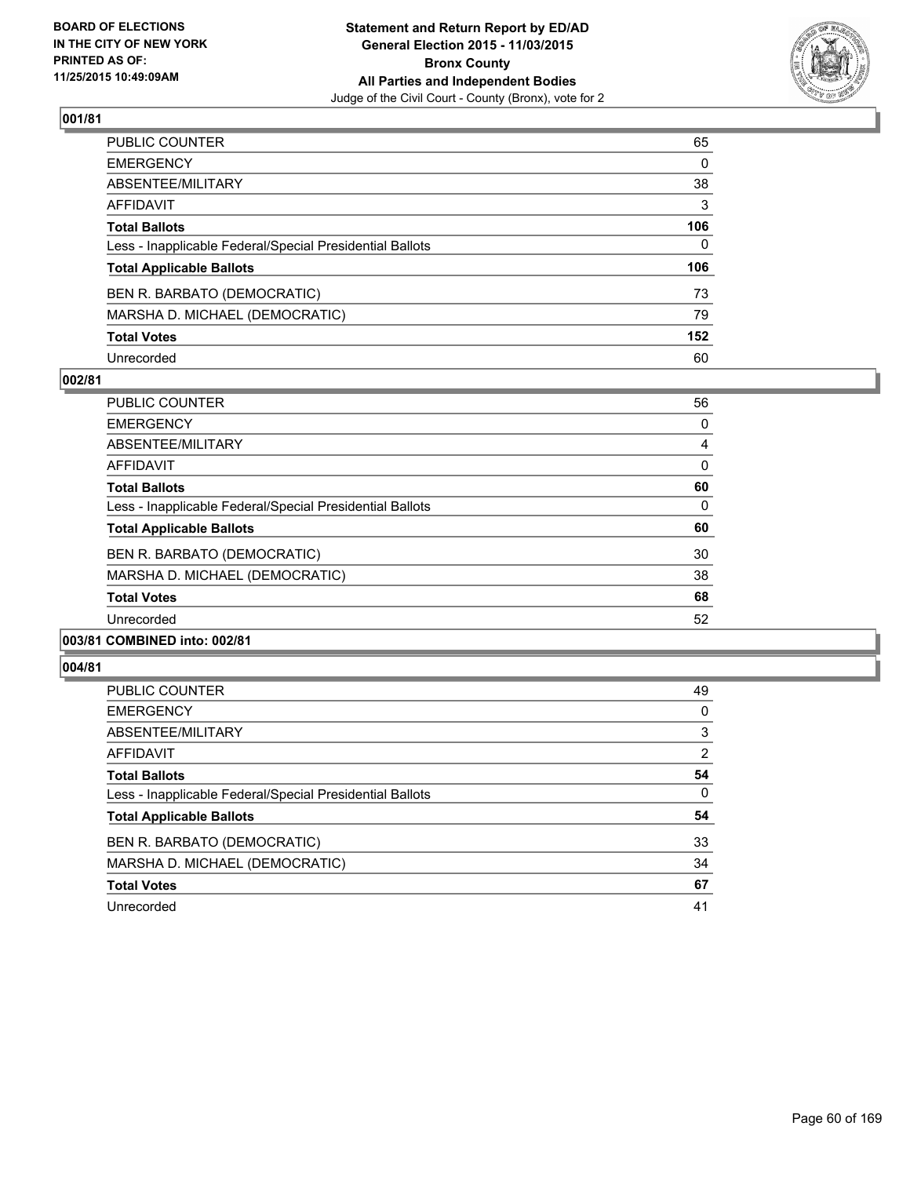BOARD OF ELECTIONS
IN THE CITY OF NEW YORK
PRINTED AS OF:
11/25/2015 10:49:09AM

**Statement and Return Report by ED/AD**
**General Election 2015 - 11/03/2015**
**Bronx County**
**All Parties and Independent Bodies**
Judge of the Civil Court - County (Bronx), vote for 2

### 001/81

| | |
|---|---|
| PUBLIC COUNTER | 65 |
| EMERGENCY | 0 |
| ABSENTEE/MILITARY | 38 |
| AFFIDAVIT | 3 |
| **Total Ballots** | **106** |
| Less - Inapplicable Federal/Special Presidential Ballots | 0 |
| **Total Applicable Ballots** | **106** |
| BEN R. BARBATO (DEMOCRATIC) | 73 |
| MARSHA D. MICHAEL (DEMOCRATIC) | 79 |
| **Total Votes** | **152** |
| Unrecorded | 60 |

### 002/81

| | |
|---|---|
| PUBLIC COUNTER | 56 |
| EMERGENCY | 0 |
| ABSENTEE/MILITARY | 4 |
| AFFIDAVIT | 0 |
| **Total Ballots** | **60** |
| Less - Inapplicable Federal/Special Presidential Ballots | 0 |
| **Total Applicable Ballots** | **60** |
| BEN R. BARBATO (DEMOCRATIC) | 30 |
| MARSHA D. MICHAEL (DEMOCRATIC) | 38 |
| **Total Votes** | **68** |
| Unrecorded | 52 |

### 003/81 COMBINED into: 002/81

### 004/81

| | |
|---|---|
| PUBLIC COUNTER | 49 |
| EMERGENCY | 0 |
| ABSENTEE/MILITARY | 3 |
| AFFIDAVIT | 2 |
| **Total Ballots** | **54** |
| Less - Inapplicable Federal/Special Presidential Ballots | 0 |
| **Total Applicable Ballots** | **54** |
| BEN R. BARBATO (DEMOCRATIC) | 33 |
| MARSHA D. MICHAEL (DEMOCRATIC) | 34 |
| **Total Votes** | **67** |
| Unrecorded | 41 |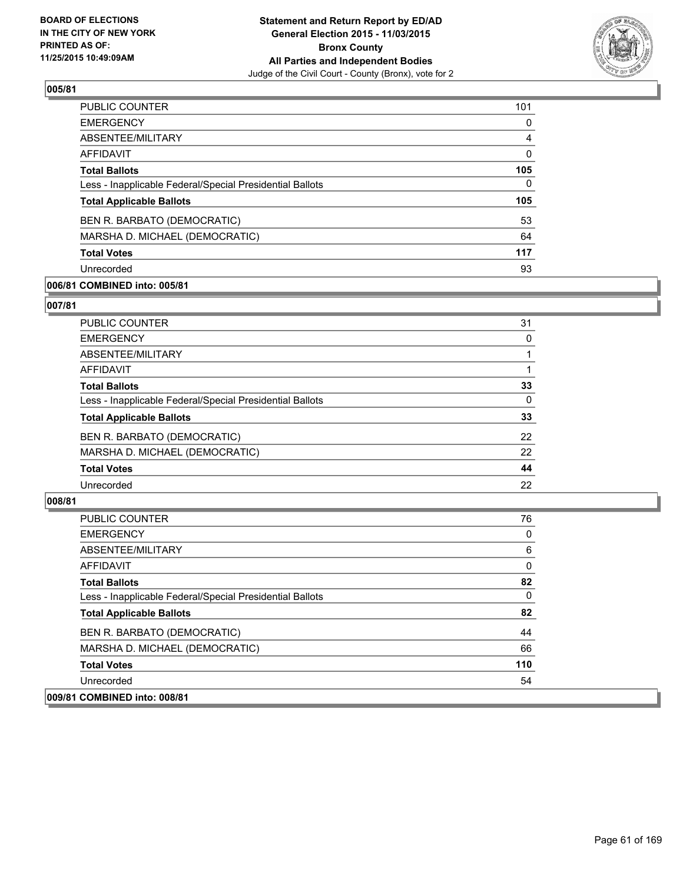**BOARD OF ELECTIONS IN THE CITY OF NEW YORK PRINTED AS OF: 11/25/2015 10:49:09AM**

**Statement and Return Report by ED/AD General Election 2015 - 11/03/2015 Bronx County All Parties and Independent Bodies**
Judge of the Civil Court - County (Bronx), vote for 2

## 005/81

| | |
|---|---|
| PUBLIC COUNTER | 101 |
| EMERGENCY | 0 |
| ABSENTEE/MILITARY | 4 |
| AFFIDAVIT | 0 |
| **Total Ballots** | **105** |
| Less - Inapplicable Federal/Special Presidential Ballots | 0 |
| **Total Applicable Ballots** | **105** |
| BEN R. BARBATO (DEMOCRATIC) | 53 |
| MARSHA D. MICHAEL (DEMOCRATIC) | 64 |
| **Total Votes** | **117** |
| Unrecorded | 93 |

## 006/81 COMBINED into: 005/81

## 007/81

| | |
|---|---|
| PUBLIC COUNTER | 31 |
| EMERGENCY | 0 |
| ABSENTEE/MILITARY | 1 |
| AFFIDAVIT | 1 |
| **Total Ballots** | **33** |
| Less - Inapplicable Federal/Special Presidential Ballots | 0 |
| **Total Applicable Ballots** | **33** |
| BEN R. BARBATO (DEMOCRATIC) | 22 |
| MARSHA D. MICHAEL (DEMOCRATIC) | 22 |
| **Total Votes** | **44** |
| Unrecorded | 22 |

## 008/81

| | |
|---|---|
| PUBLIC COUNTER | 76 |
| EMERGENCY | 0 |
| ABSENTEE/MILITARY | 6 |
| AFFIDAVIT | 0 |
| **Total Ballots** | **82** |
| Less - Inapplicable Federal/Special Presidential Ballots | 0 |
| **Total Applicable Ballots** | **82** |
| BEN R. BARBATO (DEMOCRATIC) | 44 |
| MARSHA D. MICHAEL (DEMOCRATIC) | 66 |
| **Total Votes** | **110** |
| Unrecorded | 54 |

## 009/81 COMBINED into: 008/81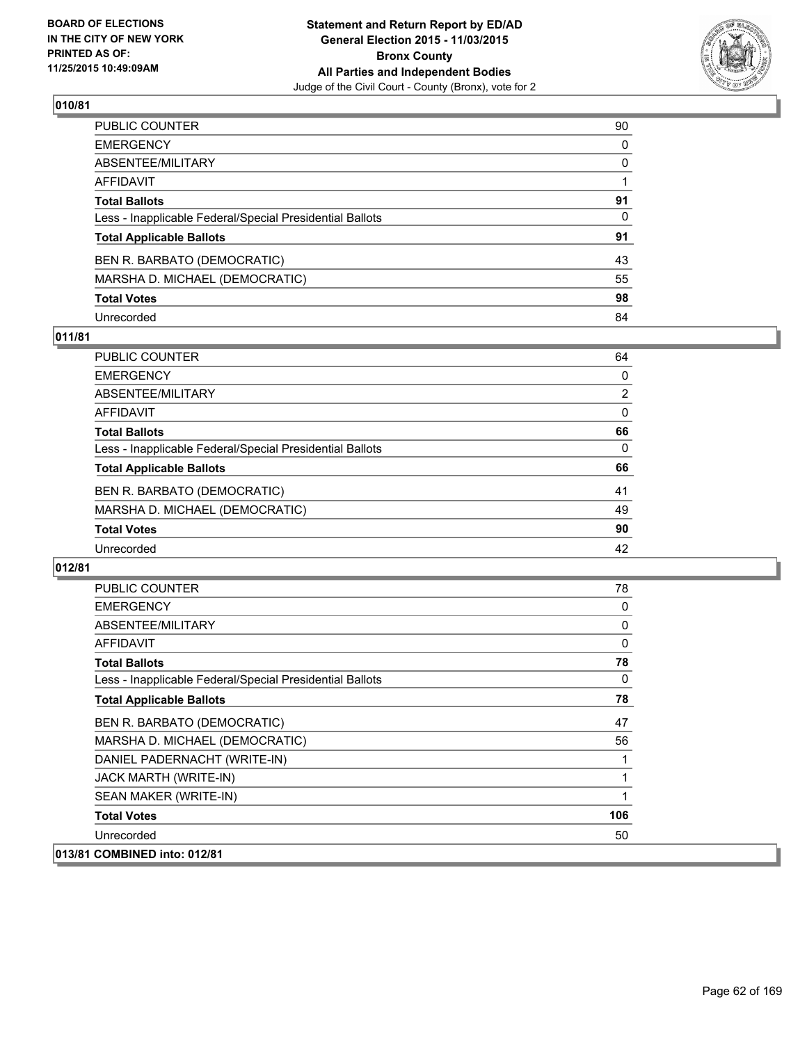## 010/81

| | |
|---|---|
| PUBLIC COUNTER | 90 |
| EMERGENCY | 0 |
| ABSENTEE/MILITARY | 0 |
| AFFIDAVIT | 1 |
| **Total Ballots** | **91** |
| Less - Inapplicable Federal/Special Presidential Ballots | 0 |
| **Total Applicable Ballots** | **91** |
| BEN R. BARBATO (DEMOCRATIC) | 43 |
| MARSHA D. MICHAEL (DEMOCRATIC) | 55 |
| **Total Votes** | **98** |
| Unrecorded | 84 |

## 011/81

| | |
|---|---|
| PUBLIC COUNTER | 64 |
| EMERGENCY | 0 |
| ABSENTEE/MILITARY | 2 |
| AFFIDAVIT | 0 |
| **Total Ballots** | **66** |
| Less - Inapplicable Federal/Special Presidential Ballots | 0 |
| **Total Applicable Ballots** | **66** |
| BEN R. BARBATO (DEMOCRATIC) | 41 |
| MARSHA D. MICHAEL (DEMOCRATIC) | 49 |
| **Total Votes** | **90** |
| Unrecorded | 42 |

## 012/81

| | |
|---|---|
| PUBLIC COUNTER | 78 |
| EMERGENCY | 0 |
| ABSENTEE/MILITARY | 0 |
| AFFIDAVIT | 0 |
| **Total Ballots** | **78** |
| Less - Inapplicable Federal/Special Presidential Ballots | 0 |
| **Total Applicable Ballots** | **78** |
| BEN R. BARBATO (DEMOCRATIC) | 47 |
| MARSHA D. MICHAEL (DEMOCRATIC) | 56 |
| DANIEL PADERNACHT (WRITE-IN) | 1 |
| JACK MARTH (WRITE-IN) | 1 |
| SEAN MAKER (WRITE-IN) | 1 |
| **Total Votes** | **106** |
| Unrecorded | 50 |

## 013/81 COMBINED into: 012/81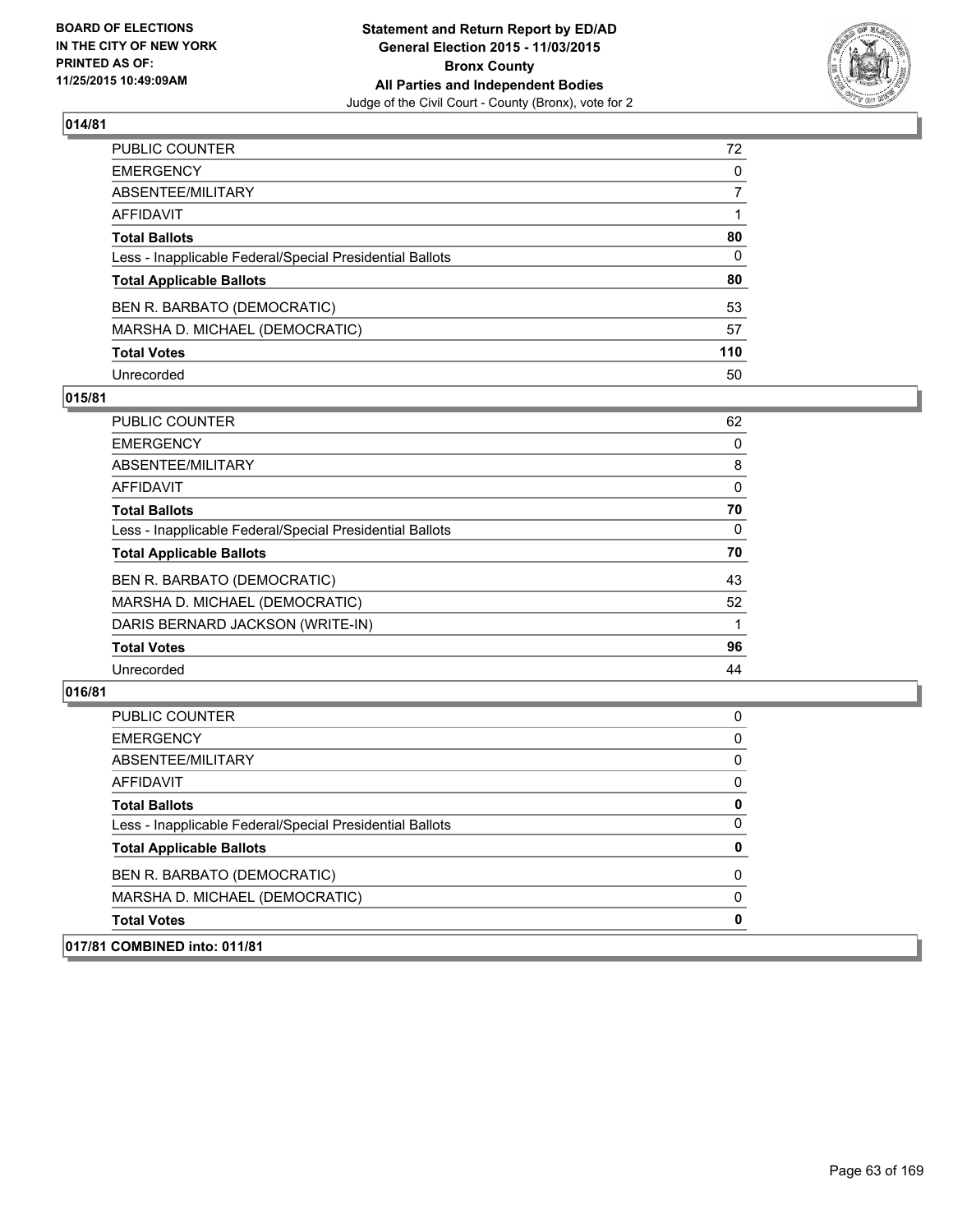**BOARD OF ELECTIONS IN THE CITY OF NEW YORK PRINTED AS OF: 11/25/2015 10:49:09AM**

**Statement and Return Report by ED/AD**
**General Election 2015 - 11/03/2015**
**Bronx County**
**All Parties and Independent Bodies**
Judge of the Civil Court - County (Bronx), vote for 2

## 014/81

| | |
|---|---|
| PUBLIC COUNTER | 72 |
| EMERGENCY | 0 |
| ABSENTEE/MILITARY | 7 |
| AFFIDAVIT | 1 |
| **Total Ballots** | **80** |
| Less - Inapplicable Federal/Special Presidential Ballots | 0 |
| **Total Applicable Ballots** | **80** |
| BEN R. BARBATO (DEMOCRATIC) | 53 |
| MARSHA D. MICHAEL (DEMOCRATIC) | 57 |
| **Total Votes** | **110** |
| Unrecorded | 50 |

## 015/81

| | |
|---|---|
| PUBLIC COUNTER | 62 |
| EMERGENCY | 0 |
| ABSENTEE/MILITARY | 8 |
| AFFIDAVIT | 0 |
| **Total Ballots** | **70** |
| Less - Inapplicable Federal/Special Presidential Ballots | 0 |
| **Total Applicable Ballots** | **70** |
| BEN R. BARBATO (DEMOCRATIC) | 43 |
| MARSHA D. MICHAEL (DEMOCRATIC) | 52 |
| DARIS BERNARD JACKSON (WRITE-IN) | 1 |
| **Total Votes** | **96** |
| Unrecorded | 44 |

## 016/81

| | |
|---|---|
| PUBLIC COUNTER | 0 |
| EMERGENCY | 0 |
| ABSENTEE/MILITARY | 0 |
| AFFIDAVIT | 0 |
| **Total Ballots** | **0** |
| Less - Inapplicable Federal/Special Presidential Ballots | 0 |
| **Total Applicable Ballots** | **0** |
| BEN R. BARBATO (DEMOCRATIC) | 0 |
| MARSHA D. MICHAEL (DEMOCRATIC) | 0 |
| **Total Votes** | **0** |

## 017/81 COMBINED into: 011/81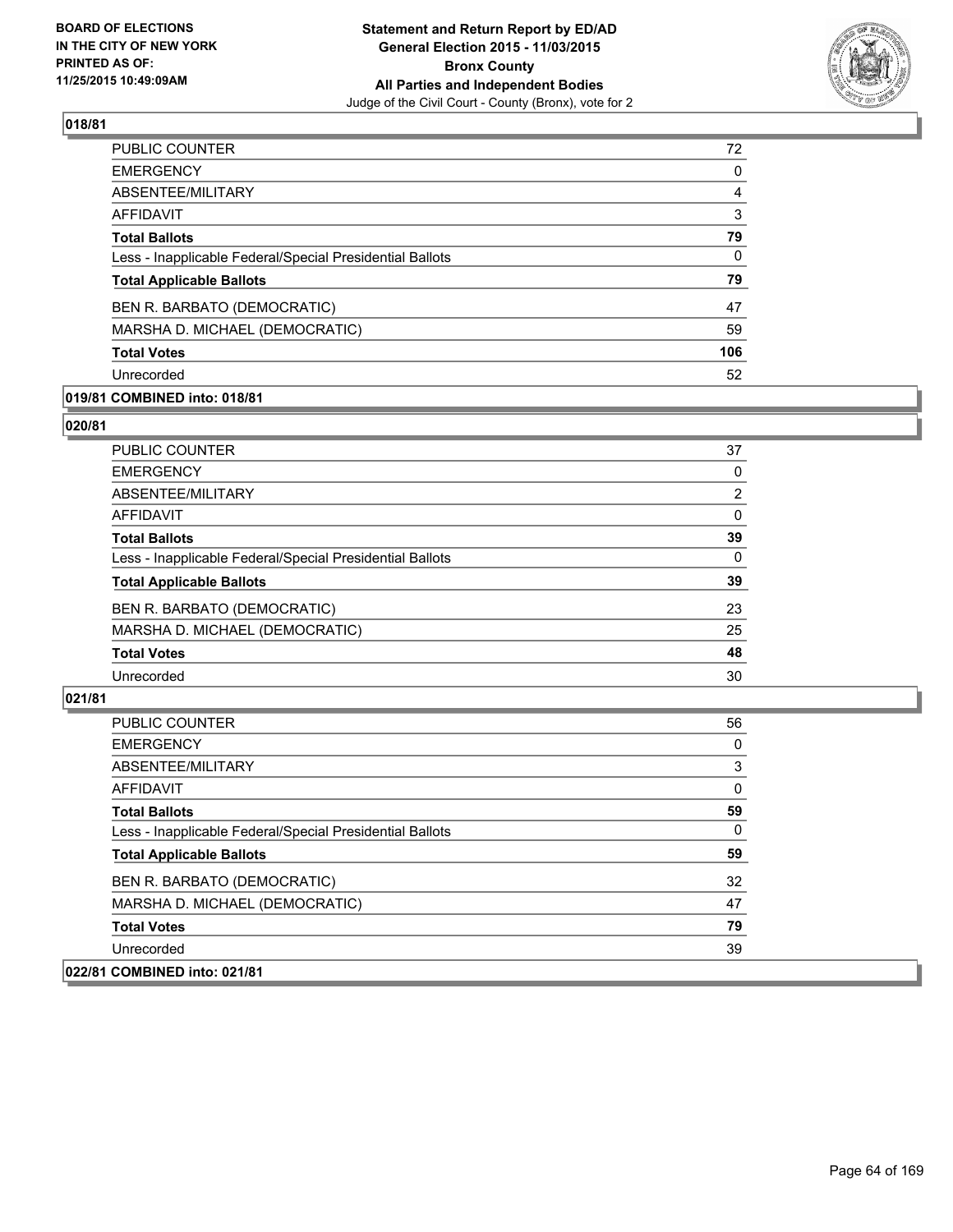**BOARD OF ELECTIONS IN THE CITY OF NEW YORK PRINTED AS OF: 11/25/2015 10:49:09AM**

**Statement and Return Report by ED/AD**
**General Election 2015 - 11/03/2015**
**Bronx County**
**All Parties and Independent Bodies**
Judge of the Civil Court - County (Bronx), vote for 2

### 018/81

| | |
|---|---|
| PUBLIC COUNTER | 72 |
| EMERGENCY | 0 |
| ABSENTEE/MILITARY | 4 |
| AFFIDAVIT | 3 |
| **Total Ballots** | **79** |
| Less - Inapplicable Federal/Special Presidential Ballots | 0 |
| **Total Applicable Ballots** | **79** |
| BEN R. BARBATO (DEMOCRATIC) | 47 |
| MARSHA D. MICHAEL (DEMOCRATIC) | 59 |
| **Total Votes** | **106** |
| Unrecorded | 52 |

### 019/81 COMBINED into: 018/81

### 020/81

| | |
|---|---|
| PUBLIC COUNTER | 37 |
| EMERGENCY | 0 |
| ABSENTEE/MILITARY | 2 |
| AFFIDAVIT | 0 |
| **Total Ballots** | **39** |
| Less - Inapplicable Federal/Special Presidential Ballots | 0 |
| **Total Applicable Ballots** | **39** |
| BEN R. BARBATO (DEMOCRATIC) | 23 |
| MARSHA D. MICHAEL (DEMOCRATIC) | 25 |
| **Total Votes** | **48** |
| Unrecorded | 30 |

### 021/81

| | |
|---|---|
| PUBLIC COUNTER | 56 |
| EMERGENCY | 0 |
| ABSENTEE/MILITARY | 3 |
| AFFIDAVIT | 0 |
| **Total Ballots** | **59** |
| Less - Inapplicable Federal/Special Presidential Ballots | 0 |
| **Total Applicable Ballots** | **59** |
| BEN R. BARBATO (DEMOCRATIC) | 32 |
| MARSHA D. MICHAEL (DEMOCRATIC) | 47 |
| **Total Votes** | **79** |
| Unrecorded | 39 |

### 022/81 COMBINED into: 021/81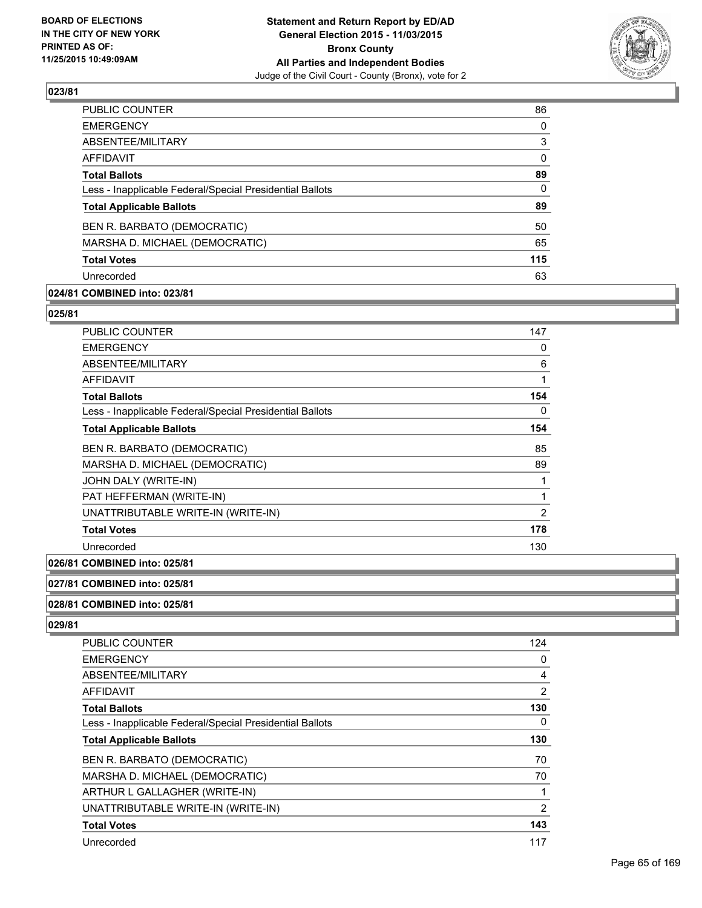### 023/81

| | |
|---|---|
| PUBLIC COUNTER | 86 |
| EMERGENCY | 0 |
| ABSENTEE/MILITARY | 3 |
| AFFIDAVIT | 0 |
| **Total Ballots** | **89** |
| Less - Inapplicable Federal/Special Presidential Ballots | 0 |
| **Total Applicable Ballots** | **89** |
| BEN R. BARBATO (DEMOCRATIC) | 50 |
| MARSHA D. MICHAEL (DEMOCRATIC) | 65 |
| **Total Votes** | **115** |
| Unrecorded | 63 |

### 024/81 COMBINED into: 023/81

### 025/81

| | |
|---|---|
| PUBLIC COUNTER | 147 |
| EMERGENCY | 0 |
| ABSENTEE/MILITARY | 6 |
| AFFIDAVIT | 1 |
| **Total Ballots** | **154** |
| Less - Inapplicable Federal/Special Presidential Ballots | 0 |
| **Total Applicable Ballots** | **154** |
| BEN R. BARBATO (DEMOCRATIC) | 85 |
| MARSHA D. MICHAEL (DEMOCRATIC) | 89 |
| JOHN DALY (WRITE-IN) | 1 |
| PAT HEFFERMAN (WRITE-IN) | 1 |
| UNATTRIBUTABLE WRITE-IN (WRITE-IN) | 2 |
| **Total Votes** | **178** |
| Unrecorded | 130 |

### 026/81 COMBINED into: 025/81

### 027/81 COMBINED into: 025/81

### 028/81 COMBINED into: 025/81

### 029/81

| | |
|---|---|
| PUBLIC COUNTER | 124 |
| EMERGENCY | 0 |
| ABSENTEE/MILITARY | 4 |
| AFFIDAVIT | 2 |
| **Total Ballots** | **130** |
| Less - Inapplicable Federal/Special Presidential Ballots | 0 |
| **Total Applicable Ballots** | **130** |
| BEN R. BARBATO (DEMOCRATIC) | 70 |
| MARSHA D. MICHAEL (DEMOCRATIC) | 70 |
| ARTHUR L GALLAGHER (WRITE-IN) | 1 |
| UNATTRIBUTABLE WRITE-IN (WRITE-IN) | 2 |
| **Total Votes** | **143** |
| Unrecorded | 117 |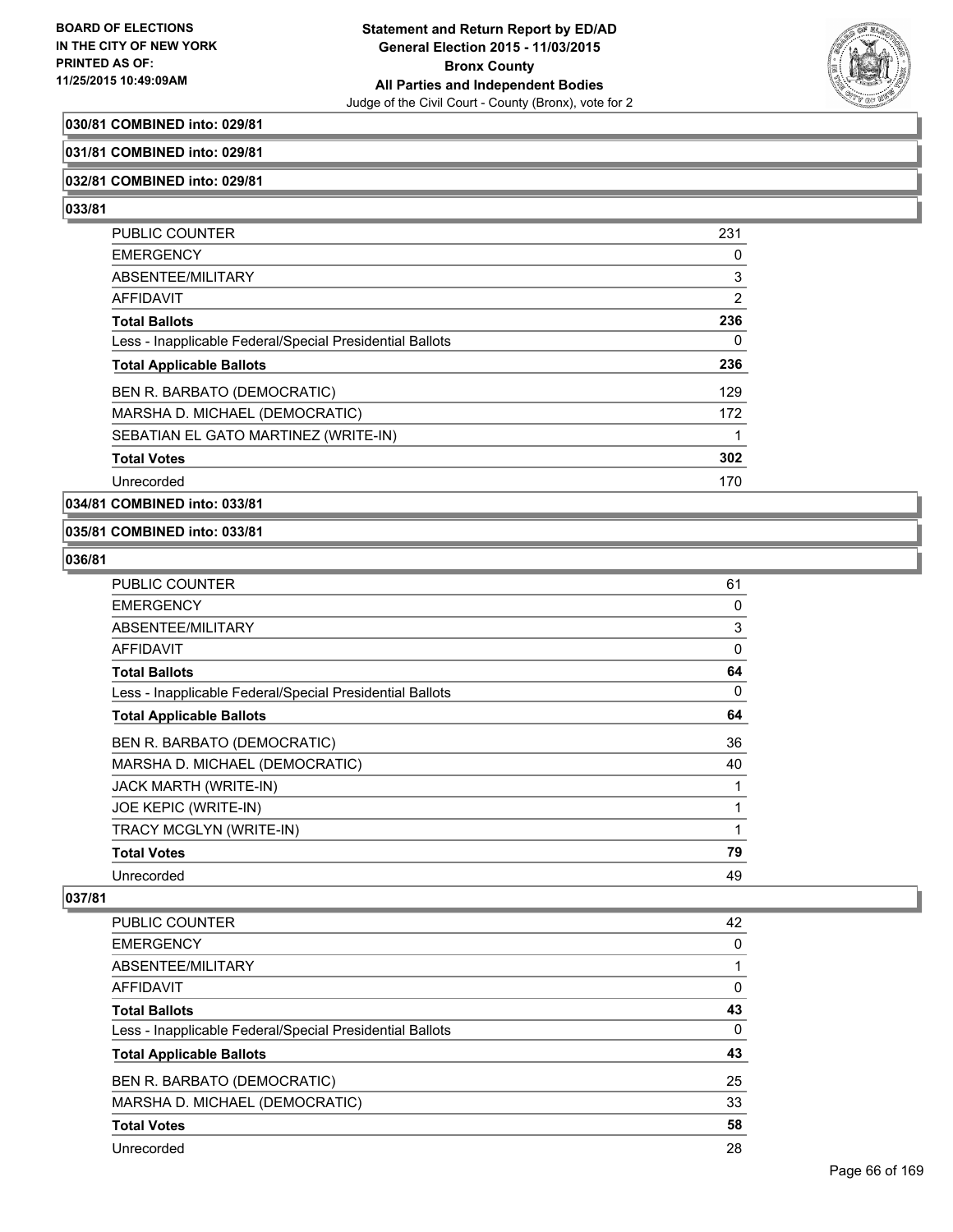**030/81 COMBINED into: 029/81**

**031/81 COMBINED into: 029/81**

**032/81 COMBINED into: 029/81**

**033/81**

| | |
|---|---|
| PUBLIC COUNTER | 231 |
| EMERGENCY | 0 |
| ABSENTEE/MILITARY | 3 |
| AFFIDAVIT | 2 |
| **Total Ballots** | **236** |
| Less - Inapplicable Federal/Special Presidential Ballots | 0 |
| **Total Applicable Ballots** | **236** |
| BEN R. BARBATO (DEMOCRATIC) | 129 |
| MARSHA D. MICHAEL (DEMOCRATIC) | 172 |
| SEBATIAN EL GATO MARTINEZ (WRITE-IN) | 1 |
| **Total Votes** | **302** |
| Unrecorded | 170 |

**034/81 COMBINED into: 033/81**

**035/81 COMBINED into: 033/81**

**036/81**

| | |
|---|---|
| PUBLIC COUNTER | 61 |
| EMERGENCY | 0 |
| ABSENTEE/MILITARY | 3 |
| AFFIDAVIT | 0 |
| **Total Ballots** | **64** |
| Less - Inapplicable Federal/Special Presidential Ballots | 0 |
| **Total Applicable Ballots** | **64** |
| BEN R. BARBATO (DEMOCRATIC) | 36 |
| MARSHA D. MICHAEL (DEMOCRATIC) | 40 |
| JACK MARTH (WRITE-IN) | 1 |
| JOE KEPIC (WRITE-IN) | 1 |
| TRACY MCGLYN (WRITE-IN) | 1 |
| **Total Votes** | **79** |
| Unrecorded | 49 |

**037/81**

| | |
|---|---|
| PUBLIC COUNTER | 42 |
| EMERGENCY | 0 |
| ABSENTEE/MILITARY | 1 |
| AFFIDAVIT | 0 |
| **Total Ballots** | **43** |
| Less - Inapplicable Federal/Special Presidential Ballots | 0 |
| **Total Applicable Ballots** | **43** |
| BEN R. BARBATO (DEMOCRATIC) | 25 |
| MARSHA D. MICHAEL (DEMOCRATIC) | 33 |
| **Total Votes** | **58** |
| Unrecorded | 28 |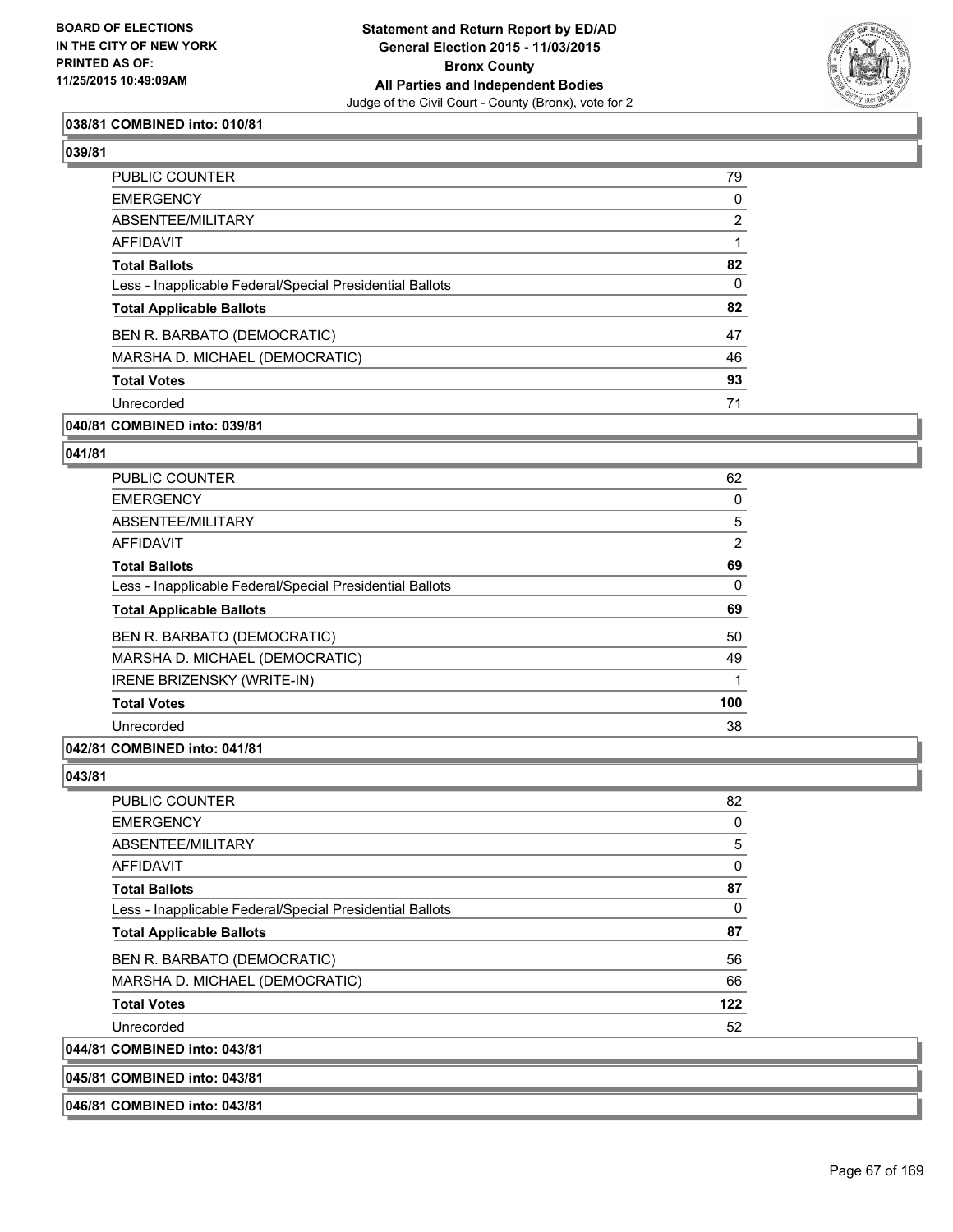**BOARD OF ELECTIONS IN THE CITY OF NEW YORK PRINTED AS OF: 11/25/2015 10:49:09AM**

**Statement and Return Report by ED/AD**
**General Election 2015 - 11/03/2015**
**Bronx County**
**All Parties and Independent Bodies**
Judge of the Civil Court - County (Bronx), vote for 2

**038/81 COMBINED into: 010/81**

**039/81**

| | |
|---|---|
| PUBLIC COUNTER | 79 |
| EMERGENCY | 0 |
| ABSENTEE/MILITARY | 2 |
| AFFIDAVIT | 1 |
| **Total Ballots** | **82** |
| Less - Inapplicable Federal/Special Presidential Ballots | 0 |
| **Total Applicable Ballots** | **82** |
| BEN R. BARBATO (DEMOCRATIC) | 47 |
| MARSHA D. MICHAEL (DEMOCRATIC) | 46 |
| **Total Votes** | **93** |
| Unrecorded | 71 |

**040/81 COMBINED into: 039/81**

**041/81**

| | |
|---|---|
| PUBLIC COUNTER | 62 |
| EMERGENCY | 0 |
| ABSENTEE/MILITARY | 5 |
| AFFIDAVIT | 2 |
| **Total Ballots** | **69** |
| Less - Inapplicable Federal/Special Presidential Ballots | 0 |
| **Total Applicable Ballots** | **69** |
| BEN R. BARBATO (DEMOCRATIC) | 50 |
| MARSHA D. MICHAEL (DEMOCRATIC) | 49 |
| IRENE BRIZENSKY (WRITE-IN) | 1 |
| **Total Votes** | **100** |
| Unrecorded | 38 |

**042/81 COMBINED into: 041/81**

**043/81**

| | |
|---|---|
| PUBLIC COUNTER | 82 |
| EMERGENCY | 0 |
| ABSENTEE/MILITARY | 5 |
| AFFIDAVIT | 0 |
| **Total Ballots** | **87** |
| Less - Inapplicable Federal/Special Presidential Ballots | 0 |
| **Total Applicable Ballots** | **87** |
| BEN R. BARBATO (DEMOCRATIC) | 56 |
| MARSHA D. MICHAEL (DEMOCRATIC) | 66 |
| **Total Votes** | **122** |
| Unrecorded | 52 |

**044/81 COMBINED into: 043/81**

**045/81 COMBINED into: 043/81**

**046/81 COMBINED into: 043/81**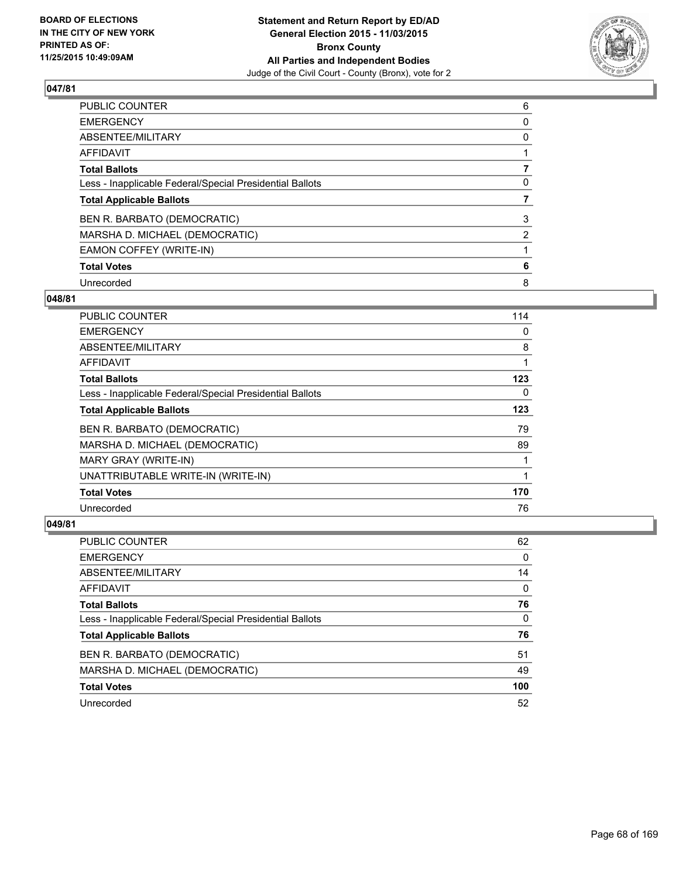**BOARD OF ELECTIONS IN THE CITY OF NEW YORK PRINTED AS OF: 11/25/2015 10:49:09AM**

**Statement and Return Report by ED/AD General Election 2015 - 11/03/2015 Bronx County All Parties and Independent Bodies**
Judge of the Civil Court - County (Bronx), vote for 2

## 047/81

| | |
|---|---|
| PUBLIC COUNTER | 6 |
| EMERGENCY | 0 |
| ABSENTEE/MILITARY | 0 |
| AFFIDAVIT | 1 |
| **Total Ballots** | **7** |
| Less - Inapplicable Federal/Special Presidential Ballots | 0 |
| **Total Applicable Ballots** | **7** |
| BEN R. BARBATO (DEMOCRATIC) | 3 |
| MARSHA D. MICHAEL (DEMOCRATIC) | 2 |
| EAMON COFFEY (WRITE-IN) | 1 |
| **Total Votes** | **6** |
| Unrecorded | 8 |

## 048/81

| | |
|---|---|
| PUBLIC COUNTER | 114 |
| EMERGENCY | 0 |
| ABSENTEE/MILITARY | 8 |
| AFFIDAVIT | 1 |
| **Total Ballots** | **123** |
| Less - Inapplicable Federal/Special Presidential Ballots | 0 |
| **Total Applicable Ballots** | **123** |
| BEN R. BARBATO (DEMOCRATIC) | 79 |
| MARSHA D. MICHAEL (DEMOCRATIC) | 89 |
| MARY GRAY (WRITE-IN) | 1 |
| UNATTRIBUTABLE WRITE-IN (WRITE-IN) | 1 |
| **Total Votes** | **170** |
| Unrecorded | 76 |

## 049/81

| | |
|---|---|
| PUBLIC COUNTER | 62 |
| EMERGENCY | 0 |
| ABSENTEE/MILITARY | 14 |
| AFFIDAVIT | 0 |
| **Total Ballots** | **76** |
| Less - Inapplicable Federal/Special Presidential Ballots | 0 |
| **Total Applicable Ballots** | **76** |
| BEN R. BARBATO (DEMOCRATIC) | 51 |
| MARSHA D. MICHAEL (DEMOCRATIC) | 49 |
| **Total Votes** | **100** |
| Unrecorded | 52 |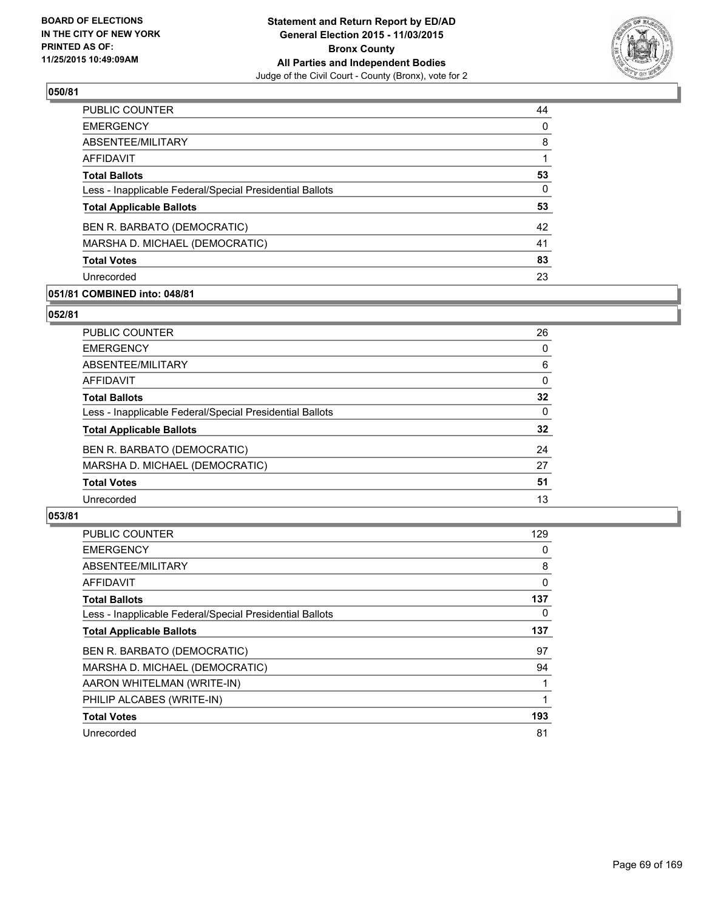## 050/81

| | |
|---|---|
| PUBLIC COUNTER | 44 |
| EMERGENCY | 0 |
| ABSENTEE/MILITARY | 8 |
| AFFIDAVIT | 1 |
| **Total Ballots** | **53** |
| Less - Inapplicable Federal/Special Presidential Ballots | 0 |
| **Total Applicable Ballots** | **53** |
| BEN R. BARBATO (DEMOCRATIC) | 42 |
| MARSHA D. MICHAEL (DEMOCRATIC) | 41 |
| **Total Votes** | **83** |
| Unrecorded | 23 |

## 051/81 COMBINED into: 048/81

## 052/81

| | |
|---|---|
| PUBLIC COUNTER | 26 |
| EMERGENCY | 0 |
| ABSENTEE/MILITARY | 6 |
| AFFIDAVIT | 0 |
| **Total Ballots** | **32** |
| Less - Inapplicable Federal/Special Presidential Ballots | 0 |
| **Total Applicable Ballots** | **32** |
| BEN R. BARBATO (DEMOCRATIC) | 24 |
| MARSHA D. MICHAEL (DEMOCRATIC) | 27 |
| **Total Votes** | **51** |
| Unrecorded | 13 |

## 053/81

| | |
|---|---|
| PUBLIC COUNTER | 129 |
| EMERGENCY | 0 |
| ABSENTEE/MILITARY | 8 |
| AFFIDAVIT | 0 |
| **Total Ballots** | **137** |
| Less - Inapplicable Federal/Special Presidential Ballots | 0 |
| **Total Applicable Ballots** | **137** |
| BEN R. BARBATO (DEMOCRATIC) | 97 |
| MARSHA D. MICHAEL (DEMOCRATIC) | 94 |
| AARON WHITELMAN (WRITE-IN) | 1 |
| PHILIP ALCABES (WRITE-IN) | 1 |
| **Total Votes** | **193** |
| Unrecorded | 81 |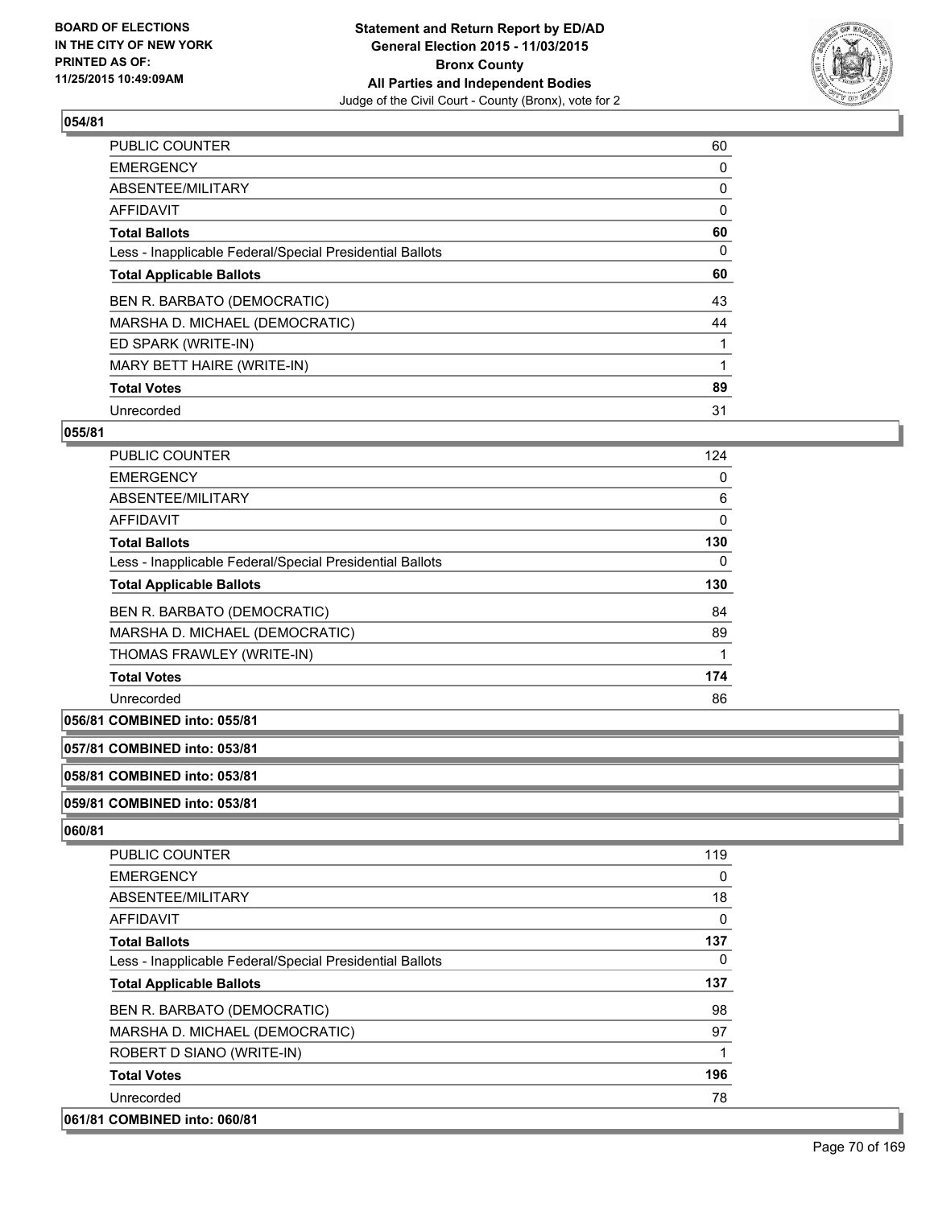## 054/81

| | |
|---|---|
| PUBLIC COUNTER | 60 |
| EMERGENCY | 0 |
| ABSENTEE/MILITARY | 0 |
| AFFIDAVIT | 0 |
| **Total Ballots** | **60** |
| Less - Inapplicable Federal/Special Presidential Ballots | 0 |
| **Total Applicable Ballots** | **60** |
| BEN R. BARBATO (DEMOCRATIC) | 43 |
| MARSHA D. MICHAEL (DEMOCRATIC) | 44 |
| ED SPARK (WRITE-IN) | 1 |
| MARY BETT HAIRE (WRITE-IN) | 1 |
| **Total Votes** | **89** |
| Unrecorded | 31 |

## 055/81

| | |
|---|---|
| PUBLIC COUNTER | 124 |
| EMERGENCY | 0 |
| ABSENTEE/MILITARY | 6 |
| AFFIDAVIT | 0 |
| **Total Ballots** | **130** |
| Less - Inapplicable Federal/Special Presidential Ballots | 0 |
| **Total Applicable Ballots** | **130** |
| BEN R. BARBATO (DEMOCRATIC) | 84 |
| MARSHA D. MICHAEL (DEMOCRATIC) | 89 |
| THOMAS FRAWLEY (WRITE-IN) | 1 |
| **Total Votes** | **174** |
| Unrecorded | 86 |

## 056/81 COMBINED into: 055/81

## 057/81 COMBINED into: 053/81

## 058/81 COMBINED into: 053/81

## 059/81 COMBINED into: 053/81

## 060/81

| | |
|---|---|
| PUBLIC COUNTER | 119 |
| EMERGENCY | 0 |
| ABSENTEE/MILITARY | 18 |
| AFFIDAVIT | 0 |
| **Total Ballots** | **137** |
| Less - Inapplicable Federal/Special Presidential Ballots | 0 |
| **Total Applicable Ballots** | **137** |
| BEN R. BARBATO (DEMOCRATIC) | 98 |
| MARSHA D. MICHAEL (DEMOCRATIC) | 97 |
| ROBERT D SIANO (WRITE-IN) | 1 |
| **Total Votes** | **196** |
| Unrecorded | 78 |

## 061/81 COMBINED into: 060/81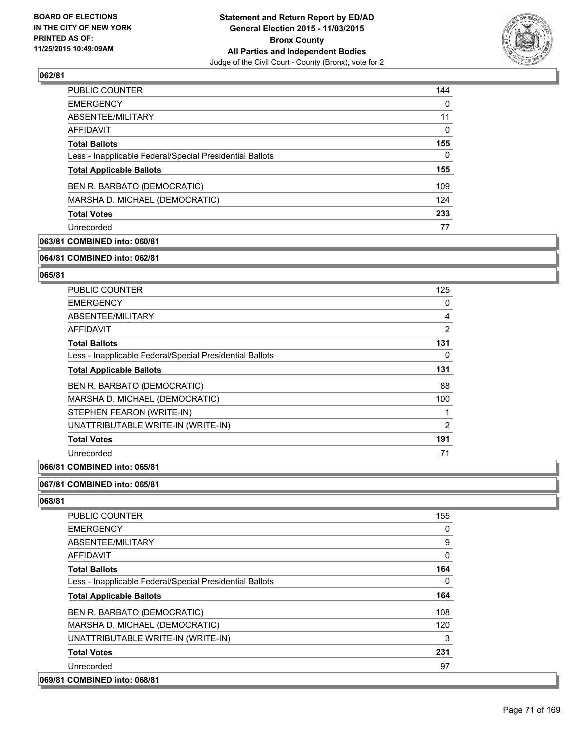**Statement and Return Report by ED/AD**
**General Election 2015 - 11/03/2015**
**Bronx County**
**All Parties and Independent Bodies**
Judge of the Civil Court - County (Bronx), vote for 2

BOARD OF ELECTIONS
IN THE CITY OF NEW YORK
PRINTED AS OF:
11/25/2015 10:49:09AM

**062/81**

| | |
|---|---|
| PUBLIC COUNTER | 144 |
| EMERGENCY | 0 |
| ABSENTEE/MILITARY | 11 |
| AFFIDAVIT | 0 |
| **Total Ballots** | **155** |
| Less - Inapplicable Federal/Special Presidential Ballots | 0 |
| **Total Applicable Ballots** | **155** |
| BEN R. BARBATO (DEMOCRATIC) | 109 |
| MARSHA D. MICHAEL (DEMOCRATIC) | 124 |
| **Total Votes** | **233** |
| Unrecorded | 77 |

**063/81 COMBINED into: 060/81**

**064/81 COMBINED into: 062/81**

**065/81**

| | |
|---|---|
| PUBLIC COUNTER | 125 |
| EMERGENCY | 0 |
| ABSENTEE/MILITARY | 4 |
| AFFIDAVIT | 2 |
| **Total Ballots** | **131** |
| Less - Inapplicable Federal/Special Presidential Ballots | 0 |
| **Total Applicable Ballots** | **131** |
| BEN R. BARBATO (DEMOCRATIC) | 88 |
| MARSHA D. MICHAEL (DEMOCRATIC) | 100 |
| STEPHEN FEARON (WRITE-IN) | 1 |
| UNATTRIBUTABLE WRITE-IN (WRITE-IN) | 2 |
| **Total Votes** | **191** |
| Unrecorded | 71 |

**066/81 COMBINED into: 065/81**

**067/81 COMBINED into: 065/81**

**068/81**

| | |
|---|---|
| PUBLIC COUNTER | 155 |
| EMERGENCY | 0 |
| ABSENTEE/MILITARY | 9 |
| AFFIDAVIT | 0 |
| **Total Ballots** | **164** |
| Less - Inapplicable Federal/Special Presidential Ballots | 0 |
| **Total Applicable Ballots** | **164** |
| BEN R. BARBATO (DEMOCRATIC) | 108 |
| MARSHA D. MICHAEL (DEMOCRATIC) | 120 |
| UNATTRIBUTABLE WRITE-IN (WRITE-IN) | 3 |
| **Total Votes** | **231** |
| Unrecorded | 97 |

**069/81 COMBINED into: 068/81**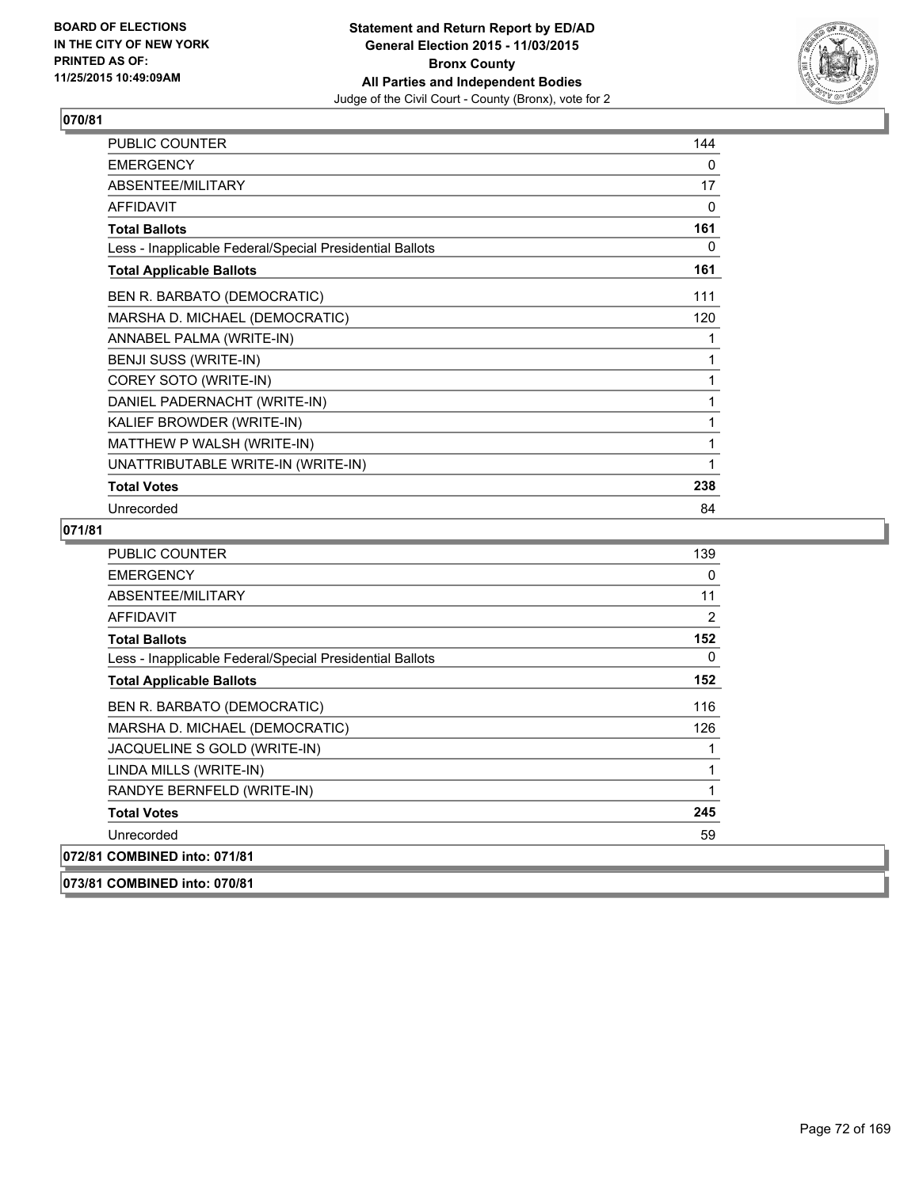BOARD OF ELECTIONS
IN THE CITY OF NEW YORK
PRINTED AS OF:
11/25/2015 10:49:09AM

**Statement and Return Report by ED/AD**
**General Election 2015 - 11/03/2015**
**Bronx County**
**All Parties and Independent Bodies**
Judge of the Civil Court - County (Bronx), vote for 2

### 070/81

| | |
|---|---|
| PUBLIC COUNTER | 144 |
| EMERGENCY | 0 |
| ABSENTEE/MILITARY | 17 |
| AFFIDAVIT | 0 |
| **Total Ballots** | **161** |
| Less - Inapplicable Federal/Special Presidential Ballots | 0 |
| **Total Applicable Ballots** | **161** |
| BEN R. BARBATO (DEMOCRATIC) | 111 |
| MARSHA D. MICHAEL (DEMOCRATIC) | 120 |
| ANNABEL PALMA (WRITE-IN) | 1 |
| BENJI SUSS (WRITE-IN) | 1 |
| COREY SOTO (WRITE-IN) | 1 |
| DANIEL PADERNACHT (WRITE-IN) | 1 |
| KALIEF BROWDER (WRITE-IN) | 1 |
| MATTHEW P WALSH (WRITE-IN) | 1 |
| UNATTRIBUTABLE WRITE-IN (WRITE-IN) | 1 |
| **Total Votes** | **238** |
| Unrecorded | 84 |

### 071/81

| | |
|---|---|
| PUBLIC COUNTER | 139 |
| EMERGENCY | 0 |
| ABSENTEE/MILITARY | 11 |
| AFFIDAVIT | 2 |
| **Total Ballots** | **152** |
| Less - Inapplicable Federal/Special Presidential Ballots | 0 |
| **Total Applicable Ballots** | **152** |
| BEN R. BARBATO (DEMOCRATIC) | 116 |
| MARSHA D. MICHAEL (DEMOCRATIC) | 126 |
| JACQUELINE S GOLD (WRITE-IN) | 1 |
| LINDA MILLS (WRITE-IN) | 1 |
| RANDYE BERNFELD (WRITE-IN) | 1 |
| **Total Votes** | **245** |
| Unrecorded | 59 |

**072/81 COMBINED into: 071/81**

**073/81 COMBINED into: 070/81**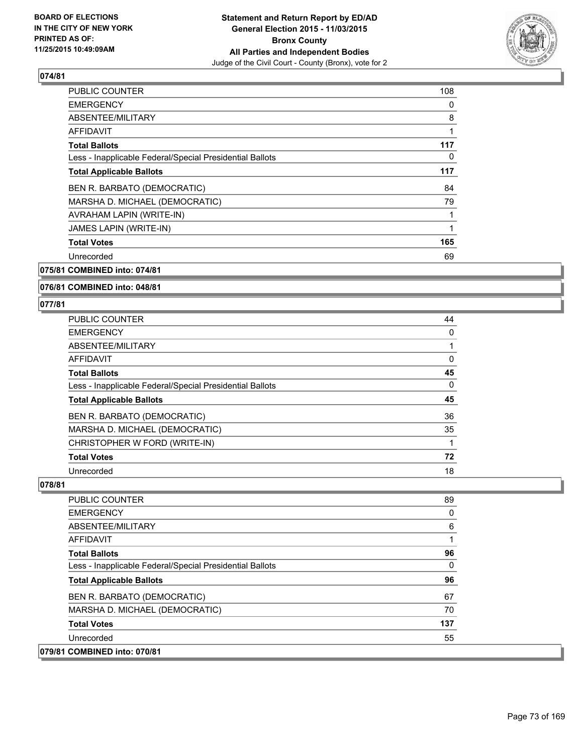## 074/81

| | |
|---|---|
| PUBLIC COUNTER | 108 |
| EMERGENCY | 0 |
| ABSENTEE/MILITARY | 8 |
| AFFIDAVIT | 1 |
| **Total Ballots** | **117** |
| Less - Inapplicable Federal/Special Presidential Ballots | 0 |
| **Total Applicable Ballots** | **117** |
| BEN R. BARBATO (DEMOCRATIC) | 84 |
| MARSHA D. MICHAEL (DEMOCRATIC) | 79 |
| AVRAHAM LAPIN (WRITE-IN) | 1 |
| JAMES LAPIN (WRITE-IN) | 1 |
| **Total Votes** | **165** |
| Unrecorded | 69 |

## 075/81 COMBINED into: 074/81

## 076/81 COMBINED into: 048/81

## 077/81

| | |
|---|---|
| PUBLIC COUNTER | 44 |
| EMERGENCY | 0 |
| ABSENTEE/MILITARY | 1 |
| AFFIDAVIT | 0 |
| **Total Ballots** | **45** |
| Less - Inapplicable Federal/Special Presidential Ballots | 0 |
| **Total Applicable Ballots** | **45** |
| BEN R. BARBATO (DEMOCRATIC) | 36 |
| MARSHA D. MICHAEL (DEMOCRATIC) | 35 |
| CHRISTOPHER W FORD (WRITE-IN) | 1 |
| **Total Votes** | **72** |
| Unrecorded | 18 |

## 078/81

| | |
|---|---|
| PUBLIC COUNTER | 89 |
| EMERGENCY | 0 |
| ABSENTEE/MILITARY | 6 |
| AFFIDAVIT | 1 |
| **Total Ballots** | **96** |
| Less - Inapplicable Federal/Special Presidential Ballots | 0 |
| **Total Applicable Ballots** | **96** |
| BEN R. BARBATO (DEMOCRATIC) | 67 |
| MARSHA D. MICHAEL (DEMOCRATIC) | 70 |
| **Total Votes** | **137** |
| Unrecorded | 55 |

## 079/81 COMBINED into: 070/81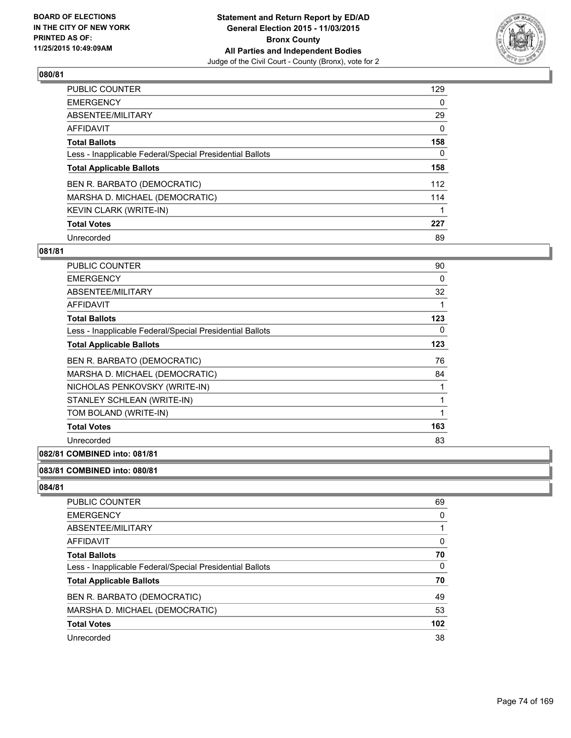### 080/81

| | |
|---|---|
| PUBLIC COUNTER | 129 |
| EMERGENCY | 0 |
| ABSENTEE/MILITARY | 29 |
| AFFIDAVIT | 0 |
| **Total Ballots** | **158** |
| Less - Inapplicable Federal/Special Presidential Ballots | 0 |
| **Total Applicable Ballots** | **158** |
| BEN R. BARBATO (DEMOCRATIC) | 112 |
| MARSHA D. MICHAEL (DEMOCRATIC) | 114 |
| KEVIN CLARK (WRITE-IN) | 1 |
| **Total Votes** | **227** |
| Unrecorded | 89 |

### 081/81

| | |
|---|---|
| PUBLIC COUNTER | 90 |
| EMERGENCY | 0 |
| ABSENTEE/MILITARY | 32 |
| AFFIDAVIT | 1 |
| **Total Ballots** | **123** |
| Less - Inapplicable Federal/Special Presidential Ballots | 0 |
| **Total Applicable Ballots** | **123** |
| BEN R. BARBATO (DEMOCRATIC) | 76 |
| MARSHA D. MICHAEL (DEMOCRATIC) | 84 |
| NICHOLAS PENKOVSKY (WRITE-IN) | 1 |
| STANLEY SCHLEAN (WRITE-IN) | 1 |
| TOM BOLAND (WRITE-IN) | 1 |
| **Total Votes** | **163** |
| Unrecorded | 83 |

### 082/81 COMBINED into: 081/81

### 083/81 COMBINED into: 080/81

### 084/81

| | |
|---|---|
| PUBLIC COUNTER | 69 |
| EMERGENCY | 0 |
| ABSENTEE/MILITARY | 1 |
| AFFIDAVIT | 0 |
| **Total Ballots** | **70** |
| Less - Inapplicable Federal/Special Presidential Ballots | 0 |
| **Total Applicable Ballots** | **70** |
| BEN R. BARBATO (DEMOCRATIC) | 49 |
| MARSHA D. MICHAEL (DEMOCRATIC) | 53 |
| **Total Votes** | **102** |
| Unrecorded | 38 |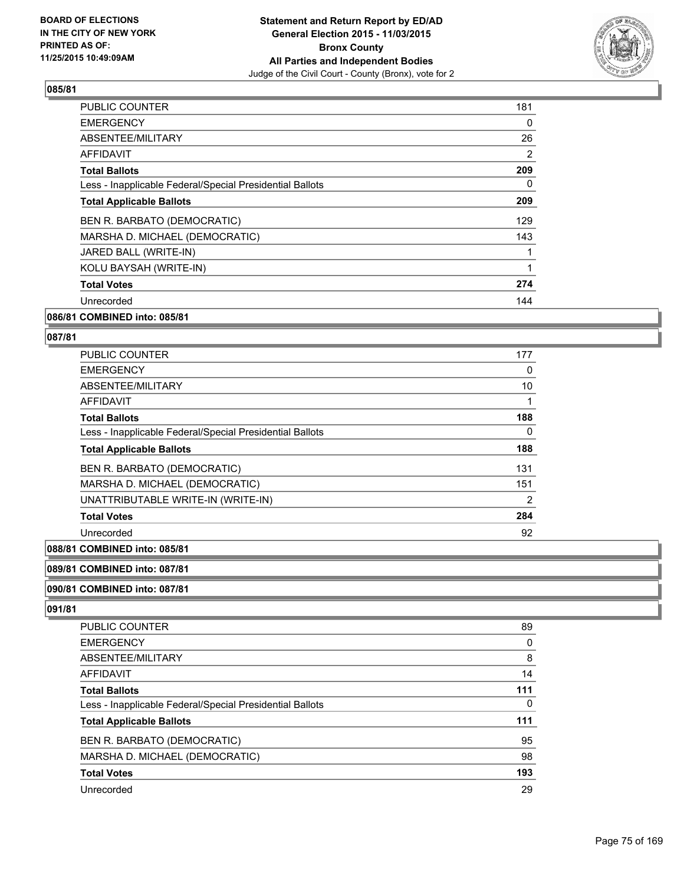**Statement and Return Report by ED/AD**
**General Election 2015 - 11/03/2015**
**Bronx County**
**All Parties and Independent Bodies**
Judge of the Civil Court - County (Bronx), vote for 2

BOARD OF ELECTIONS
IN THE CITY OF NEW YORK
PRINTED AS OF:
11/25/2015 10:49:09AM

### 085/81

| | |
|---|---|
| PUBLIC COUNTER | 181 |
| EMERGENCY | 0 |
| ABSENTEE/MILITARY | 26 |
| AFFIDAVIT | 2 |
| **Total Ballots** | **209** |
| Less - Inapplicable Federal/Special Presidential Ballots | 0 |
| **Total Applicable Ballots** | **209** |
| BEN R. BARBATO (DEMOCRATIC) | 129 |
| MARSHA D. MICHAEL (DEMOCRATIC) | 143 |
| JARED BALL (WRITE-IN) | 1 |
| KOLU BAYSAH (WRITE-IN) | 1 |
| **Total Votes** | **274** |
| Unrecorded | 144 |

### 086/81 COMBINED into: 085/81

### 087/81

| | |
|---|---|
| PUBLIC COUNTER | 177 |
| EMERGENCY | 0 |
| ABSENTEE/MILITARY | 10 |
| AFFIDAVIT | 1 |
| **Total Ballots** | **188** |
| Less - Inapplicable Federal/Special Presidential Ballots | 0 |
| **Total Applicable Ballots** | **188** |
| BEN R. BARBATO (DEMOCRATIC) | 131 |
| MARSHA D. MICHAEL (DEMOCRATIC) | 151 |
| UNATTRIBUTABLE WRITE-IN (WRITE-IN) | 2 |
| **Total Votes** | **284** |
| Unrecorded | 92 |

### 088/81 COMBINED into: 085/81

### 089/81 COMBINED into: 087/81

### 090/81 COMBINED into: 087/81

### 091/81

| | |
|---|---|
| PUBLIC COUNTER | 89 |
| EMERGENCY | 0 |
| ABSENTEE/MILITARY | 8 |
| AFFIDAVIT | 14 |
| **Total Ballots** | **111** |
| Less - Inapplicable Federal/Special Presidential Ballots | 0 |
| **Total Applicable Ballots** | **111** |
| BEN R. BARBATO (DEMOCRATIC) | 95 |
| MARSHA D. MICHAEL (DEMOCRATIC) | 98 |
| **Total Votes** | **193** |
| Unrecorded | 29 |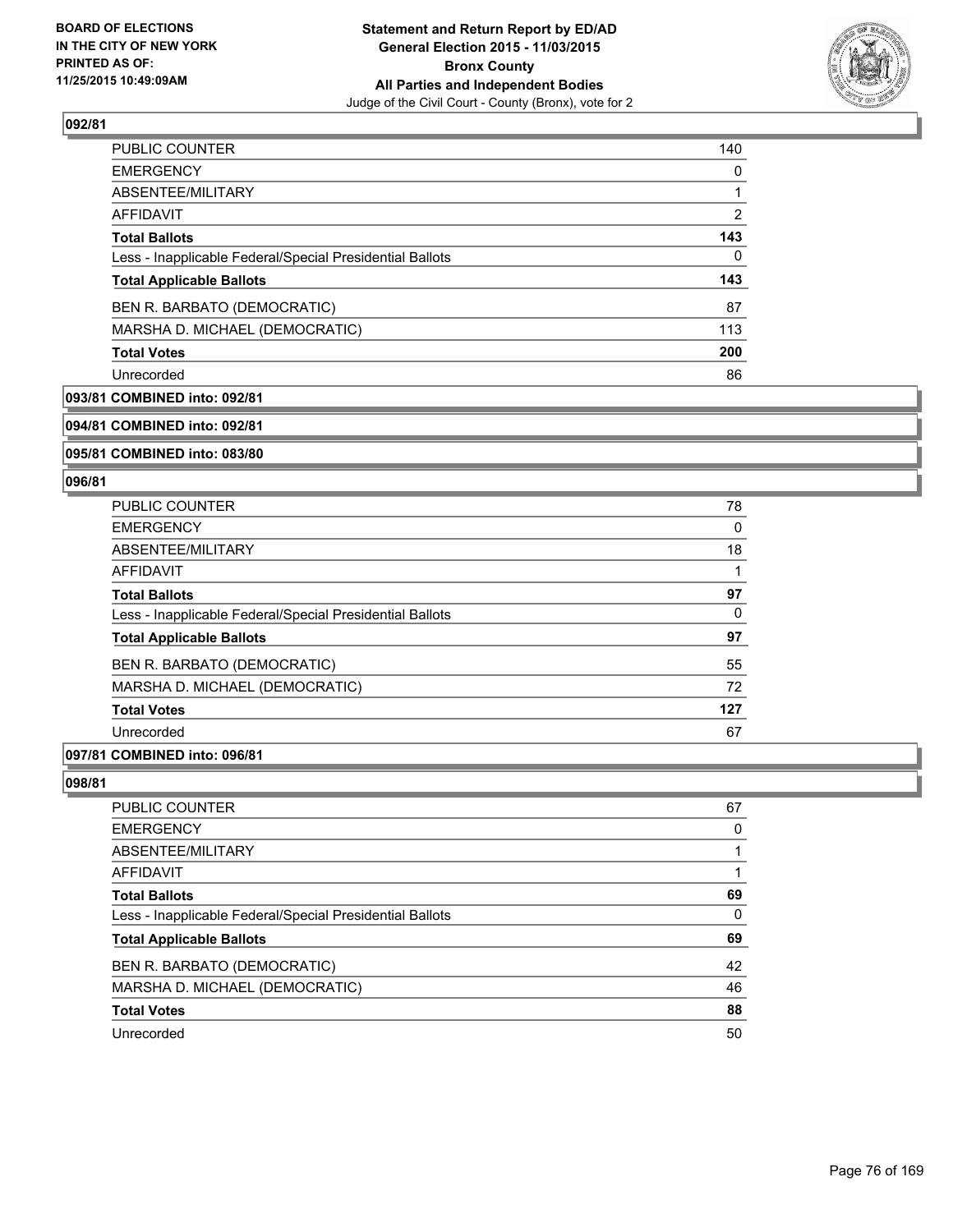### 092/81

| | |
|---|---|
| PUBLIC COUNTER | 140 |
| EMERGENCY | 0 |
| ABSENTEE/MILITARY | 1 |
| AFFIDAVIT | 2 |
| **Total Ballots** | **143** |
| Less - Inapplicable Federal/Special Presidential Ballots | 0 |
| **Total Applicable Ballots** | **143** |
| BEN R. BARBATO (DEMOCRATIC) | 87 |
| MARSHA D. MICHAEL (DEMOCRATIC) | 113 |
| **Total Votes** | **200** |
| Unrecorded | 86 |

### 093/81 COMBINED into: 092/81

### 094/81 COMBINED into: 092/81

### 095/81 COMBINED into: 083/80

### 096/81

| | |
|---|---|
| PUBLIC COUNTER | 78 |
| EMERGENCY | 0 |
| ABSENTEE/MILITARY | 18 |
| AFFIDAVIT | 1 |
| **Total Ballots** | **97** |
| Less - Inapplicable Federal/Special Presidential Ballots | 0 |
| **Total Applicable Ballots** | **97** |
| BEN R. BARBATO (DEMOCRATIC) | 55 |
| MARSHA D. MICHAEL (DEMOCRATIC) | 72 |
| **Total Votes** | **127** |
| Unrecorded | 67 |

### 097/81 COMBINED into: 096/81

### 098/81

| | |
|---|---|
| PUBLIC COUNTER | 67 |
| EMERGENCY | 0 |
| ABSENTEE/MILITARY | 1 |
| AFFIDAVIT | 1 |
| **Total Ballots** | **69** |
| Less - Inapplicable Federal/Special Presidential Ballots | 0 |
| **Total Applicable Ballots** | **69** |
| BEN R. BARBATO (DEMOCRATIC) | 42 |
| MARSHA D. MICHAEL (DEMOCRATIC) | 46 |
| **Total Votes** | **88** |
| Unrecorded | 50 |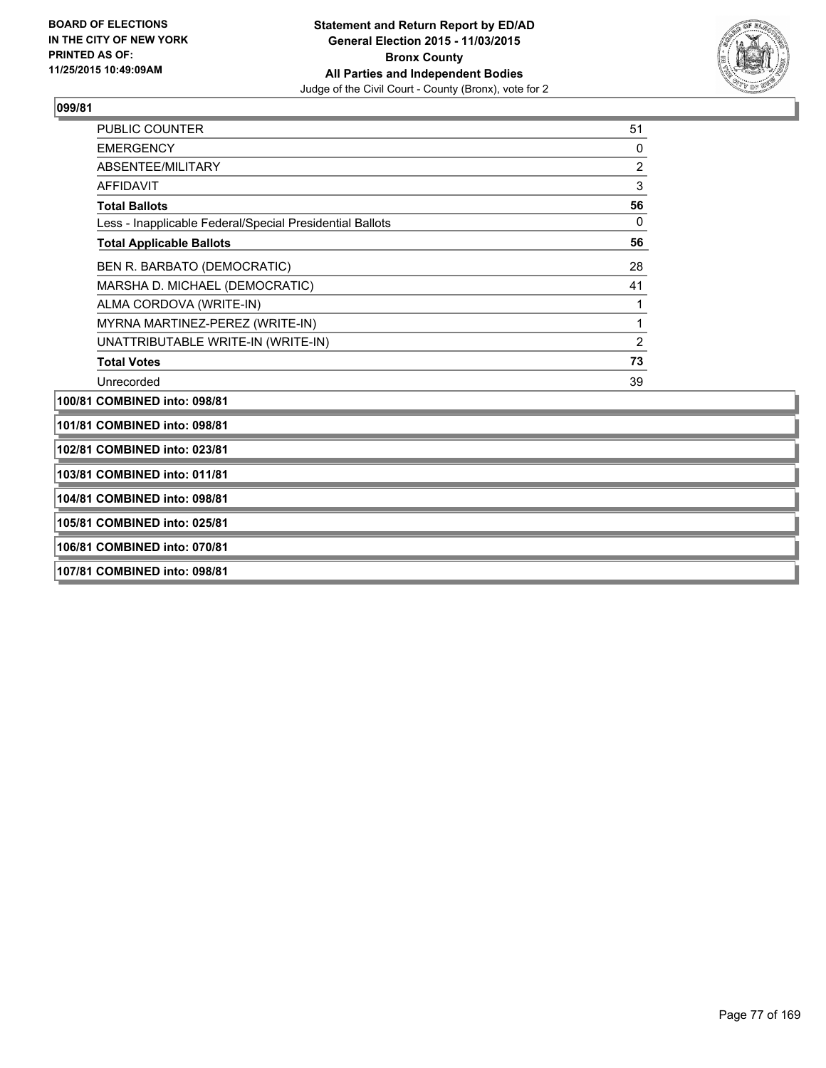**099/81**

| | |
|---|---|
| PUBLIC COUNTER | 51 |
| EMERGENCY | 0 |
| ABSENTEE/MILITARY | 2 |
| AFFIDAVIT | 3 |
| **Total Ballots** | **56** |
| Less - Inapplicable Federal/Special Presidential Ballots | 0 |
| **Total Applicable Ballots** | **56** |
| BEN R. BARBATO (DEMOCRATIC) | 28 |
| MARSHA D. MICHAEL (DEMOCRATIC) | 41 |
| ALMA CORDOVA (WRITE-IN) | 1 |
| MYRNA MARTINEZ-PEREZ (WRITE-IN) | 1 |
| UNATTRIBUTABLE WRITE-IN (WRITE-IN) | 2 |
| **Total Votes** | **73** |
| Unrecorded | 39 |

**100/81 COMBINED into: 098/81**

**101/81 COMBINED into: 098/81**

**102/81 COMBINED into: 023/81**

**103/81 COMBINED into: 011/81**

**104/81 COMBINED into: 098/81**

**105/81 COMBINED into: 025/81**

**106/81 COMBINED into: 070/81**

**107/81 COMBINED into: 098/81**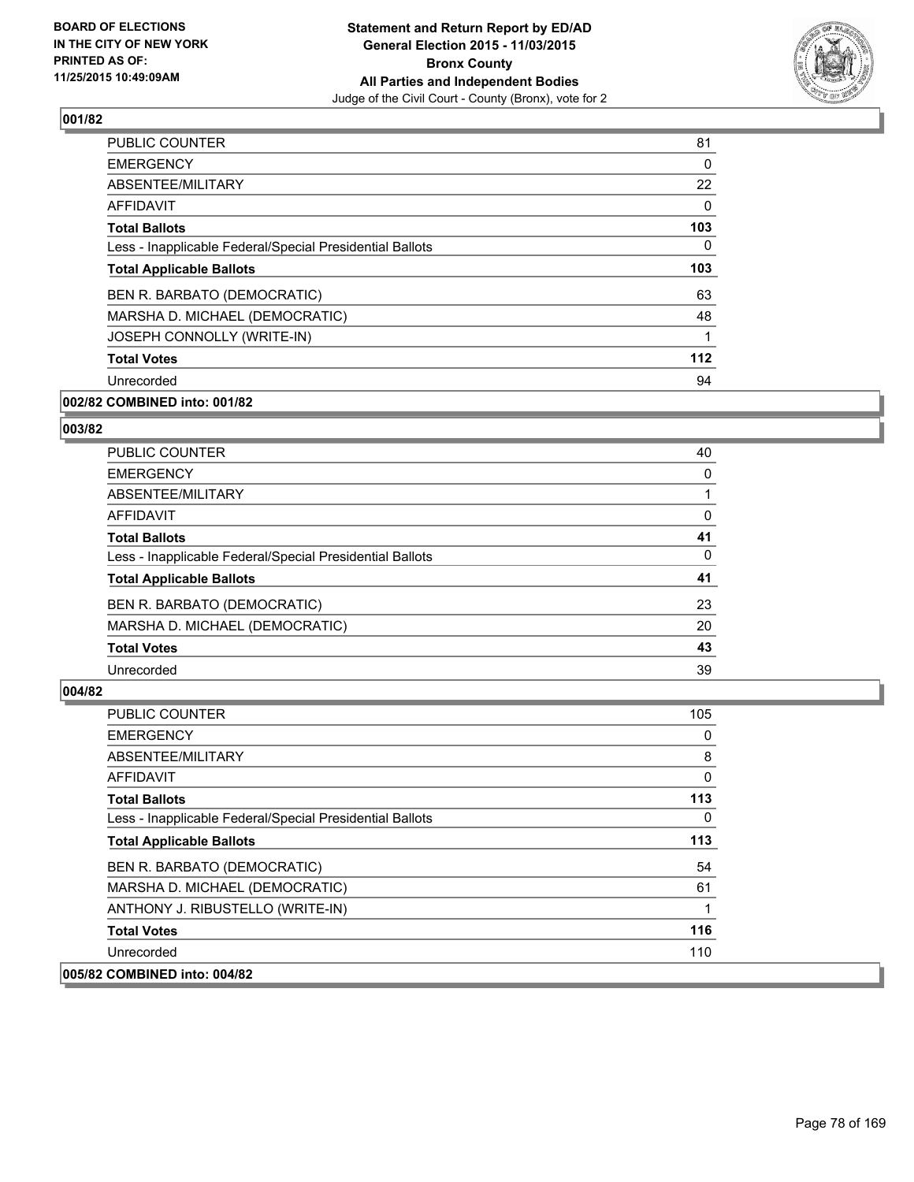**Statement and Return Report by ED/AD**
**General Election 2015 - 11/03/2015**
**Bronx County**
**All Parties and Independent Bodies**
Judge of the Civil Court - County (Bronx), vote for 2

BOARD OF ELECTIONS
IN THE CITY OF NEW YORK
PRINTED AS OF:
11/25/2015 10:49:09AM

**001/82**

| | |
|---|---|
| PUBLIC COUNTER | 81 |
| EMERGENCY | 0 |
| ABSENTEE/MILITARY | 22 |
| AFFIDAVIT | 0 |
| **Total Ballots** | **103** |
| Less - Inapplicable Federal/Special Presidential Ballots | 0 |
| **Total Applicable Ballots** | **103** |
| BEN R. BARBATO (DEMOCRATIC) | 63 |
| MARSHA D. MICHAEL (DEMOCRATIC) | 48 |
| JOSEPH CONNOLLY (WRITE-IN) | 1 |
| **Total Votes** | **112** |
| Unrecorded | 94 |

**002/82 COMBINED into: 001/82**

**003/82**

| | |
|---|---|
| PUBLIC COUNTER | 40 |
| EMERGENCY | 0 |
| ABSENTEE/MILITARY | 1 |
| AFFIDAVIT | 0 |
| **Total Ballots** | **41** |
| Less - Inapplicable Federal/Special Presidential Ballots | 0 |
| **Total Applicable Ballots** | **41** |
| BEN R. BARBATO (DEMOCRATIC) | 23 |
| MARSHA D. MICHAEL (DEMOCRATIC) | 20 |
| **Total Votes** | **43** |
| Unrecorded | 39 |

**004/82**

| | |
|---|---|
| PUBLIC COUNTER | 105 |
| EMERGENCY | 0 |
| ABSENTEE/MILITARY | 8 |
| AFFIDAVIT | 0 |
| **Total Ballots** | **113** |
| Less - Inapplicable Federal/Special Presidential Ballots | 0 |
| **Total Applicable Ballots** | **113** |
| BEN R. BARBATO (DEMOCRATIC) | 54 |
| MARSHA D. MICHAEL (DEMOCRATIC) | 61 |
| ANTHONY J. RIBUSTELLO (WRITE-IN) | 1 |
| **Total Votes** | **116** |
| Unrecorded | 110 |

**005/82 COMBINED into: 004/82**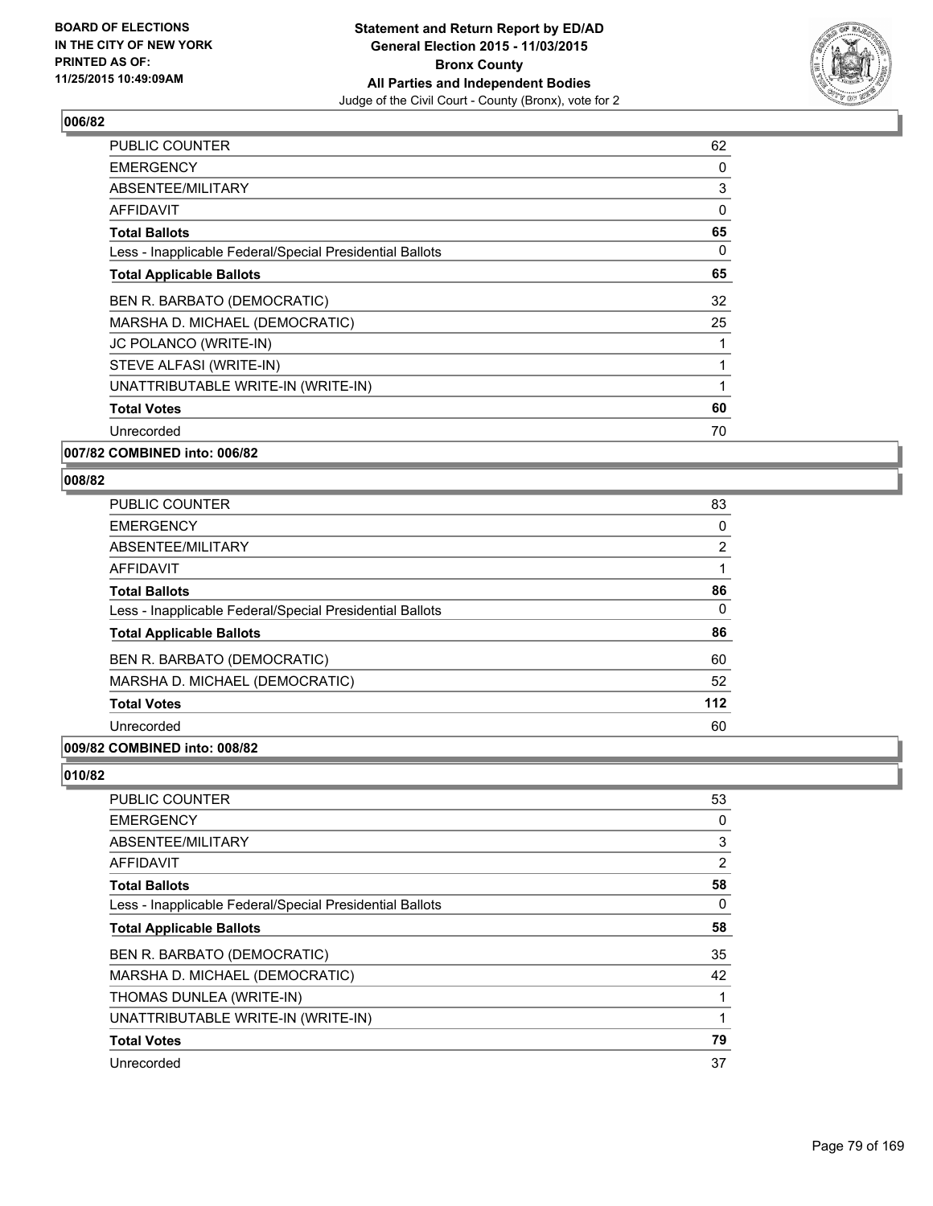## 006/82

| | |
|---|---|
| PUBLIC COUNTER | 62 |
| EMERGENCY | 0 |
| ABSENTEE/MILITARY | 3 |
| AFFIDAVIT | 0 |
| **Total Ballots** | **65** |
| Less - Inapplicable Federal/Special Presidential Ballots | 0 |
| **Total Applicable Ballots** | **65** |
| BEN R. BARBATO (DEMOCRATIC) | 32 |
| MARSHA D. MICHAEL (DEMOCRATIC) | 25 |
| JC POLANCO (WRITE-IN) | 1 |
| STEVE ALFASI (WRITE-IN) | 1 |
| UNATTRIBUTABLE WRITE-IN (WRITE-IN) | 1 |
| **Total Votes** | **60** |
| Unrecorded | 70 |

## 007/82 COMBINED into: 006/82

## 008/82

| | |
|---|---|
| PUBLIC COUNTER | 83 |
| EMERGENCY | 0 |
| ABSENTEE/MILITARY | 2 |
| AFFIDAVIT | 1 |
| **Total Ballots** | **86** |
| Less - Inapplicable Federal/Special Presidential Ballots | 0 |
| **Total Applicable Ballots** | **86** |
| BEN R. BARBATO (DEMOCRATIC) | 60 |
| MARSHA D. MICHAEL (DEMOCRATIC) | 52 |
| **Total Votes** | **112** |
| Unrecorded | 60 |

## 009/82 COMBINED into: 008/82

## 010/82

| | |
|---|---|
| PUBLIC COUNTER | 53 |
| EMERGENCY | 0 |
| ABSENTEE/MILITARY | 3 |
| AFFIDAVIT | 2 |
| **Total Ballots** | **58** |
| Less - Inapplicable Federal/Special Presidential Ballots | 0 |
| **Total Applicable Ballots** | **58** |
| BEN R. BARBATO (DEMOCRATIC) | 35 |
| MARSHA D. MICHAEL (DEMOCRATIC) | 42 |
| THOMAS DUNLEA (WRITE-IN) | 1 |
| UNATTRIBUTABLE WRITE-IN (WRITE-IN) | 1 |
| **Total Votes** | **79** |
| Unrecorded | 37 |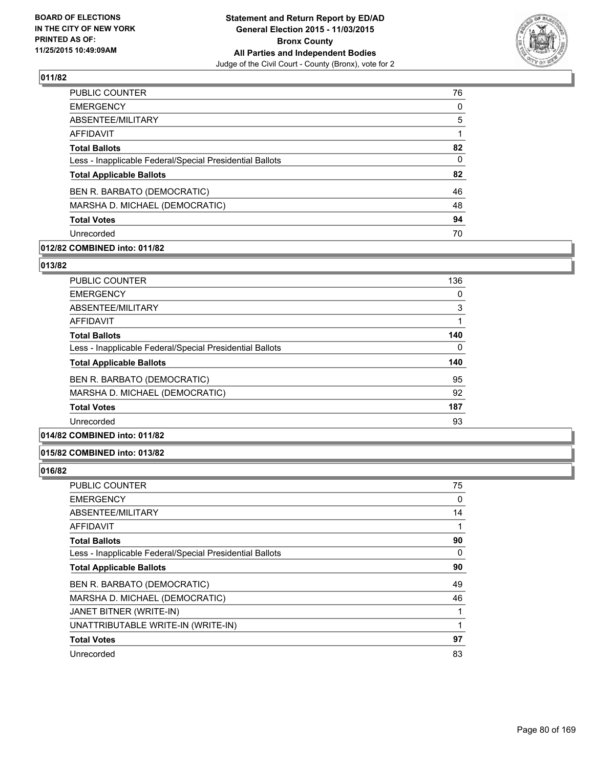**BOARD OF ELECTIONS IN THE CITY OF NEW YORK PRINTED AS OF: 11/25/2015 10:49:09AM**

**Statement and Return Report by ED/AD General Election 2015 - 11/03/2015 Bronx County All Parties and Independent Bodies**
Judge of the Civil Court - County (Bronx), vote for 2

## 011/82

| | |
|---|---|
| PUBLIC COUNTER | 76 |
| EMERGENCY | 0 |
| ABSENTEE/MILITARY | 5 |
| AFFIDAVIT | 1 |
| **Total Ballots** | **82** |
| Less - Inapplicable Federal/Special Presidential Ballots | 0 |
| **Total Applicable Ballots** | **82** |
| BEN R. BARBATO (DEMOCRATIC) | 46 |
| MARSHA D. MICHAEL (DEMOCRATIC) | 48 |
| **Total Votes** | **94** |
| Unrecorded | 70 |

## 012/82 COMBINED into: 011/82

## 013/82

| | |
|---|---|
| PUBLIC COUNTER | 136 |
| EMERGENCY | 0 |
| ABSENTEE/MILITARY | 3 |
| AFFIDAVIT | 1 |
| **Total Ballots** | **140** |
| Less - Inapplicable Federal/Special Presidential Ballots | 0 |
| **Total Applicable Ballots** | **140** |
| BEN R. BARBATO (DEMOCRATIC) | 95 |
| MARSHA D. MICHAEL (DEMOCRATIC) | 92 |
| **Total Votes** | **187** |
| Unrecorded | 93 |

## 014/82 COMBINED into: 011/82

## 015/82 COMBINED into: 013/82

## 016/82

| | |
|---|---|
| PUBLIC COUNTER | 75 |
| EMERGENCY | 0 |
| ABSENTEE/MILITARY | 14 |
| AFFIDAVIT | 1 |
| **Total Ballots** | **90** |
| Less - Inapplicable Federal/Special Presidential Ballots | 0 |
| **Total Applicable Ballots** | **90** |
| BEN R. BARBATO (DEMOCRATIC) | 49 |
| MARSHA D. MICHAEL (DEMOCRATIC) | 46 |
| JANET BITNER (WRITE-IN) | 1 |
| UNATTRIBUTABLE WRITE-IN (WRITE-IN) | 1 |
| **Total Votes** | **97** |
| Unrecorded | 83 |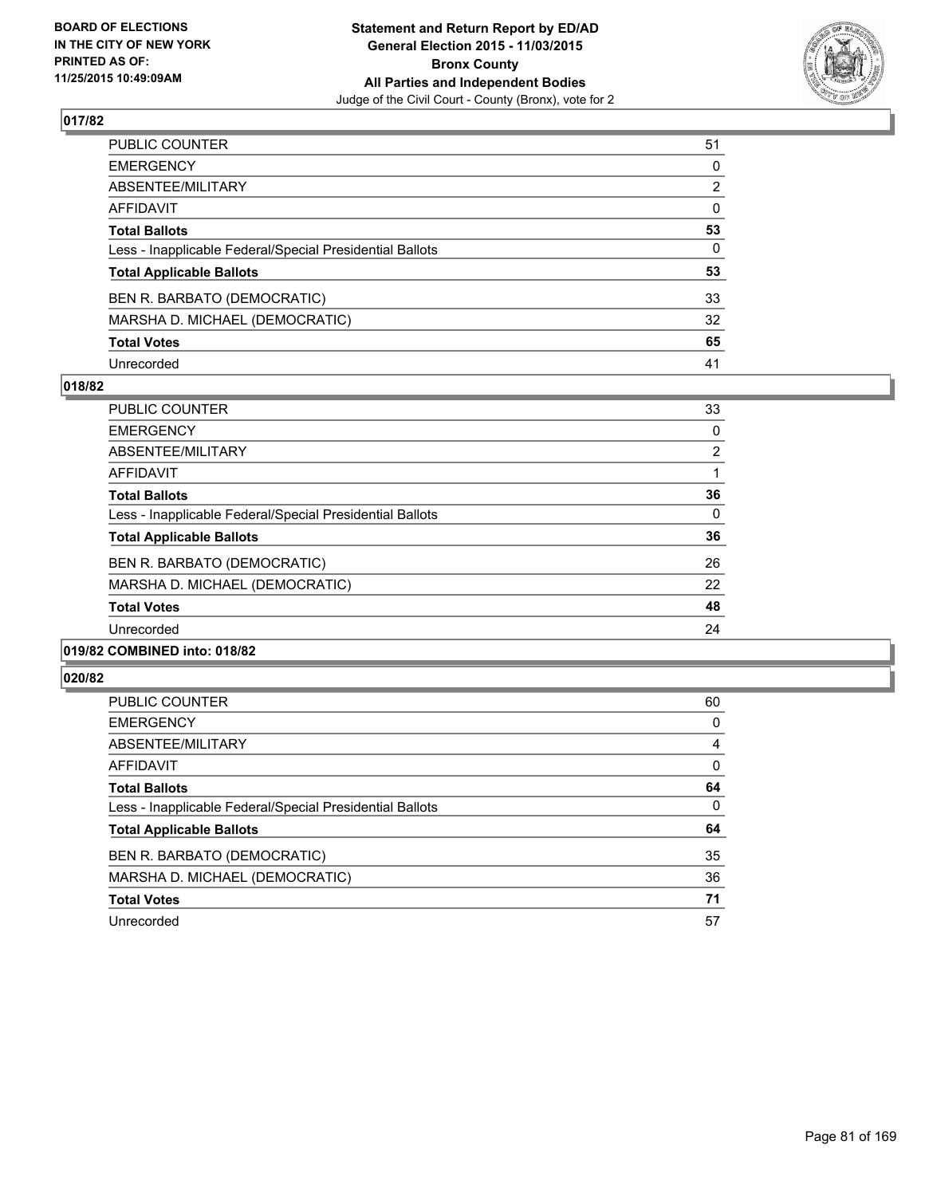BOARD OF ELECTIONS
IN THE CITY OF NEW YORK
PRINTED AS OF:
11/25/2015 10:49:09AM

**Statement and Return Report by ED/AD**
**General Election 2015 - 11/03/2015**
**Bronx County**
**All Parties and Independent Bodies**
Judge of the Civil Court - County (Bronx), vote for 2

## 017/82

| | |
|---|---|
| PUBLIC COUNTER | 51 |
| EMERGENCY | 0 |
| ABSENTEE/MILITARY | 2 |
| AFFIDAVIT | 0 |
| **Total Ballots** | **53** |
| Less - Inapplicable Federal/Special Presidential Ballots | 0 |
| **Total Applicable Ballots** | **53** |
| BEN R. BARBATO (DEMOCRATIC) | 33 |
| MARSHA D. MICHAEL (DEMOCRATIC) | 32 |
| **Total Votes** | **65** |
| Unrecorded | 41 |

## 018/82

| | |
|---|---|
| PUBLIC COUNTER | 33 |
| EMERGENCY | 0 |
| ABSENTEE/MILITARY | 2 |
| AFFIDAVIT | 1 |
| **Total Ballots** | **36** |
| Less - Inapplicable Federal/Special Presidential Ballots | 0 |
| **Total Applicable Ballots** | **36** |
| BEN R. BARBATO (DEMOCRATIC) | 26 |
| MARSHA D. MICHAEL (DEMOCRATIC) | 22 |
| **Total Votes** | **48** |
| Unrecorded | 24 |

## 019/82 COMBINED into: 018/82

## 020/82

| | |
|---|---|
| PUBLIC COUNTER | 60 |
| EMERGENCY | 0 |
| ABSENTEE/MILITARY | 4 |
| AFFIDAVIT | 0 |
| **Total Ballots** | **64** |
| Less - Inapplicable Federal/Special Presidential Ballots | 0 |
| **Total Applicable Ballots** | **64** |
| BEN R. BARBATO (DEMOCRATIC) | 35 |
| MARSHA D. MICHAEL (DEMOCRATIC) | 36 |
| **Total Votes** | **71** |
| Unrecorded | 57 |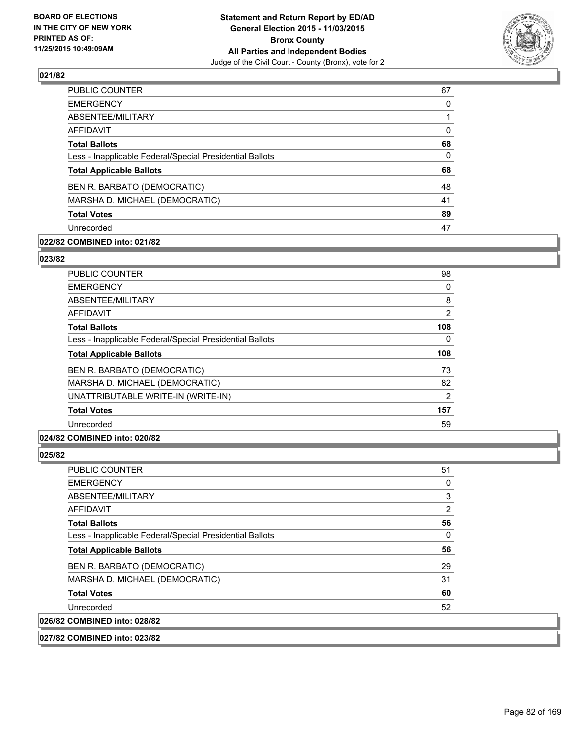## 021/82

| | |
|---|---|
| PUBLIC COUNTER | 67 |
| EMERGENCY | 0 |
| ABSENTEE/MILITARY | 1 |
| AFFIDAVIT | 0 |
| **Total Ballots** | **68** |
| Less - Inapplicable Federal/Special Presidential Ballots | 0 |
| **Total Applicable Ballots** | **68** |
| BEN R. BARBATO (DEMOCRATIC) | 48 |
| MARSHA D. MICHAEL (DEMOCRATIC) | 41 |
| **Total Votes** | **89** |
| Unrecorded | 47 |

**022/82 COMBINED into: 021/82**

## 023/82

| | |
|---|---|
| PUBLIC COUNTER | 98 |
| EMERGENCY | 0 |
| ABSENTEE/MILITARY | 8 |
| AFFIDAVIT | 2 |
| **Total Ballots** | **108** |
| Less - Inapplicable Federal/Special Presidential Ballots | 0 |
| **Total Applicable Ballots** | **108** |
| BEN R. BARBATO (DEMOCRATIC) | 73 |
| MARSHA D. MICHAEL (DEMOCRATIC) | 82 |
| UNATTRIBUTABLE WRITE-IN (WRITE-IN) | 2 |
| **Total Votes** | **157** |
| Unrecorded | 59 |

**024/82 COMBINED into: 020/82**

## 025/82

| | |
|---|---|
| PUBLIC COUNTER | 51 |
| EMERGENCY | 0 |
| ABSENTEE/MILITARY | 3 |
| AFFIDAVIT | 2 |
| **Total Ballots** | **56** |
| Less - Inapplicable Federal/Special Presidential Ballots | 0 |
| **Total Applicable Ballots** | **56** |
| BEN R. BARBATO (DEMOCRATIC) | 29 |
| MARSHA D. MICHAEL (DEMOCRATIC) | 31 |
| **Total Votes** | **60** |
| Unrecorded | 52 |

**026/82 COMBINED into: 028/82**

**027/82 COMBINED into: 023/82**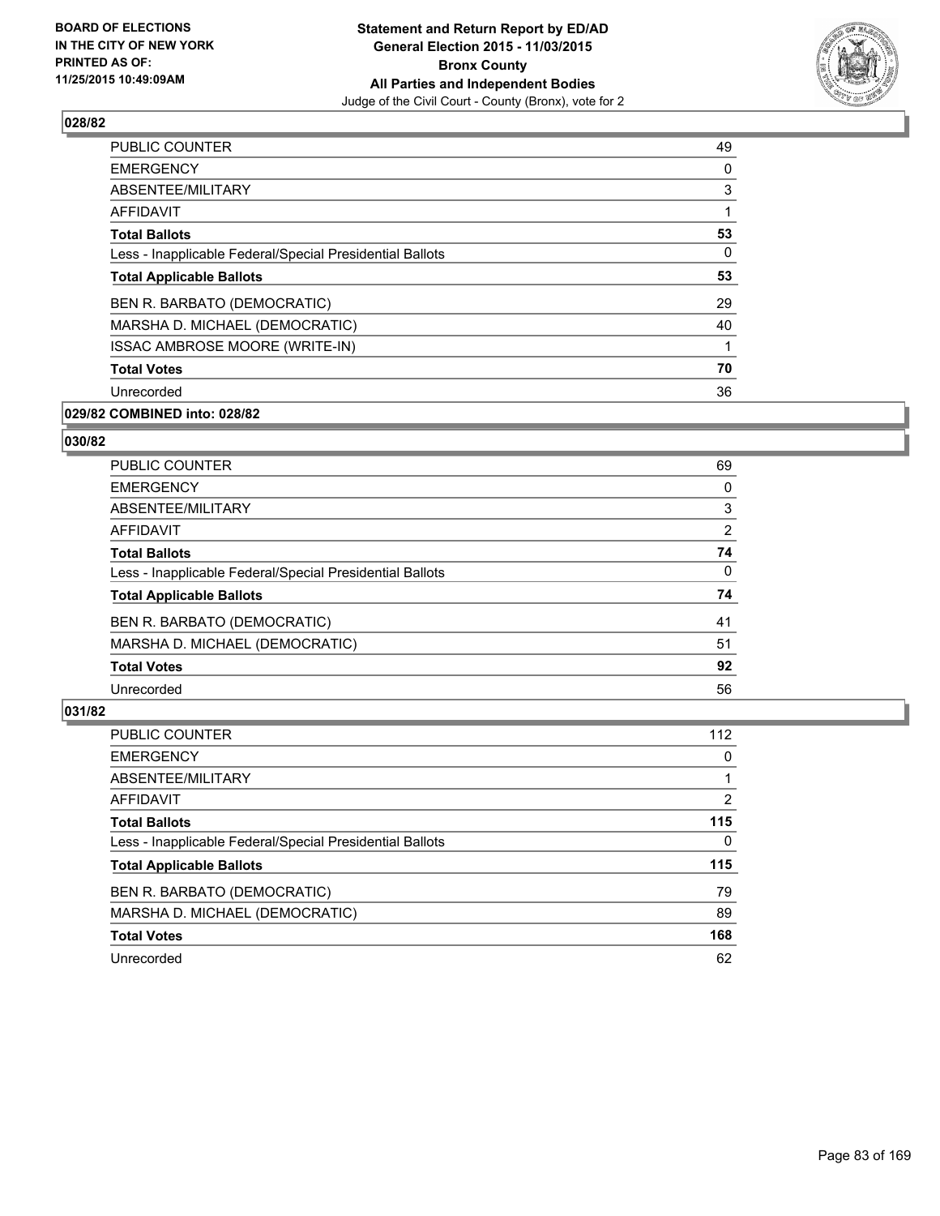**Statement and Return Report by ED/AD**
**General Election 2015 - 11/03/2015**
**Bronx County**
**All Parties and Independent Bodies**
Judge of the Civil Court - County (Bronx), vote for 2

BOARD OF ELECTIONS
IN THE CITY OF NEW YORK
PRINTED AS OF:
11/25/2015 10:49:09AM

### 028/82

| | |
|---|---|
| PUBLIC COUNTER | 49 |
| EMERGENCY | 0 |
| ABSENTEE/MILITARY | 3 |
| AFFIDAVIT | 1 |
| **Total Ballots** | **53** |
| Less - Inapplicable Federal/Special Presidential Ballots | 0 |
| **Total Applicable Ballots** | **53** |
| BEN R. BARBATO (DEMOCRATIC) | 29 |
| MARSHA D. MICHAEL (DEMOCRATIC) | 40 |
| ISSAC AMBROSE MOORE (WRITE-IN) | 1 |
| **Total Votes** | **70** |
| Unrecorded | 36 |

### 029/82 COMBINED into: 028/82

### 030/82

| | |
|---|---|
| PUBLIC COUNTER | 69 |
| EMERGENCY | 0 |
| ABSENTEE/MILITARY | 3 |
| AFFIDAVIT | 2 |
| **Total Ballots** | **74** |
| Less - Inapplicable Federal/Special Presidential Ballots | 0 |
| **Total Applicable Ballots** | **74** |
| BEN R. BARBATO (DEMOCRATIC) | 41 |
| MARSHA D. MICHAEL (DEMOCRATIC) | 51 |
| **Total Votes** | **92** |
| Unrecorded | 56 |

### 031/82

| | |
|---|---|
| PUBLIC COUNTER | 112 |
| EMERGENCY | 0 |
| ABSENTEE/MILITARY | 1 |
| AFFIDAVIT | 2 |
| **Total Ballots** | **115** |
| Less - Inapplicable Federal/Special Presidential Ballots | 0 |
| **Total Applicable Ballots** | **115** |
| BEN R. BARBATO (DEMOCRATIC) | 79 |
| MARSHA D. MICHAEL (DEMOCRATIC) | 89 |
| **Total Votes** | **168** |
| Unrecorded | 62 |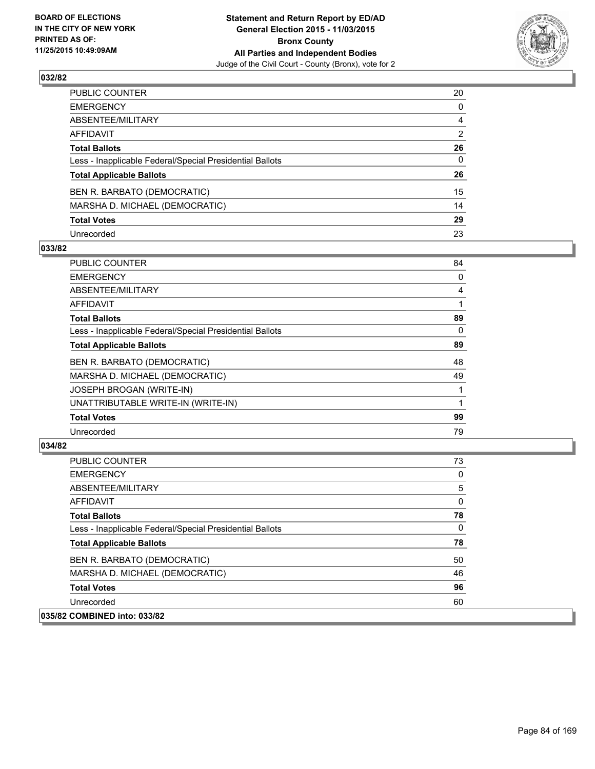## 032/82

| | |
|---|---|
| PUBLIC COUNTER | 20 |
| EMERGENCY | 0 |
| ABSENTEE/MILITARY | 4 |
| AFFIDAVIT | 2 |
| **Total Ballots** | **26** |
| Less - Inapplicable Federal/Special Presidential Ballots | 0 |
| **Total Applicable Ballots** | **26** |
| BEN R. BARBATO (DEMOCRATIC) | 15 |
| MARSHA D. MICHAEL (DEMOCRATIC) | 14 |
| **Total Votes** | **29** |
| Unrecorded | 23 |

## 033/82

| | |
|---|---|
| PUBLIC COUNTER | 84 |
| EMERGENCY | 0 |
| ABSENTEE/MILITARY | 4 |
| AFFIDAVIT | 1 |
| **Total Ballots** | **89** |
| Less - Inapplicable Federal/Special Presidential Ballots | 0 |
| **Total Applicable Ballots** | **89** |
| BEN R. BARBATO (DEMOCRATIC) | 48 |
| MARSHA D. MICHAEL (DEMOCRATIC) | 49 |
| JOSEPH BROGAN (WRITE-IN) | 1 |
| UNATTRIBUTABLE WRITE-IN (WRITE-IN) | 1 |
| **Total Votes** | **99** |
| Unrecorded | 79 |

## 034/82

| | |
|---|---|
| PUBLIC COUNTER | 73 |
| EMERGENCY | 0 |
| ABSENTEE/MILITARY | 5 |
| AFFIDAVIT | 0 |
| **Total Ballots** | **78** |
| Less - Inapplicable Federal/Special Presidential Ballots | 0 |
| **Total Applicable Ballots** | **78** |
| BEN R. BARBATO (DEMOCRATIC) | 50 |
| MARSHA D. MICHAEL (DEMOCRATIC) | 46 |
| **Total Votes** | **96** |
| Unrecorded | 60 |

## 035/82 COMBINED into: 033/82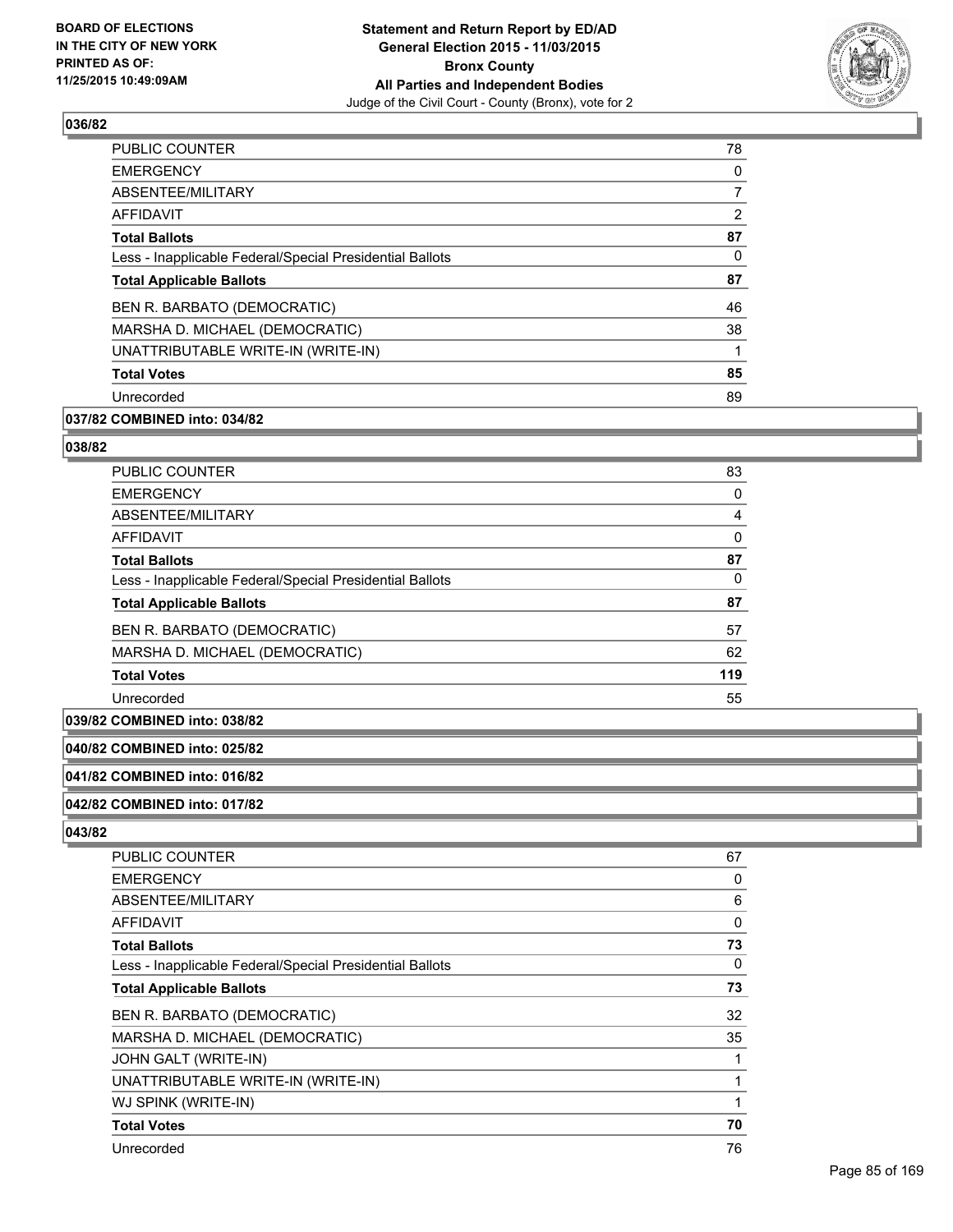## 036/82

| | |
|---|---|
| PUBLIC COUNTER | 78 |
| EMERGENCY | 0 |
| ABSENTEE/MILITARY | 7 |
| AFFIDAVIT | 2 |
| **Total Ballots** | **87** |
| Less - Inapplicable Federal/Special Presidential Ballots | 0 |
| **Total Applicable Ballots** | **87** |
| BEN R. BARBATO (DEMOCRATIC) | 46 |
| MARSHA D. MICHAEL (DEMOCRATIC) | 38 |
| UNATTRIBUTABLE WRITE-IN (WRITE-IN) | 1 |
| **Total Votes** | **85** |
| Unrecorded | 89 |

## 037/82 COMBINED into: 034/82

## 038/82

| | |
|---|---|
| PUBLIC COUNTER | 83 |
| EMERGENCY | 0 |
| ABSENTEE/MILITARY | 4 |
| AFFIDAVIT | 0 |
| **Total Ballots** | **87** |
| Less - Inapplicable Federal/Special Presidential Ballots | 0 |
| **Total Applicable Ballots** | **87** |
| BEN R. BARBATO (DEMOCRATIC) | 57 |
| MARSHA D. MICHAEL (DEMOCRATIC) | 62 |
| **Total Votes** | **119** |
| Unrecorded | 55 |

## 039/82 COMBINED into: 038/82

## 040/82 COMBINED into: 025/82

## 041/82 COMBINED into: 016/82

## 042/82 COMBINED into: 017/82

## 043/82

| | |
|---|---|
| PUBLIC COUNTER | 67 |
| EMERGENCY | 0 |
| ABSENTEE/MILITARY | 6 |
| AFFIDAVIT | 0 |
| **Total Ballots** | **73** |
| Less - Inapplicable Federal/Special Presidential Ballots | 0 |
| **Total Applicable Ballots** | **73** |
| BEN R. BARBATO (DEMOCRATIC) | 32 |
| MARSHA D. MICHAEL (DEMOCRATIC) | 35 |
| JOHN GALT (WRITE-IN) | 1 |
| UNATTRIBUTABLE WRITE-IN (WRITE-IN) | 1 |
| WJ SPINK (WRITE-IN) | 1 |
| **Total Votes** | **70** |
| Unrecorded | 76 |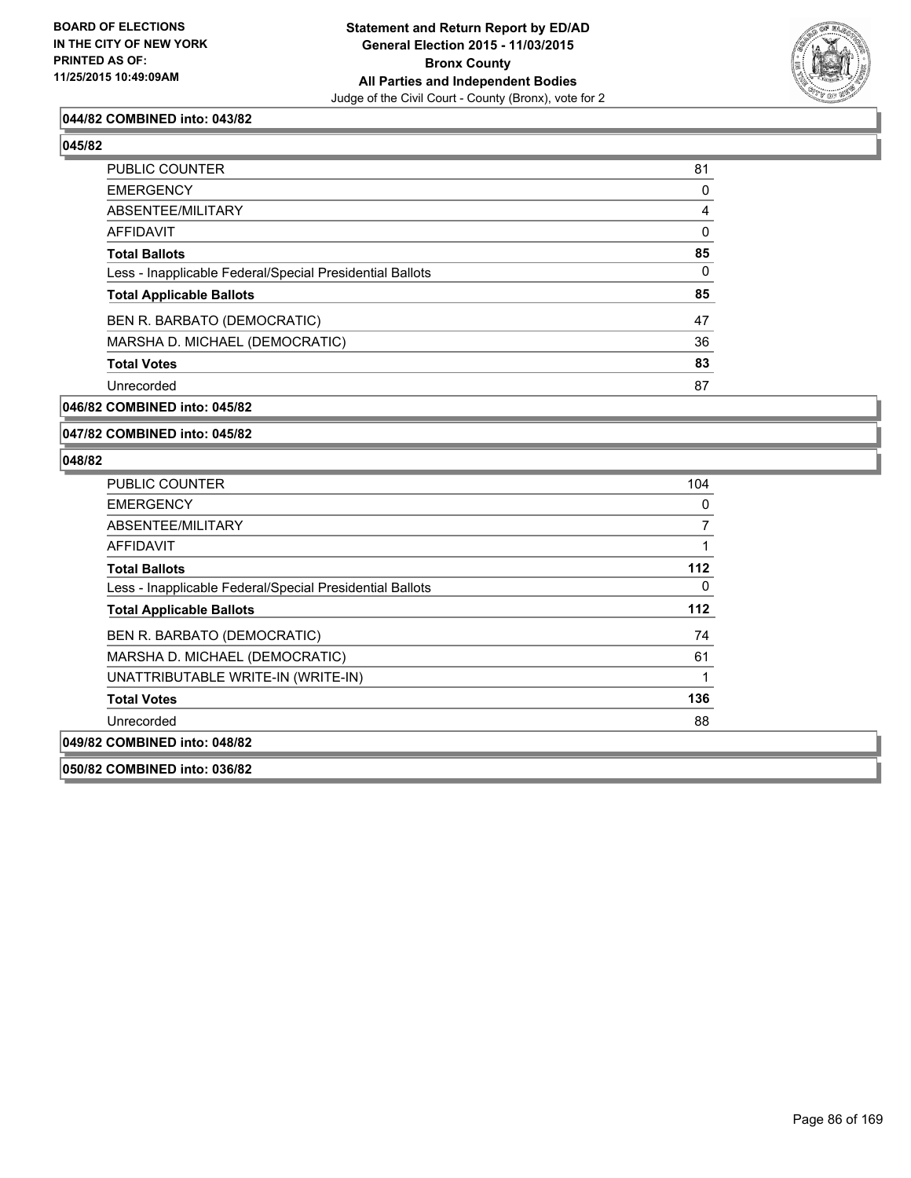**Statement and Return Report by ED/AD**
**General Election 2015 - 11/03/2015**
**Bronx County**
**All Parties and Independent Bodies**
Judge of the Civil Court - County (Bronx), vote for 2

BOARD OF ELECTIONS IN THE CITY OF NEW YORK PRINTED AS OF: 11/25/2015 10:49:09AM

**044/82 COMBINED into: 043/82**

**045/82**

| | |
|---|---|
| PUBLIC COUNTER | 81 |
| EMERGENCY | 0 |
| ABSENTEE/MILITARY | 4 |
| AFFIDAVIT | 0 |
| **Total Ballots** | **85** |
| Less - Inapplicable Federal/Special Presidential Ballots | 0 |
| **Total Applicable Ballots** | **85** |
| BEN R. BARBATO (DEMOCRATIC) | 47 |
| MARSHA D. MICHAEL (DEMOCRATIC) | 36 |
| **Total Votes** | **83** |
| Unrecorded | 87 |

**046/82 COMBINED into: 045/82**

**047/82 COMBINED into: 045/82**

**048/82**

| | |
|---|---|
| PUBLIC COUNTER | 104 |
| EMERGENCY | 0 |
| ABSENTEE/MILITARY | 7 |
| AFFIDAVIT | 1 |
| **Total Ballots** | **112** |
| Less - Inapplicable Federal/Special Presidential Ballots | 0 |
| **Total Applicable Ballots** | **112** |
| BEN R. BARBATO (DEMOCRATIC) | 74 |
| MARSHA D. MICHAEL (DEMOCRATIC) | 61 |
| UNATTRIBUTABLE WRITE-IN (WRITE-IN) | 1 |
| **Total Votes** | **136** |
| Unrecorded | 88 |

**049/82 COMBINED into: 048/82**

**050/82 COMBINED into: 036/82**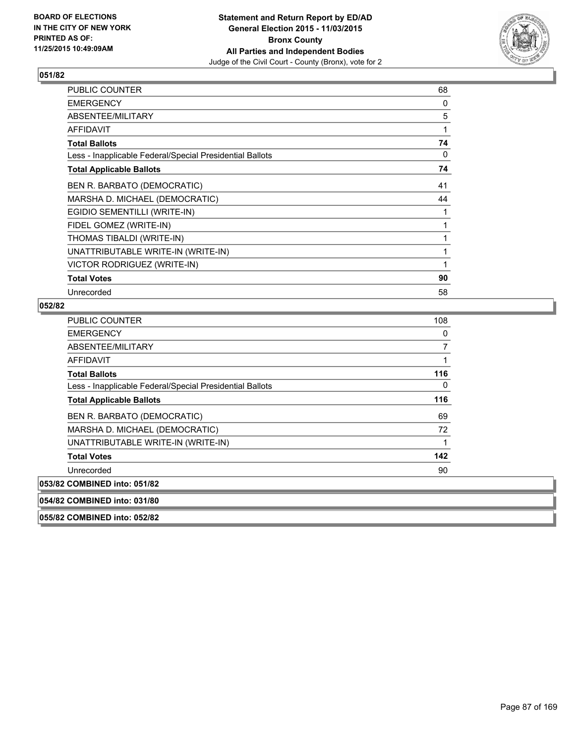**Statement and Return Report by ED/AD**
**General Election 2015 - 11/03/2015**
**Bronx County**
**All Parties and Independent Bodies**
Judge of the Civil Court - County (Bronx), vote for 2

BOARD OF ELECTIONS IN THE CITY OF NEW YORK PRINTED AS OF: 11/25/2015 10:49:09AM

## 051/82

| | |
|---|---|
| PUBLIC COUNTER | 68 |
| EMERGENCY | 0 |
| ABSENTEE/MILITARY | 5 |
| AFFIDAVIT | 1 |
| **Total Ballots** | **74** |
| Less - Inapplicable Federal/Special Presidential Ballots | 0 |
| **Total Applicable Ballots** | **74** |
| BEN R. BARBATO (DEMOCRATIC) | 41 |
| MARSHA D. MICHAEL (DEMOCRATIC) | 44 |
| EGIDIO SEMENTILLI (WRITE-IN) | 1 |
| FIDEL GOMEZ (WRITE-IN) | 1 |
| THOMAS TIBALDI (WRITE-IN) | 1 |
| UNATTRIBUTABLE WRITE-IN (WRITE-IN) | 1 |
| VICTOR RODRIGUEZ (WRITE-IN) | 1 |
| **Total Votes** | **90** |
| Unrecorded | 58 |

## 052/82

| | |
|---|---|
| PUBLIC COUNTER | 108 |
| EMERGENCY | 0 |
| ABSENTEE/MILITARY | 7 |
| AFFIDAVIT | 1 |
| **Total Ballots** | **116** |
| Less - Inapplicable Federal/Special Presidential Ballots | 0 |
| **Total Applicable Ballots** | **116** |
| BEN R. BARBATO (DEMOCRATIC) | 69 |
| MARSHA D. MICHAEL (DEMOCRATIC) | 72 |
| UNATTRIBUTABLE WRITE-IN (WRITE-IN) | 1 |
| **Total Votes** | **142** |
| Unrecorded | 90 |

## 053/82 COMBINED into: 051/82

## 054/82 COMBINED into: 031/80

## 055/82 COMBINED into: 052/82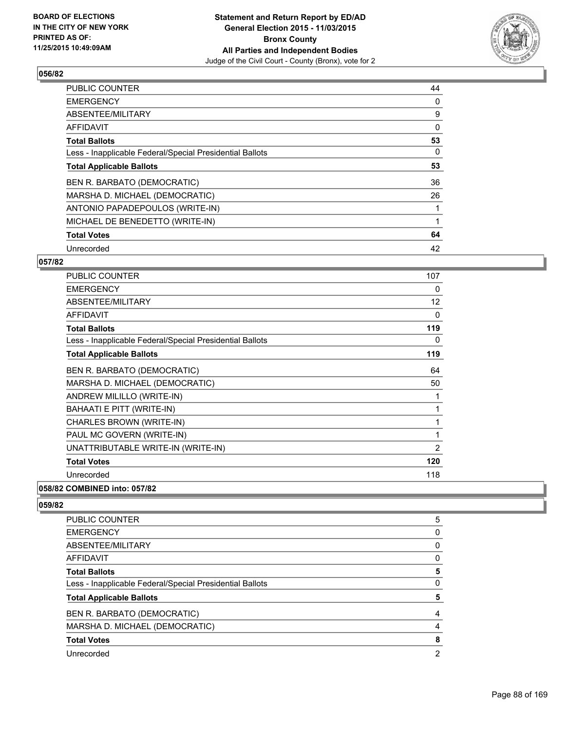BOARD OF ELECTIONS
IN THE CITY OF NEW YORK
PRINTED AS OF:
11/25/2015 10:49:09AM

**Statement and Return Report by ED/AD**
**General Election 2015 - 11/03/2015**
**Bronx County**
**All Parties and Independent Bodies**
Judge of the Civil Court - County (Bronx), vote for 2

## 056/82

| | |
|---|---|
| PUBLIC COUNTER | 44 |
| EMERGENCY | 0 |
| ABSENTEE/MILITARY | 9 |
| AFFIDAVIT | 0 |
| **Total Ballots** | **53** |
| Less - Inapplicable Federal/Special Presidential Ballots | 0 |
| **Total Applicable Ballots** | **53** |
| BEN R. BARBATO (DEMOCRATIC) | 36 |
| MARSHA D. MICHAEL (DEMOCRATIC) | 26 |
| ANTONIO PAPADEPOULOS (WRITE-IN) | 1 |
| MICHAEL DE BENEDETTO (WRITE-IN) | 1 |
| **Total Votes** | **64** |
| Unrecorded | 42 |

## 057/82

| | |
|---|---|
| PUBLIC COUNTER | 107 |
| EMERGENCY | 0 |
| ABSENTEE/MILITARY | 12 |
| AFFIDAVIT | 0 |
| **Total Ballots** | **119** |
| Less - Inapplicable Federal/Special Presidential Ballots | 0 |
| **Total Applicable Ballots** | **119** |
| BEN R. BARBATO (DEMOCRATIC) | 64 |
| MARSHA D. MICHAEL (DEMOCRATIC) | 50 |
| ANDREW MILILLO (WRITE-IN) | 1 |
| BAHAATI E PITT (WRITE-IN) | 1 |
| CHARLES BROWN (WRITE-IN) | 1 |
| PAUL MC GOVERN (WRITE-IN) | 1 |
| UNATTRIBUTABLE WRITE-IN (WRITE-IN) | 2 |
| **Total Votes** | **120** |
| Unrecorded | 118 |

## 058/82 COMBINED into: 057/82

## 059/82

| | |
|---|---|
| PUBLIC COUNTER | 5 |
| EMERGENCY | 0 |
| ABSENTEE/MILITARY | 0 |
| AFFIDAVIT | 0 |
| **Total Ballots** | **5** |
| Less - Inapplicable Federal/Special Presidential Ballots | 0 |
| **Total Applicable Ballots** | **5** |
| BEN R. BARBATO (DEMOCRATIC) | 4 |
| MARSHA D. MICHAEL (DEMOCRATIC) | 4 |
| **Total Votes** | **8** |
| Unrecorded | 2 |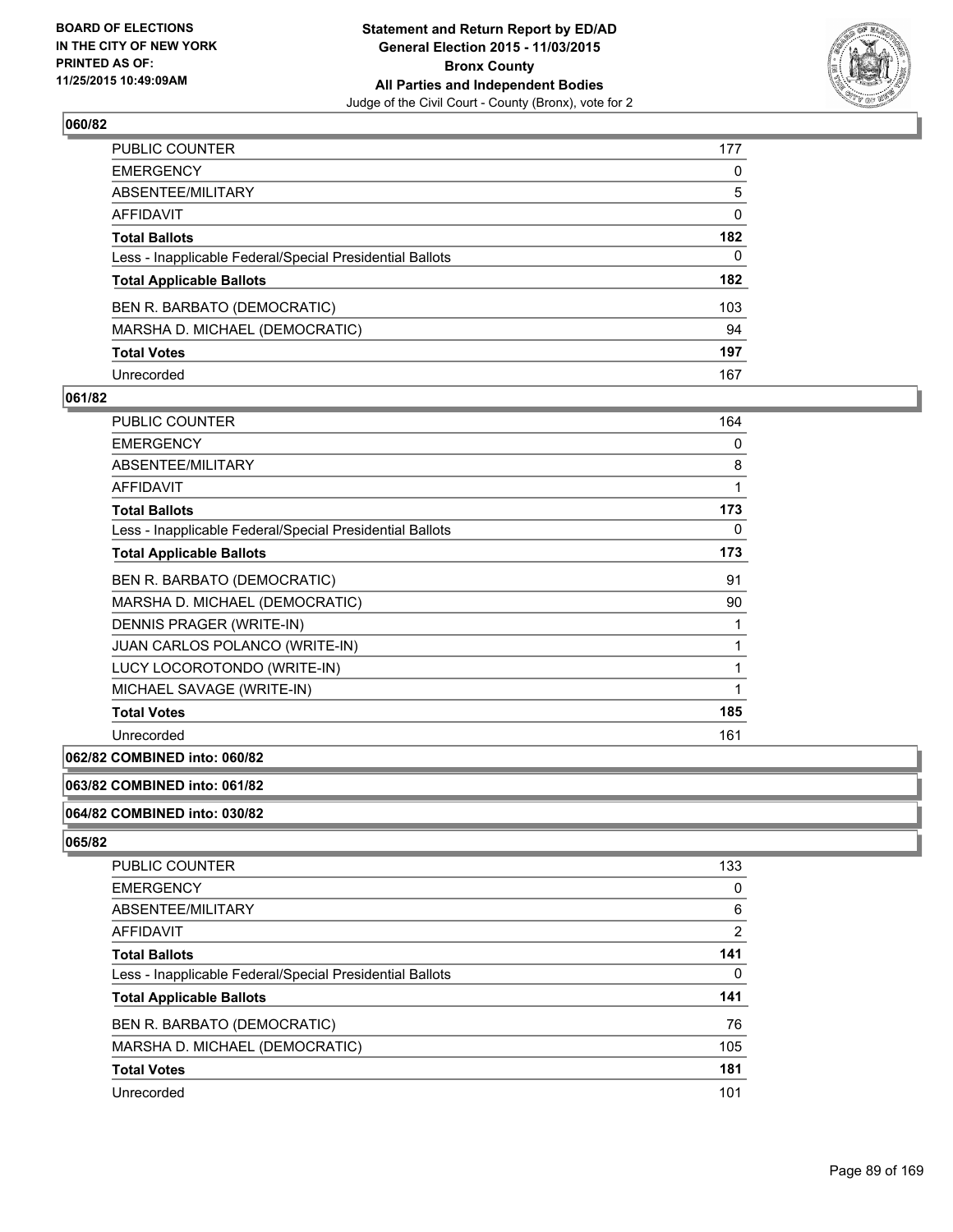## 060/82

| | |
|---|---|
| PUBLIC COUNTER | 177 |
| EMERGENCY | 0 |
| ABSENTEE/MILITARY | 5 |
| AFFIDAVIT | 0 |
| **Total Ballots** | **182** |
| Less - Inapplicable Federal/Special Presidential Ballots | 0 |
| **Total Applicable Ballots** | **182** |
| BEN R. BARBATO (DEMOCRATIC) | 103 |
| MARSHA D. MICHAEL (DEMOCRATIC) | 94 |
| **Total Votes** | **197** |
| Unrecorded | 167 |

## 061/82

| | |
|---|---|
| PUBLIC COUNTER | 164 |
| EMERGENCY | 0 |
| ABSENTEE/MILITARY | 8 |
| AFFIDAVIT | 1 |
| **Total Ballots** | **173** |
| Less - Inapplicable Federal/Special Presidential Ballots | 0 |
| **Total Applicable Ballots** | **173** |
| BEN R. BARBATO (DEMOCRATIC) | 91 |
| MARSHA D. MICHAEL (DEMOCRATIC) | 90 |
| DENNIS PRAGER (WRITE-IN) | 1 |
| JUAN CARLOS POLANCO (WRITE-IN) | 1 |
| LUCY LOCOROTONDO (WRITE-IN) | 1 |
| MICHAEL SAVAGE (WRITE-IN) | 1 |
| **Total Votes** | **185** |
| Unrecorded | 161 |

## 062/82 COMBINED into: 060/82

## 063/82 COMBINED into: 061/82

## 064/82 COMBINED into: 030/82

## 065/82

| | |
|---|---|
| PUBLIC COUNTER | 133 |
| EMERGENCY | 0 |
| ABSENTEE/MILITARY | 6 |
| AFFIDAVIT | 2 |
| **Total Ballots** | **141** |
| Less - Inapplicable Federal/Special Presidential Ballots | 0 |
| **Total Applicable Ballots** | **141** |
| BEN R. BARBATO (DEMOCRATIC) | 76 |
| MARSHA D. MICHAEL (DEMOCRATIC) | 105 |
| **Total Votes** | **181** |
| Unrecorded | 101 |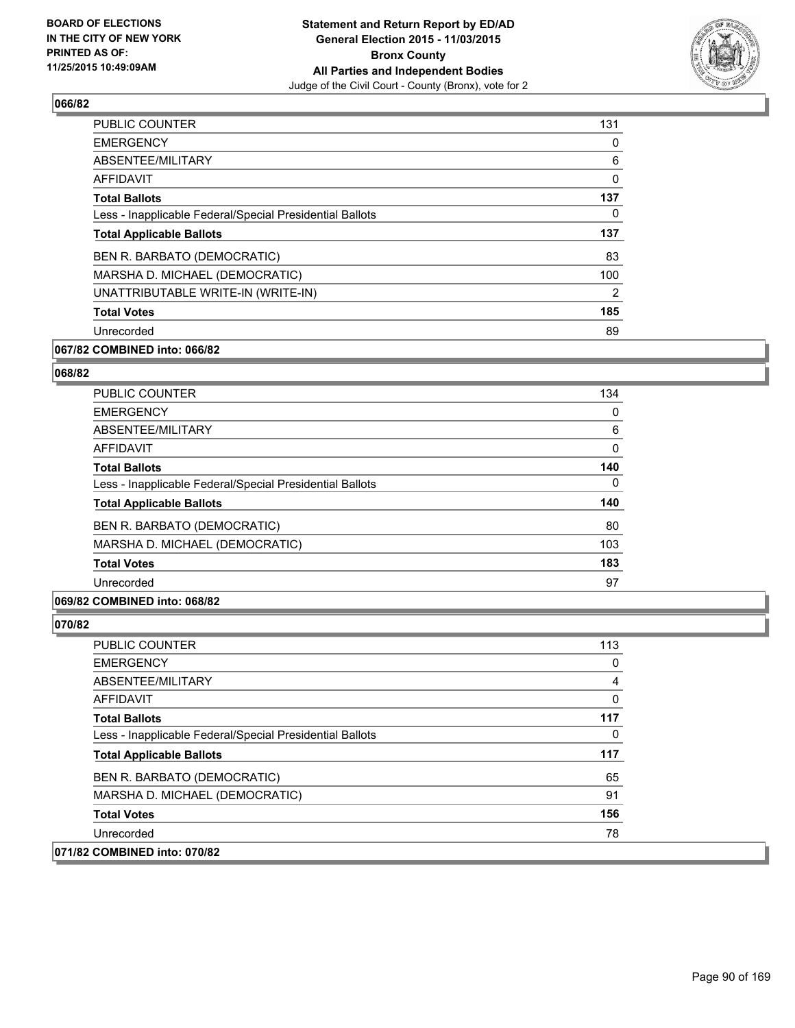## 066/82

| | |
|---|---|
| PUBLIC COUNTER | 131 |
| EMERGENCY | 0 |
| ABSENTEE/MILITARY | 6 |
| AFFIDAVIT | 0 |
| **Total Ballots** | **137** |
| Less - Inapplicable Federal/Special Presidential Ballots | 0 |
| **Total Applicable Ballots** | **137** |
| BEN R. BARBATO (DEMOCRATIC) | 83 |
| MARSHA D. MICHAEL (DEMOCRATIC) | 100 |
| UNATTRIBUTABLE WRITE-IN (WRITE-IN) | 2 |
| **Total Votes** | **185** |
| Unrecorded | 89 |

**067/82 COMBINED into: 066/82**

## 068/82

| | |
|---|---|
| PUBLIC COUNTER | 134 |
| EMERGENCY | 0 |
| ABSENTEE/MILITARY | 6 |
| AFFIDAVIT | 0 |
| **Total Ballots** | **140** |
| Less - Inapplicable Federal/Special Presidential Ballots | 0 |
| **Total Applicable Ballots** | **140** |
| BEN R. BARBATO (DEMOCRATIC) | 80 |
| MARSHA D. MICHAEL (DEMOCRATIC) | 103 |
| **Total Votes** | **183** |
| Unrecorded | 97 |

**069/82 COMBINED into: 068/82**

## 070/82

| | |
|---|---|
| PUBLIC COUNTER | 113 |
| EMERGENCY | 0 |
| ABSENTEE/MILITARY | 4 |
| AFFIDAVIT | 0 |
| **Total Ballots** | **117** |
| Less - Inapplicable Federal/Special Presidential Ballots | 0 |
| **Total Applicable Ballots** | **117** |
| BEN R. BARBATO (DEMOCRATIC) | 65 |
| MARSHA D. MICHAEL (DEMOCRATIC) | 91 |
| **Total Votes** | **156** |
| Unrecorded | 78 |

**071/82 COMBINED into: 070/82**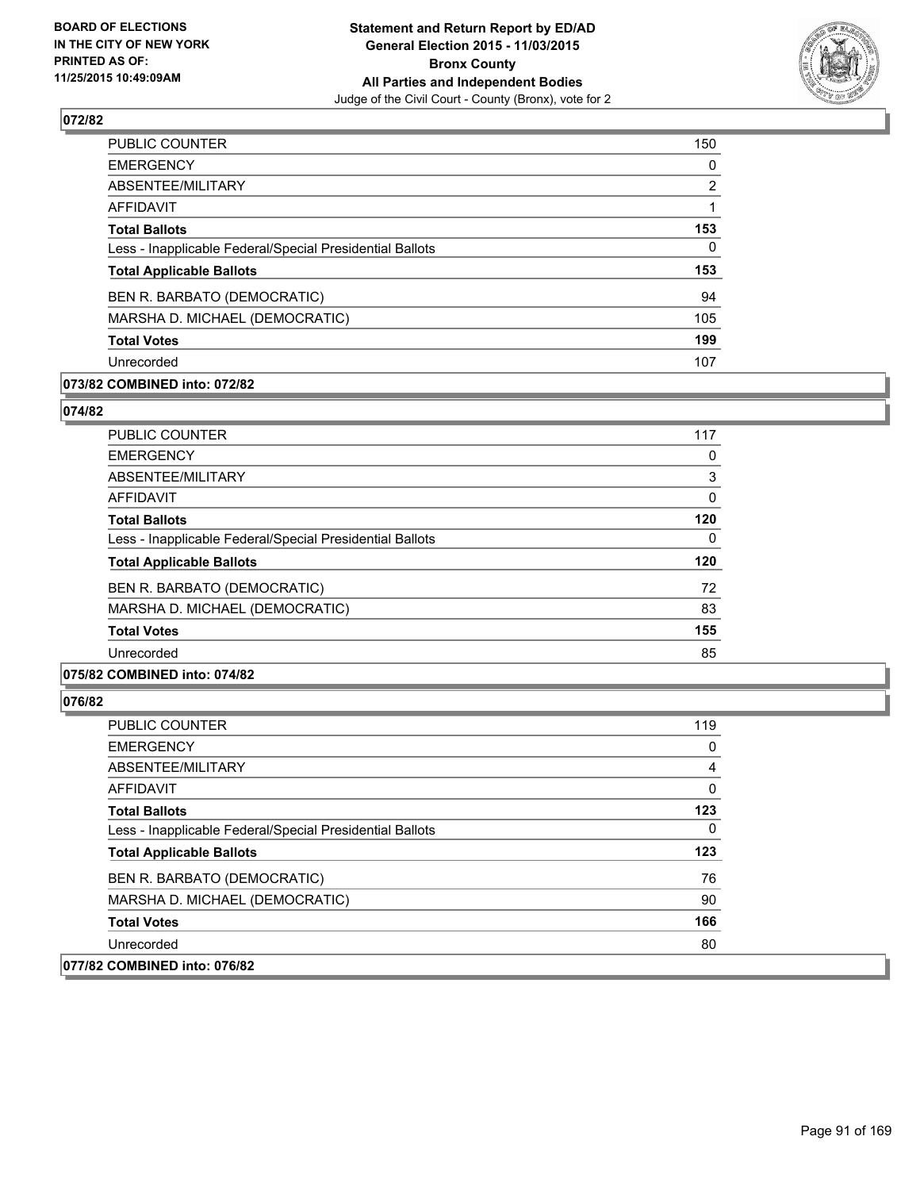**Statement and Return Report by ED/AD**
**General Election 2015 - 11/03/2015**
**Bronx County**
**All Parties and Independent Bodies**
Judge of the Civil Court - County (Bronx), vote for 2

BOARD OF ELECTIONS
IN THE CITY OF NEW YORK
PRINTED AS OF:
11/25/2015 10:49:09AM

### 072/82

| | |
|---|---|
| PUBLIC COUNTER | 150 |
| EMERGENCY | 0 |
| ABSENTEE/MILITARY | 2 |
| AFFIDAVIT | 1 |
| **Total Ballots** | **153** |
| Less - Inapplicable Federal/Special Presidential Ballots | 0 |
| **Total Applicable Ballots** | **153** |
| BEN R. BARBATO (DEMOCRATIC) | 94 |
| MARSHA D. MICHAEL (DEMOCRATIC) | 105 |
| **Total Votes** | **199** |
| Unrecorded | 107 |

**073/82 COMBINED into: 072/82**

### 074/82

| | |
|---|---|
| PUBLIC COUNTER | 117 |
| EMERGENCY | 0 |
| ABSENTEE/MILITARY | 3 |
| AFFIDAVIT | 0 |
| **Total Ballots** | **120** |
| Less - Inapplicable Federal/Special Presidential Ballots | 0 |
| **Total Applicable Ballots** | **120** |
| BEN R. BARBATO (DEMOCRATIC) | 72 |
| MARSHA D. MICHAEL (DEMOCRATIC) | 83 |
| **Total Votes** | **155** |
| Unrecorded | 85 |

**075/82 COMBINED into: 074/82**

### 076/82

| | |
|---|---|
| PUBLIC COUNTER | 119 |
| EMERGENCY | 0 |
| ABSENTEE/MILITARY | 4 |
| AFFIDAVIT | 0 |
| **Total Ballots** | **123** |
| Less - Inapplicable Federal/Special Presidential Ballots | 0 |
| **Total Applicable Ballots** | **123** |
| BEN R. BARBATO (DEMOCRATIC) | 76 |
| MARSHA D. MICHAEL (DEMOCRATIC) | 90 |
| **Total Votes** | **166** |
| Unrecorded | 80 |

**077/82 COMBINED into: 076/82**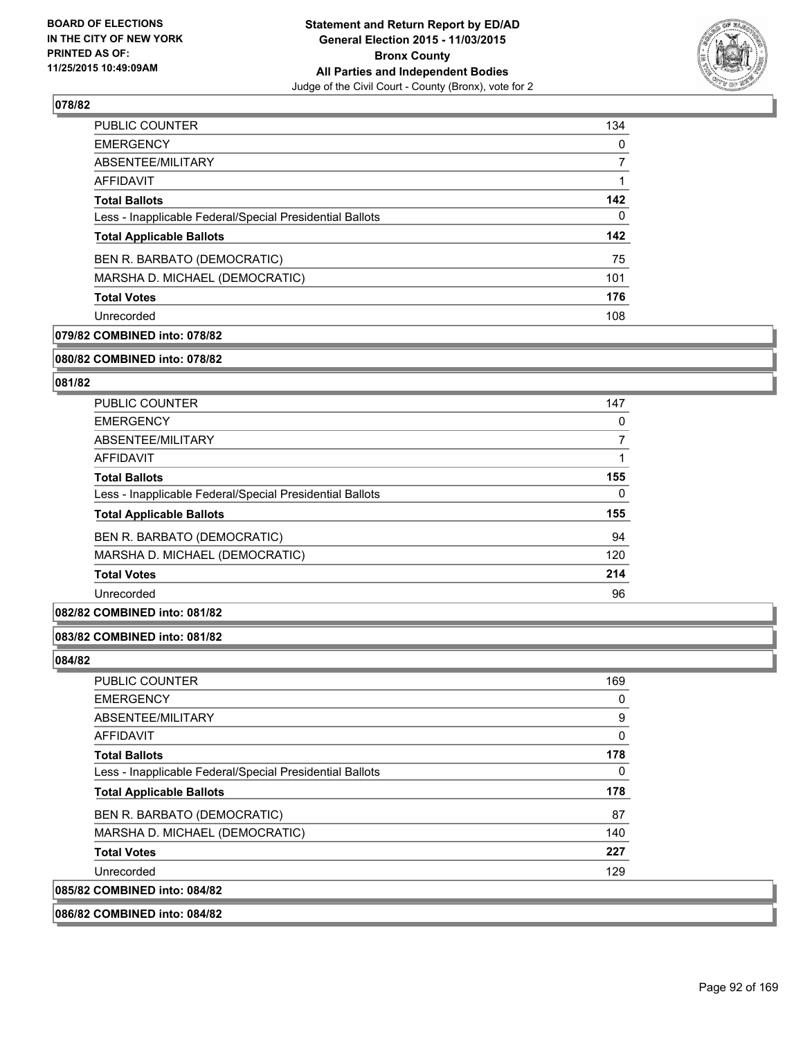**BOARD OF ELECTIONS IN THE CITY OF NEW YORK PRINTED AS OF: 11/25/2015 10:49:09AM**

**Statement and Return Report by ED/AD General Election 2015 - 11/03/2015 Bronx County All Parties and Independent Bodies**

Judge of the Civil Court - County (Bronx), vote for 2

## 078/82

| | |
|---|---|
| PUBLIC COUNTER | 134 |
| EMERGENCY | 0 |
| ABSENTEE/MILITARY | 7 |
| AFFIDAVIT | 1 |
| **Total Ballots** | **142** |
| Less - Inapplicable Federal/Special Presidential Ballots | 0 |
| **Total Applicable Ballots** | **142** |
| BEN R. BARBATO (DEMOCRATIC) | 75 |
| MARSHA D. MICHAEL (DEMOCRATIC) | 101 |
| **Total Votes** | **176** |
| Unrecorded | 108 |

**079/82 COMBINED into: 078/82**

**080/82 COMBINED into: 078/82**

## 081/82

| | |
|---|---|
| PUBLIC COUNTER | 147 |
| EMERGENCY | 0 |
| ABSENTEE/MILITARY | 7 |
| AFFIDAVIT | 1 |
| **Total Ballots** | **155** |
| Less - Inapplicable Federal/Special Presidential Ballots | 0 |
| **Total Applicable Ballots** | **155** |
| BEN R. BARBATO (DEMOCRATIC) | 94 |
| MARSHA D. MICHAEL (DEMOCRATIC) | 120 |
| **Total Votes** | **214** |
| Unrecorded | 96 |

**082/82 COMBINED into: 081/82**

**083/82 COMBINED into: 081/82**

## 084/82

| | |
|---|---|
| PUBLIC COUNTER | 169 |
| EMERGENCY | 0 |
| ABSENTEE/MILITARY | 9 |
| AFFIDAVIT | 0 |
| **Total Ballots** | **178** |
| Less - Inapplicable Federal/Special Presidential Ballots | 0 |
| **Total Applicable Ballots** | **178** |
| BEN R. BARBATO (DEMOCRATIC) | 87 |
| MARSHA D. MICHAEL (DEMOCRATIC) | 140 |
| **Total Votes** | **227** |
| Unrecorded | 129 |

**085/82 COMBINED into: 084/82**

**086/82 COMBINED into: 084/82**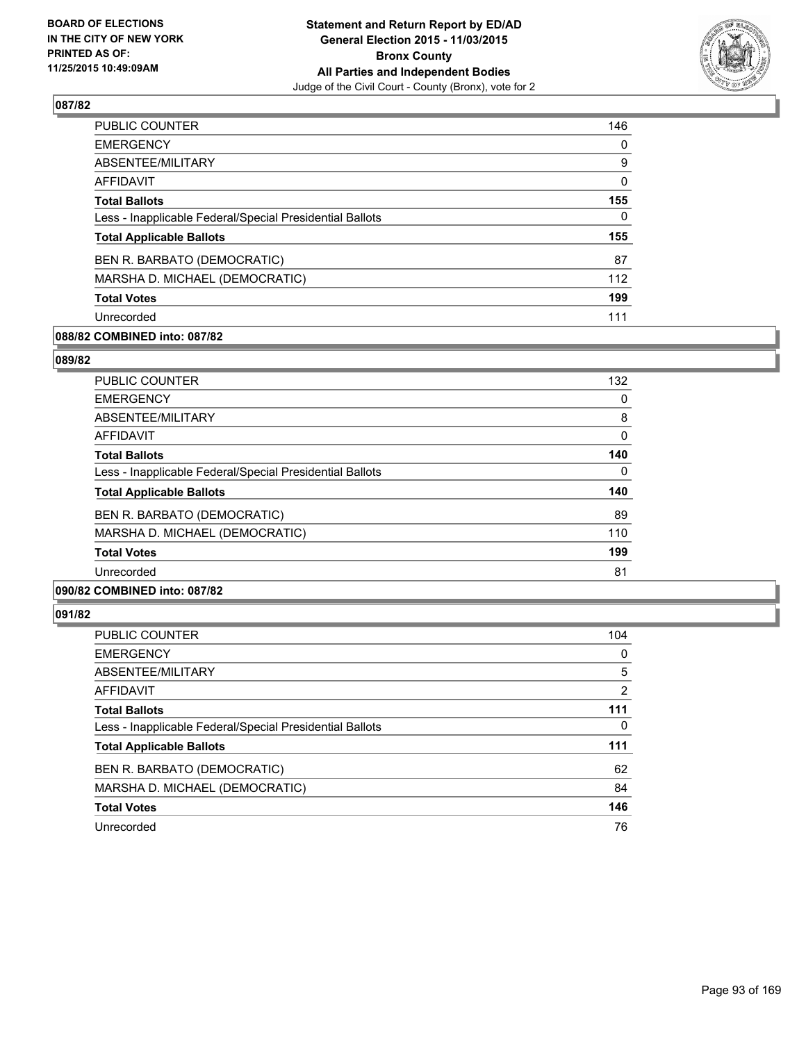**Statement and Return Report by ED/AD**
**General Election 2015 - 11/03/2015**
**Bronx County**
**All Parties and Independent Bodies**
Judge of the Civil Court - County (Bronx), vote for 2

BOARD OF ELECTIONS IN THE CITY OF NEW YORK PRINTED AS OF: 11/25/2015 10:49:09AM

## 087/82

| | |
|---|---|
| PUBLIC COUNTER | 146 |
| EMERGENCY | 0 |
| ABSENTEE/MILITARY | 9 |
| AFFIDAVIT | 0 |
| **Total Ballots** | **155** |
| Less - Inapplicable Federal/Special Presidential Ballots | 0 |
| **Total Applicable Ballots** | **155** |
| BEN R. BARBATO (DEMOCRATIC) | 87 |
| MARSHA D. MICHAEL (DEMOCRATIC) | 112 |
| **Total Votes** | **199** |
| Unrecorded | 111 |

## 088/82 COMBINED into: 087/82

## 089/82

| | |
|---|---|
| PUBLIC COUNTER | 132 |
| EMERGENCY | 0 |
| ABSENTEE/MILITARY | 8 |
| AFFIDAVIT | 0 |
| **Total Ballots** | **140** |
| Less - Inapplicable Federal/Special Presidential Ballots | 0 |
| **Total Applicable Ballots** | **140** |
| BEN R. BARBATO (DEMOCRATIC) | 89 |
| MARSHA D. MICHAEL (DEMOCRATIC) | 110 |
| **Total Votes** | **199** |
| Unrecorded | 81 |

## 090/82 COMBINED into: 087/82

## 091/82

| | |
|---|---|
| PUBLIC COUNTER | 104 |
| EMERGENCY | 0 |
| ABSENTEE/MILITARY | 5 |
| AFFIDAVIT | 2 |
| **Total Ballots** | **111** |
| Less - Inapplicable Federal/Special Presidential Ballots | 0 |
| **Total Applicable Ballots** | **111** |
| BEN R. BARBATO (DEMOCRATIC) | 62 |
| MARSHA D. MICHAEL (DEMOCRATIC) | 84 |
| **Total Votes** | **146** |
| Unrecorded | 76 |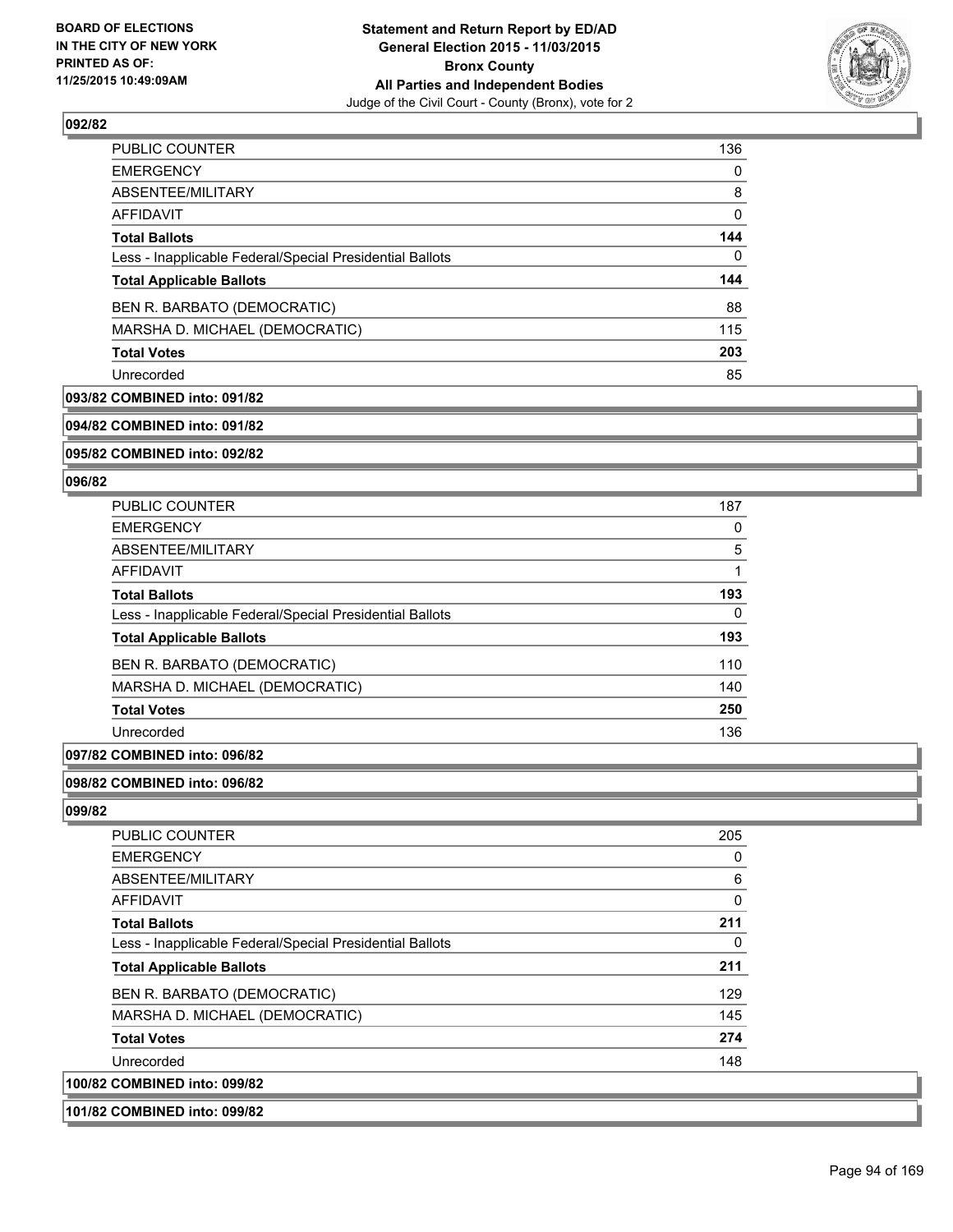**BOARD OF ELECTIONS IN THE CITY OF NEW YORK PRINTED AS OF: 11/25/2015 10:49:09AM**

**Statement and Return Report by ED/AD General Election 2015 - 11/03/2015 Bronx County All Parties and Independent Bodies**

Judge of the Civil Court - County (Bronx), vote for 2

### 092/82

| | |
|---|---|
| PUBLIC COUNTER | 136 |
| EMERGENCY | 0 |
| ABSENTEE/MILITARY | 8 |
| AFFIDAVIT | 0 |
| **Total Ballots** | **144** |
| Less - Inapplicable Federal/Special Presidential Ballots | 0 |
| **Total Applicable Ballots** | **144** |
| BEN R. BARBATO (DEMOCRATIC) | 88 |
| MARSHA D. MICHAEL (DEMOCRATIC) | 115 |
| **Total Votes** | **203** |
| Unrecorded | 85 |

**093/82 COMBINED into: 091/82**

**094/82 COMBINED into: 091/82**

**095/82 COMBINED into: 092/82**

### 096/82

| | |
|---|---|
| PUBLIC COUNTER | 187 |
| EMERGENCY | 0 |
| ABSENTEE/MILITARY | 5 |
| AFFIDAVIT | 1 |
| **Total Ballots** | **193** |
| Less - Inapplicable Federal/Special Presidential Ballots | 0 |
| **Total Applicable Ballots** | **193** |
| BEN R. BARBATO (DEMOCRATIC) | 110 |
| MARSHA D. MICHAEL (DEMOCRATIC) | 140 |
| **Total Votes** | **250** |
| Unrecorded | 136 |

**097/82 COMBINED into: 096/82**

**098/82 COMBINED into: 096/82**

### 099/82

| | |
|---|---|
| PUBLIC COUNTER | 205 |
| EMERGENCY | 0 |
| ABSENTEE/MILITARY | 6 |
| AFFIDAVIT | 0 |
| **Total Ballots** | **211** |
| Less - Inapplicable Federal/Special Presidential Ballots | 0 |
| **Total Applicable Ballots** | **211** |
| BEN R. BARBATO (DEMOCRATIC) | 129 |
| MARSHA D. MICHAEL (DEMOCRATIC) | 145 |
| **Total Votes** | **274** |
| Unrecorded | 148 |

**100/82 COMBINED into: 099/82**

**101/82 COMBINED into: 099/82**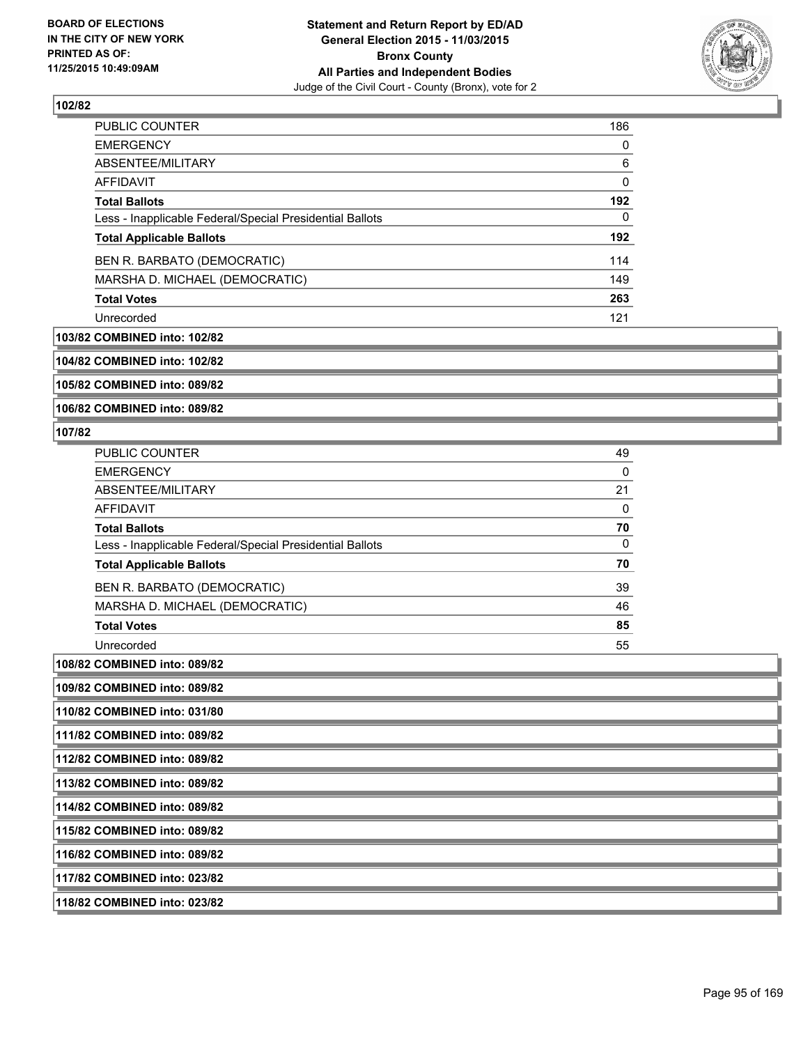**102/82**

| | |
|---|---|
| PUBLIC COUNTER | 186 |
| EMERGENCY | 0 |
| ABSENTEE/MILITARY | 6 |
| AFFIDAVIT | 0 |
| **Total Ballots** | **192** |
| Less - Inapplicable Federal/Special Presidential Ballots | 0 |
| **Total Applicable Ballots** | **192** |
| BEN R. BARBATO (DEMOCRATIC) | 114 |
| MARSHA D. MICHAEL (DEMOCRATIC) | 149 |
| **Total Votes** | **263** |
| Unrecorded | 121 |

**103/82 COMBINED into: 102/82**

**104/82 COMBINED into: 102/82**

**105/82 COMBINED into: 089/82**

**106/82 COMBINED into: 089/82**

**107/82**

| | |
|---|---|
| PUBLIC COUNTER | 49 |
| EMERGENCY | 0 |
| ABSENTEE/MILITARY | 21 |
| AFFIDAVIT | 0 |
| **Total Ballots** | **70** |
| Less - Inapplicable Federal/Special Presidential Ballots | 0 |
| **Total Applicable Ballots** | **70** |
| BEN R. BARBATO (DEMOCRATIC) | 39 |
| MARSHA D. MICHAEL (DEMOCRATIC) | 46 |
| **Total Votes** | **85** |
| Unrecorded | 55 |

**108/82 COMBINED into: 089/82**

**109/82 COMBINED into: 089/82**

**110/82 COMBINED into: 031/80**

**111/82 COMBINED into: 089/82**

**112/82 COMBINED into: 089/82**

**113/82 COMBINED into: 089/82**

**114/82 COMBINED into: 089/82**

**115/82 COMBINED into: 089/82**

**116/82 COMBINED into: 089/82**

**117/82 COMBINED into: 023/82**

**118/82 COMBINED into: 023/82**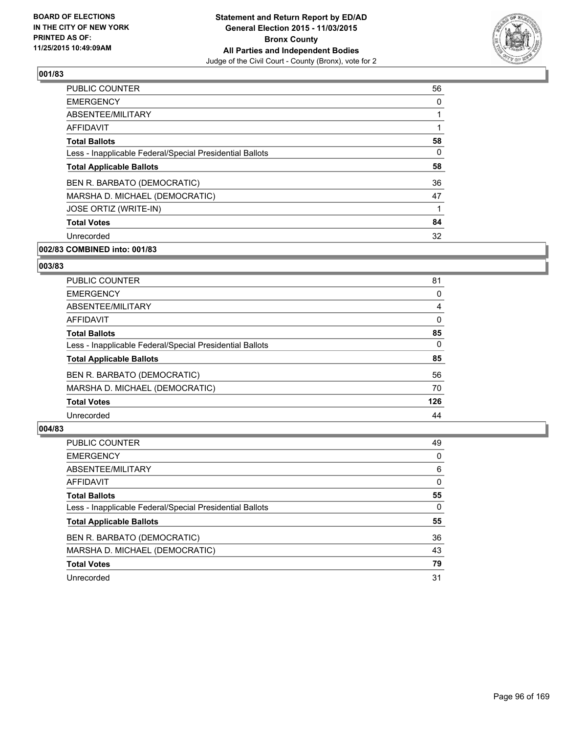# Statement and Return Report by ED/AD
## General Election 2015 - 11/03/2015
## Bronx County
## All Parties and Independent Bodies
Judge of the Civil Court - County (Bronx), vote for 2

BOARD OF ELECTIONS IN THE CITY OF NEW YORK PRINTED AS OF: 11/25/2015 10:49:09AM

### 001/83

| | |
|---|---|
| PUBLIC COUNTER | 56 |
| EMERGENCY | 0 |
| ABSENTEE/MILITARY | 1 |
| AFFIDAVIT | 1 |
| **Total Ballots** | **58** |
| Less - Inapplicable Federal/Special Presidential Ballots | 0 |
| **Total Applicable Ballots** | **58** |
| BEN R. BARBATO (DEMOCRATIC) | 36 |
| MARSHA D. MICHAEL (DEMOCRATIC) | 47 |
| JOSE ORTIZ (WRITE-IN) | 1 |
| **Total Votes** | **84** |
| Unrecorded | 32 |

### 002/83 COMBINED into: 001/83

### 003/83

| | |
|---|---|
| PUBLIC COUNTER | 81 |
| EMERGENCY | 0 |
| ABSENTEE/MILITARY | 4 |
| AFFIDAVIT | 0 |
| **Total Ballots** | **85** |
| Less - Inapplicable Federal/Special Presidential Ballots | 0 |
| **Total Applicable Ballots** | **85** |
| BEN R. BARBATO (DEMOCRATIC) | 56 |
| MARSHA D. MICHAEL (DEMOCRATIC) | 70 |
| **Total Votes** | **126** |
| Unrecorded | 44 |

### 004/83

| | |
|---|---|
| PUBLIC COUNTER | 49 |
| EMERGENCY | 0 |
| ABSENTEE/MILITARY | 6 |
| AFFIDAVIT | 0 |
| **Total Ballots** | **55** |
| Less - Inapplicable Federal/Special Presidential Ballots | 0 |
| **Total Applicable Ballots** | **55** |
| BEN R. BARBATO (DEMOCRATIC) | 36 |
| MARSHA D. MICHAEL (DEMOCRATIC) | 43 |
| **Total Votes** | **79** |
| Unrecorded | 31 |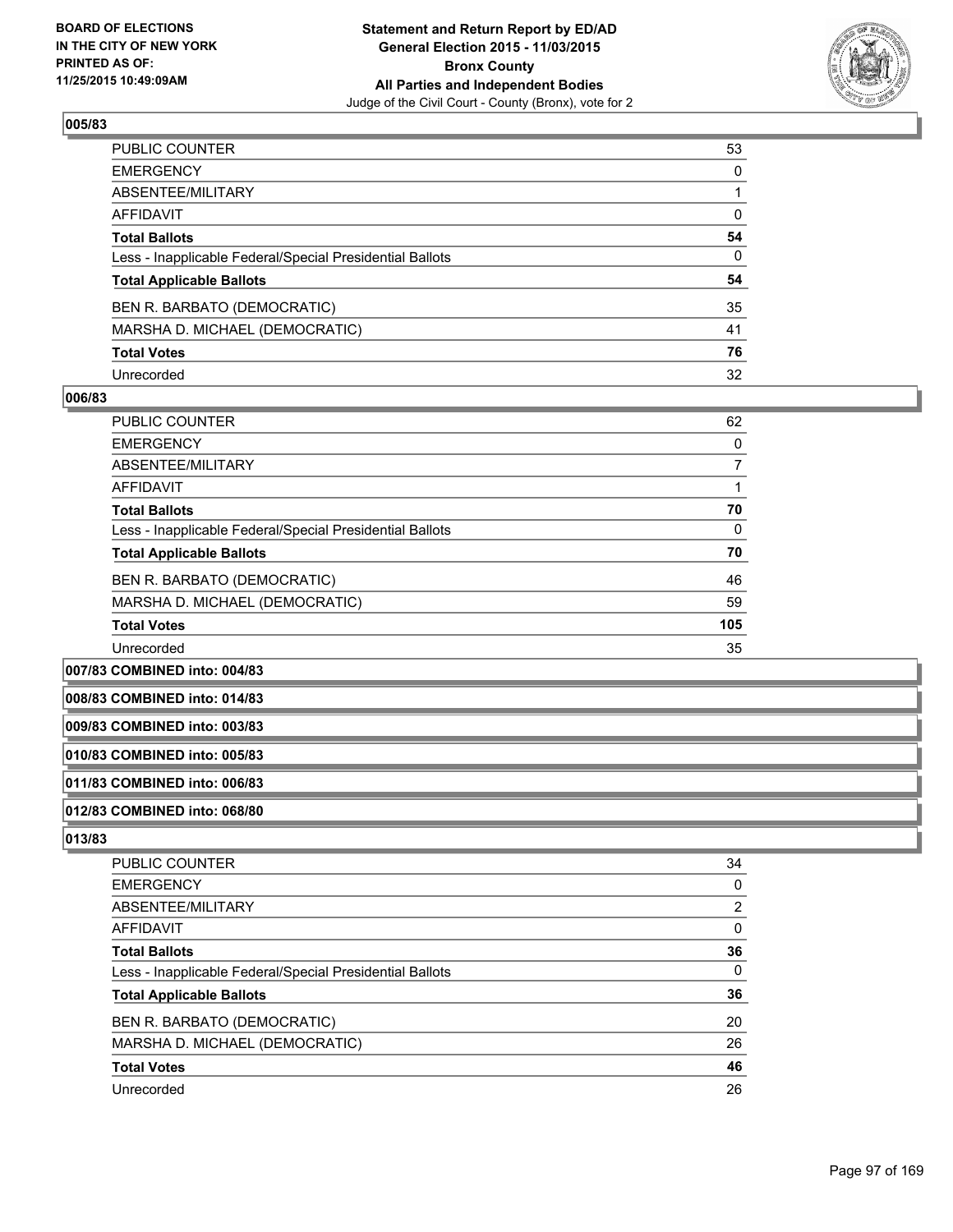**BOARD OF ELECTIONS IN THE CITY OF NEW YORK PRINTED AS OF: 11/25/2015 10:49:09AM**

**Statement and Return Report by ED/AD General Election 2015 - 11/03/2015 Bronx County All Parties and Independent Bodies**
Judge of the Civil Court - County (Bronx), vote for 2

### 005/83

| | |
|---|---|
| PUBLIC COUNTER | 53 |
| EMERGENCY | 0 |
| ABSENTEE/MILITARY | 1 |
| AFFIDAVIT | 0 |
| **Total Ballots** | **54** |
| Less - Inapplicable Federal/Special Presidential Ballots | 0 |
| **Total Applicable Ballots** | **54** |
| BEN R. BARBATO (DEMOCRATIC) | 35 |
| MARSHA D. MICHAEL (DEMOCRATIC) | 41 |
| **Total Votes** | **76** |
| Unrecorded | 32 |

### 006/83

| | |
|---|---|
| PUBLIC COUNTER | 62 |
| EMERGENCY | 0 |
| ABSENTEE/MILITARY | 7 |
| AFFIDAVIT | 1 |
| **Total Ballots** | **70** |
| Less - Inapplicable Federal/Special Presidential Ballots | 0 |
| **Total Applicable Ballots** | **70** |
| BEN R. BARBATO (DEMOCRATIC) | 46 |
| MARSHA D. MICHAEL (DEMOCRATIC) | 59 |
| **Total Votes** | **105** |
| Unrecorded | 35 |

### 007/83 COMBINED into: 004/83

### 008/83 COMBINED into: 014/83

### 009/83 COMBINED into: 003/83

### 010/83 COMBINED into: 005/83

### 011/83 COMBINED into: 006/83

### 012/83 COMBINED into: 068/80

### 013/83

| | |
|---|---|
| PUBLIC COUNTER | 34 |
| EMERGENCY | 0 |
| ABSENTEE/MILITARY | 2 |
| AFFIDAVIT | 0 |
| **Total Ballots** | **36** |
| Less - Inapplicable Federal/Special Presidential Ballots | 0 |
| **Total Applicable Ballots** | **36** |
| BEN R. BARBATO (DEMOCRATIC) | 20 |
| MARSHA D. MICHAEL (DEMOCRATIC) | 26 |
| **Total Votes** | **46** |
| Unrecorded | 26 |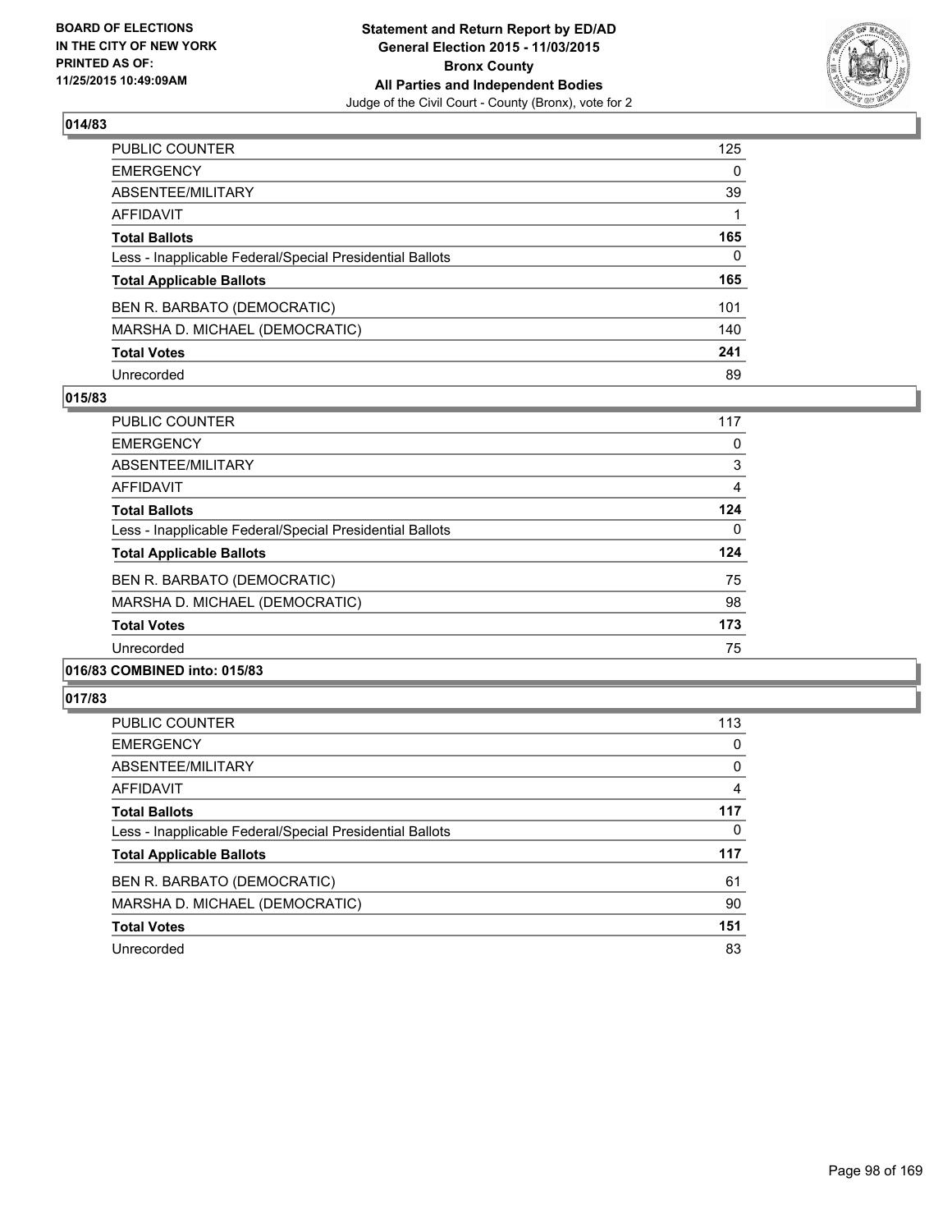### 014/83

| | |
|---|---|
| PUBLIC COUNTER | 125 |
| EMERGENCY | 0 |
| ABSENTEE/MILITARY | 39 |
| AFFIDAVIT | 1 |
| **Total Ballots** | **165** |
| Less - Inapplicable Federal/Special Presidential Ballots | 0 |
| **Total Applicable Ballots** | **165** |
| BEN R. BARBATO (DEMOCRATIC) | 101 |
| MARSHA D. MICHAEL (DEMOCRATIC) | 140 |
| **Total Votes** | **241** |
| Unrecorded | 89 |

### 015/83

| | |
|---|---|
| PUBLIC COUNTER | 117 |
| EMERGENCY | 0 |
| ABSENTEE/MILITARY | 3 |
| AFFIDAVIT | 4 |
| **Total Ballots** | **124** |
| Less - Inapplicable Federal/Special Presidential Ballots | 0 |
| **Total Applicable Ballots** | **124** |
| BEN R. BARBATO (DEMOCRATIC) | 75 |
| MARSHA D. MICHAEL (DEMOCRATIC) | 98 |
| **Total Votes** | **173** |
| Unrecorded | 75 |

### 016/83 COMBINED into: 015/83

### 017/83

| | |
|---|---|
| PUBLIC COUNTER | 113 |
| EMERGENCY | 0 |
| ABSENTEE/MILITARY | 0 |
| AFFIDAVIT | 4 |
| **Total Ballots** | **117** |
| Less - Inapplicable Federal/Special Presidential Ballots | 0 |
| **Total Applicable Ballots** | **117** |
| BEN R. BARBATO (DEMOCRATIC) | 61 |
| MARSHA D. MICHAEL (DEMOCRATIC) | 90 |
| **Total Votes** | **151** |
| Unrecorded | 83 |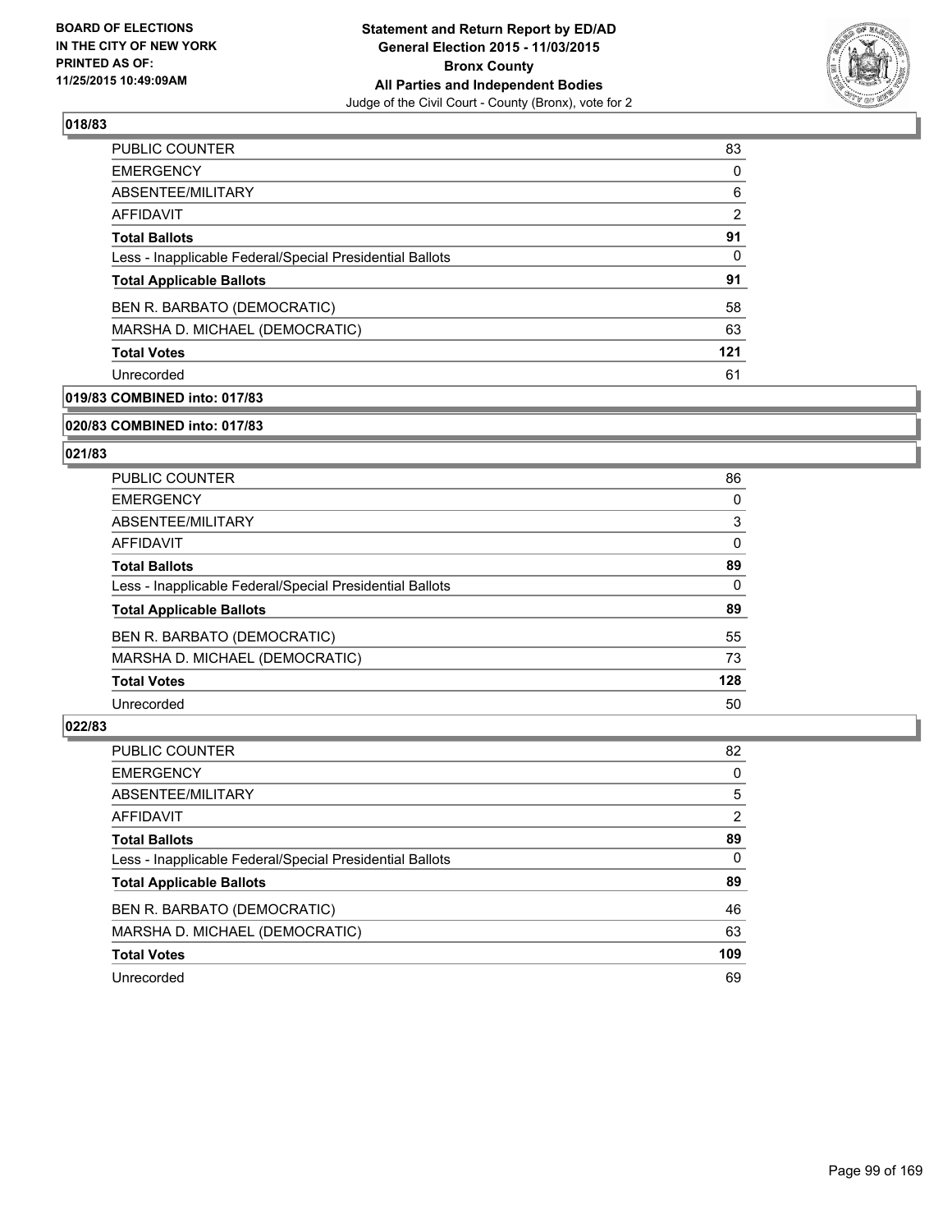## 018/83

| | |
|---|---|
| PUBLIC COUNTER | 83 |
| EMERGENCY | 0 |
| ABSENTEE/MILITARY | 6 |
| AFFIDAVIT | 2 |
| **Total Ballots** | **91** |
| Less - Inapplicable Federal/Special Presidential Ballots | 0 |
| **Total Applicable Ballots** | **91** |
| BEN R. BARBATO (DEMOCRATIC) | 58 |
| MARSHA D. MICHAEL (DEMOCRATIC) | 63 |
| **Total Votes** | **121** |
| Unrecorded | 61 |

## 019/83 COMBINED into: 017/83

## 020/83 COMBINED into: 017/83

## 021/83

| | |
|---|---|
| PUBLIC COUNTER | 86 |
| EMERGENCY | 0 |
| ABSENTEE/MILITARY | 3 |
| AFFIDAVIT | 0 |
| **Total Ballots** | **89** |
| Less - Inapplicable Federal/Special Presidential Ballots | 0 |
| **Total Applicable Ballots** | **89** |
| BEN R. BARBATO (DEMOCRATIC) | 55 |
| MARSHA D. MICHAEL (DEMOCRATIC) | 73 |
| **Total Votes** | **128** |
| Unrecorded | 50 |

## 022/83

| | |
|---|---|
| PUBLIC COUNTER | 82 |
| EMERGENCY | 0 |
| ABSENTEE/MILITARY | 5 |
| AFFIDAVIT | 2 |
| **Total Ballots** | **89** |
| Less - Inapplicable Federal/Special Presidential Ballots | 0 |
| **Total Applicable Ballots** | **89** |
| BEN R. BARBATO (DEMOCRATIC) | 46 |
| MARSHA D. MICHAEL (DEMOCRATIC) | 63 |
| **Total Votes** | **109** |
| Unrecorded | 69 |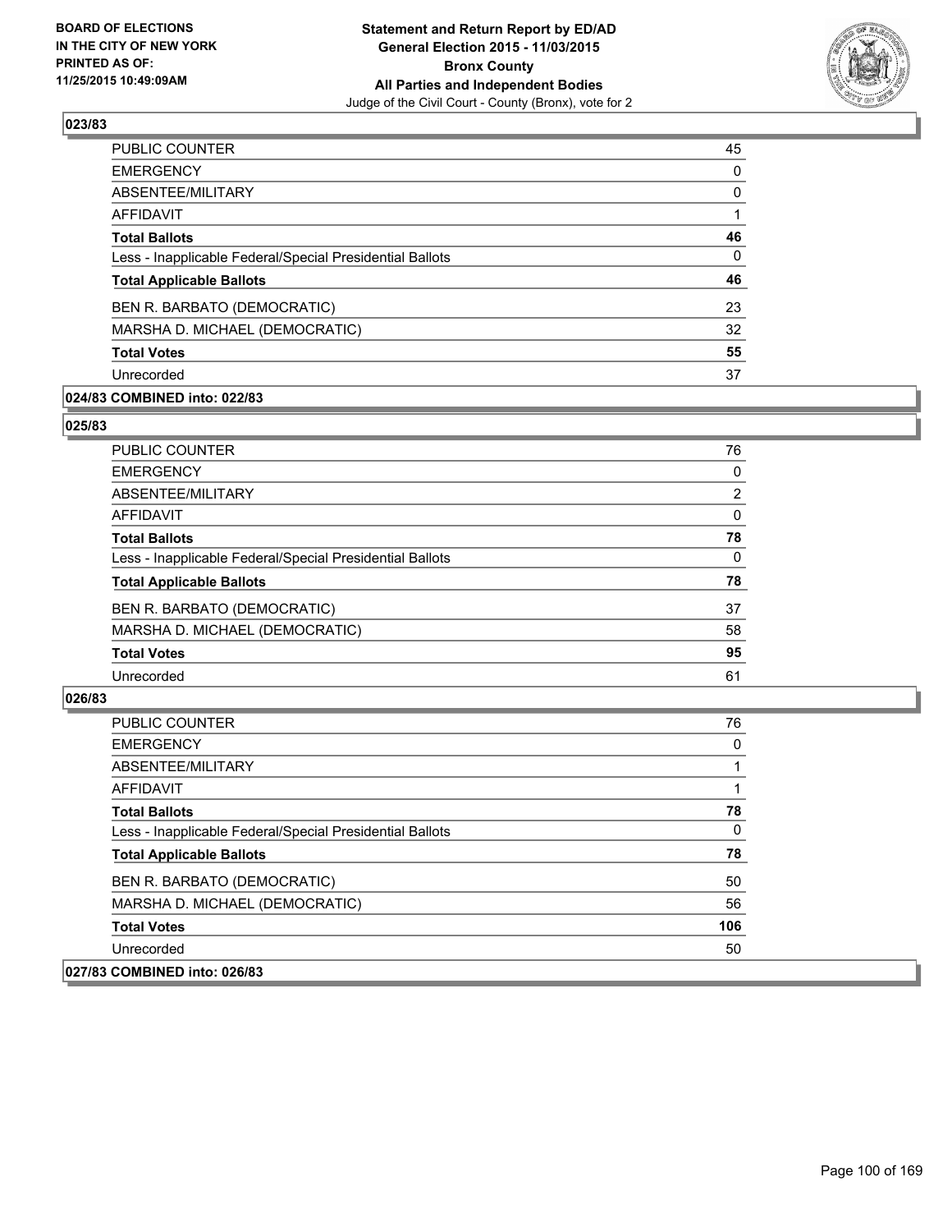**Statement and Return Report by ED/AD**
**General Election 2015 - 11/03/2015**
**Bronx County**
**All Parties and Independent Bodies**
Judge of the Civil Court - County (Bronx), vote for 2

BOARD OF ELECTIONS
IN THE CITY OF NEW YORK
PRINTED AS OF:
11/25/2015 10:49:09AM

### 023/83

| | |
|---|---|
| PUBLIC COUNTER | 45 |
| EMERGENCY | 0 |
| ABSENTEE/MILITARY | 0 |
| AFFIDAVIT | 1 |
| **Total Ballots** | **46** |
| Less - Inapplicable Federal/Special Presidential Ballots | 0 |
| **Total Applicable Ballots** | **46** |
| BEN R. BARBATO (DEMOCRATIC) | 23 |
| MARSHA D. MICHAEL (DEMOCRATIC) | 32 |
| **Total Votes** | **55** |
| Unrecorded | 37 |

### 024/83 COMBINED into: 022/83

### 025/83

| | |
|---|---|
| PUBLIC COUNTER | 76 |
| EMERGENCY | 0 |
| ABSENTEE/MILITARY | 2 |
| AFFIDAVIT | 0 |
| **Total Ballots** | **78** |
| Less - Inapplicable Federal/Special Presidential Ballots | 0 |
| **Total Applicable Ballots** | **78** |
| BEN R. BARBATO (DEMOCRATIC) | 37 |
| MARSHA D. MICHAEL (DEMOCRATIC) | 58 |
| **Total Votes** | **95** |
| Unrecorded | 61 |

### 026/83

| | |
|---|---|
| PUBLIC COUNTER | 76 |
| EMERGENCY | 0 |
| ABSENTEE/MILITARY | 1 |
| AFFIDAVIT | 1 |
| **Total Ballots** | **78** |
| Less - Inapplicable Federal/Special Presidential Ballots | 0 |
| **Total Applicable Ballots** | **78** |
| BEN R. BARBATO (DEMOCRATIC) | 50 |
| MARSHA D. MICHAEL (DEMOCRATIC) | 56 |
| **Total Votes** | **106** |
| Unrecorded | 50 |

### 027/83 COMBINED into: 026/83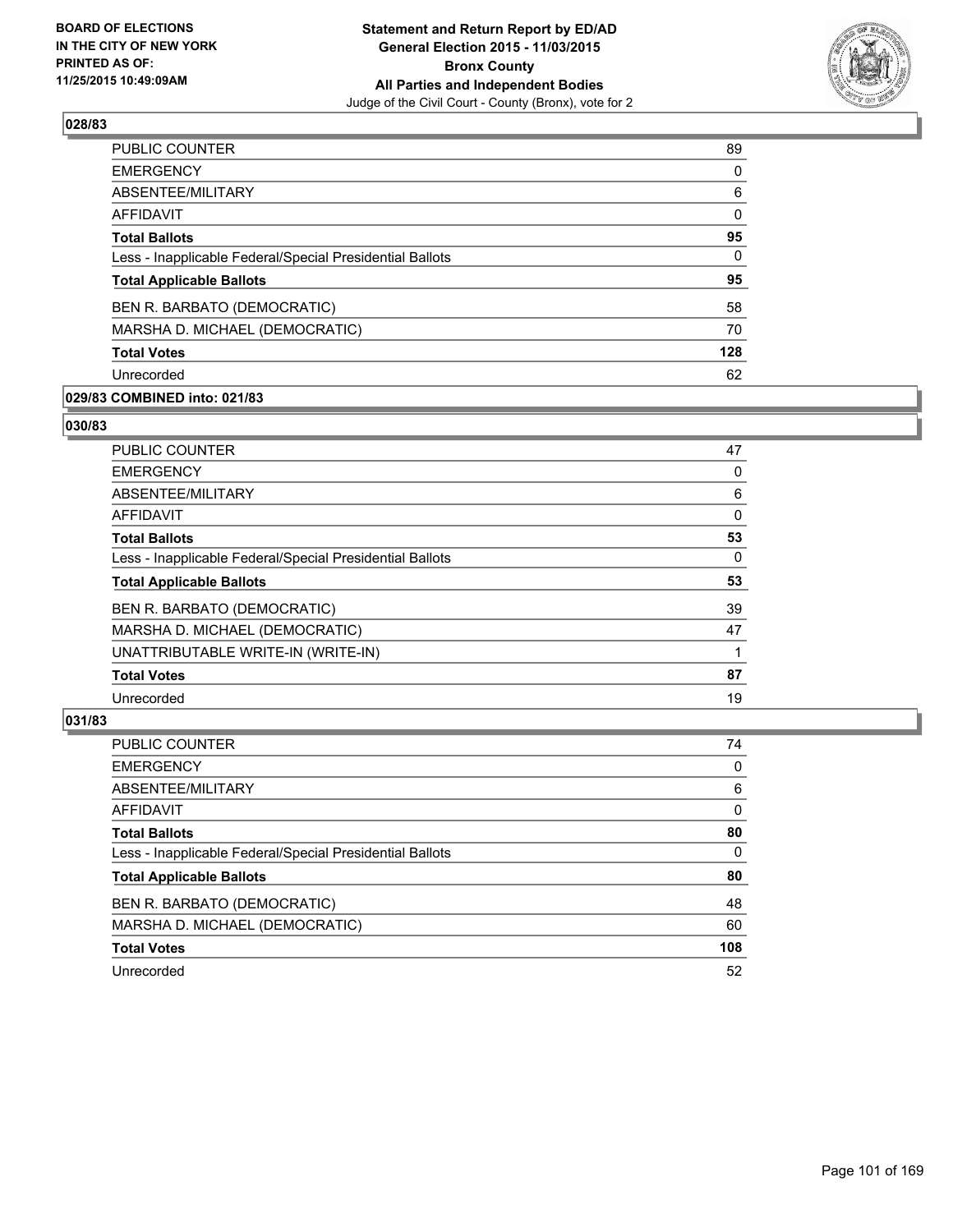BOARD OF ELECTIONS
IN THE CITY OF NEW YORK
PRINTED AS OF:
11/25/2015 10:49:09AM

**Statement and Return Report by ED/AD**
**General Election 2015 - 11/03/2015**
**Bronx County**
**All Parties and Independent Bodies**
Judge of the Civil Court - County (Bronx), vote for 2

### 028/83

| | |
|---|---|
| PUBLIC COUNTER | 89 |
| EMERGENCY | 0 |
| ABSENTEE/MILITARY | 6 |
| AFFIDAVIT | 0 |
| **Total Ballots** | **95** |
| Less - Inapplicable Federal/Special Presidential Ballots | 0 |
| **Total Applicable Ballots** | **95** |
| BEN R. BARBATO (DEMOCRATIC) | 58 |
| MARSHA D. MICHAEL (DEMOCRATIC) | 70 |
| **Total Votes** | **128** |
| Unrecorded | 62 |

### 029/83 COMBINED into: 021/83

### 030/83

| | |
|---|---|
| PUBLIC COUNTER | 47 |
| EMERGENCY | 0 |
| ABSENTEE/MILITARY | 6 |
| AFFIDAVIT | 0 |
| **Total Ballots** | **53** |
| Less - Inapplicable Federal/Special Presidential Ballots | 0 |
| **Total Applicable Ballots** | **53** |
| BEN R. BARBATO (DEMOCRATIC) | 39 |
| MARSHA D. MICHAEL (DEMOCRATIC) | 47 |
| UNATTRIBUTABLE WRITE-IN (WRITE-IN) | 1 |
| **Total Votes** | **87** |
| Unrecorded | 19 |

### 031/83

| | |
|---|---|
| PUBLIC COUNTER | 74 |
| EMERGENCY | 0 |
| ABSENTEE/MILITARY | 6 |
| AFFIDAVIT | 0 |
| **Total Ballots** | **80** |
| Less - Inapplicable Federal/Special Presidential Ballots | 0 |
| **Total Applicable Ballots** | **80** |
| BEN R. BARBATO (DEMOCRATIC) | 48 |
| MARSHA D. MICHAEL (DEMOCRATIC) | 60 |
| **Total Votes** | **108** |
| Unrecorded | 52 |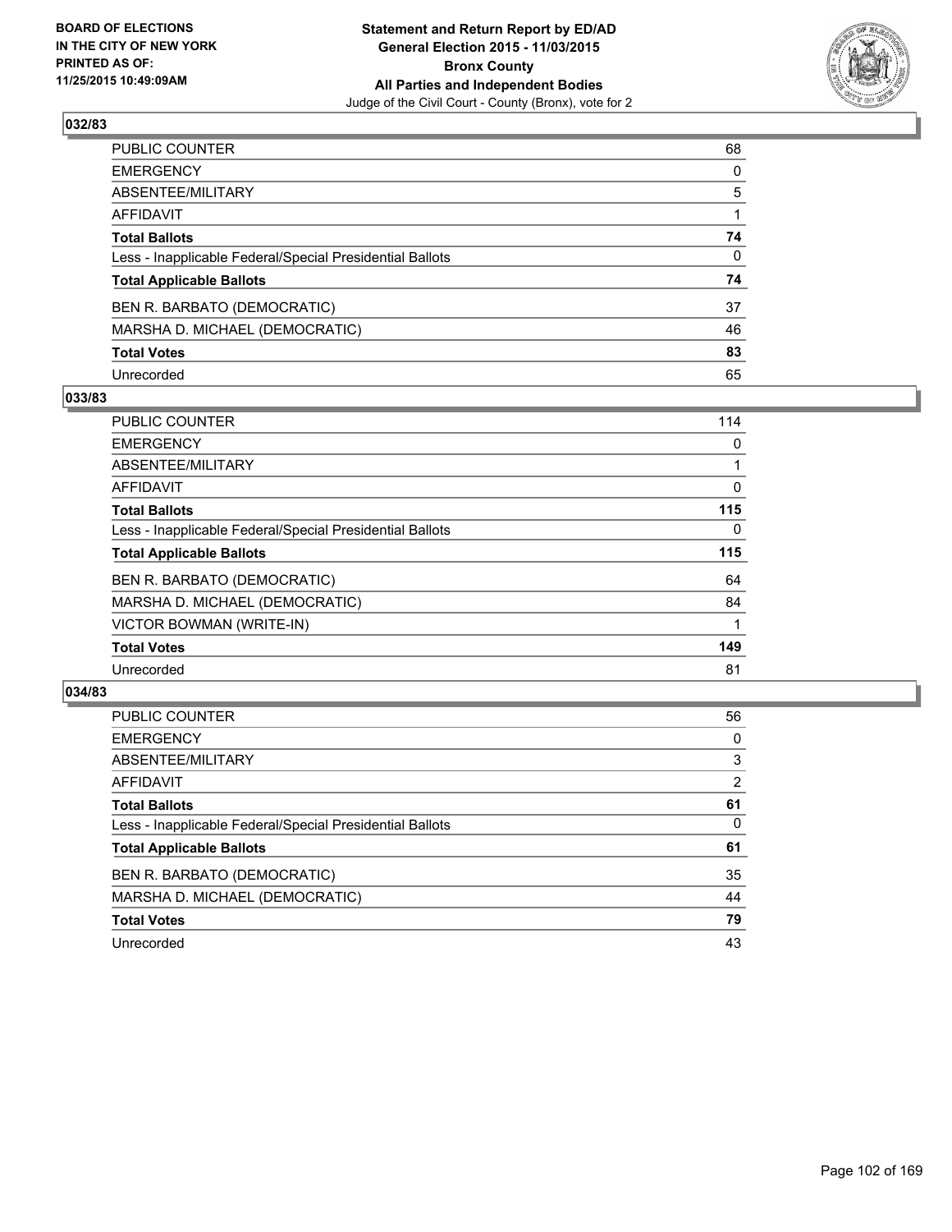BOARD OF ELECTIONS
IN THE CITY OF NEW YORK
PRINTED AS OF:
11/25/2015 10:49:09AM

**Statement and Return Report by ED/AD**
**General Election 2015 - 11/03/2015**
**Bronx County**
**All Parties and Independent Bodies**
Judge of the Civil Court - County (Bronx), vote for 2

### 032/83

| | |
|---|---|
| PUBLIC COUNTER | 68 |
| EMERGENCY | 0 |
| ABSENTEE/MILITARY | 5 |
| AFFIDAVIT | 1 |
| **Total Ballots** | **74** |
| Less - Inapplicable Federal/Special Presidential Ballots | 0 |
| **Total Applicable Ballots** | **74** |
| BEN R. BARBATO (DEMOCRATIC) | 37 |
| MARSHA D. MICHAEL (DEMOCRATIC) | 46 |
| **Total Votes** | **83** |
| Unrecorded | 65 |

### 033/83

| | |
|---|---|
| PUBLIC COUNTER | 114 |
| EMERGENCY | 0 |
| ABSENTEE/MILITARY | 1 |
| AFFIDAVIT | 0 |
| **Total Ballots** | **115** |
| Less - Inapplicable Federal/Special Presidential Ballots | 0 |
| **Total Applicable Ballots** | **115** |
| BEN R. BARBATO (DEMOCRATIC) | 64 |
| MARSHA D. MICHAEL (DEMOCRATIC) | 84 |
| VICTOR BOWMAN (WRITE-IN) | 1 |
| **Total Votes** | **149** |
| Unrecorded | 81 |

### 034/83

| | |
|---|---|
| PUBLIC COUNTER | 56 |
| EMERGENCY | 0 |
| ABSENTEE/MILITARY | 3 |
| AFFIDAVIT | 2 |
| **Total Ballots** | **61** |
| Less - Inapplicable Federal/Special Presidential Ballots | 0 |
| **Total Applicable Ballots** | **61** |
| BEN R. BARBATO (DEMOCRATIC) | 35 |
| MARSHA D. MICHAEL (DEMOCRATIC) | 44 |
| **Total Votes** | **79** |
| Unrecorded | 43 |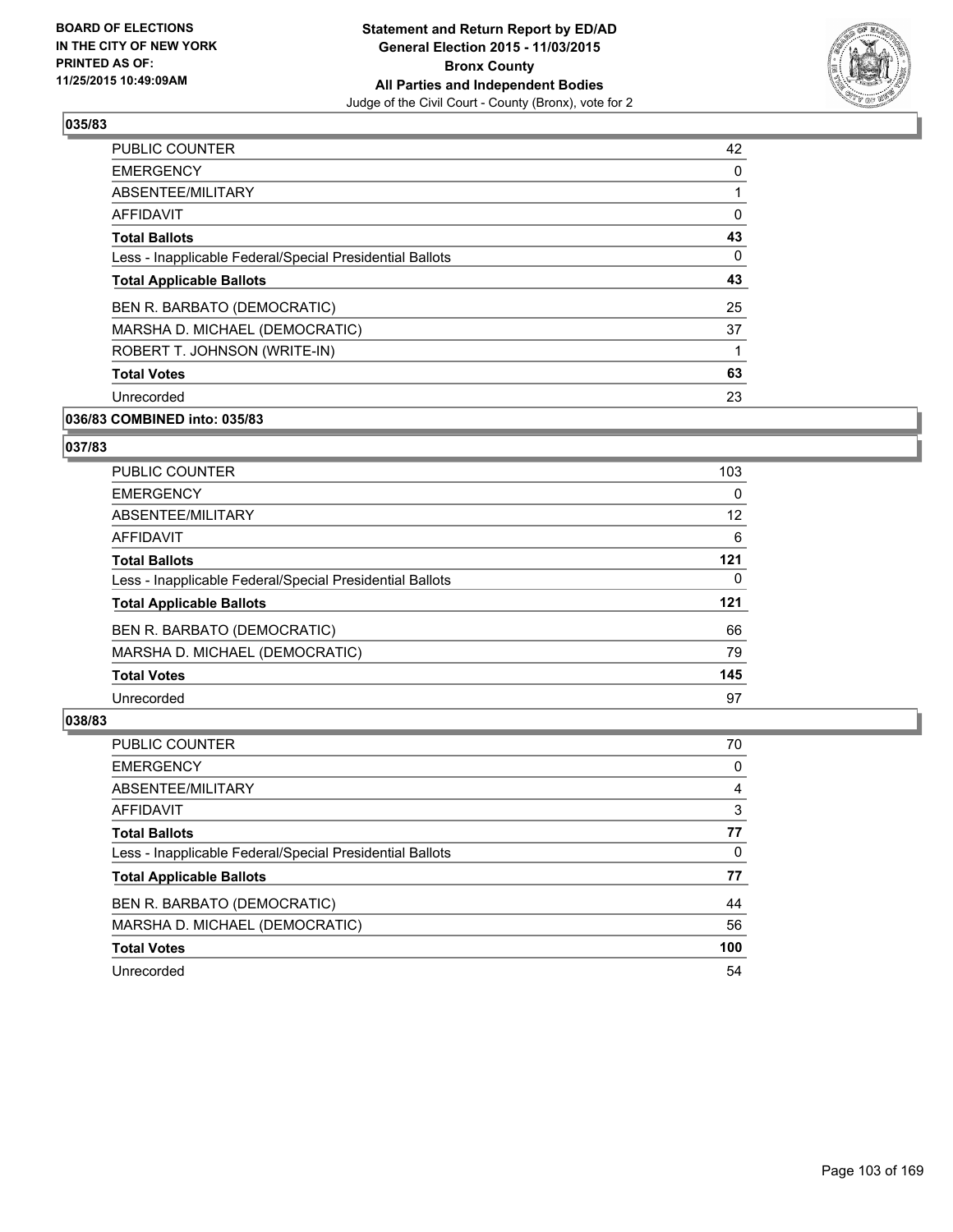BOARD OF ELECTIONS
IN THE CITY OF NEW YORK
PRINTED AS OF:
11/25/2015 10:49:09AM

**Statement and Return Report by ED/AD**
**General Election 2015 - 11/03/2015**
**Bronx County**
**All Parties and Independent Bodies**
Judge of the Civil Court - County (Bronx), vote for 2

### 035/83

| | |
|---|---|
| PUBLIC COUNTER | 42 |
| EMERGENCY | 0 |
| ABSENTEE/MILITARY | 1 |
| AFFIDAVIT | 0 |
| **Total Ballots** | **43** |
| Less - Inapplicable Federal/Special Presidential Ballots | 0 |
| **Total Applicable Ballots** | **43** |
| BEN R. BARBATO (DEMOCRATIC) | 25 |
| MARSHA D. MICHAEL (DEMOCRATIC) | 37 |
| ROBERT T. JOHNSON (WRITE-IN) | 1 |
| **Total Votes** | **63** |
| Unrecorded | 23 |

### 036/83 COMBINED into: 035/83

### 037/83

| | |
|---|---|
| PUBLIC COUNTER | 103 |
| EMERGENCY | 0 |
| ABSENTEE/MILITARY | 12 |
| AFFIDAVIT | 6 |
| **Total Ballots** | **121** |
| Less - Inapplicable Federal/Special Presidential Ballots | 0 |
| **Total Applicable Ballots** | **121** |
| BEN R. BARBATO (DEMOCRATIC) | 66 |
| MARSHA D. MICHAEL (DEMOCRATIC) | 79 |
| **Total Votes** | **145** |
| Unrecorded | 97 |

### 038/83

| | |
|---|---|
| PUBLIC COUNTER | 70 |
| EMERGENCY | 0 |
| ABSENTEE/MILITARY | 4 |
| AFFIDAVIT | 3 |
| **Total Ballots** | **77** |
| Less - Inapplicable Federal/Special Presidential Ballots | 0 |
| **Total Applicable Ballots** | **77** |
| BEN R. BARBATO (DEMOCRATIC) | 44 |
| MARSHA D. MICHAEL (DEMOCRATIC) | 56 |
| **Total Votes** | **100** |
| Unrecorded | 54 |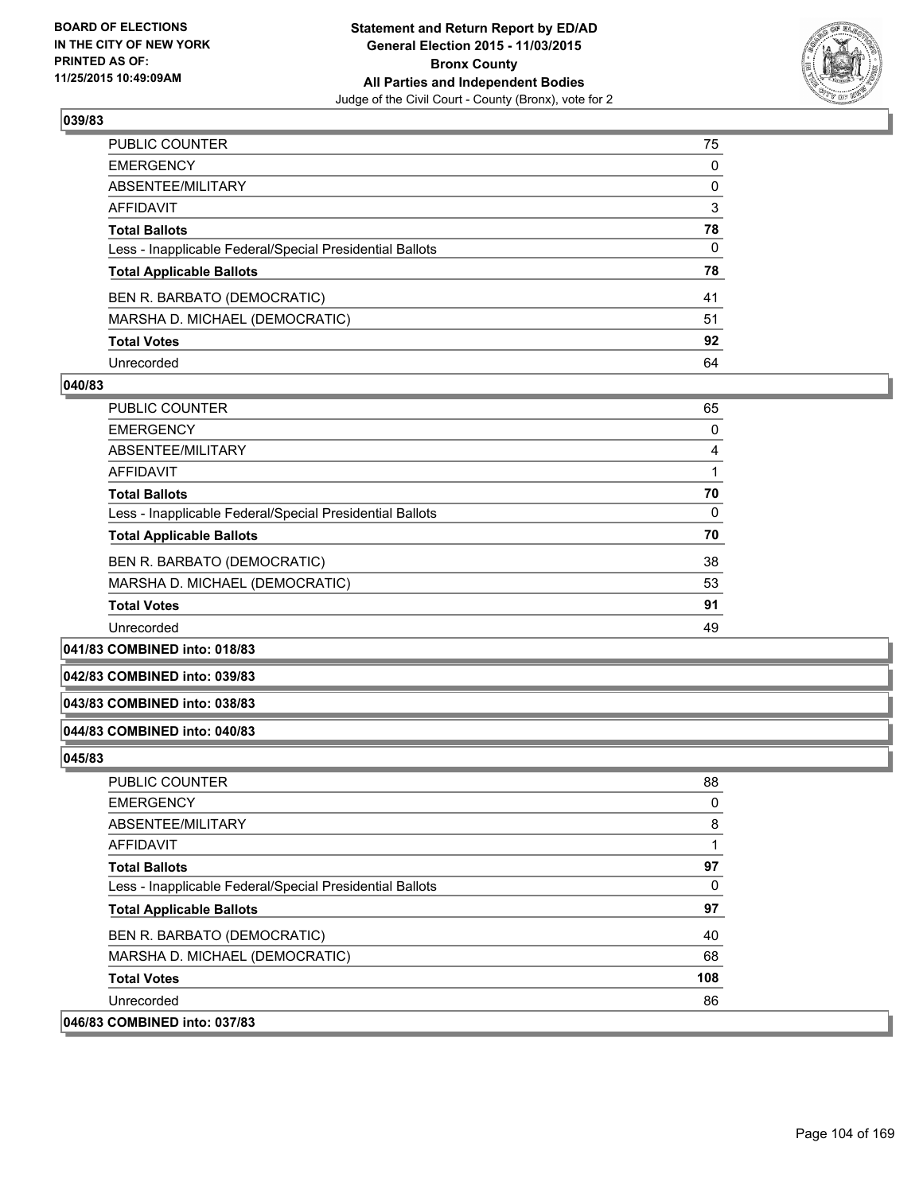## 039/83

| | |
|---|---|
| PUBLIC COUNTER | 75 |
| EMERGENCY | 0 |
| ABSENTEE/MILITARY | 0 |
| AFFIDAVIT | 3 |
| **Total Ballots** | **78** |
| Less - Inapplicable Federal/Special Presidential Ballots | 0 |
| **Total Applicable Ballots** | **78** |
| BEN R. BARBATO (DEMOCRATIC) | 41 |
| MARSHA D. MICHAEL (DEMOCRATIC) | 51 |
| **Total Votes** | **92** |
| Unrecorded | 64 |

## 040/83

| | |
|---|---|
| PUBLIC COUNTER | 65 |
| EMERGENCY | 0 |
| ABSENTEE/MILITARY | 4 |
| AFFIDAVIT | 1 |
| **Total Ballots** | **70** |
| Less - Inapplicable Federal/Special Presidential Ballots | 0 |
| **Total Applicable Ballots** | **70** |
| BEN R. BARBATO (DEMOCRATIC) | 38 |
| MARSHA D. MICHAEL (DEMOCRATIC) | 53 |
| **Total Votes** | **91** |
| Unrecorded | 49 |

## 041/83 COMBINED into: 018/83

## 042/83 COMBINED into: 039/83

## 043/83 COMBINED into: 038/83

## 044/83 COMBINED into: 040/83

## 045/83

| | |
|---|---|
| PUBLIC COUNTER | 88 |
| EMERGENCY | 0 |
| ABSENTEE/MILITARY | 8 |
| AFFIDAVIT | 1 |
| **Total Ballots** | **97** |
| Less - Inapplicable Federal/Special Presidential Ballots | 0 |
| **Total Applicable Ballots** | **97** |
| BEN R. BARBATO (DEMOCRATIC) | 40 |
| MARSHA D. MICHAEL (DEMOCRATIC) | 68 |
| **Total Votes** | **108** |
| Unrecorded | 86 |

## 046/83 COMBINED into: 037/83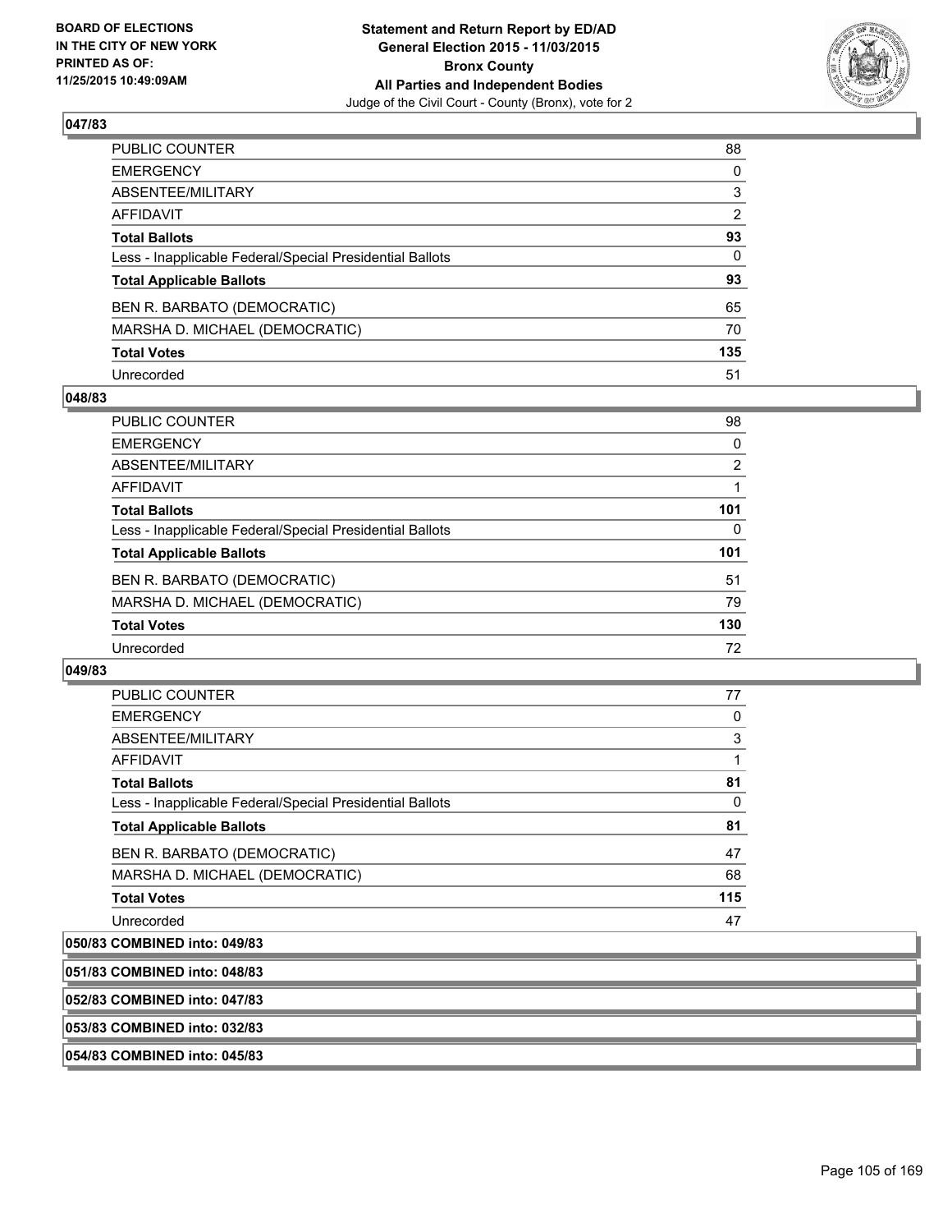### 047/83

| | |
|---|---|
| PUBLIC COUNTER | 88 |
| EMERGENCY | 0 |
| ABSENTEE/MILITARY | 3 |
| AFFIDAVIT | 2 |
| **Total Ballots** | **93** |
| Less - Inapplicable Federal/Special Presidential Ballots | 0 |
| **Total Applicable Ballots** | **93** |
| BEN R. BARBATO (DEMOCRATIC) | 65 |
| MARSHA D. MICHAEL (DEMOCRATIC) | 70 |
| **Total Votes** | **135** |
| Unrecorded | 51 |

### 048/83

| | |
|---|---|
| PUBLIC COUNTER | 98 |
| EMERGENCY | 0 |
| ABSENTEE/MILITARY | 2 |
| AFFIDAVIT | 1 |
| **Total Ballots** | **101** |
| Less - Inapplicable Federal/Special Presidential Ballots | 0 |
| **Total Applicable Ballots** | **101** |
| BEN R. BARBATO (DEMOCRATIC) | 51 |
| MARSHA D. MICHAEL (DEMOCRATIC) | 79 |
| **Total Votes** | **130** |
| Unrecorded | 72 |

### 049/83

| | |
|---|---|
| PUBLIC COUNTER | 77 |
| EMERGENCY | 0 |
| ABSENTEE/MILITARY | 3 |
| AFFIDAVIT | 1 |
| **Total Ballots** | **81** |
| Less - Inapplicable Federal/Special Presidential Ballots | 0 |
| **Total Applicable Ballots** | **81** |
| BEN R. BARBATO (DEMOCRATIC) | 47 |
| MARSHA D. MICHAEL (DEMOCRATIC) | 68 |
| **Total Votes** | **115** |
| Unrecorded | 47 |

**050/83 COMBINED into: 049/83**

**051/83 COMBINED into: 048/83**

**052/83 COMBINED into: 047/83**

**053/83 COMBINED into: 032/83**

**054/83 COMBINED into: 045/83**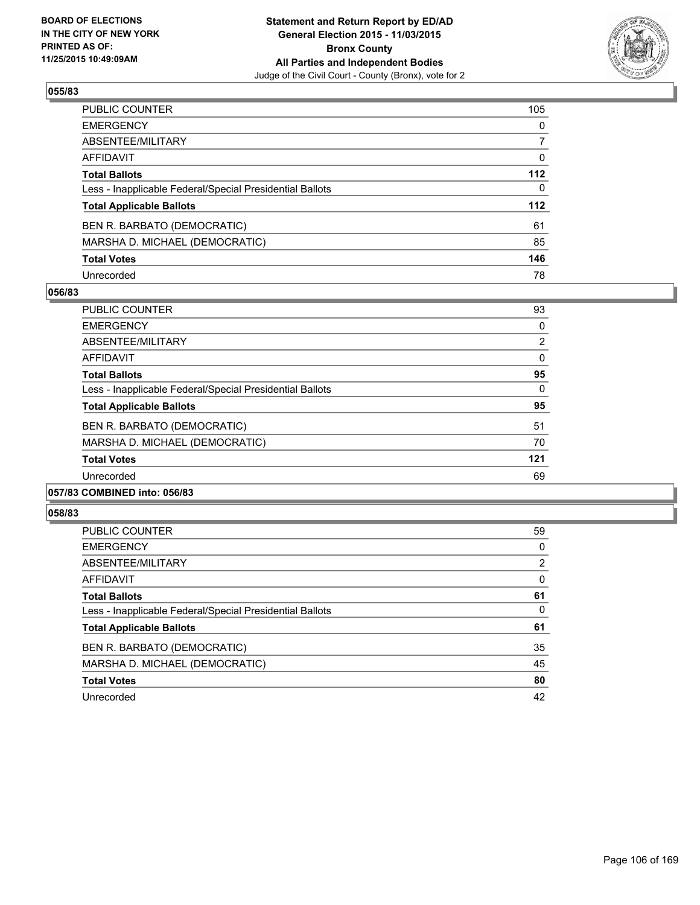### 055/83

| | |
|---|---|
| PUBLIC COUNTER | 105 |
| EMERGENCY | 0 |
| ABSENTEE/MILITARY | 7 |
| AFFIDAVIT | 0 |
| **Total Ballots** | **112** |
| Less - Inapplicable Federal/Special Presidential Ballots | 0 |
| **Total Applicable Ballots** | **112** |
| BEN R. BARBATO (DEMOCRATIC) | 61 |
| MARSHA D. MICHAEL (DEMOCRATIC) | 85 |
| **Total Votes** | **146** |
| Unrecorded | 78 |

### 056/83

| | |
|---|---|
| PUBLIC COUNTER | 93 |
| EMERGENCY | 0 |
| ABSENTEE/MILITARY | 2 |
| AFFIDAVIT | 0 |
| **Total Ballots** | **95** |
| Less - Inapplicable Federal/Special Presidential Ballots | 0 |
| **Total Applicable Ballots** | **95** |
| BEN R. BARBATO (DEMOCRATIC) | 51 |
| MARSHA D. MICHAEL (DEMOCRATIC) | 70 |
| **Total Votes** | **121** |
| Unrecorded | 69 |

### 057/83 COMBINED into: 056/83

### 058/83

| | |
|---|---|
| PUBLIC COUNTER | 59 |
| EMERGENCY | 0 |
| ABSENTEE/MILITARY | 2 |
| AFFIDAVIT | 0 |
| **Total Ballots** | **61** |
| Less - Inapplicable Federal/Special Presidential Ballots | 0 |
| **Total Applicable Ballots** | **61** |
| BEN R. BARBATO (DEMOCRATIC) | 35 |
| MARSHA D. MICHAEL (DEMOCRATIC) | 45 |
| **Total Votes** | **80** |
| Unrecorded | 42 |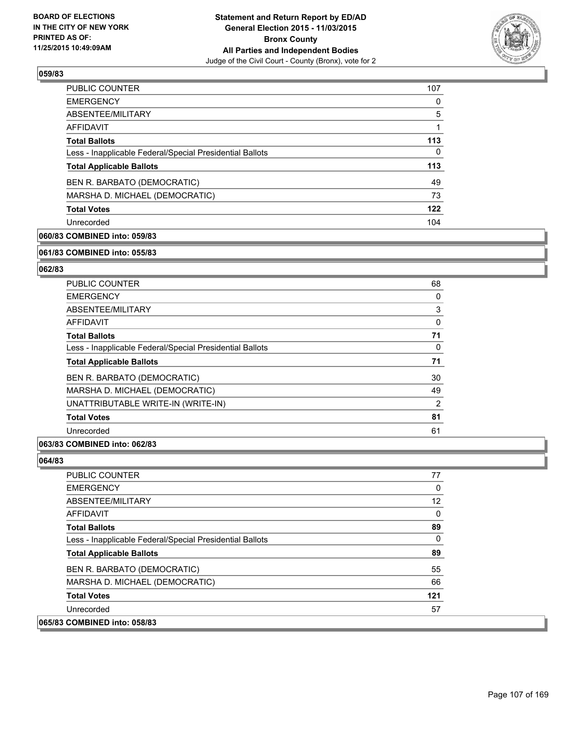### 059/83

| | |
|---|---|
| PUBLIC COUNTER | 107 |
| EMERGENCY | 0 |
| ABSENTEE/MILITARY | 5 |
| AFFIDAVIT | 1 |
| **Total Ballots** | **113** |
| Less - Inapplicable Federal/Special Presidential Ballots | 0 |
| **Total Applicable Ballots** | **113** |
| BEN R. BARBATO (DEMOCRATIC) | 49 |
| MARSHA D. MICHAEL (DEMOCRATIC) | 73 |
| **Total Votes** | **122** |
| Unrecorded | 104 |

**060/83 COMBINED into: 059/83**

**061/83 COMBINED into: 055/83**

### 062/83

| | |
|---|---|
| PUBLIC COUNTER | 68 |
| EMERGENCY | 0 |
| ABSENTEE/MILITARY | 3 |
| AFFIDAVIT | 0 |
| **Total Ballots** | **71** |
| Less - Inapplicable Federal/Special Presidential Ballots | 0 |
| **Total Applicable Ballots** | **71** |
| BEN R. BARBATO (DEMOCRATIC) | 30 |
| MARSHA D. MICHAEL (DEMOCRATIC) | 49 |
| UNATTRIBUTABLE WRITE-IN (WRITE-IN) | 2 |
| **Total Votes** | **81** |
| Unrecorded | 61 |

**063/83 COMBINED into: 062/83**

### 064/83

| | |
|---|---|
| PUBLIC COUNTER | 77 |
| EMERGENCY | 0 |
| ABSENTEE/MILITARY | 12 |
| AFFIDAVIT | 0 |
| **Total Ballots** | **89** |
| Less - Inapplicable Federal/Special Presidential Ballots | 0 |
| **Total Applicable Ballots** | **89** |
| BEN R. BARBATO (DEMOCRATIC) | 55 |
| MARSHA D. MICHAEL (DEMOCRATIC) | 66 |
| **Total Votes** | **121** |
| Unrecorded | 57 |

**065/83 COMBINED into: 058/83**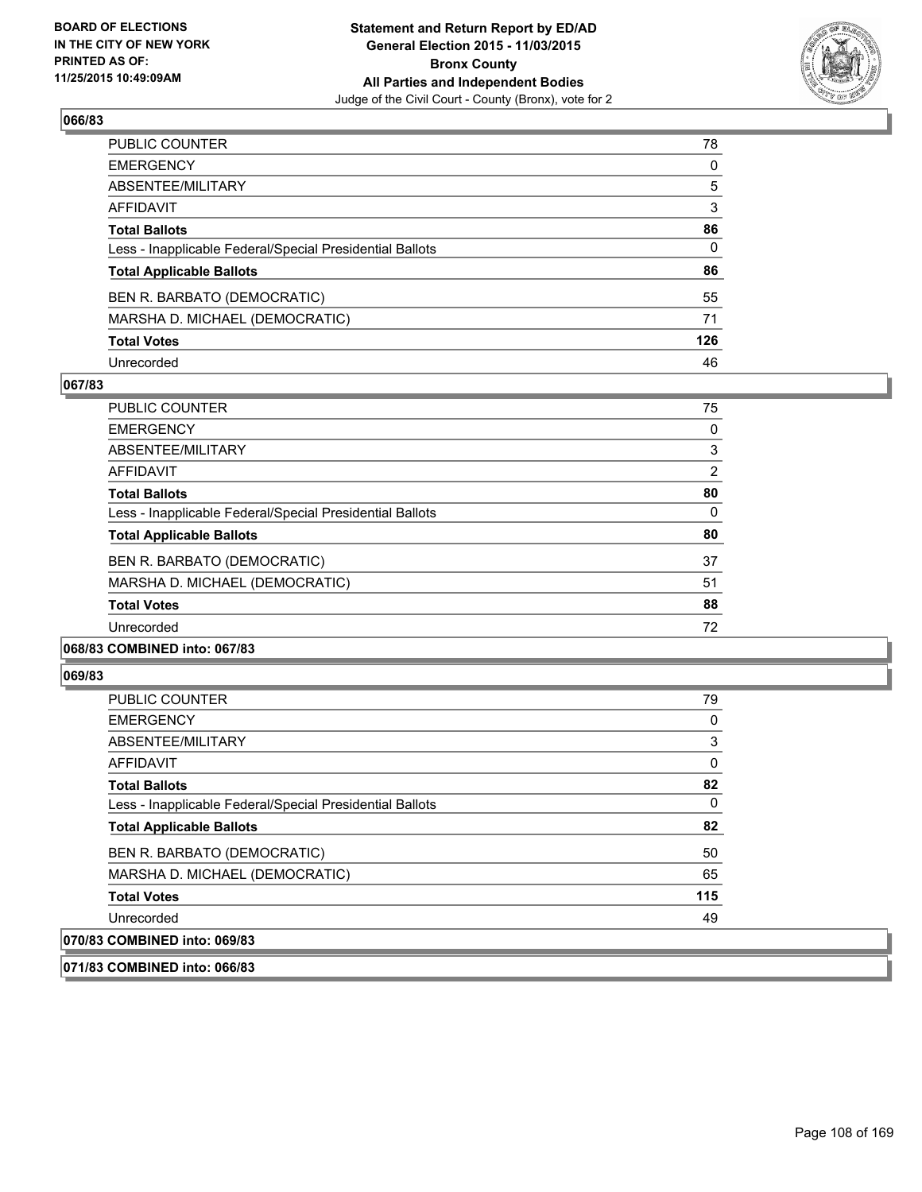**Statement and Return Report by ED/AD**
**General Election 2015 - 11/03/2015**
**Bronx County**
**All Parties and Independent Bodies**
Judge of the Civil Court - County (Bronx), vote for 2

BOARD OF ELECTIONS IN THE CITY OF NEW YORK PRINTED AS OF: 11/25/2015 10:49:09AM

**066/83**

| | |
|---|---|
| PUBLIC COUNTER | 78 |
| EMERGENCY | 0 |
| ABSENTEE/MILITARY | 5 |
| AFFIDAVIT | 3 |
| **Total Ballots** | **86** |
| Less - Inapplicable Federal/Special Presidential Ballots | 0 |
| **Total Applicable Ballots** | **86** |
| BEN R. BARBATO (DEMOCRATIC) | 55 |
| MARSHA D. MICHAEL (DEMOCRATIC) | 71 |
| **Total Votes** | **126** |
| Unrecorded | 46 |

**067/83**

| | |
|---|---|
| PUBLIC COUNTER | 75 |
| EMERGENCY | 0 |
| ABSENTEE/MILITARY | 3 |
| AFFIDAVIT | 2 |
| **Total Ballots** | **80** |
| Less - Inapplicable Federal/Special Presidential Ballots | 0 |
| **Total Applicable Ballots** | **80** |
| BEN R. BARBATO (DEMOCRATIC) | 37 |
| MARSHA D. MICHAEL (DEMOCRATIC) | 51 |
| **Total Votes** | **88** |
| Unrecorded | 72 |

**068/83 COMBINED into: 067/83**

**069/83**

| | |
|---|---|
| PUBLIC COUNTER | 79 |
| EMERGENCY | 0 |
| ABSENTEE/MILITARY | 3 |
| AFFIDAVIT | 0 |
| **Total Ballots** | **82** |
| Less - Inapplicable Federal/Special Presidential Ballots | 0 |
| **Total Applicable Ballots** | **82** |
| BEN R. BARBATO (DEMOCRATIC) | 50 |
| MARSHA D. MICHAEL (DEMOCRATIC) | 65 |
| **Total Votes** | **115** |
| Unrecorded | 49 |

**070/83 COMBINED into: 069/83**

**071/83 COMBINED into: 066/83**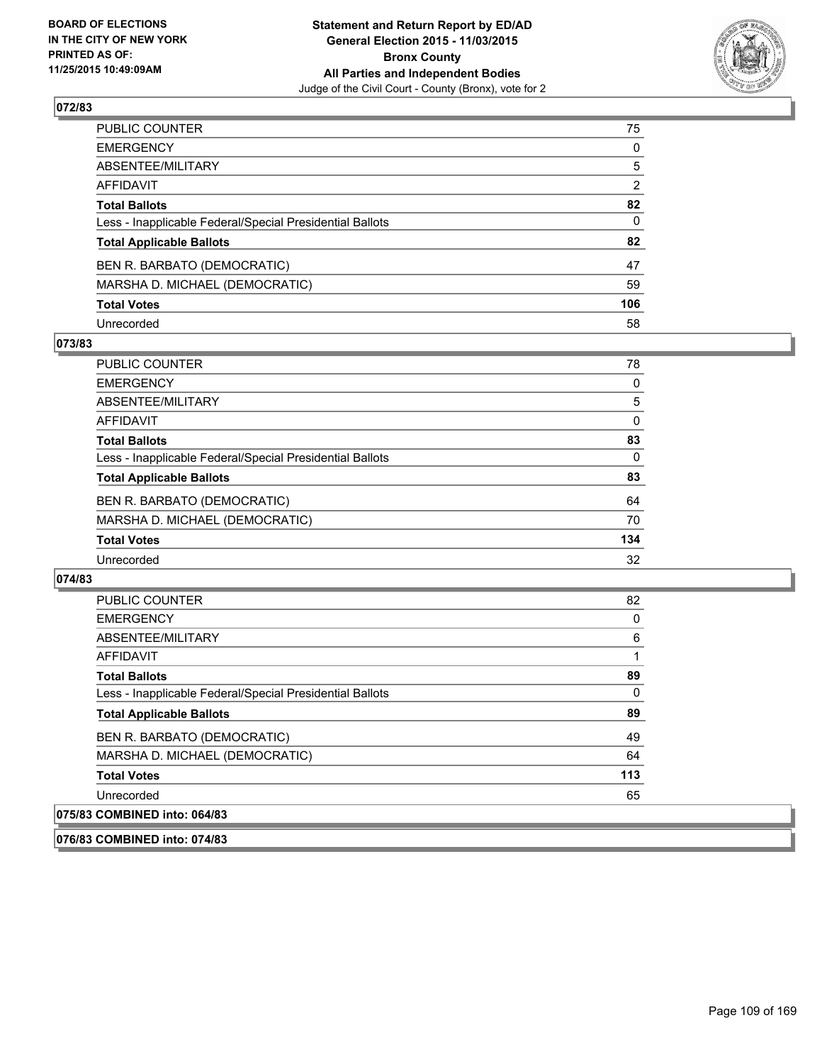## 072/83

| | |
|---|---|
| PUBLIC COUNTER | 75 |
| EMERGENCY | 0 |
| ABSENTEE/MILITARY | 5 |
| AFFIDAVIT | 2 |
| **Total Ballots** | **82** |
| Less - Inapplicable Federal/Special Presidential Ballots | 0 |
| **Total Applicable Ballots** | **82** |
| BEN R. BARBATO (DEMOCRATIC) | 47 |
| MARSHA D. MICHAEL (DEMOCRATIC) | 59 |
| **Total Votes** | **106** |
| Unrecorded | 58 |

## 073/83

| | |
|---|---|
| PUBLIC COUNTER | 78 |
| EMERGENCY | 0 |
| ABSENTEE/MILITARY | 5 |
| AFFIDAVIT | 0 |
| **Total Ballots** | **83** |
| Less - Inapplicable Federal/Special Presidential Ballots | 0 |
| **Total Applicable Ballots** | **83** |
| BEN R. BARBATO (DEMOCRATIC) | 64 |
| MARSHA D. MICHAEL (DEMOCRATIC) | 70 |
| **Total Votes** | **134** |
| Unrecorded | 32 |

## 074/83

| | |
|---|---|
| PUBLIC COUNTER | 82 |
| EMERGENCY | 0 |
| ABSENTEE/MILITARY | 6 |
| AFFIDAVIT | 1 |
| **Total Ballots** | **89** |
| Less - Inapplicable Federal/Special Presidential Ballots | 0 |
| **Total Applicable Ballots** | **89** |
| BEN R. BARBATO (DEMOCRATIC) | 49 |
| MARSHA D. MICHAEL (DEMOCRATIC) | 64 |
| **Total Votes** | **113** |
| Unrecorded | 65 |

## 075/83 COMBINED into: 064/83

## 076/83 COMBINED into: 074/83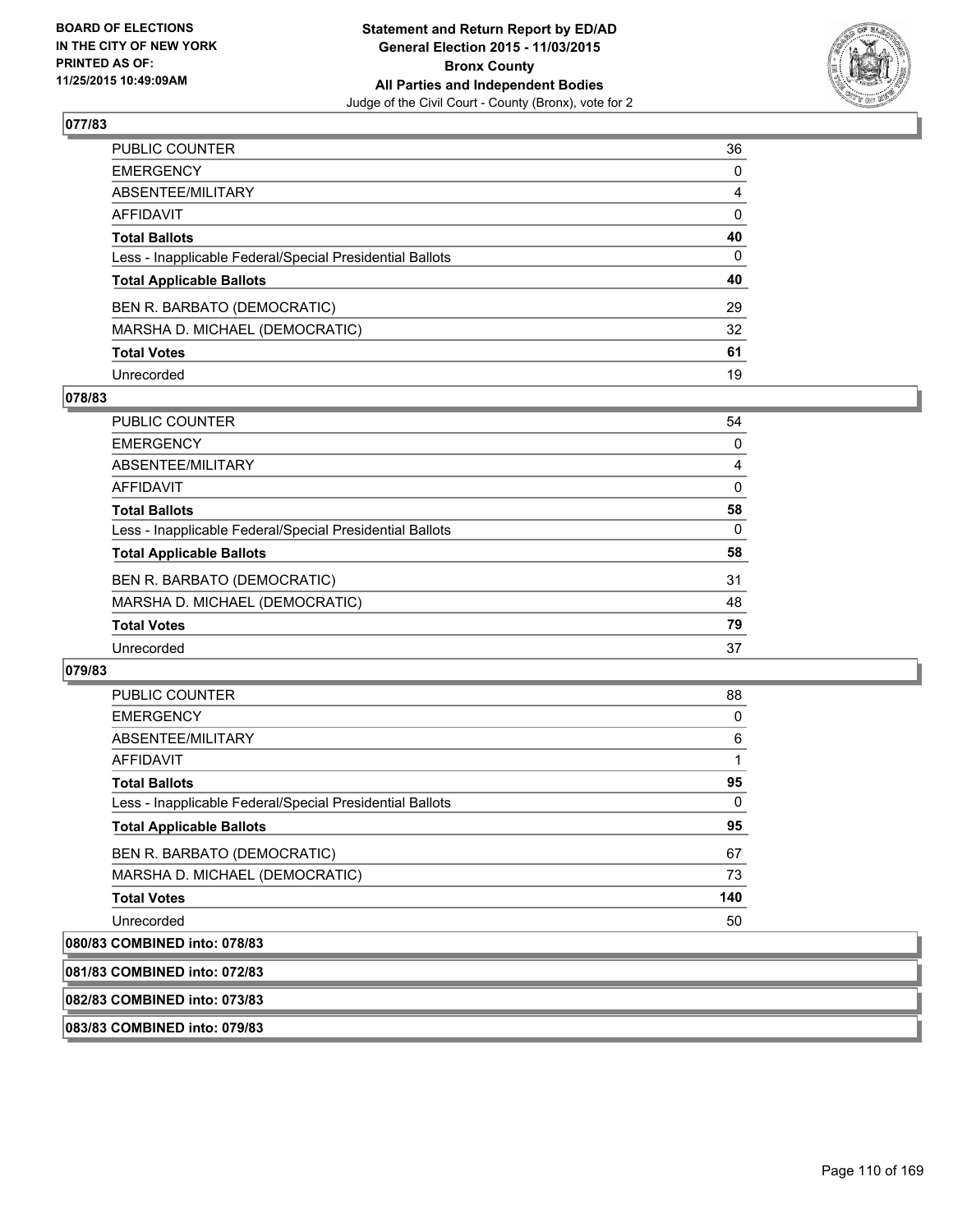## 077/83

| | |
|---|---|
| PUBLIC COUNTER | 36 |
| EMERGENCY | 0 |
| ABSENTEE/MILITARY | 4 |
| AFFIDAVIT | 0 |
| **Total Ballots** | **40** |
| Less - Inapplicable Federal/Special Presidential Ballots | 0 |
| **Total Applicable Ballots** | **40** |
| BEN R. BARBATO (DEMOCRATIC) | 29 |
| MARSHA D. MICHAEL (DEMOCRATIC) | 32 |
| **Total Votes** | **61** |
| Unrecorded | 19 |

## 078/83

| | |
|---|---|
| PUBLIC COUNTER | 54 |
| EMERGENCY | 0 |
| ABSENTEE/MILITARY | 4 |
| AFFIDAVIT | 0 |
| **Total Ballots** | **58** |
| Less - Inapplicable Federal/Special Presidential Ballots | 0 |
| **Total Applicable Ballots** | **58** |
| BEN R. BARBATO (DEMOCRATIC) | 31 |
| MARSHA D. MICHAEL (DEMOCRATIC) | 48 |
| **Total Votes** | **79** |
| Unrecorded | 37 |

## 079/83

| | |
|---|---|
| PUBLIC COUNTER | 88 |
| EMERGENCY | 0 |
| ABSENTEE/MILITARY | 6 |
| AFFIDAVIT | 1 |
| **Total Ballots** | **95** |
| Less - Inapplicable Federal/Special Presidential Ballots | 0 |
| **Total Applicable Ballots** | **95** |
| BEN R. BARBATO (DEMOCRATIC) | 67 |
| MARSHA D. MICHAEL (DEMOCRATIC) | 73 |
| **Total Votes** | **140** |
| Unrecorded | 50 |

## 080/83 COMBINED into: 078/83

## 081/83 COMBINED into: 072/83

## 082/83 COMBINED into: 073/83

## 083/83 COMBINED into: 079/83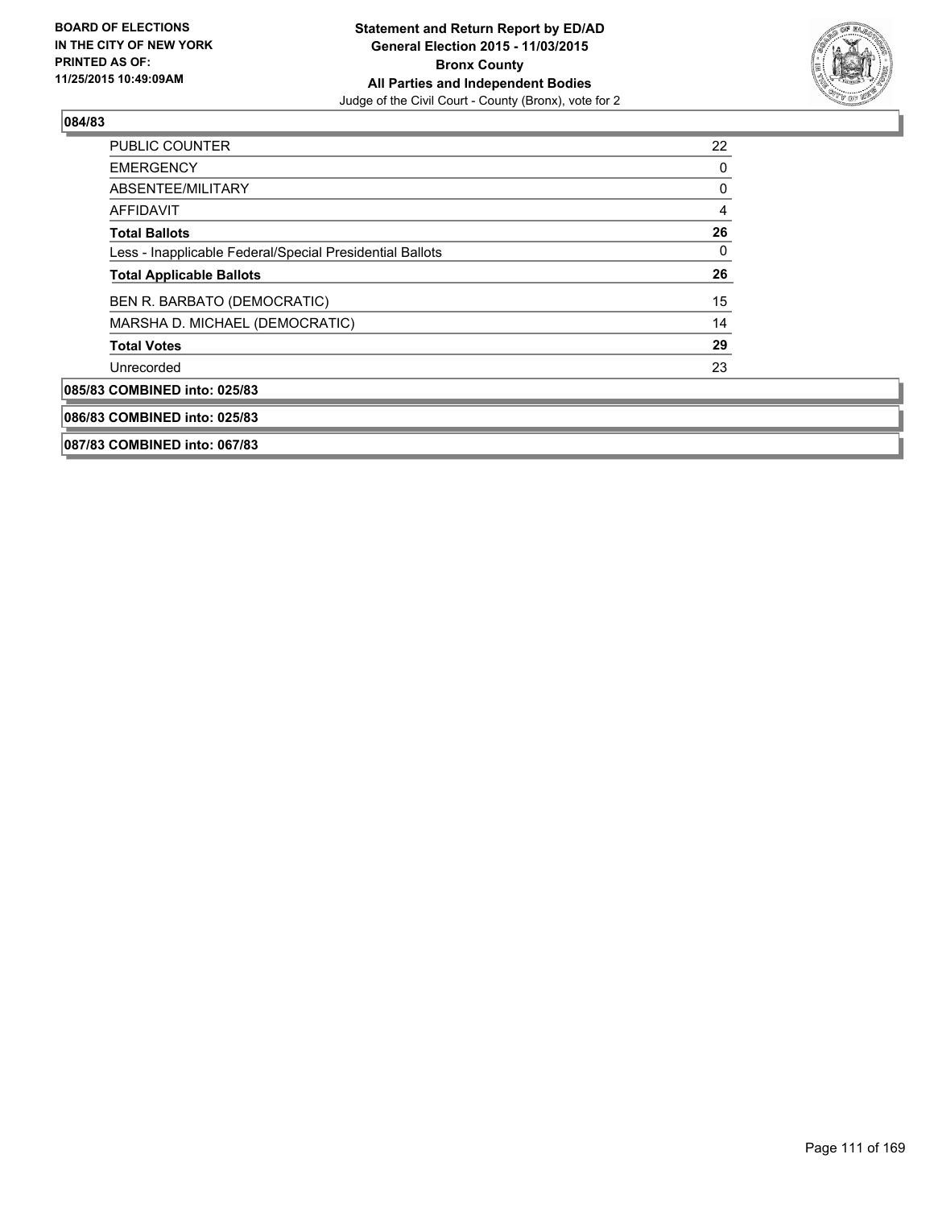### 084/83

| | |
|---|---|
| PUBLIC COUNTER | 22 |
| EMERGENCY | 0 |
| ABSENTEE/MILITARY | 0 |
| AFFIDAVIT | 4 |
| **Total Ballots** | **26** |
| Less - Inapplicable Federal/Special Presidential Ballots | 0 |
| **Total Applicable Ballots** | **26** |
| BEN R. BARBATO (DEMOCRATIC) | 15 |
| MARSHA D. MICHAEL (DEMOCRATIC) | 14 |
| **Total Votes** | **29** |
| Unrecorded | 23 |

### 085/83 COMBINED into: 025/83

### 086/83 COMBINED into: 025/83

### 087/83 COMBINED into: 067/83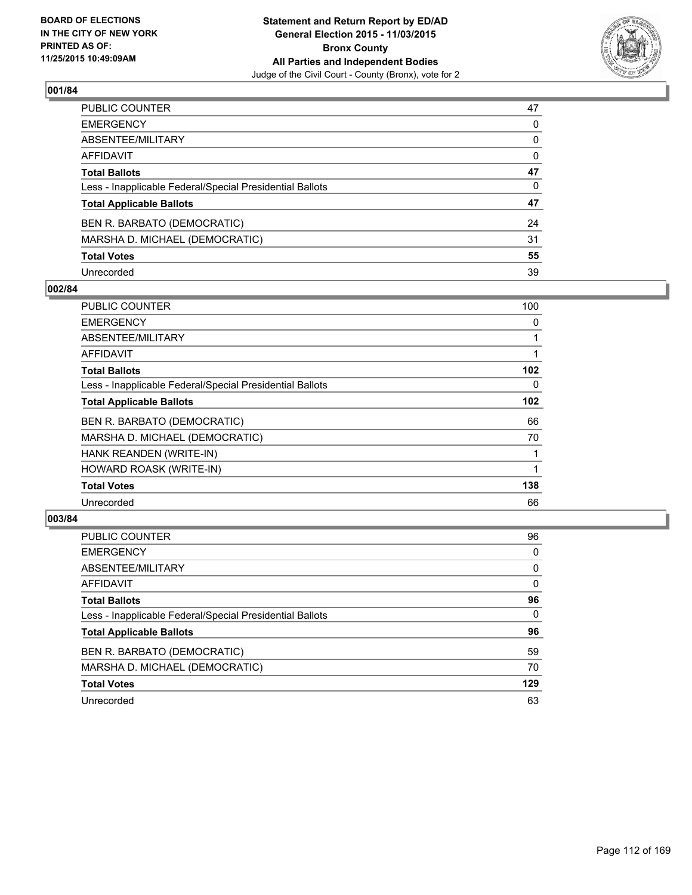**BOARD OF ELECTIONS IN THE CITY OF NEW YORK PRINTED AS OF: 11/25/2015 10:49:09AM**

**Statement and Return Report by ED/AD General Election 2015 - 11/03/2015 Bronx County All Parties and Independent Bodies**

Judge of the Civil Court - County (Bronx), vote for 2

### 001/84

| | |
|---|---|
| PUBLIC COUNTER | 47 |
| EMERGENCY | 0 |
| ABSENTEE/MILITARY | 0 |
| AFFIDAVIT | 0 |
| **Total Ballots** | **47** |
| Less - Inapplicable Federal/Special Presidential Ballots | 0 |
| **Total Applicable Ballots** | **47** |
| BEN R. BARBATO (DEMOCRATIC) | 24 |
| MARSHA D. MICHAEL (DEMOCRATIC) | 31 |
| **Total Votes** | **55** |
| Unrecorded | 39 |

### 002/84

| | |
|---|---|
| PUBLIC COUNTER | 100 |
| EMERGENCY | 0 |
| ABSENTEE/MILITARY | 1 |
| AFFIDAVIT | 1 |
| **Total Ballots** | **102** |
| Less - Inapplicable Federal/Special Presidential Ballots | 0 |
| **Total Applicable Ballots** | **102** |
| BEN R. BARBATO (DEMOCRATIC) | 66 |
| MARSHA D. MICHAEL (DEMOCRATIC) | 70 |
| HANK REANDEN (WRITE-IN) | 1 |
| HOWARD ROASK (WRITE-IN) | 1 |
| **Total Votes** | **138** |
| Unrecorded | 66 |

### 003/84

| | |
|---|---|
| PUBLIC COUNTER | 96 |
| EMERGENCY | 0 |
| ABSENTEE/MILITARY | 0 |
| AFFIDAVIT | 0 |
| **Total Ballots** | **96** |
| Less - Inapplicable Federal/Special Presidential Ballots | 0 |
| **Total Applicable Ballots** | **96** |
| BEN R. BARBATO (DEMOCRATIC) | 59 |
| MARSHA D. MICHAEL (DEMOCRATIC) | 70 |
| **Total Votes** | **129** |
| Unrecorded | 63 |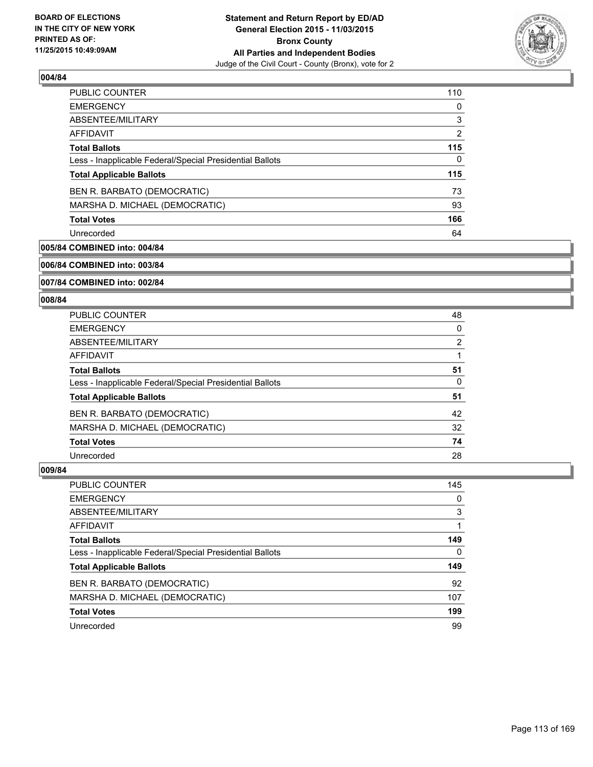BOARD OF ELECTIONS
IN THE CITY OF NEW YORK
PRINTED AS OF:
11/25/2015 10:49:09AM

**Statement and Return Report by ED/AD**
**General Election 2015 - 11/03/2015**
**Bronx County**
**All Parties and Independent Bodies**
Judge of the Civil Court - County (Bronx), vote for 2

### 004/84

| | |
|---|---|
| PUBLIC COUNTER | 110 |
| EMERGENCY | 0 |
| ABSENTEE/MILITARY | 3 |
| AFFIDAVIT | 2 |
| **Total Ballots** | **115** |
| Less - Inapplicable Federal/Special Presidential Ballots | 0 |
| **Total Applicable Ballots** | **115** |
| BEN R. BARBATO (DEMOCRATIC) | 73 |
| MARSHA D. MICHAEL (DEMOCRATIC) | 93 |
| **Total Votes** | **166** |
| Unrecorded | 64 |

### 005/84 COMBINED into: 004/84

### 006/84 COMBINED into: 003/84

### 007/84 COMBINED into: 002/84

### 008/84

| | |
|---|---|
| PUBLIC COUNTER | 48 |
| EMERGENCY | 0 |
| ABSENTEE/MILITARY | 2 |
| AFFIDAVIT | 1 |
| **Total Ballots** | **51** |
| Less - Inapplicable Federal/Special Presidential Ballots | 0 |
| **Total Applicable Ballots** | **51** |
| BEN R. BARBATO (DEMOCRATIC) | 42 |
| MARSHA D. MICHAEL (DEMOCRATIC) | 32 |
| **Total Votes** | **74** |
| Unrecorded | 28 |

### 009/84

| | |
|---|---|
| PUBLIC COUNTER | 145 |
| EMERGENCY | 0 |
| ABSENTEE/MILITARY | 3 |
| AFFIDAVIT | 1 |
| **Total Ballots** | **149** |
| Less - Inapplicable Federal/Special Presidential Ballots | 0 |
| **Total Applicable Ballots** | **149** |
| BEN R. BARBATO (DEMOCRATIC) | 92 |
| MARSHA D. MICHAEL (DEMOCRATIC) | 107 |
| **Total Votes** | **199** |
| Unrecorded | 99 |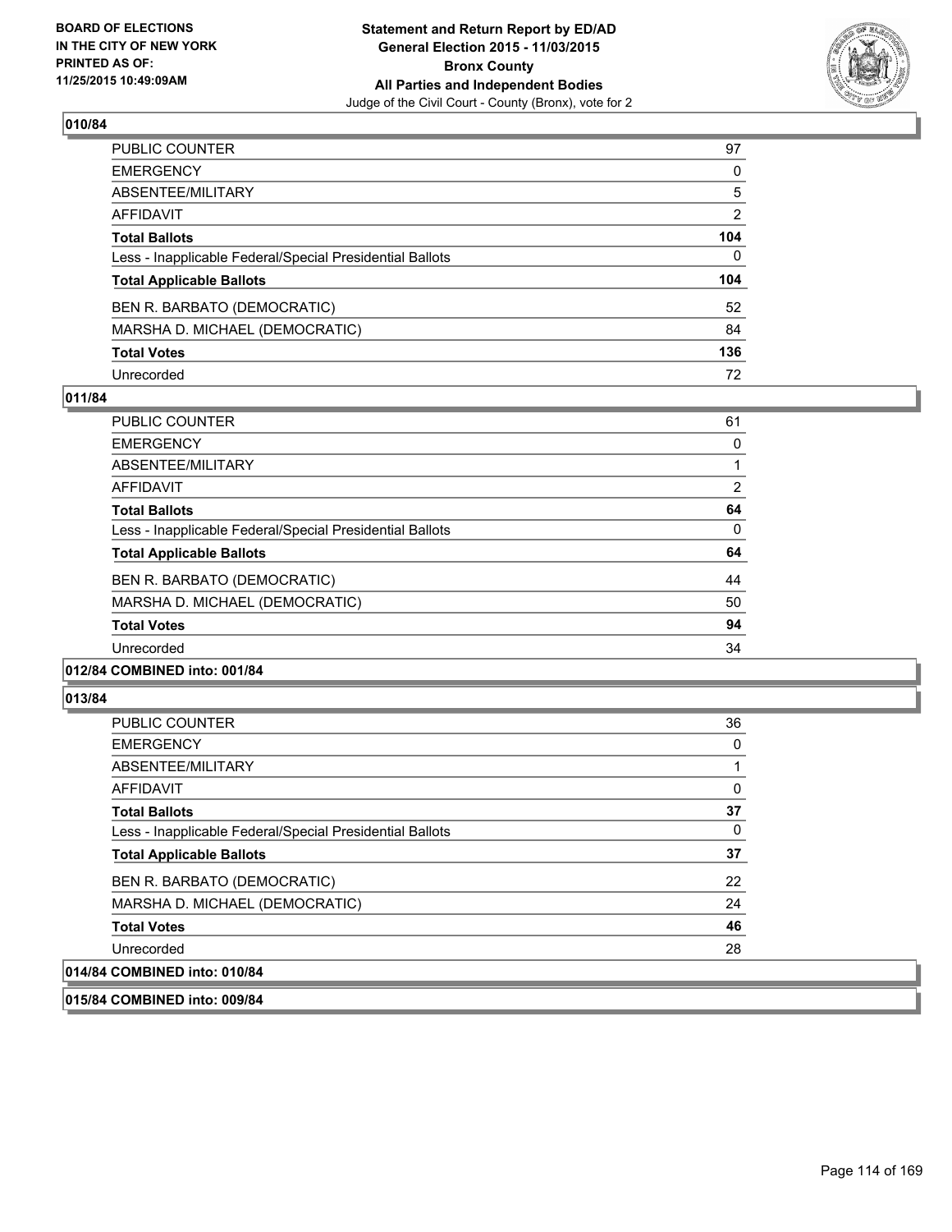**Statement and Return Report by ED/AD**
**General Election 2015 - 11/03/2015**
**Bronx County**
**All Parties and Independent Bodies**
Judge of the Civil Court - County (Bronx), vote for 2

BOARD OF ELECTIONS
IN THE CITY OF NEW YORK
PRINTED AS OF:
11/25/2015 10:49:09AM

### 010/84

| | |
|---|---|
| PUBLIC COUNTER | 97 |
| EMERGENCY | 0 |
| ABSENTEE/MILITARY | 5 |
| AFFIDAVIT | 2 |
| **Total Ballots** | **104** |
| Less - Inapplicable Federal/Special Presidential Ballots | 0 |
| **Total Applicable Ballots** | **104** |
| BEN R. BARBATO (DEMOCRATIC) | 52 |
| MARSHA D. MICHAEL (DEMOCRATIC) | 84 |
| **Total Votes** | **136** |
| Unrecorded | 72 |

### 011/84

| | |
|---|---|
| PUBLIC COUNTER | 61 |
| EMERGENCY | 0 |
| ABSENTEE/MILITARY | 1 |
| AFFIDAVIT | 2 |
| **Total Ballots** | **64** |
| Less - Inapplicable Federal/Special Presidential Ballots | 0 |
| **Total Applicable Ballots** | **64** |
| BEN R. BARBATO (DEMOCRATIC) | 44 |
| MARSHA D. MICHAEL (DEMOCRATIC) | 50 |
| **Total Votes** | **94** |
| Unrecorded | 34 |

### 012/84 COMBINED into: 001/84

### 013/84

| | |
|---|---|
| PUBLIC COUNTER | 36 |
| EMERGENCY | 0 |
| ABSENTEE/MILITARY | 1 |
| AFFIDAVIT | 0 |
| **Total Ballots** | **37** |
| Less - Inapplicable Federal/Special Presidential Ballots | 0 |
| **Total Applicable Ballots** | **37** |
| BEN R. BARBATO (DEMOCRATIC) | 22 |
| MARSHA D. MICHAEL (DEMOCRATIC) | 24 |
| **Total Votes** | **46** |
| Unrecorded | 28 |

### 014/84 COMBINED into: 010/84

### 015/84 COMBINED into: 009/84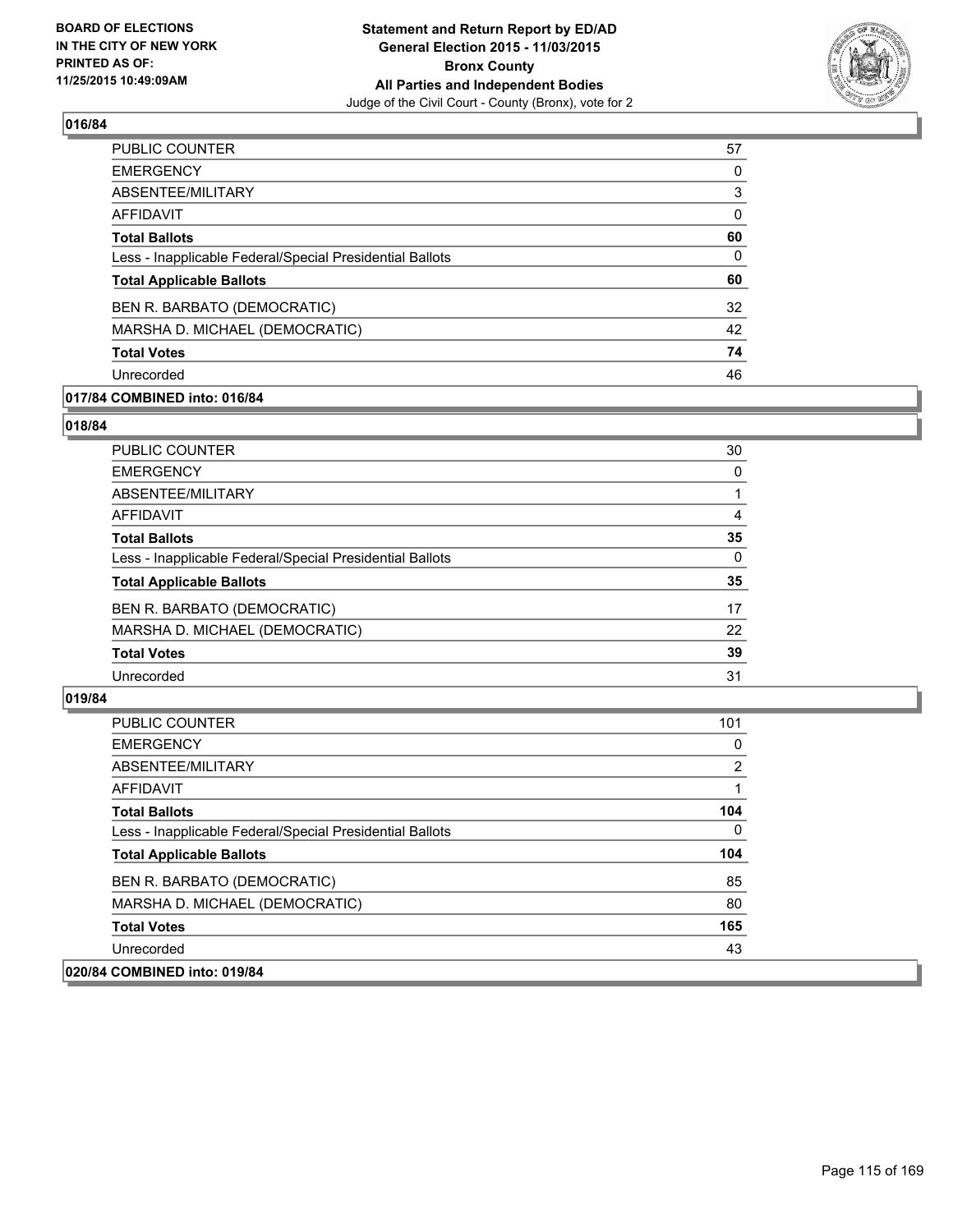**BOARD OF ELECTIONS IN THE CITY OF NEW YORK PRINTED AS OF: 11/25/2015 10:49:09AM**

**Statement and Return Report by ED/AD General Election 2015 - 11/03/2015 Bronx County All Parties and Independent Bodies**
Judge of the Civil Court - County (Bronx), vote for 2

## 016/84

| | |
|---|---|
| PUBLIC COUNTER | 57 |
| EMERGENCY | 0 |
| ABSENTEE/MILITARY | 3 |
| AFFIDAVIT | 0 |
| **Total Ballots** | **60** |
| Less - Inapplicable Federal/Special Presidential Ballots | 0 |
| **Total Applicable Ballots** | **60** |
| BEN R. BARBATO (DEMOCRATIC) | 32 |
| MARSHA D. MICHAEL (DEMOCRATIC) | 42 |
| **Total Votes** | **74** |
| Unrecorded | 46 |

## 017/84 COMBINED into: 016/84

## 018/84

| | |
|---|---|
| PUBLIC COUNTER | 30 |
| EMERGENCY | 0 |
| ABSENTEE/MILITARY | 1 |
| AFFIDAVIT | 4 |
| **Total Ballots** | **35** |
| Less - Inapplicable Federal/Special Presidential Ballots | 0 |
| **Total Applicable Ballots** | **35** |
| BEN R. BARBATO (DEMOCRATIC) | 17 |
| MARSHA D. MICHAEL (DEMOCRATIC) | 22 |
| **Total Votes** | **39** |
| Unrecorded | 31 |

## 019/84

| | |
|---|---|
| PUBLIC COUNTER | 101 |
| EMERGENCY | 0 |
| ABSENTEE/MILITARY | 2 |
| AFFIDAVIT | 1 |
| **Total Ballots** | **104** |
| Less - Inapplicable Federal/Special Presidential Ballots | 0 |
| **Total Applicable Ballots** | **104** |
| BEN R. BARBATO (DEMOCRATIC) | 85 |
| MARSHA D. MICHAEL (DEMOCRATIC) | 80 |
| **Total Votes** | **165** |
| Unrecorded | 43 |

## 020/84 COMBINED into: 019/84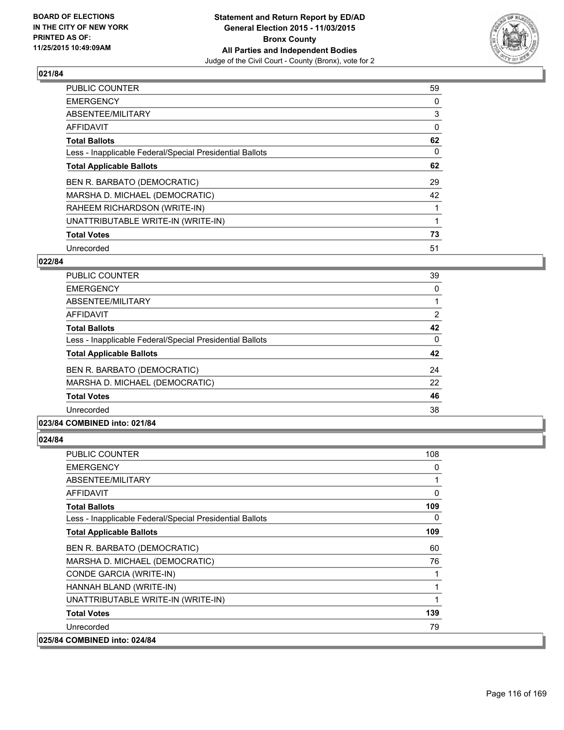**Statement and Return Report by ED/AD**
**General Election 2015 - 11/03/2015**
**Bronx County**
**All Parties and Independent Bodies**
Judge of the Civil Court - County (Bronx), vote for 2

BOARD OF ELECTIONS IN THE CITY OF NEW YORK PRINTED AS OF: 11/25/2015 10:49:09AM

### 021/84

| | |
|---|---|
| PUBLIC COUNTER | 59 |
| EMERGENCY | 0 |
| ABSENTEE/MILITARY | 3 |
| AFFIDAVIT | 0 |
| **Total Ballots** | **62** |
| Less - Inapplicable Federal/Special Presidential Ballots | 0 |
| **Total Applicable Ballots** | **62** |
| BEN R. BARBATO (DEMOCRATIC) | 29 |
| MARSHA D. MICHAEL (DEMOCRATIC) | 42 |
| RAHEEM RICHARDSON (WRITE-IN) | 1 |
| UNATTRIBUTABLE WRITE-IN (WRITE-IN) | 1 |
| **Total Votes** | **73** |
| Unrecorded | 51 |

### 022/84

| | |
|---|---|
| PUBLIC COUNTER | 39 |
| EMERGENCY | 0 |
| ABSENTEE/MILITARY | 1 |
| AFFIDAVIT | 2 |
| **Total Ballots** | **42** |
| Less - Inapplicable Federal/Special Presidential Ballots | 0 |
| **Total Applicable Ballots** | **42** |
| BEN R. BARBATO (DEMOCRATIC) | 24 |
| MARSHA D. MICHAEL (DEMOCRATIC) | 22 |
| **Total Votes** | **46** |
| Unrecorded | 38 |

### 023/84 COMBINED into: 021/84

### 024/84

| | |
|---|---|
| PUBLIC COUNTER | 108 |
| EMERGENCY | 0 |
| ABSENTEE/MILITARY | 1 |
| AFFIDAVIT | 0 |
| **Total Ballots** | **109** |
| Less - Inapplicable Federal/Special Presidential Ballots | 0 |
| **Total Applicable Ballots** | **109** |
| BEN R. BARBATO (DEMOCRATIC) | 60 |
| MARSHA D. MICHAEL (DEMOCRATIC) | 76 |
| CONDE GARCIA (WRITE-IN) | 1 |
| HANNAH BLAND (WRITE-IN) | 1 |
| UNATTRIBUTABLE WRITE-IN (WRITE-IN) | 1 |
| **Total Votes** | **139** |
| Unrecorded | 79 |

### 025/84 COMBINED into: 024/84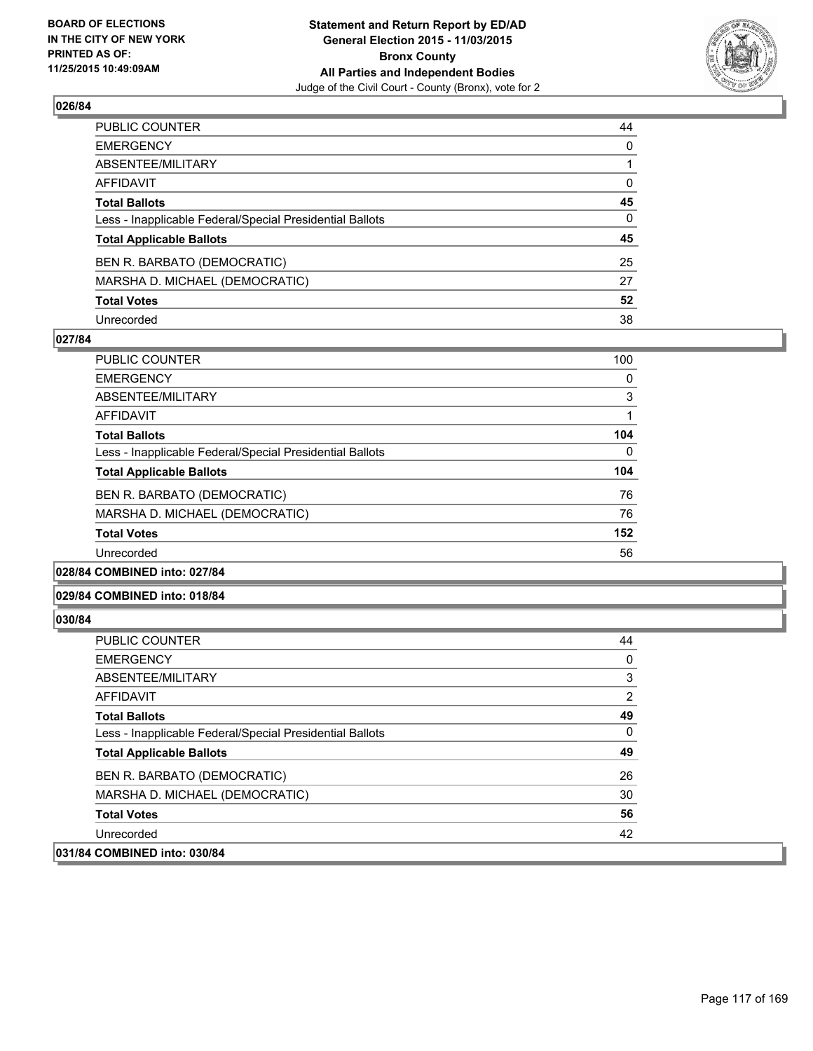### 026/84

| | |
|---|---|
| PUBLIC COUNTER | 44 |
| EMERGENCY | 0 |
| ABSENTEE/MILITARY | 1 |
| AFFIDAVIT | 0 |
| **Total Ballots** | **45** |
| Less - Inapplicable Federal/Special Presidential Ballots | 0 |
| **Total Applicable Ballots** | **45** |
| BEN R. BARBATO (DEMOCRATIC) | 25 |
| MARSHA D. MICHAEL (DEMOCRATIC) | 27 |
| **Total Votes** | **52** |
| Unrecorded | 38 |

### 027/84

| | |
|---|---|
| PUBLIC COUNTER | 100 |
| EMERGENCY | 0 |
| ABSENTEE/MILITARY | 3 |
| AFFIDAVIT | 1 |
| **Total Ballots** | **104** |
| Less - Inapplicable Federal/Special Presidential Ballots | 0 |
| **Total Applicable Ballots** | **104** |
| BEN R. BARBATO (DEMOCRATIC) | 76 |
| MARSHA D. MICHAEL (DEMOCRATIC) | 76 |
| **Total Votes** | **152** |
| Unrecorded | 56 |

### 028/84 COMBINED into: 027/84

### 029/84 COMBINED into: 018/84

### 030/84

| | |
|---|---|
| PUBLIC COUNTER | 44 |
| EMERGENCY | 0 |
| ABSENTEE/MILITARY | 3 |
| AFFIDAVIT | 2 |
| **Total Ballots** | **49** |
| Less - Inapplicable Federal/Special Presidential Ballots | 0 |
| **Total Applicable Ballots** | **49** |
| BEN R. BARBATO (DEMOCRATIC) | 26 |
| MARSHA D. MICHAEL (DEMOCRATIC) | 30 |
| **Total Votes** | **56** |
| Unrecorded | 42 |

### 031/84 COMBINED into: 030/84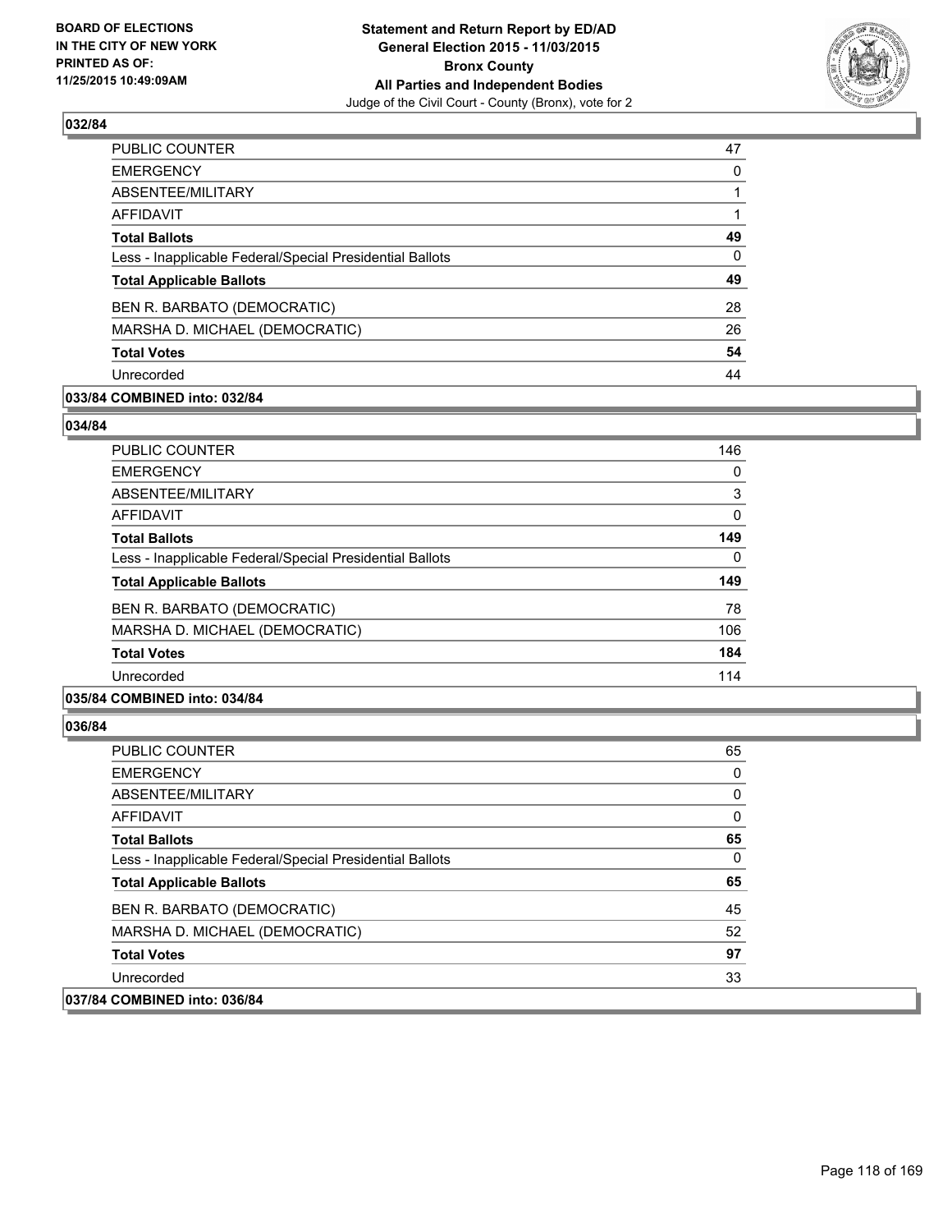**BOARD OF ELECTIONS IN THE CITY OF NEW YORK PRINTED AS OF: 11/25/2015 10:49:09AM**

**Statement and Return Report by ED/AD**
**General Election 2015 - 11/03/2015**
**Bronx County**
**All Parties and Independent Bodies**
Judge of the Civil Court - County (Bronx), vote for 2

### 032/84

| | |
|---|---|
| PUBLIC COUNTER | 47 |
| EMERGENCY | 0 |
| ABSENTEE/MILITARY | 1 |
| AFFIDAVIT | 1 |
| **Total Ballots** | **49** |
| Less - Inapplicable Federal/Special Presidential Ballots | 0 |
| **Total Applicable Ballots** | **49** |
| BEN R. BARBATO (DEMOCRATIC) | 28 |
| MARSHA D. MICHAEL (DEMOCRATIC) | 26 |
| **Total Votes** | **54** |
| Unrecorded | 44 |

**033/84 COMBINED into: 032/84**

### 034/84

| | |
|---|---|
| PUBLIC COUNTER | 146 |
| EMERGENCY | 0 |
| ABSENTEE/MILITARY | 3 |
| AFFIDAVIT | 0 |
| **Total Ballots** | **149** |
| Less - Inapplicable Federal/Special Presidential Ballots | 0 |
| **Total Applicable Ballots** | **149** |
| BEN R. BARBATO (DEMOCRATIC) | 78 |
| MARSHA D. MICHAEL (DEMOCRATIC) | 106 |
| **Total Votes** | **184** |
| Unrecorded | 114 |

**035/84 COMBINED into: 034/84**

### 036/84

| | |
|---|---|
| PUBLIC COUNTER | 65 |
| EMERGENCY | 0 |
| ABSENTEE/MILITARY | 0 |
| AFFIDAVIT | 0 |
| **Total Ballots** | **65** |
| Less - Inapplicable Federal/Special Presidential Ballots | 0 |
| **Total Applicable Ballots** | **65** |
| BEN R. BARBATO (DEMOCRATIC) | 45 |
| MARSHA D. MICHAEL (DEMOCRATIC) | 52 |
| **Total Votes** | **97** |
| Unrecorded | 33 |

**037/84 COMBINED into: 036/84**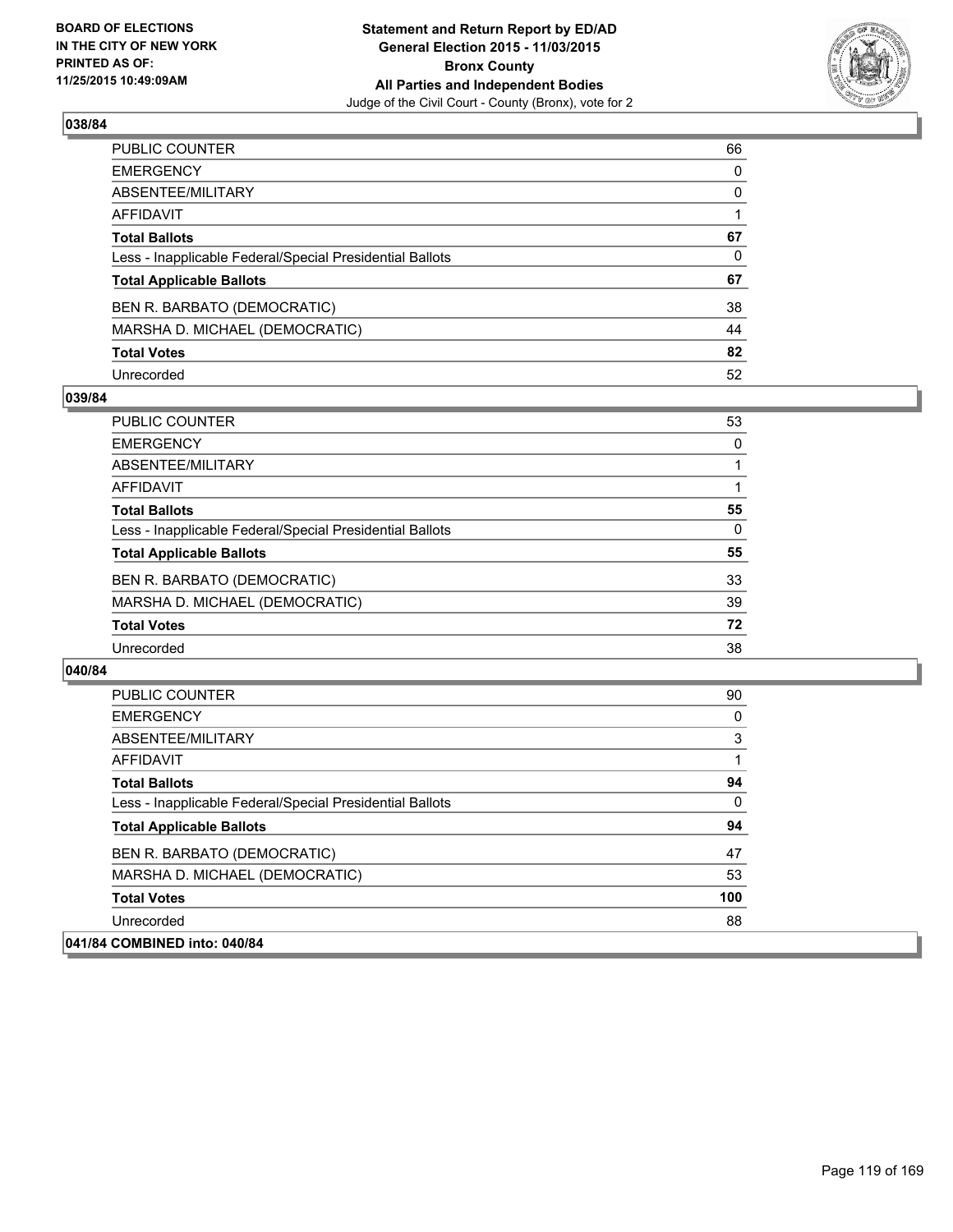BOARD OF ELECTIONS
IN THE CITY OF NEW YORK
PRINTED AS OF:
11/25/2015 10:49:09AM

**Statement and Return Report by ED/AD**
**General Election 2015 - 11/03/2015**
**Bronx County**
**All Parties and Independent Bodies**
Judge of the Civil Court - County (Bronx), vote for 2

## 038/84

| | |
|---|---|
| PUBLIC COUNTER | 66 |
| EMERGENCY | 0 |
| ABSENTEE/MILITARY | 0 |
| AFFIDAVIT | 1 |
| **Total Ballots** | **67** |
| Less - Inapplicable Federal/Special Presidential Ballots | 0 |
| **Total Applicable Ballots** | **67** |
| BEN R. BARBATO (DEMOCRATIC) | 38 |
| MARSHA D. MICHAEL (DEMOCRATIC) | 44 |
| **Total Votes** | **82** |
| Unrecorded | 52 |

## 039/84

| | |
|---|---|
| PUBLIC COUNTER | 53 |
| EMERGENCY | 0 |
| ABSENTEE/MILITARY | 1 |
| AFFIDAVIT | 1 |
| **Total Ballots** | **55** |
| Less - Inapplicable Federal/Special Presidential Ballots | 0 |
| **Total Applicable Ballots** | **55** |
| BEN R. BARBATO (DEMOCRATIC) | 33 |
| MARSHA D. MICHAEL (DEMOCRATIC) | 39 |
| **Total Votes** | **72** |
| Unrecorded | 38 |

## 040/84

| | |
|---|---|
| PUBLIC COUNTER | 90 |
| EMERGENCY | 0 |
| ABSENTEE/MILITARY | 3 |
| AFFIDAVIT | 1 |
| **Total Ballots** | **94** |
| Less - Inapplicable Federal/Special Presidential Ballots | 0 |
| **Total Applicable Ballots** | **94** |
| BEN R. BARBATO (DEMOCRATIC) | 47 |
| MARSHA D. MICHAEL (DEMOCRATIC) | 53 |
| **Total Votes** | **100** |
| Unrecorded | 88 |

## 041/84 COMBINED into: 040/84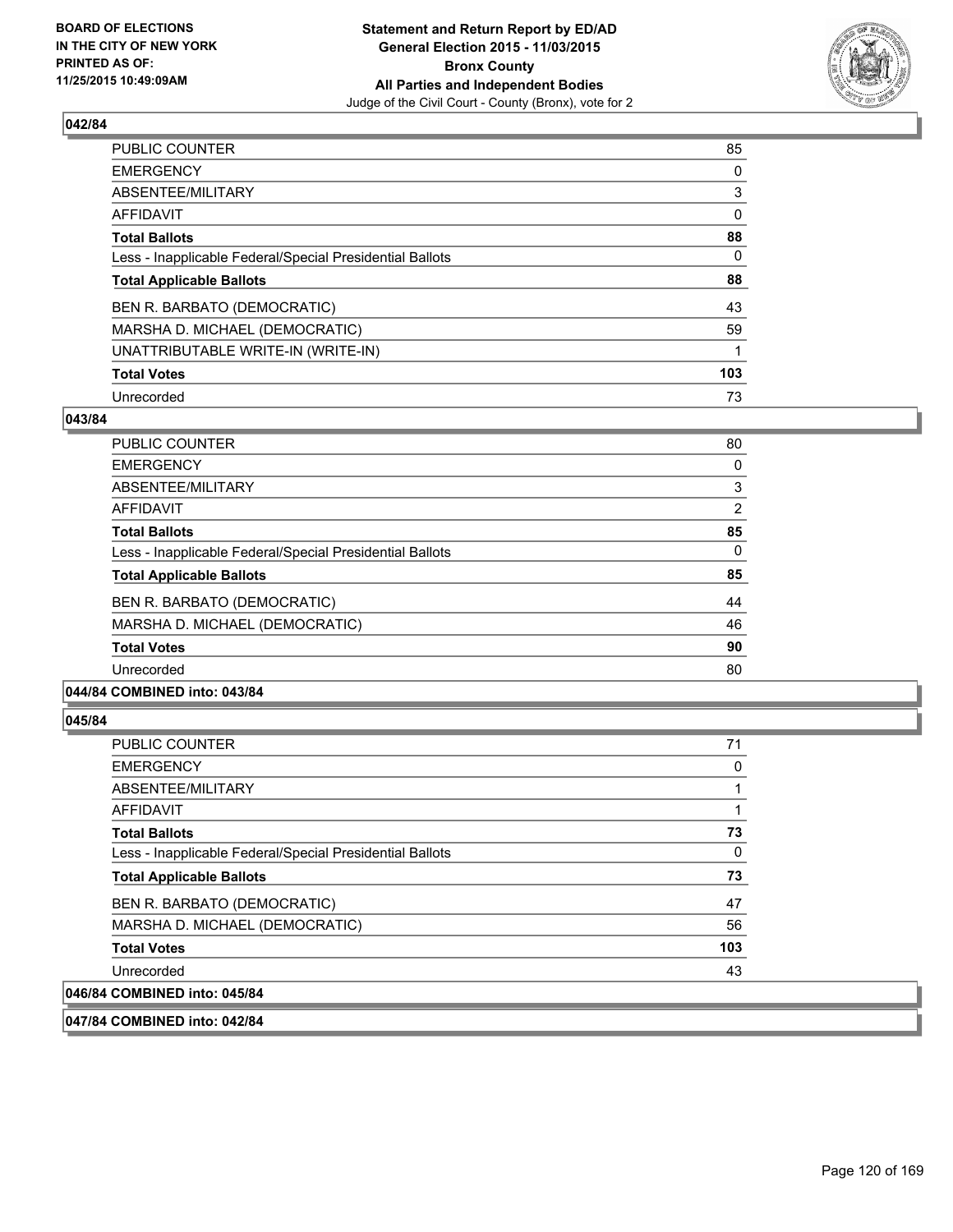**Statement and Return Report by ED/AD**
**General Election 2015 - 11/03/2015**
**Bronx County**
**All Parties and Independent Bodies**
Judge of the Civil Court - County (Bronx), vote for 2

BOARD OF ELECTIONS IN THE CITY OF NEW YORK PRINTED AS OF: 11/25/2015 10:49:09AM

### 042/84

| | |
|---|---|
| PUBLIC COUNTER | 85 |
| EMERGENCY | 0 |
| ABSENTEE/MILITARY | 3 |
| AFFIDAVIT | 0 |
| **Total Ballots** | **88** |
| Less - Inapplicable Federal/Special Presidential Ballots | 0 |
| **Total Applicable Ballots** | **88** |
| BEN R. BARBATO (DEMOCRATIC) | 43 |
| MARSHA D. MICHAEL (DEMOCRATIC) | 59 |
| UNATTRIBUTABLE WRITE-IN (WRITE-IN) | 1 |
| **Total Votes** | **103** |
| Unrecorded | 73 |

### 043/84

| | |
|---|---|
| PUBLIC COUNTER | 80 |
| EMERGENCY | 0 |
| ABSENTEE/MILITARY | 3 |
| AFFIDAVIT | 2 |
| **Total Ballots** | **85** |
| Less - Inapplicable Federal/Special Presidential Ballots | 0 |
| **Total Applicable Ballots** | **85** |
| BEN R. BARBATO (DEMOCRATIC) | 44 |
| MARSHA D. MICHAEL (DEMOCRATIC) | 46 |
| **Total Votes** | **90** |
| Unrecorded | 80 |

### 044/84 COMBINED into: 043/84

### 045/84

| | |
|---|---|
| PUBLIC COUNTER | 71 |
| EMERGENCY | 0 |
| ABSENTEE/MILITARY | 1 |
| AFFIDAVIT | 1 |
| **Total Ballots** | **73** |
| Less - Inapplicable Federal/Special Presidential Ballots | 0 |
| **Total Applicable Ballots** | **73** |
| BEN R. BARBATO (DEMOCRATIC) | 47 |
| MARSHA D. MICHAEL (DEMOCRATIC) | 56 |
| **Total Votes** | **103** |
| Unrecorded | 43 |

### 046/84 COMBINED into: 045/84

### 047/84 COMBINED into: 042/84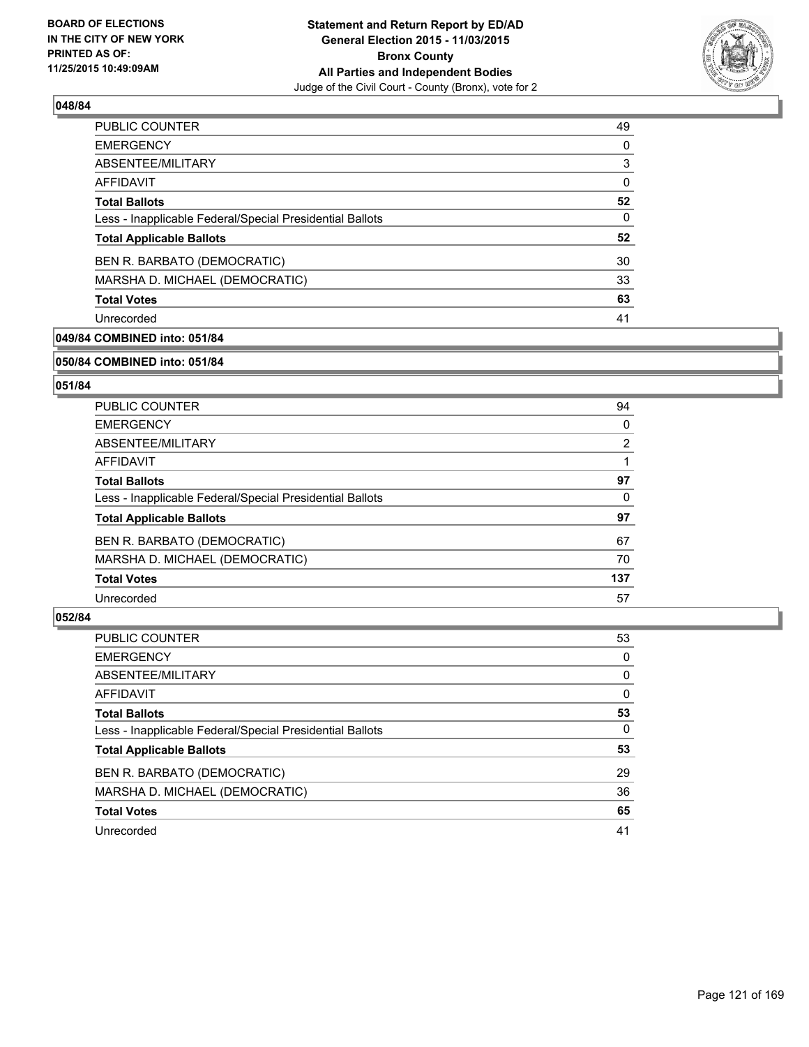### 048/84

| | |
|---|---|
| PUBLIC COUNTER | 49 |
| EMERGENCY | 0 |
| ABSENTEE/MILITARY | 3 |
| AFFIDAVIT | 0 |
| **Total Ballots** | **52** |
| Less - Inapplicable Federal/Special Presidential Ballots | 0 |
| **Total Applicable Ballots** | **52** |
| BEN R. BARBATO (DEMOCRATIC) | 30 |
| MARSHA D. MICHAEL (DEMOCRATIC) | 33 |
| **Total Votes** | **63** |
| Unrecorded | 41 |

### 049/84 COMBINED into: 051/84

### 050/84 COMBINED into: 051/84

### 051/84

| | |
|---|---|
| PUBLIC COUNTER | 94 |
| EMERGENCY | 0 |
| ABSENTEE/MILITARY | 2 |
| AFFIDAVIT | 1 |
| **Total Ballots** | **97** |
| Less - Inapplicable Federal/Special Presidential Ballots | 0 |
| **Total Applicable Ballots** | **97** |
| BEN R. BARBATO (DEMOCRATIC) | 67 |
| MARSHA D. MICHAEL (DEMOCRATIC) | 70 |
| **Total Votes** | **137** |
| Unrecorded | 57 |

### 052/84

| | |
|---|---|
| PUBLIC COUNTER | 53 |
| EMERGENCY | 0 |
| ABSENTEE/MILITARY | 0 |
| AFFIDAVIT | 0 |
| **Total Ballots** | **53** |
| Less - Inapplicable Federal/Special Presidential Ballots | 0 |
| **Total Applicable Ballots** | **53** |
| BEN R. BARBATO (DEMOCRATIC) | 29 |
| MARSHA D. MICHAEL (DEMOCRATIC) | 36 |
| **Total Votes** | **65** |
| Unrecorded | 41 |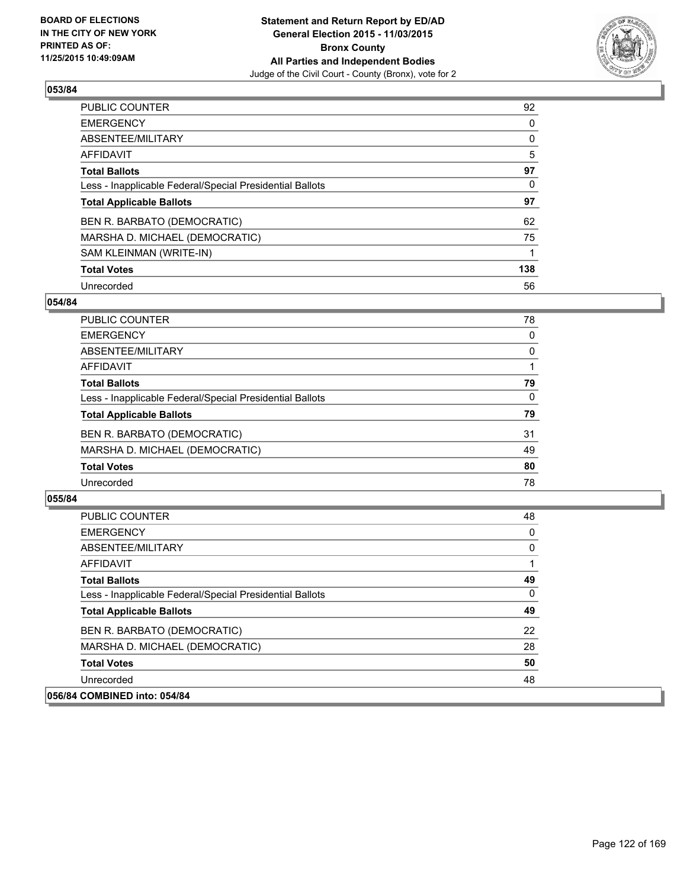**Statement and Return Report by ED/AD**
**General Election 2015 - 11/03/2015**
**Bronx County**
**All Parties and Independent Bodies**
Judge of the Civil Court - County (Bronx), vote for 2

BOARD OF ELECTIONS
IN THE CITY OF NEW YORK
PRINTED AS OF:
11/25/2015 10:49:09AM

## 053/84

| | |
|---|---|
| PUBLIC COUNTER | 92 |
| EMERGENCY | 0 |
| ABSENTEE/MILITARY | 0 |
| AFFIDAVIT | 5 |
| **Total Ballots** | **97** |
| Less - Inapplicable Federal/Special Presidential Ballots | 0 |
| **Total Applicable Ballots** | **97** |
| BEN R. BARBATO (DEMOCRATIC) | 62 |
| MARSHA D. MICHAEL (DEMOCRATIC) | 75 |
| SAM KLEINMAN (WRITE-IN) | 1 |
| **Total Votes** | **138** |
| Unrecorded | 56 |

## 054/84

| | |
|---|---|
| PUBLIC COUNTER | 78 |
| EMERGENCY | 0 |
| ABSENTEE/MILITARY | 0 |
| AFFIDAVIT | 1 |
| **Total Ballots** | **79** |
| Less - Inapplicable Federal/Special Presidential Ballots | 0 |
| **Total Applicable Ballots** | **79** |
| BEN R. BARBATO (DEMOCRATIC) | 31 |
| MARSHA D. MICHAEL (DEMOCRATIC) | 49 |
| **Total Votes** | **80** |
| Unrecorded | 78 |

## 055/84

| | |
|---|---|
| PUBLIC COUNTER | 48 |
| EMERGENCY | 0 |
| ABSENTEE/MILITARY | 0 |
| AFFIDAVIT | 1 |
| **Total Ballots** | **49** |
| Less - Inapplicable Federal/Special Presidential Ballots | 0 |
| **Total Applicable Ballots** | **49** |
| BEN R. BARBATO (DEMOCRATIC) | 22 |
| MARSHA D. MICHAEL (DEMOCRATIC) | 28 |
| **Total Votes** | **50** |
| Unrecorded | 48 |

## 056/84 COMBINED into: 054/84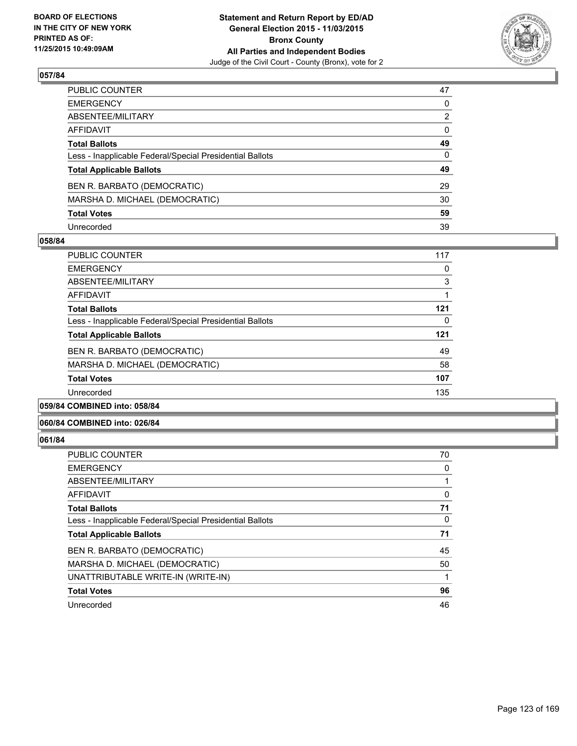BOARD OF ELECTIONS
IN THE CITY OF NEW YORK
PRINTED AS OF:
11/25/2015 10:49:09AM

**Statement and Return Report by ED/AD**
**General Election 2015 - 11/03/2015**
**Bronx County**
**All Parties and Independent Bodies**
Judge of the Civil Court - County (Bronx), vote for 2

### 057/84

| | |
|---|---|
| PUBLIC COUNTER | 47 |
| EMERGENCY | 0 |
| ABSENTEE/MILITARY | 2 |
| AFFIDAVIT | 0 |
| **Total Ballots** | **49** |
| Less - Inapplicable Federal/Special Presidential Ballots | 0 |
| **Total Applicable Ballots** | **49** |
| BEN R. BARBATO (DEMOCRATIC) | 29 |
| MARSHA D. MICHAEL (DEMOCRATIC) | 30 |
| **Total Votes** | **59** |
| Unrecorded | 39 |

### 058/84

| | |
|---|---|
| PUBLIC COUNTER | 117 |
| EMERGENCY | 0 |
| ABSENTEE/MILITARY | 3 |
| AFFIDAVIT | 1 |
| **Total Ballots** | **121** |
| Less - Inapplicable Federal/Special Presidential Ballots | 0 |
| **Total Applicable Ballots** | **121** |
| BEN R. BARBATO (DEMOCRATIC) | 49 |
| MARSHA D. MICHAEL (DEMOCRATIC) | 58 |
| **Total Votes** | **107** |
| Unrecorded | 135 |

### 059/84 COMBINED into: 058/84

### 060/84 COMBINED into: 026/84

### 061/84

| | |
|---|---|
| PUBLIC COUNTER | 70 |
| EMERGENCY | 0 |
| ABSENTEE/MILITARY | 1 |
| AFFIDAVIT | 0 |
| **Total Ballots** | **71** |
| Less - Inapplicable Federal/Special Presidential Ballots | 0 |
| **Total Applicable Ballots** | **71** |
| BEN R. BARBATO (DEMOCRATIC) | 45 |
| MARSHA D. MICHAEL (DEMOCRATIC) | 50 |
| UNATTRIBUTABLE WRITE-IN (WRITE-IN) | 1 |
| **Total Votes** | **96** |
| Unrecorded | 46 |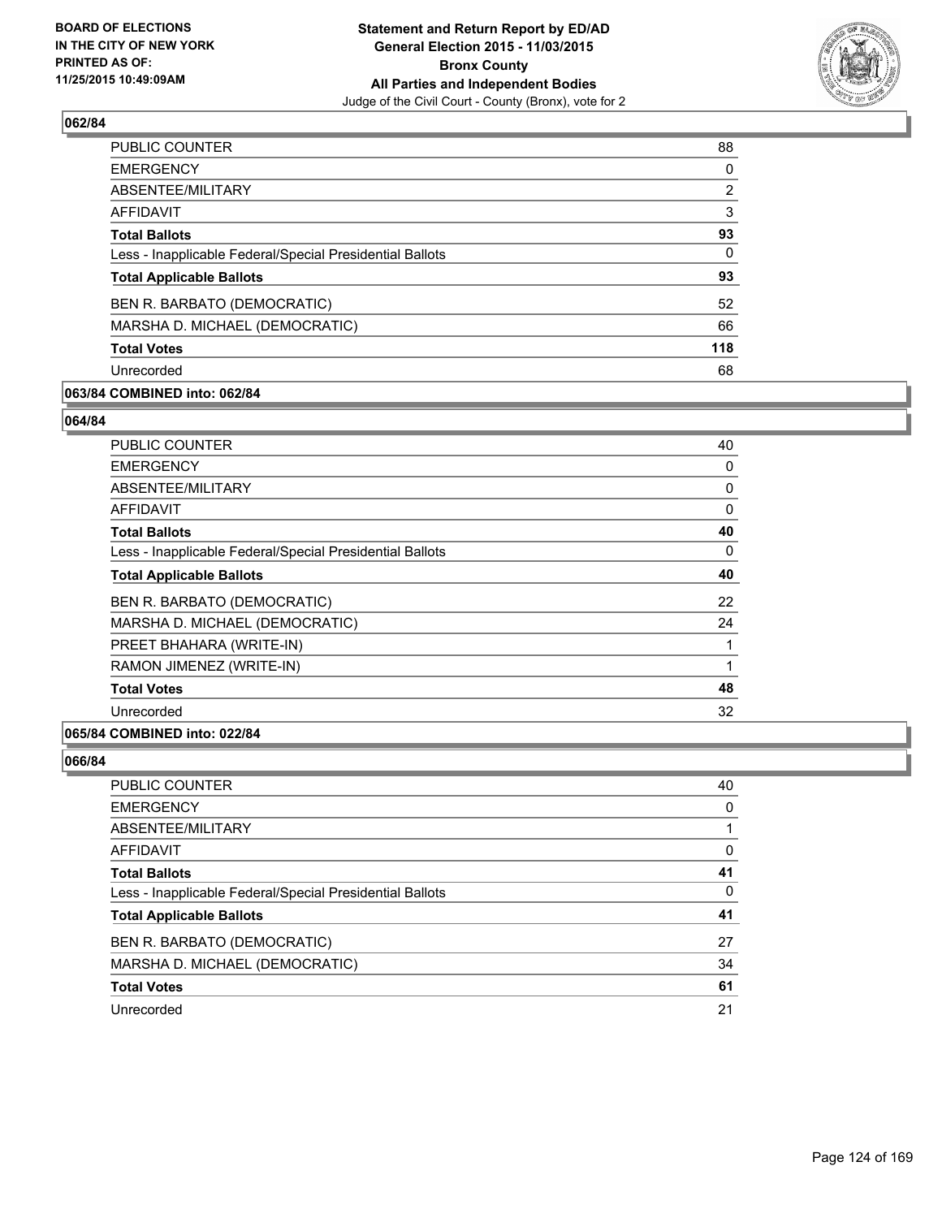**BOARD OF ELECTIONS IN THE CITY OF NEW YORK PRINTED AS OF: 11/25/2015 10:49:09AM**

**Statement and Return Report by ED/AD General Election 2015 - 11/03/2015 Bronx County All Parties and Independent Bodies**
Judge of the Civil Court - County (Bronx), vote for 2

## 062/84

| | |
|---|---|
| PUBLIC COUNTER | 88 |
| EMERGENCY | 0 |
| ABSENTEE/MILITARY | 2 |
| AFFIDAVIT | 3 |
| **Total Ballots** | **93** |
| Less - Inapplicable Federal/Special Presidential Ballots | 0 |
| **Total Applicable Ballots** | **93** |
| BEN R. BARBATO (DEMOCRATIC) | 52 |
| MARSHA D. MICHAEL (DEMOCRATIC) | 66 |
| **Total Votes** | **118** |
| Unrecorded | 68 |

## 063/84 COMBINED into: 062/84

## 064/84

| | |
|---|---|
| PUBLIC COUNTER | 40 |
| EMERGENCY | 0 |
| ABSENTEE/MILITARY | 0 |
| AFFIDAVIT | 0 |
| **Total Ballots** | **40** |
| Less - Inapplicable Federal/Special Presidential Ballots | 0 |
| **Total Applicable Ballots** | **40** |
| BEN R. BARBATO (DEMOCRATIC) | 22 |
| MARSHA D. MICHAEL (DEMOCRATIC) | 24 |
| PREET BHAHARA (WRITE-IN) | 1 |
| RAMON JIMENEZ (WRITE-IN) | 1 |
| **Total Votes** | **48** |
| Unrecorded | 32 |

## 065/84 COMBINED into: 022/84

## 066/84

| | |
|---|---|
| PUBLIC COUNTER | 40 |
| EMERGENCY | 0 |
| ABSENTEE/MILITARY | 1 |
| AFFIDAVIT | 0 |
| **Total Ballots** | **41** |
| Less - Inapplicable Federal/Special Presidential Ballots | 0 |
| **Total Applicable Ballots** | **41** |
| BEN R. BARBATO (DEMOCRATIC) | 27 |
| MARSHA D. MICHAEL (DEMOCRATIC) | 34 |
| **Total Votes** | **61** |
| Unrecorded | 21 |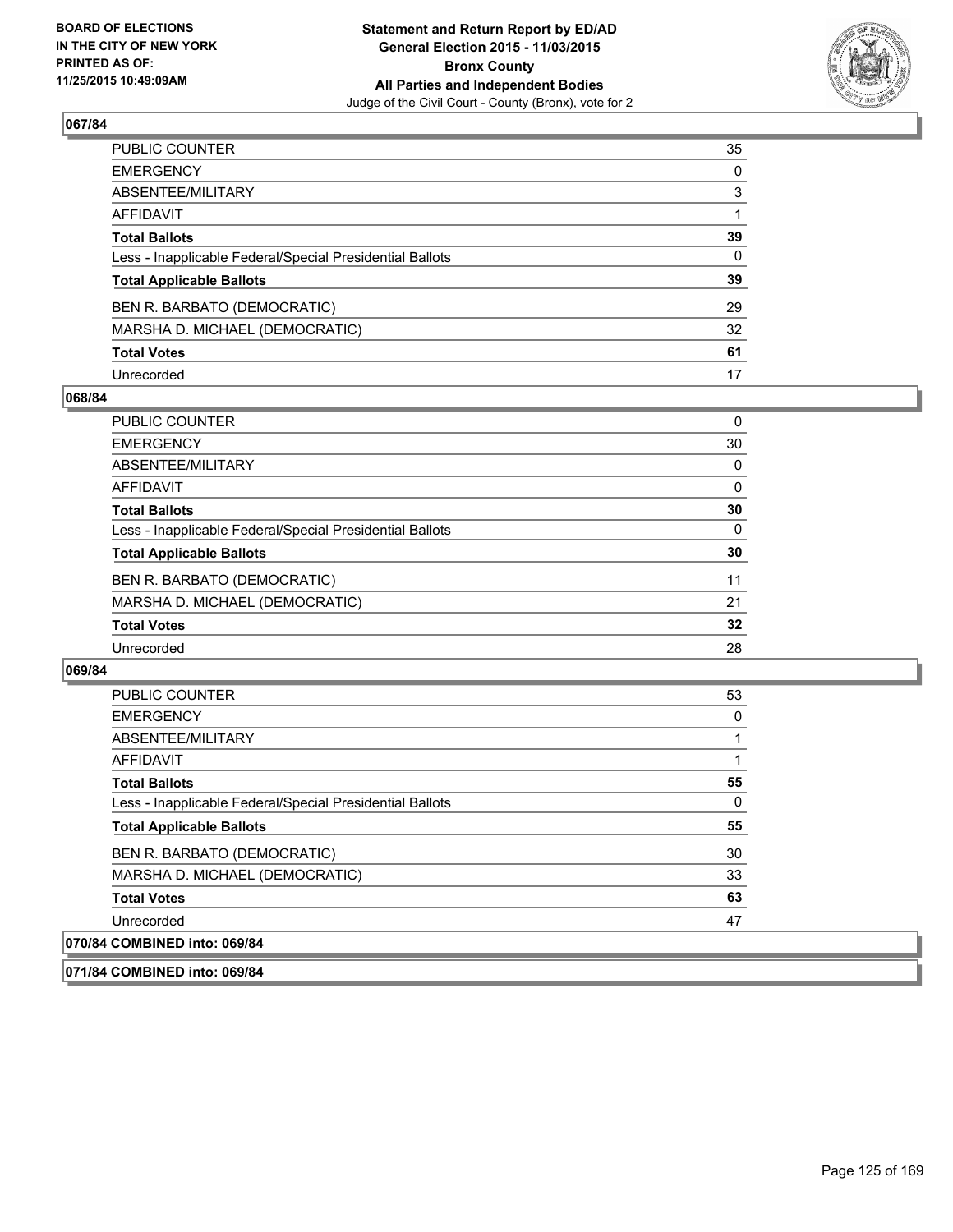**BOARD OF ELECTIONS IN THE CITY OF NEW YORK PRINTED AS OF: 11/25/2015 10:49:09AM**

**Statement and Return Report by ED/AD General Election 2015 - 11/03/2015 Bronx County All Parties and Independent Bodies**
Judge of the Civil Court - County (Bronx), vote for 2

## 067/84

| | |
|---|---|
| PUBLIC COUNTER | 35 |
| EMERGENCY | 0 |
| ABSENTEE/MILITARY | 3 |
| AFFIDAVIT | 1 |
| **Total Ballots** | **39** |
| Less - Inapplicable Federal/Special Presidential Ballots | 0 |
| **Total Applicable Ballots** | **39** |
| BEN R. BARBATO (DEMOCRATIC) | 29 |
| MARSHA D. MICHAEL (DEMOCRATIC) | 32 |
| **Total Votes** | **61** |
| Unrecorded | 17 |

## 068/84

| | |
|---|---|
| PUBLIC COUNTER | 0 |
| EMERGENCY | 30 |
| ABSENTEE/MILITARY | 0 |
| AFFIDAVIT | 0 |
| **Total Ballots** | **30** |
| Less - Inapplicable Federal/Special Presidential Ballots | 0 |
| **Total Applicable Ballots** | **30** |
| BEN R. BARBATO (DEMOCRATIC) | 11 |
| MARSHA D. MICHAEL (DEMOCRATIC) | 21 |
| **Total Votes** | **32** |
| Unrecorded | 28 |

## 069/84

| | |
|---|---|
| PUBLIC COUNTER | 53 |
| EMERGENCY | 0 |
| ABSENTEE/MILITARY | 1 |
| AFFIDAVIT | 1 |
| **Total Ballots** | **55** |
| Less - Inapplicable Federal/Special Presidential Ballots | 0 |
| **Total Applicable Ballots** | **55** |
| BEN R. BARBATO (DEMOCRATIC) | 30 |
| MARSHA D. MICHAEL (DEMOCRATIC) | 33 |
| **Total Votes** | **63** |
| Unrecorded | 47 |

## 070/84 COMBINED into: 069/84

## 071/84 COMBINED into: 069/84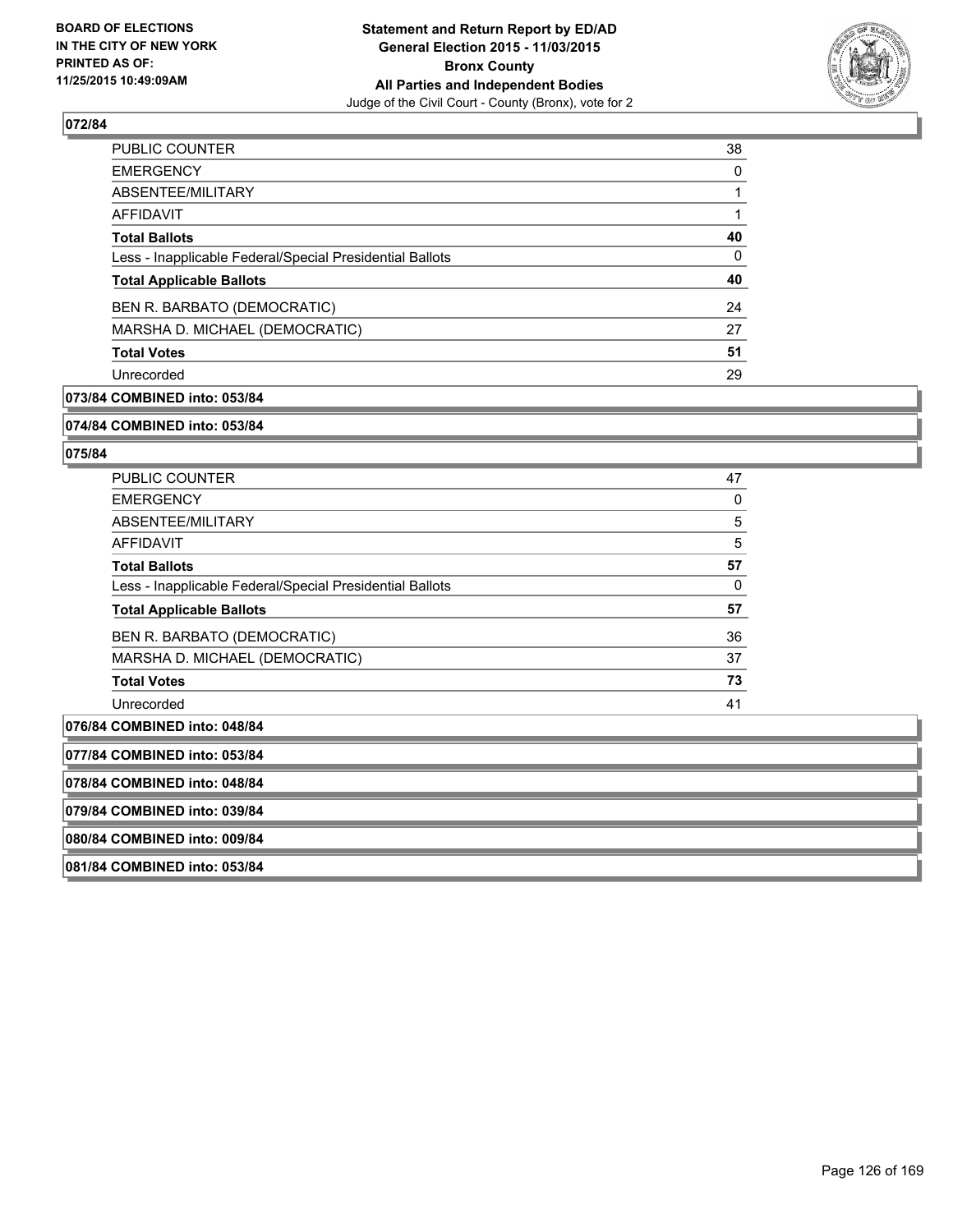**BOARD OF ELECTIONS IN THE CITY OF NEW YORK PRINTED AS OF: 11/25/2015 10:49:09AM**

**Statement and Return Report by ED/AD General Election 2015 - 11/03/2015 Bronx County All Parties and Independent Bodies**

Judge of the Civil Court - County (Bronx), vote for 2

**072/84**

| | |
|---|---|
| PUBLIC COUNTER | 38 |
| EMERGENCY | 0 |
| ABSENTEE/MILITARY | 1 |
| AFFIDAVIT | 1 |
| **Total Ballots** | **40** |
| Less - Inapplicable Federal/Special Presidential Ballots | 0 |
| **Total Applicable Ballots** | **40** |
| BEN R. BARBATO (DEMOCRATIC) | 24 |
| MARSHA D. MICHAEL (DEMOCRATIC) | 27 |
| **Total Votes** | **51** |
| Unrecorded | 29 |

**073/84 COMBINED into: 053/84**

**074/84 COMBINED into: 053/84**

**075/84**

| | |
|---|---|
| PUBLIC COUNTER | 47 |
| EMERGENCY | 0 |
| ABSENTEE/MILITARY | 5 |
| AFFIDAVIT | 5 |
| **Total Ballots** | **57** |
| Less - Inapplicable Federal/Special Presidential Ballots | 0 |
| **Total Applicable Ballots** | **57** |
| BEN R. BARBATO (DEMOCRATIC) | 36 |
| MARSHA D. MICHAEL (DEMOCRATIC) | 37 |
| **Total Votes** | **73** |
| Unrecorded | 41 |

**076/84 COMBINED into: 048/84**

**077/84 COMBINED into: 053/84**

**078/84 COMBINED into: 048/84**

**079/84 COMBINED into: 039/84**

**080/84 COMBINED into: 009/84**

**081/84 COMBINED into: 053/84**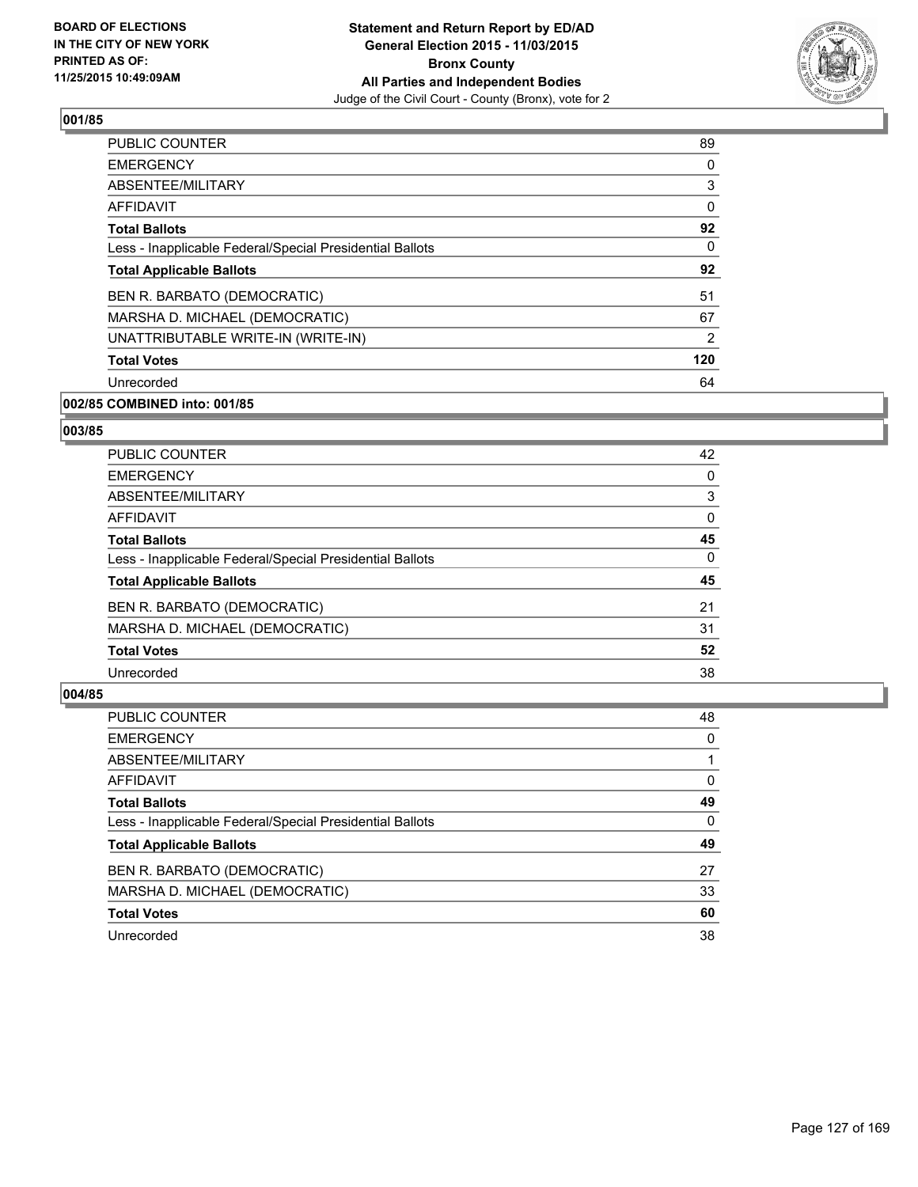## 001/85

| | |
|---|---|
| PUBLIC COUNTER | 89 |
| EMERGENCY | 0 |
| ABSENTEE/MILITARY | 3 |
| AFFIDAVIT | 0 |
| **Total Ballots** | **92** |
| Less - Inapplicable Federal/Special Presidential Ballots | 0 |
| **Total Applicable Ballots** | **92** |
| BEN R. BARBATO (DEMOCRATIC) | 51 |
| MARSHA D. MICHAEL (DEMOCRATIC) | 67 |
| UNATTRIBUTABLE WRITE-IN (WRITE-IN) | 2 |
| **Total Votes** | **120** |
| Unrecorded | 64 |

## 002/85 COMBINED into: 001/85

## 003/85

| | |
|---|---|
| PUBLIC COUNTER | 42 |
| EMERGENCY | 0 |
| ABSENTEE/MILITARY | 3 |
| AFFIDAVIT | 0 |
| **Total Ballots** | **45** |
| Less - Inapplicable Federal/Special Presidential Ballots | 0 |
| **Total Applicable Ballots** | **45** |
| BEN R. BARBATO (DEMOCRATIC) | 21 |
| MARSHA D. MICHAEL (DEMOCRATIC) | 31 |
| **Total Votes** | **52** |
| Unrecorded | 38 |

## 004/85

| | |
|---|---|
| PUBLIC COUNTER | 48 |
| EMERGENCY | 0 |
| ABSENTEE/MILITARY | 1 |
| AFFIDAVIT | 0 |
| **Total Ballots** | **49** |
| Less - Inapplicable Federal/Special Presidential Ballots | 0 |
| **Total Applicable Ballots** | **49** |
| BEN R. BARBATO (DEMOCRATIC) | 27 |
| MARSHA D. MICHAEL (DEMOCRATIC) | 33 |
| **Total Votes** | **60** |
| Unrecorded | 38 |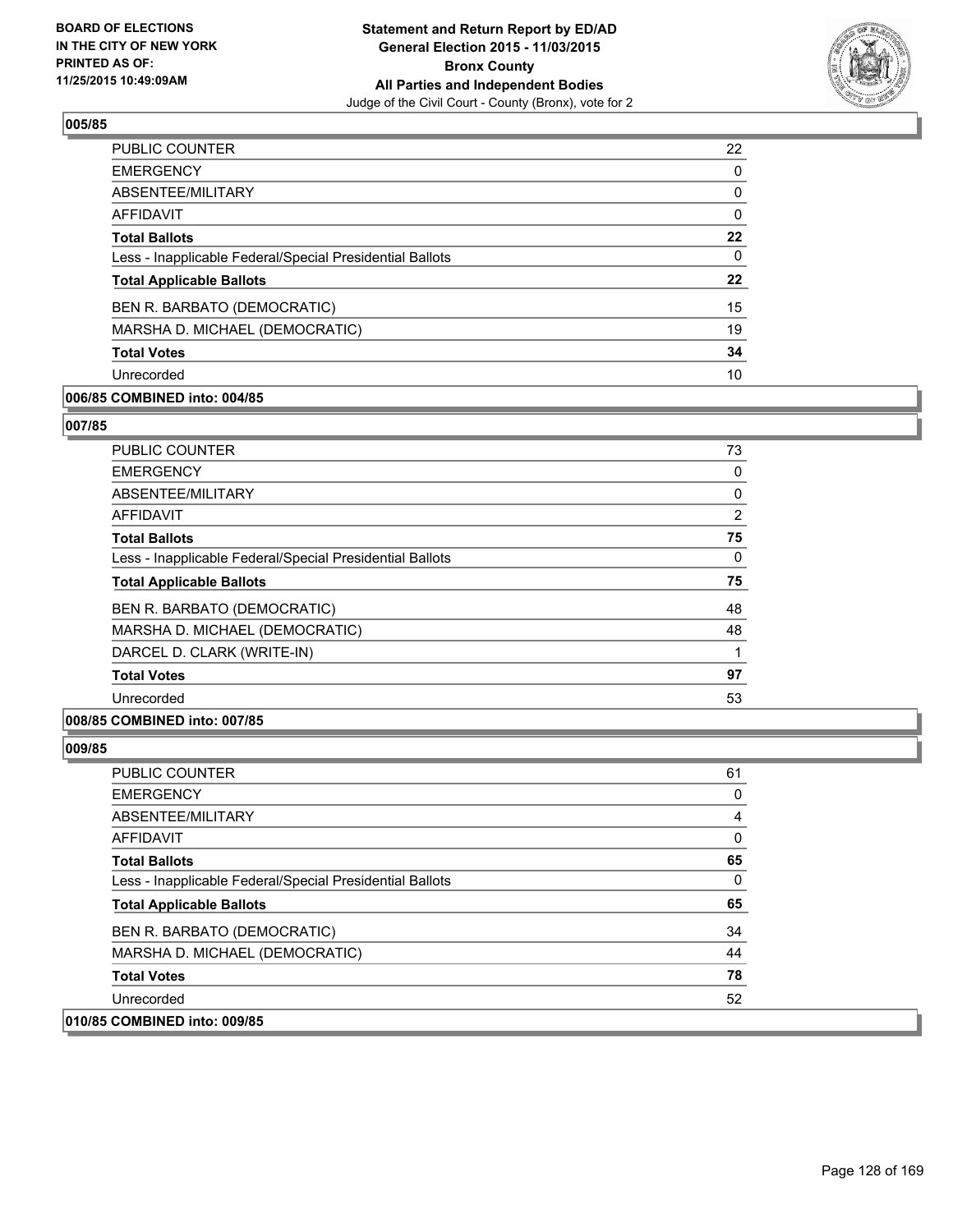**005/85**

| | |
|---|---|
| PUBLIC COUNTER | 22 |
| EMERGENCY | 0 |
| ABSENTEE/MILITARY | 0 |
| AFFIDAVIT | 0 |
| **Total Ballots** | **22** |
| Less - Inapplicable Federal/Special Presidential Ballots | 0 |
| **Total Applicable Ballots** | **22** |
| BEN R. BARBATO (DEMOCRATIC) | 15 |
| MARSHA D. MICHAEL (DEMOCRATIC) | 19 |
| **Total Votes** | **34** |
| Unrecorded | 10 |

**006/85 COMBINED into: 004/85**

**007/85**

| | |
|---|---|
| PUBLIC COUNTER | 73 |
| EMERGENCY | 0 |
| ABSENTEE/MILITARY | 0 |
| AFFIDAVIT | 2 |
| **Total Ballots** | **75** |
| Less - Inapplicable Federal/Special Presidential Ballots | 0 |
| **Total Applicable Ballots** | **75** |
| BEN R. BARBATO (DEMOCRATIC) | 48 |
| MARSHA D. MICHAEL (DEMOCRATIC) | 48 |
| DARCEL D. CLARK (WRITE-IN) | 1 |
| **Total Votes** | **97** |
| Unrecorded | 53 |

**008/85 COMBINED into: 007/85**

**009/85**

| | |
|---|---|
| PUBLIC COUNTER | 61 |
| EMERGENCY | 0 |
| ABSENTEE/MILITARY | 4 |
| AFFIDAVIT | 0 |
| **Total Ballots** | **65** |
| Less - Inapplicable Federal/Special Presidential Ballots | 0 |
| **Total Applicable Ballots** | **65** |
| BEN R. BARBATO (DEMOCRATIC) | 34 |
| MARSHA D. MICHAEL (DEMOCRATIC) | 44 |
| **Total Votes** | **78** |
| Unrecorded | 52 |

**010/85 COMBINED into: 009/85**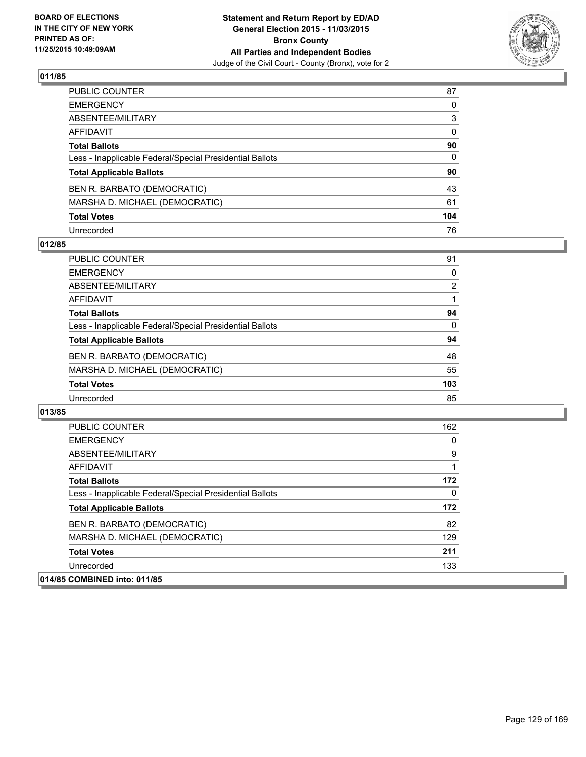**Statement and Return Report by ED/AD**
**General Election 2015 - 11/03/2015**
**Bronx County**
**All Parties and Independent Bodies**
Judge of the Civil Court - County (Bronx), vote for 2

BOARD OF ELECTIONS
IN THE CITY OF NEW YORK
PRINTED AS OF:
11/25/2015 10:49:09AM

**011/85**

| | |
|---|---|
| PUBLIC COUNTER | 87 |
| EMERGENCY | 0 |
| ABSENTEE/MILITARY | 3 |
| AFFIDAVIT | 0 |
| **Total Ballots** | **90** |
| Less - Inapplicable Federal/Special Presidential Ballots | 0 |
| **Total Applicable Ballots** | **90** |
| BEN R. BARBATO (DEMOCRATIC) | 43 |
| MARSHA D. MICHAEL (DEMOCRATIC) | 61 |
| **Total Votes** | **104** |
| Unrecorded | 76 |

**012/85**

| | |
|---|---|
| PUBLIC COUNTER | 91 |
| EMERGENCY | 0 |
| ABSENTEE/MILITARY | 2 |
| AFFIDAVIT | 1 |
| **Total Ballots** | **94** |
| Less - Inapplicable Federal/Special Presidential Ballots | 0 |
| **Total Applicable Ballots** | **94** |
| BEN R. BARBATO (DEMOCRATIC) | 48 |
| MARSHA D. MICHAEL (DEMOCRATIC) | 55 |
| **Total Votes** | **103** |
| Unrecorded | 85 |

**013/85**

| | |
|---|---|
| PUBLIC COUNTER | 162 |
| EMERGENCY | 0 |
| ABSENTEE/MILITARY | 9 |
| AFFIDAVIT | 1 |
| **Total Ballots** | **172** |
| Less - Inapplicable Federal/Special Presidential Ballots | 0 |
| **Total Applicable Ballots** | **172** |
| BEN R. BARBATO (DEMOCRATIC) | 82 |
| MARSHA D. MICHAEL (DEMOCRATIC) | 129 |
| **Total Votes** | **211** |
| Unrecorded | 133 |

**014/85 COMBINED into: 011/85**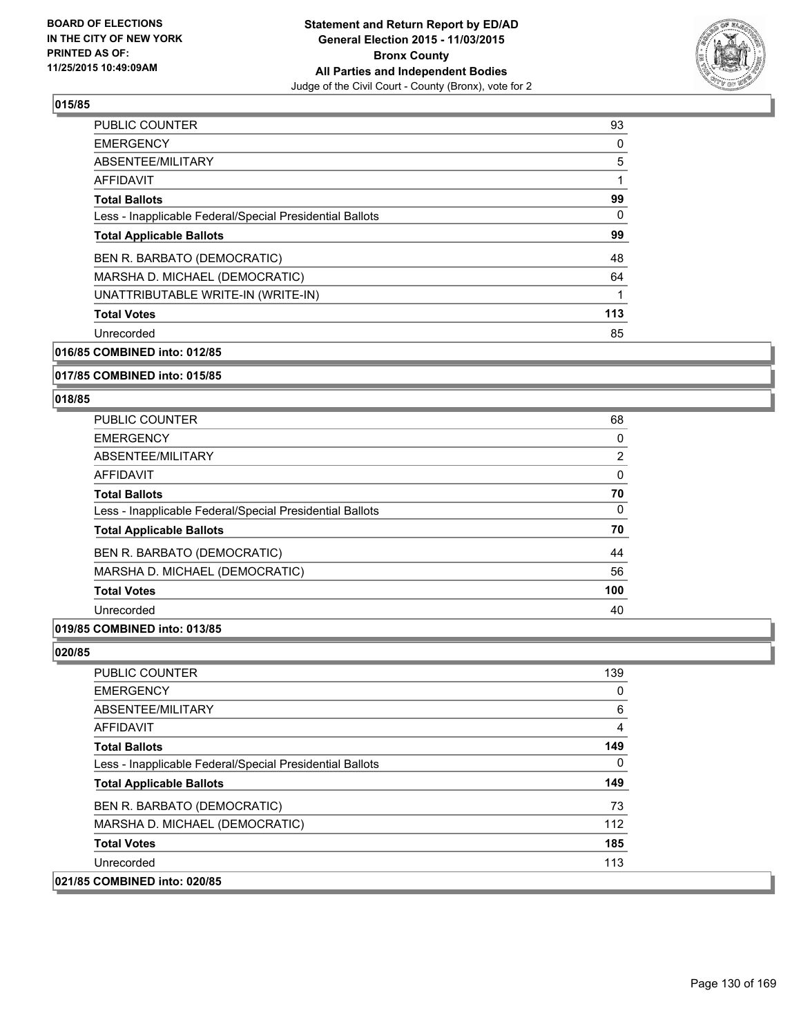**BOARD OF ELECTIONS IN THE CITY OF NEW YORK PRINTED AS OF: 11/25/2015 10:49:09AM**

**Statement and Return Report by ED/AD General Election 2015 - 11/03/2015 Bronx County All Parties and Independent Bodies**
Judge of the Civil Court - County (Bronx), vote for 2

## 015/85

| | |
|---|---|
| PUBLIC COUNTER | 93 |
| EMERGENCY | 0 |
| ABSENTEE/MILITARY | 5 |
| AFFIDAVIT | 1 |
| **Total Ballots** | **99** |
| Less - Inapplicable Federal/Special Presidential Ballots | 0 |
| **Total Applicable Ballots** | **99** |
| BEN R. BARBATO (DEMOCRATIC) | 48 |
| MARSHA D. MICHAEL (DEMOCRATIC) | 64 |
| UNATTRIBUTABLE WRITE-IN (WRITE-IN) | 1 |
| **Total Votes** | **113** |
| Unrecorded | 85 |

**016/85 COMBINED into: 012/85**

**017/85 COMBINED into: 015/85**

## 018/85

| | |
|---|---|
| PUBLIC COUNTER | 68 |
| EMERGENCY | 0 |
| ABSENTEE/MILITARY | 2 |
| AFFIDAVIT | 0 |
| **Total Ballots** | **70** |
| Less - Inapplicable Federal/Special Presidential Ballots | 0 |
| **Total Applicable Ballots** | **70** |
| BEN R. BARBATO (DEMOCRATIC) | 44 |
| MARSHA D. MICHAEL (DEMOCRATIC) | 56 |
| **Total Votes** | **100** |
| Unrecorded | 40 |

**019/85 COMBINED into: 013/85**

## 020/85

| | |
|---|---|
| PUBLIC COUNTER | 139 |
| EMERGENCY | 0 |
| ABSENTEE/MILITARY | 6 |
| AFFIDAVIT | 4 |
| **Total Ballots** | **149** |
| Less - Inapplicable Federal/Special Presidential Ballots | 0 |
| **Total Applicable Ballots** | **149** |
| BEN R. BARBATO (DEMOCRATIC) | 73 |
| MARSHA D. MICHAEL (DEMOCRATIC) | 112 |
| **Total Votes** | **185** |
| Unrecorded | 113 |

**021/85 COMBINED into: 020/85**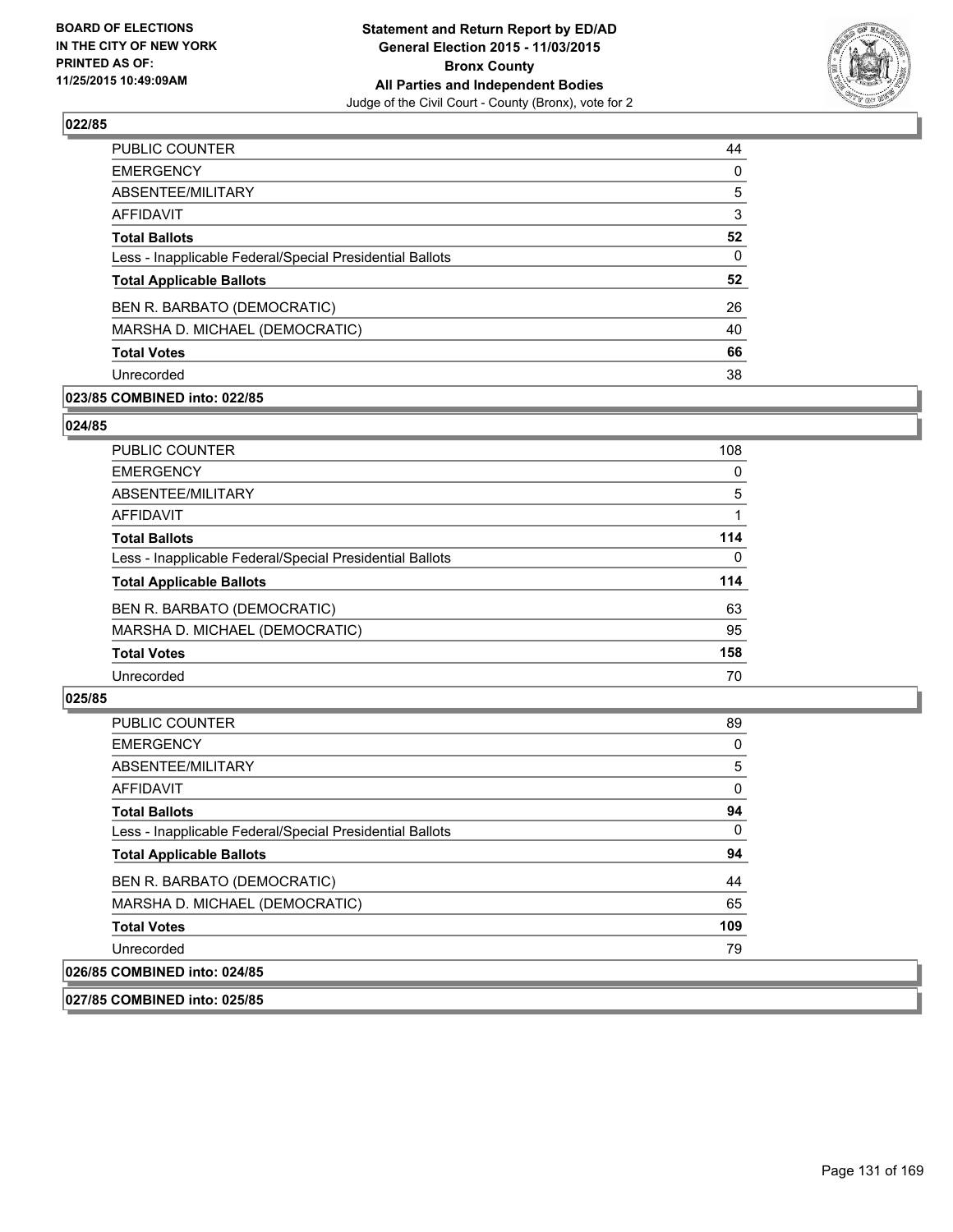BOARD OF ELECTIONS
IN THE CITY OF NEW YORK
PRINTED AS OF:
11/25/2015 10:49:09AM

**Statement and Return Report by ED/AD**
**General Election 2015 - 11/03/2015**
**Bronx County**
**All Parties and Independent Bodies**
Judge of the Civil Court - County (Bronx), vote for 2

### 022/85

| | |
|---|---|
| PUBLIC COUNTER | 44 |
| EMERGENCY | 0 |
| ABSENTEE/MILITARY | 5 |
| AFFIDAVIT | 3 |
| **Total Ballots** | **52** |
| Less - Inapplicable Federal/Special Presidential Ballots | 0 |
| **Total Applicable Ballots** | **52** |
| BEN R. BARBATO (DEMOCRATIC) | 26 |
| MARSHA D. MICHAEL (DEMOCRATIC) | 40 |
| **Total Votes** | **66** |
| Unrecorded | 38 |

### 023/85 COMBINED into: 022/85

### 024/85

| | |
|---|---|
| PUBLIC COUNTER | 108 |
| EMERGENCY | 0 |
| ABSENTEE/MILITARY | 5 |
| AFFIDAVIT | 1 |
| **Total Ballots** | **114** |
| Less - Inapplicable Federal/Special Presidential Ballots | 0 |
| **Total Applicable Ballots** | **114** |
| BEN R. BARBATO (DEMOCRATIC) | 63 |
| MARSHA D. MICHAEL (DEMOCRATIC) | 95 |
| **Total Votes** | **158** |
| Unrecorded | 70 |

### 025/85

| | |
|---|---|
| PUBLIC COUNTER | 89 |
| EMERGENCY | 0 |
| ABSENTEE/MILITARY | 5 |
| AFFIDAVIT | 0 |
| **Total Ballots** | **94** |
| Less - Inapplicable Federal/Special Presidential Ballots | 0 |
| **Total Applicable Ballots** | **94** |
| BEN R. BARBATO (DEMOCRATIC) | 44 |
| MARSHA D. MICHAEL (DEMOCRATIC) | 65 |
| **Total Votes** | **109** |
| Unrecorded | 79 |

### 026/85 COMBINED into: 024/85

### 027/85 COMBINED into: 025/85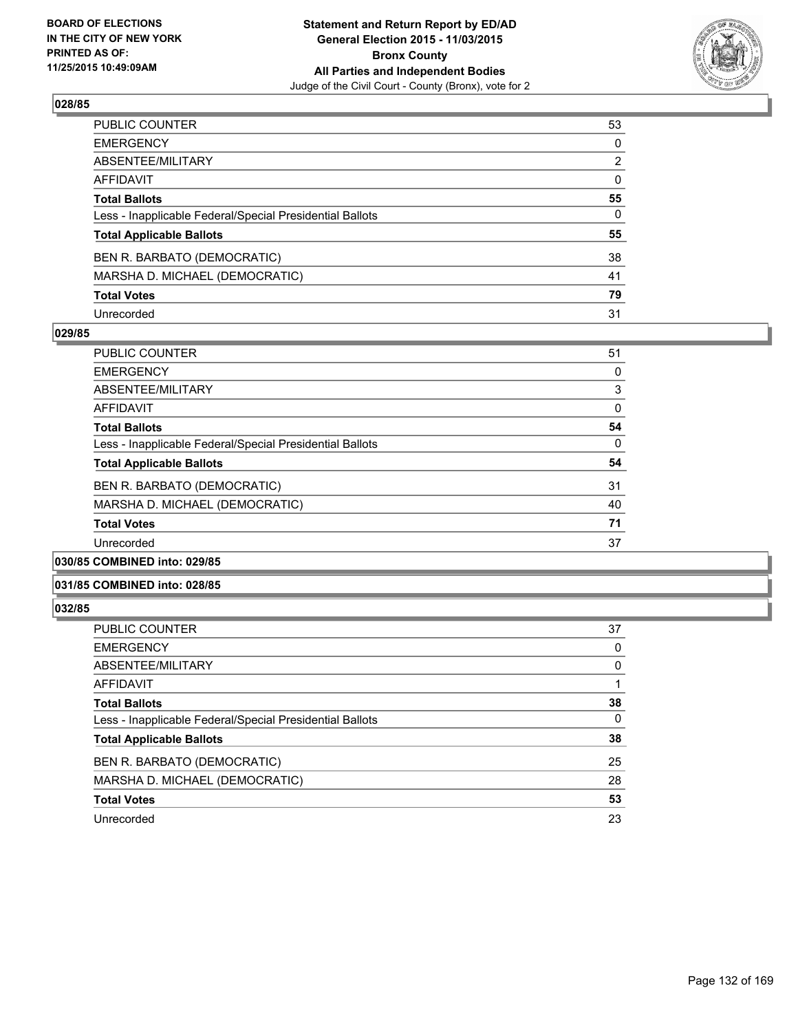**Statement and Return Report by ED/AD**
**General Election 2015 - 11/03/2015**
**Bronx County**
**All Parties and Independent Bodies**
Judge of the Civil Court - County (Bronx), vote for 2

BOARD OF ELECTIONS
IN THE CITY OF NEW YORK
PRINTED AS OF:
11/25/2015 10:49:09AM

## 028/85

| | |
|---|---|
| PUBLIC COUNTER | 53 |
| EMERGENCY | 0 |
| ABSENTEE/MILITARY | 2 |
| AFFIDAVIT | 0 |
| **Total Ballots** | **55** |
| Less - Inapplicable Federal/Special Presidential Ballots | 0 |
| **Total Applicable Ballots** | **55** |
| BEN R. BARBATO (DEMOCRATIC) | 38 |
| MARSHA D. MICHAEL (DEMOCRATIC) | 41 |
| **Total Votes** | **79** |
| Unrecorded | 31 |

## 029/85

| | |
|---|---|
| PUBLIC COUNTER | 51 |
| EMERGENCY | 0 |
| ABSENTEE/MILITARY | 3 |
| AFFIDAVIT | 0 |
| **Total Ballots** | **54** |
| Less - Inapplicable Federal/Special Presidential Ballots | 0 |
| **Total Applicable Ballots** | **54** |
| BEN R. BARBATO (DEMOCRATIC) | 31 |
| MARSHA D. MICHAEL (DEMOCRATIC) | 40 |
| **Total Votes** | **71** |
| Unrecorded | 37 |

## 030/85 COMBINED into: 029/85

## 031/85 COMBINED into: 028/85

## 032/85

| | |
|---|---|
| PUBLIC COUNTER | 37 |
| EMERGENCY | 0 |
| ABSENTEE/MILITARY | 0 |
| AFFIDAVIT | 1 |
| **Total Ballots** | **38** |
| Less - Inapplicable Federal/Special Presidential Ballots | 0 |
| **Total Applicable Ballots** | **38** |
| BEN R. BARBATO (DEMOCRATIC) | 25 |
| MARSHA D. MICHAEL (DEMOCRATIC) | 28 |
| **Total Votes** | **53** |
| Unrecorded | 23 |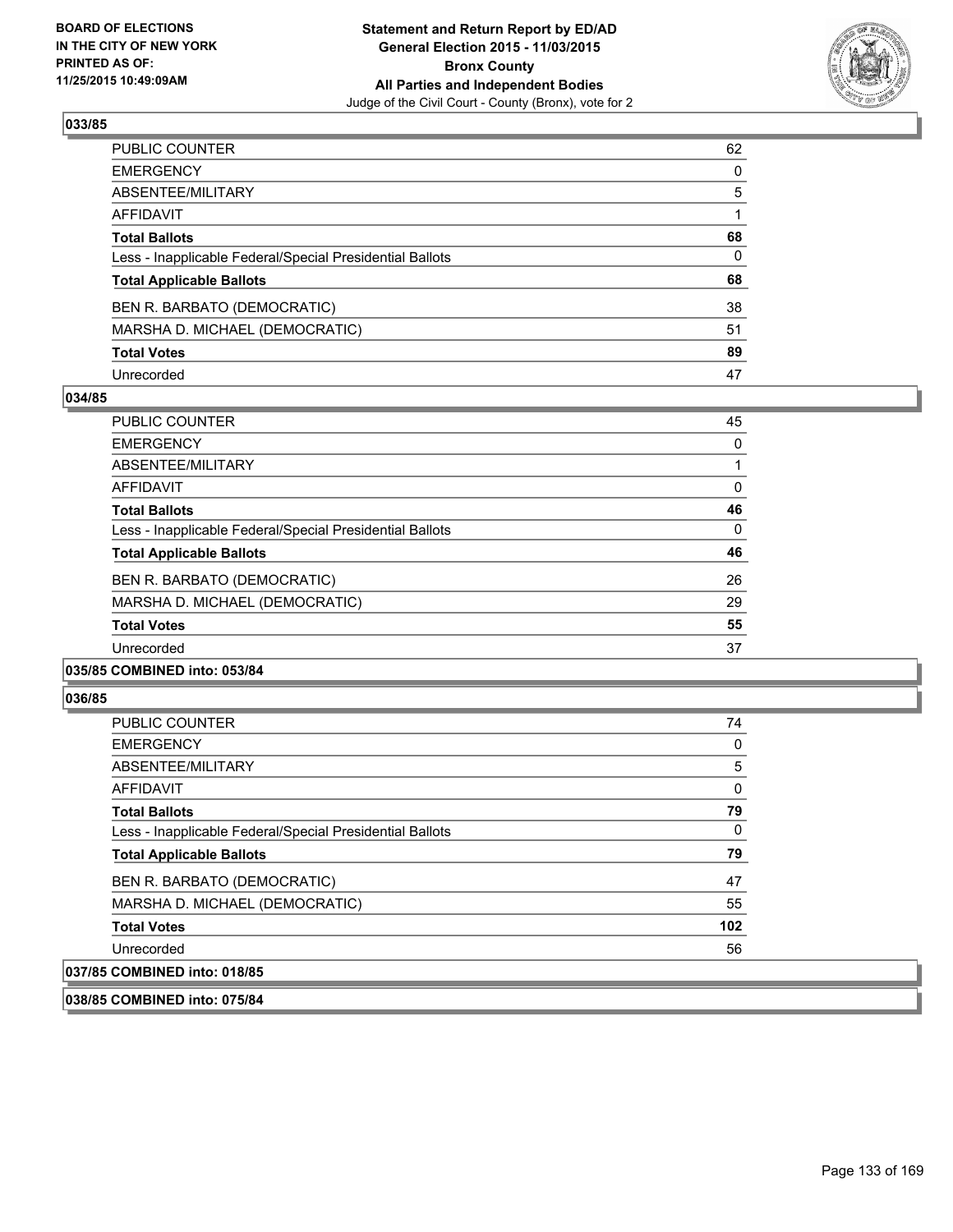### 033/85

| | |
|---|---|
| PUBLIC COUNTER | 62 |
| EMERGENCY | 0 |
| ABSENTEE/MILITARY | 5 |
| AFFIDAVIT | 1 |
| **Total Ballots** | **68** |
| Less - Inapplicable Federal/Special Presidential Ballots | 0 |
| **Total Applicable Ballots** | **68** |
| BEN R. BARBATO (DEMOCRATIC) | 38 |
| MARSHA D. MICHAEL (DEMOCRATIC) | 51 |
| **Total Votes** | **89** |
| Unrecorded | 47 |

### 034/85

| | |
|---|---|
| PUBLIC COUNTER | 45 |
| EMERGENCY | 0 |
| ABSENTEE/MILITARY | 1 |
| AFFIDAVIT | 0 |
| **Total Ballots** | **46** |
| Less - Inapplicable Federal/Special Presidential Ballots | 0 |
| **Total Applicable Ballots** | **46** |
| BEN R. BARBATO (DEMOCRATIC) | 26 |
| MARSHA D. MICHAEL (DEMOCRATIC) | 29 |
| **Total Votes** | **55** |
| Unrecorded | 37 |

### 035/85 COMBINED into: 053/84

### 036/85

| | |
|---|---|
| PUBLIC COUNTER | 74 |
| EMERGENCY | 0 |
| ABSENTEE/MILITARY | 5 |
| AFFIDAVIT | 0 |
| **Total Ballots** | **79** |
| Less - Inapplicable Federal/Special Presidential Ballots | 0 |
| **Total Applicable Ballots** | **79** |
| BEN R. BARBATO (DEMOCRATIC) | 47 |
| MARSHA D. MICHAEL (DEMOCRATIC) | 55 |
| **Total Votes** | **102** |
| Unrecorded | 56 |

### 037/85 COMBINED into: 018/85

### 038/85 COMBINED into: 075/84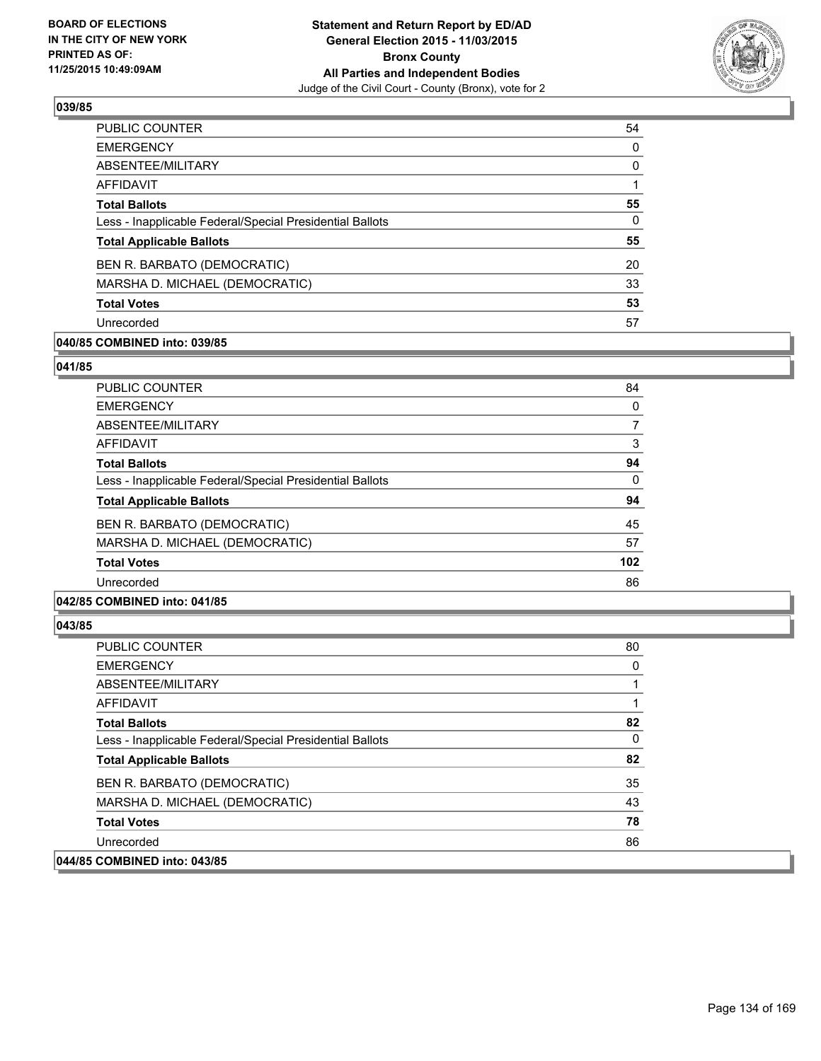**BOARD OF ELECTIONS IN THE CITY OF NEW YORK PRINTED AS OF: 11/25/2015 10:49:09AM**

**Statement and Return Report by ED/AD General Election 2015 - 11/03/2015 Bronx County All Parties and Independent Bodies**

Judge of the Civil Court - County (Bronx), vote for 2

### 039/85

| | |
|---|---|
| PUBLIC COUNTER | 54 |
| EMERGENCY | 0 |
| ABSENTEE/MILITARY | 0 |
| AFFIDAVIT | 1 |
| **Total Ballots** | **55** |
| Less - Inapplicable Federal/Special Presidential Ballots | 0 |
| **Total Applicable Ballots** | **55** |
| BEN R. BARBATO (DEMOCRATIC) | 20 |
| MARSHA D. MICHAEL (DEMOCRATIC) | 33 |
| **Total Votes** | **53** |
| Unrecorded | 57 |

**040/85 COMBINED into: 039/85**

### 041/85

| | |
|---|---|
| PUBLIC COUNTER | 84 |
| EMERGENCY | 0 |
| ABSENTEE/MILITARY | 7 |
| AFFIDAVIT | 3 |
| **Total Ballots** | **94** |
| Less - Inapplicable Federal/Special Presidential Ballots | 0 |
| **Total Applicable Ballots** | **94** |
| BEN R. BARBATO (DEMOCRATIC) | 45 |
| MARSHA D. MICHAEL (DEMOCRATIC) | 57 |
| **Total Votes** | **102** |
| Unrecorded | 86 |

**042/85 COMBINED into: 041/85**

### 043/85

| | |
|---|---|
| PUBLIC COUNTER | 80 |
| EMERGENCY | 0 |
| ABSENTEE/MILITARY | 1 |
| AFFIDAVIT | 1 |
| **Total Ballots** | **82** |
| Less - Inapplicable Federal/Special Presidential Ballots | 0 |
| **Total Applicable Ballots** | **82** |
| BEN R. BARBATO (DEMOCRATIC) | 35 |
| MARSHA D. MICHAEL (DEMOCRATIC) | 43 |
| **Total Votes** | **78** |
| Unrecorded | 86 |

**044/85 COMBINED into: 043/85**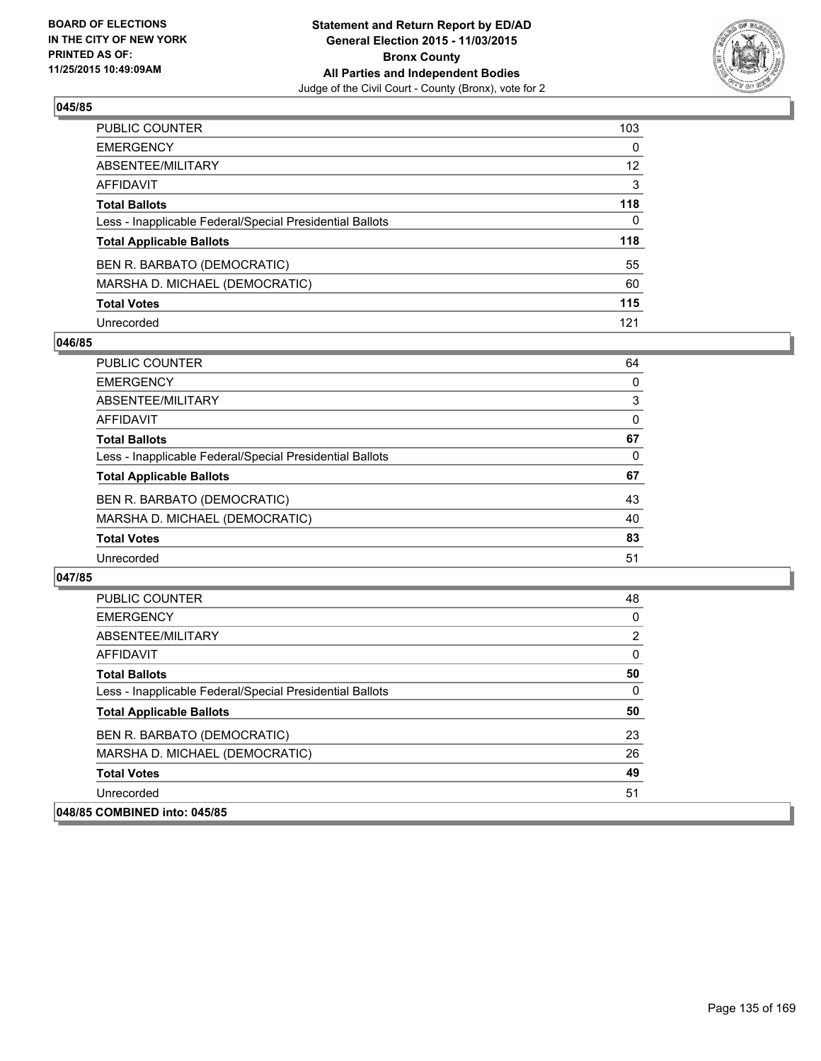**BOARD OF ELECTIONS IN THE CITY OF NEW YORK PRINTED AS OF: 11/25/2015 10:49:09AM**

**Statement and Return Report by ED/AD General Election 2015 - 11/03/2015 Bronx County All Parties and Independent Bodies**
Judge of the Civil Court - County (Bronx), vote for 2

## 045/85

| | |
|---|---|
| PUBLIC COUNTER | 103 |
| EMERGENCY | 0 |
| ABSENTEE/MILITARY | 12 |
| AFFIDAVIT | 3 |
| **Total Ballots** | **118** |
| Less - Inapplicable Federal/Special Presidential Ballots | 0 |
| **Total Applicable Ballots** | **118** |
| BEN R. BARBATO (DEMOCRATIC) | 55 |
| MARSHA D. MICHAEL (DEMOCRATIC) | 60 |
| **Total Votes** | **115** |
| Unrecorded | 121 |

## 046/85

| | |
|---|---|
| PUBLIC COUNTER | 64 |
| EMERGENCY | 0 |
| ABSENTEE/MILITARY | 3 |
| AFFIDAVIT | 0 |
| **Total Ballots** | **67** |
| Less - Inapplicable Federal/Special Presidential Ballots | 0 |
| **Total Applicable Ballots** | **67** |
| BEN R. BARBATO (DEMOCRATIC) | 43 |
| MARSHA D. MICHAEL (DEMOCRATIC) | 40 |
| **Total Votes** | **83** |
| Unrecorded | 51 |

## 047/85

| | |
|---|---|
| PUBLIC COUNTER | 48 |
| EMERGENCY | 0 |
| ABSENTEE/MILITARY | 2 |
| AFFIDAVIT | 0 |
| **Total Ballots** | **50** |
| Less - Inapplicable Federal/Special Presidential Ballots | 0 |
| **Total Applicable Ballots** | **50** |
| BEN R. BARBATO (DEMOCRATIC) | 23 |
| MARSHA D. MICHAEL (DEMOCRATIC) | 26 |
| **Total Votes** | **49** |
| Unrecorded | 51 |

## 048/85 COMBINED into: 045/85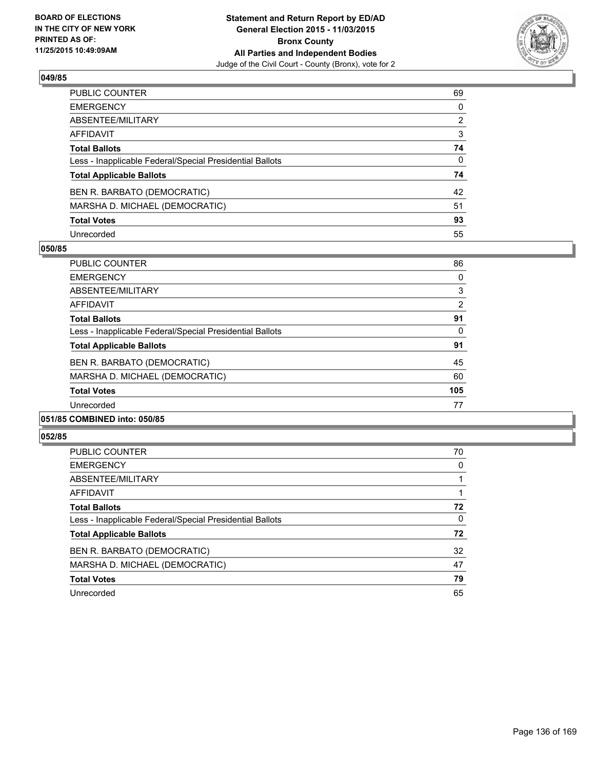### 049/85

| | |
|---|---|
| PUBLIC COUNTER | 69 |
| EMERGENCY | 0 |
| ABSENTEE/MILITARY | 2 |
| AFFIDAVIT | 3 |
| **Total Ballots** | **74** |
| Less - Inapplicable Federal/Special Presidential Ballots | 0 |
| **Total Applicable Ballots** | **74** |
| BEN R. BARBATO (DEMOCRATIC) | 42 |
| MARSHA D. MICHAEL (DEMOCRATIC) | 51 |
| **Total Votes** | **93** |
| Unrecorded | 55 |

### 050/85

| | |
|---|---|
| PUBLIC COUNTER | 86 |
| EMERGENCY | 0 |
| ABSENTEE/MILITARY | 3 |
| AFFIDAVIT | 2 |
| **Total Ballots** | **91** |
| Less - Inapplicable Federal/Special Presidential Ballots | 0 |
| **Total Applicable Ballots** | **91** |
| BEN R. BARBATO (DEMOCRATIC) | 45 |
| MARSHA D. MICHAEL (DEMOCRATIC) | 60 |
| **Total Votes** | **105** |
| Unrecorded | 77 |

### 051/85 COMBINED into: 050/85

### 052/85

| | |
|---|---|
| PUBLIC COUNTER | 70 |
| EMERGENCY | 0 |
| ABSENTEE/MILITARY | 1 |
| AFFIDAVIT | 1 |
| **Total Ballots** | **72** |
| Less - Inapplicable Federal/Special Presidential Ballots | 0 |
| **Total Applicable Ballots** | **72** |
| BEN R. BARBATO (DEMOCRATIC) | 32 |
| MARSHA D. MICHAEL (DEMOCRATIC) | 47 |
| **Total Votes** | **79** |
| Unrecorded | 65 |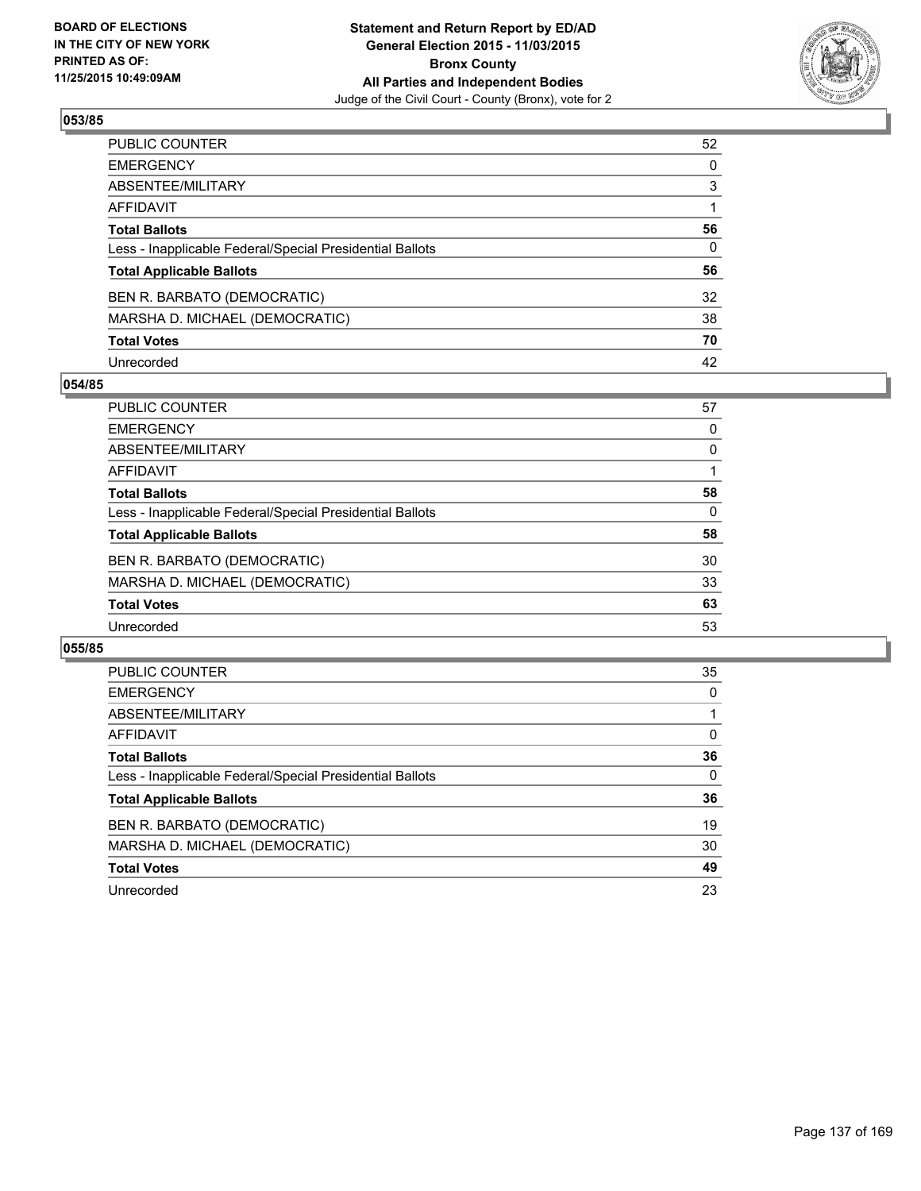**BOARD OF ELECTIONS IN THE CITY OF NEW YORK PRINTED AS OF: 11/25/2015 10:49:09AM**

**Statement and Return Report by ED/AD General Election 2015 - 11/03/2015 Bronx County All Parties and Independent Bodies**
Judge of the Civil Court - County (Bronx), vote for 2

### 053/85

| | |
|---|---|
| PUBLIC COUNTER | 52 |
| EMERGENCY | 0 |
| ABSENTEE/MILITARY | 3 |
| AFFIDAVIT | 1 |
| **Total Ballots** | **56** |
| Less - Inapplicable Federal/Special Presidential Ballots | 0 |
| **Total Applicable Ballots** | **56** |
| BEN R. BARBATO (DEMOCRATIC) | 32 |
| MARSHA D. MICHAEL (DEMOCRATIC) | 38 |
| **Total Votes** | **70** |
| Unrecorded | 42 |

### 054/85

| | |
|---|---|
| PUBLIC COUNTER | 57 |
| EMERGENCY | 0 |
| ABSENTEE/MILITARY | 0 |
| AFFIDAVIT | 1 |
| **Total Ballots** | **58** |
| Less - Inapplicable Federal/Special Presidential Ballots | 0 |
| **Total Applicable Ballots** | **58** |
| BEN R. BARBATO (DEMOCRATIC) | 30 |
| MARSHA D. MICHAEL (DEMOCRATIC) | 33 |
| **Total Votes** | **63** |
| Unrecorded | 53 |

### 055/85

| | |
|---|---|
| PUBLIC COUNTER | 35 |
| EMERGENCY | 0 |
| ABSENTEE/MILITARY | 1 |
| AFFIDAVIT | 0 |
| **Total Ballots** | **36** |
| Less - Inapplicable Federal/Special Presidential Ballots | 0 |
| **Total Applicable Ballots** | **36** |
| BEN R. BARBATO (DEMOCRATIC) | 19 |
| MARSHA D. MICHAEL (DEMOCRATIC) | 30 |
| **Total Votes** | **49** |
| Unrecorded | 23 |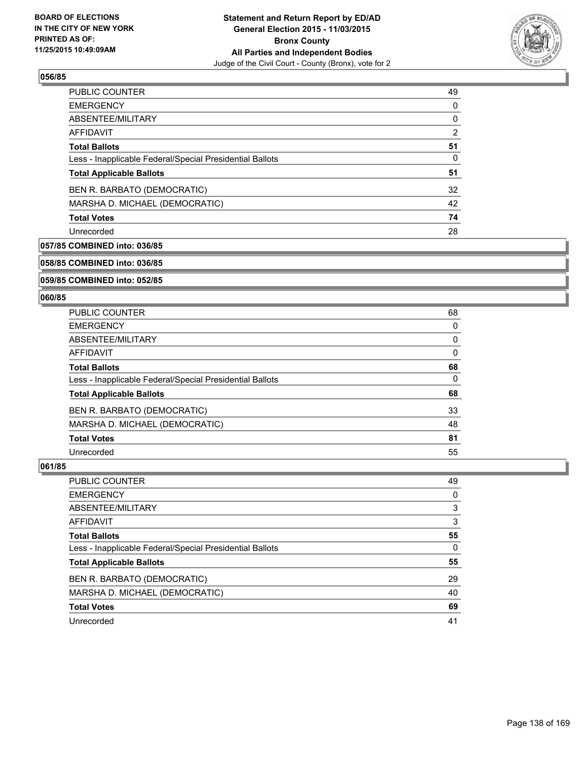**BOARD OF ELECTIONS IN THE CITY OF NEW YORK PRINTED AS OF: 11/25/2015 10:49:09AM**

**Statement and Return Report by ED/AD General Election 2015 - 11/03/2015 Bronx County All Parties and Independent Bodies**
Judge of the Civil Court - County (Bronx), vote for 2

### 056/85

| | |
|---|---|
| PUBLIC COUNTER | 49 |
| EMERGENCY | 0 |
| ABSENTEE/MILITARY | 0 |
| AFFIDAVIT | 2 |
| **Total Ballots** | **51** |
| Less - Inapplicable Federal/Special Presidential Ballots | 0 |
| **Total Applicable Ballots** | **51** |
| BEN R. BARBATO (DEMOCRATIC) | 32 |
| MARSHA D. MICHAEL (DEMOCRATIC) | 42 |
| **Total Votes** | **74** |
| Unrecorded | 28 |

### 057/85 COMBINED into: 036/85

### 058/85 COMBINED into: 036/85

### 059/85 COMBINED into: 052/85

### 060/85

| | |
|---|---|
| PUBLIC COUNTER | 68 |
| EMERGENCY | 0 |
| ABSENTEE/MILITARY | 0 |
| AFFIDAVIT | 0 |
| **Total Ballots** | **68** |
| Less - Inapplicable Federal/Special Presidential Ballots | 0 |
| **Total Applicable Ballots** | **68** |
| BEN R. BARBATO (DEMOCRATIC) | 33 |
| MARSHA D. MICHAEL (DEMOCRATIC) | 48 |
| **Total Votes** | **81** |
| Unrecorded | 55 |

### 061/85

| | |
|---|---|
| PUBLIC COUNTER | 49 |
| EMERGENCY | 0 |
| ABSENTEE/MILITARY | 3 |
| AFFIDAVIT | 3 |
| **Total Ballots** | **55** |
| Less - Inapplicable Federal/Special Presidential Ballots | 0 |
| **Total Applicable Ballots** | **55** |
| BEN R. BARBATO (DEMOCRATIC) | 29 |
| MARSHA D. MICHAEL (DEMOCRATIC) | 40 |
| **Total Votes** | **69** |
| Unrecorded | 41 |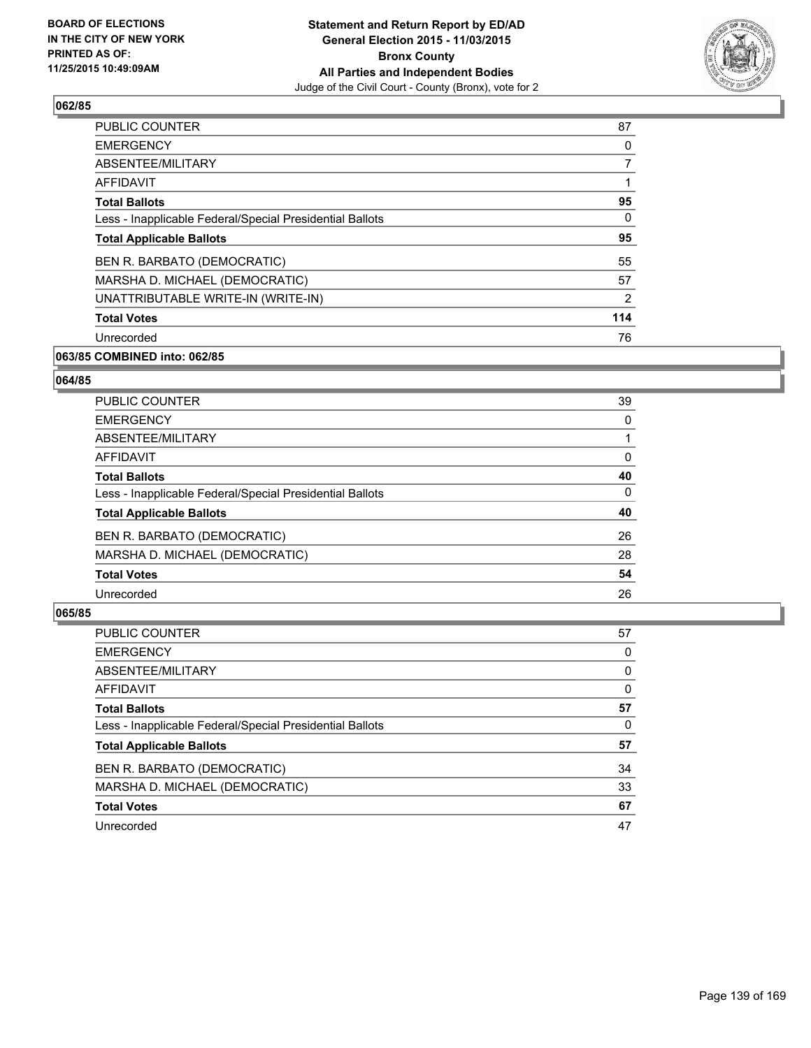## 062/85

| | |
|---|---|
| PUBLIC COUNTER | 87 |
| EMERGENCY | 0 |
| ABSENTEE/MILITARY | 7 |
| AFFIDAVIT | 1 |
| **Total Ballots** | **95** |
| Less - Inapplicable Federal/Special Presidential Ballots | 0 |
| **Total Applicable Ballots** | **95** |
| BEN R. BARBATO (DEMOCRATIC) | 55 |
| MARSHA D. MICHAEL (DEMOCRATIC) | 57 |
| UNATTRIBUTABLE WRITE-IN (WRITE-IN) | 2 |
| **Total Votes** | **114** |
| Unrecorded | 76 |

## 063/85 COMBINED into: 062/85

## 064/85

| | |
|---|---|
| PUBLIC COUNTER | 39 |
| EMERGENCY | 0 |
| ABSENTEE/MILITARY | 1 |
| AFFIDAVIT | 0 |
| **Total Ballots** | **40** |
| Less - Inapplicable Federal/Special Presidential Ballots | 0 |
| **Total Applicable Ballots** | **40** |
| BEN R. BARBATO (DEMOCRATIC) | 26 |
| MARSHA D. MICHAEL (DEMOCRATIC) | 28 |
| **Total Votes** | **54** |
| Unrecorded | 26 |

## 065/85

| | |
|---|---|
| PUBLIC COUNTER | 57 |
| EMERGENCY | 0 |
| ABSENTEE/MILITARY | 0 |
| AFFIDAVIT | 0 |
| **Total Ballots** | **57** |
| Less - Inapplicable Federal/Special Presidential Ballots | 0 |
| **Total Applicable Ballots** | **57** |
| BEN R. BARBATO (DEMOCRATIC) | 34 |
| MARSHA D. MICHAEL (DEMOCRATIC) | 33 |
| **Total Votes** | **67** |
| Unrecorded | 47 |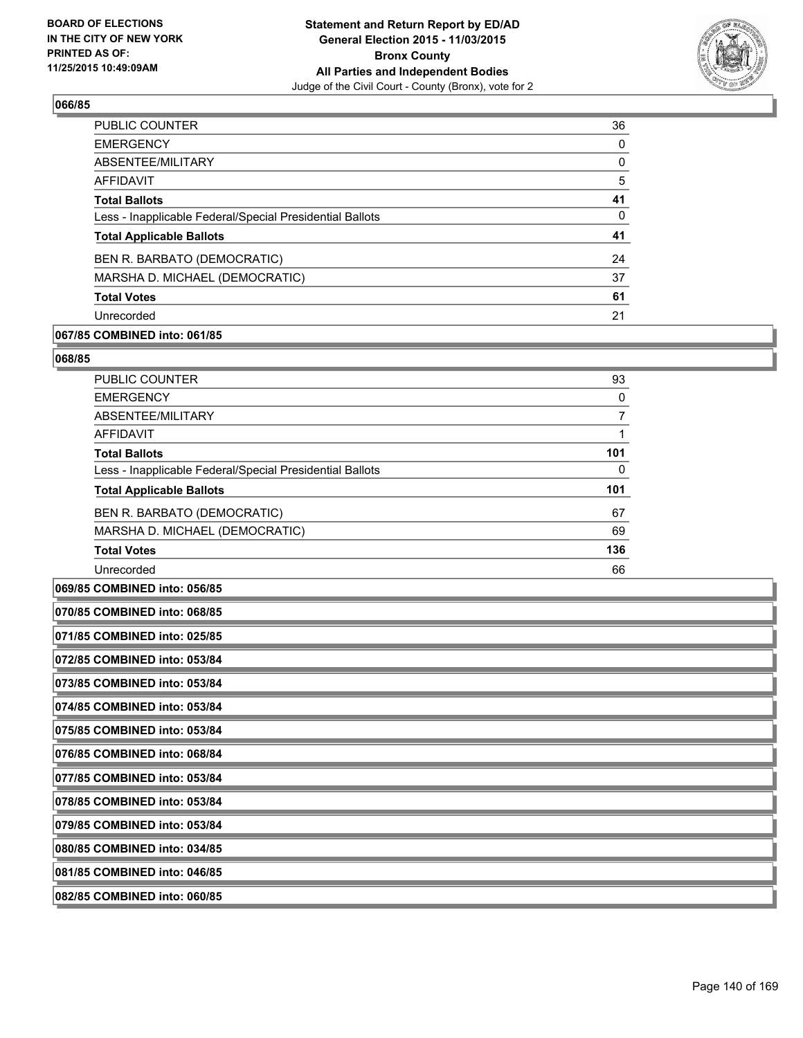### 066/85

| | |
|---|---|
| PUBLIC COUNTER | 36 |
| EMERGENCY | 0 |
| ABSENTEE/MILITARY | 0 |
| AFFIDAVIT | 5 |
| **Total Ballots** | **41** |
| Less - Inapplicable Federal/Special Presidential Ballots | 0 |
| **Total Applicable Ballots** | **41** |
| BEN R. BARBATO (DEMOCRATIC) | 24 |
| MARSHA D. MICHAEL (DEMOCRATIC) | 37 |
| **Total Votes** | **61** |
| Unrecorded | 21 |

### 067/85 COMBINED into: 061/85

### 068/85

| | |
|---|---|
| PUBLIC COUNTER | 93 |
| EMERGENCY | 0 |
| ABSENTEE/MILITARY | 7 |
| AFFIDAVIT | 1 |
| **Total Ballots** | **101** |
| Less - Inapplicable Federal/Special Presidential Ballots | 0 |
| **Total Applicable Ballots** | **101** |
| BEN R. BARBATO (DEMOCRATIC) | 67 |
| MARSHA D. MICHAEL (DEMOCRATIC) | 69 |
| **Total Votes** | **136** |
| Unrecorded | 66 |

### 069/85 COMBINED into: 056/85

### 070/85 COMBINED into: 068/85

### 071/85 COMBINED into: 025/85

### 072/85 COMBINED into: 053/84

### 073/85 COMBINED into: 053/84

### 074/85 COMBINED into: 053/84

### 075/85 COMBINED into: 053/84

### 076/85 COMBINED into: 068/84

### 077/85 COMBINED into: 053/84

### 078/85 COMBINED into: 053/84

### 079/85 COMBINED into: 053/84

### 080/85 COMBINED into: 034/85

### 081/85 COMBINED into: 046/85

### 082/85 COMBINED into: 060/85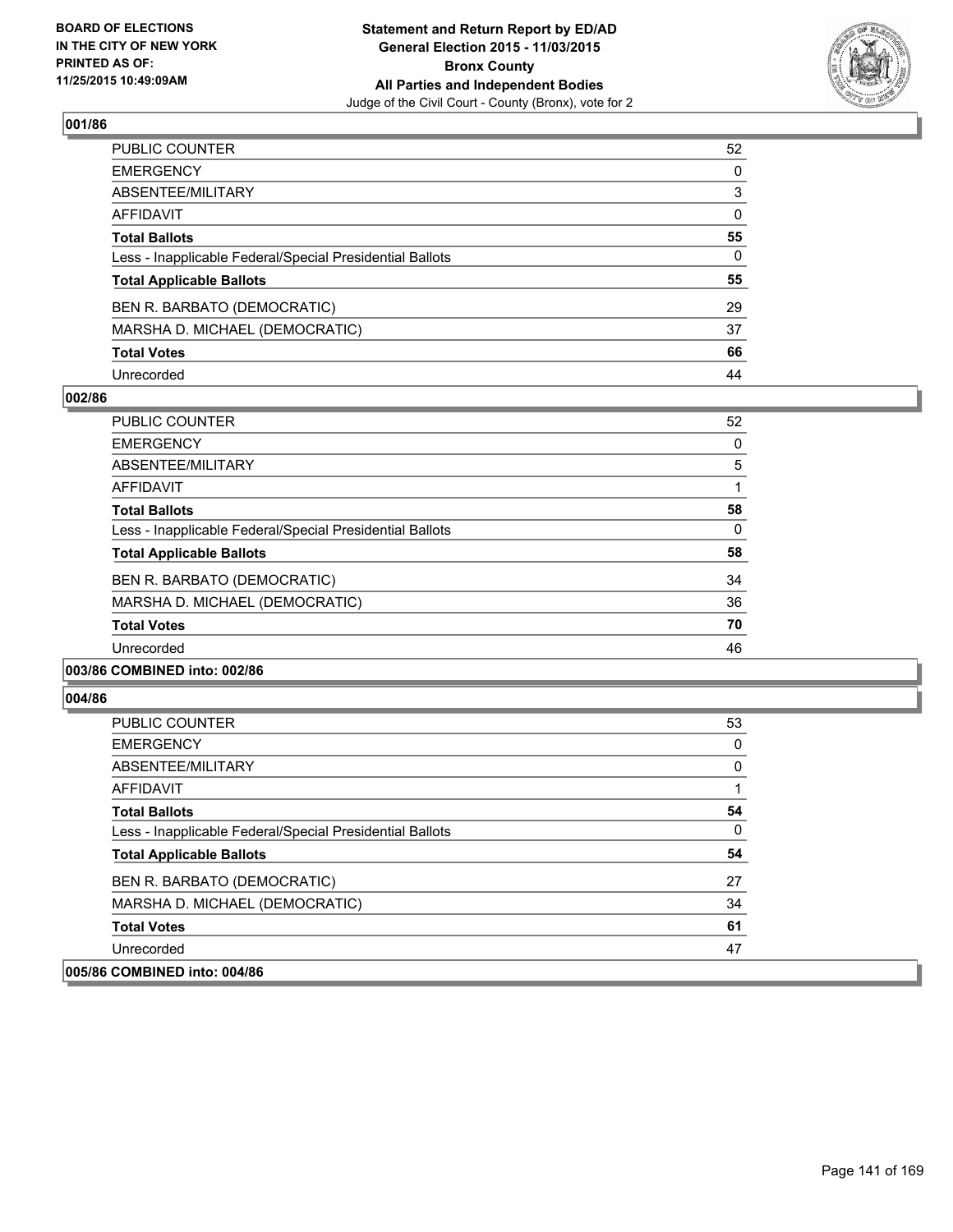**Statement and Return Report by ED/AD**
**General Election 2015 - 11/03/2015**
**Bronx County**
**All Parties and Independent Bodies**
Judge of the Civil Court - County (Bronx), vote for 2

BOARD OF ELECTIONS IN THE CITY OF NEW YORK PRINTED AS OF: 11/25/2015 10:49:09AM

### 001/86

| | |
|---|---|
| PUBLIC COUNTER | 52 |
| EMERGENCY | 0 |
| ABSENTEE/MILITARY | 3 |
| AFFIDAVIT | 0 |
| **Total Ballots** | **55** |
| Less - Inapplicable Federal/Special Presidential Ballots | 0 |
| **Total Applicable Ballots** | **55** |
| BEN R. BARBATO (DEMOCRATIC) | 29 |
| MARSHA D. MICHAEL (DEMOCRATIC) | 37 |
| **Total Votes** | **66** |
| Unrecorded | 44 |

### 002/86

| | |
|---|---|
| PUBLIC COUNTER | 52 |
| EMERGENCY | 0 |
| ABSENTEE/MILITARY | 5 |
| AFFIDAVIT | 1 |
| **Total Ballots** | **58** |
| Less - Inapplicable Federal/Special Presidential Ballots | 0 |
| **Total Applicable Ballots** | **58** |
| BEN R. BARBATO (DEMOCRATIC) | 34 |
| MARSHA D. MICHAEL (DEMOCRATIC) | 36 |
| **Total Votes** | **70** |
| Unrecorded | 46 |

### 003/86 COMBINED into: 002/86

### 004/86

| | |
|---|---|
| PUBLIC COUNTER | 53 |
| EMERGENCY | 0 |
| ABSENTEE/MILITARY | 0 |
| AFFIDAVIT | 1 |
| **Total Ballots** | **54** |
| Less - Inapplicable Federal/Special Presidential Ballots | 0 |
| **Total Applicable Ballots** | **54** |
| BEN R. BARBATO (DEMOCRATIC) | 27 |
| MARSHA D. MICHAEL (DEMOCRATIC) | 34 |
| **Total Votes** | **61** |
| Unrecorded | 47 |

### 005/86 COMBINED into: 004/86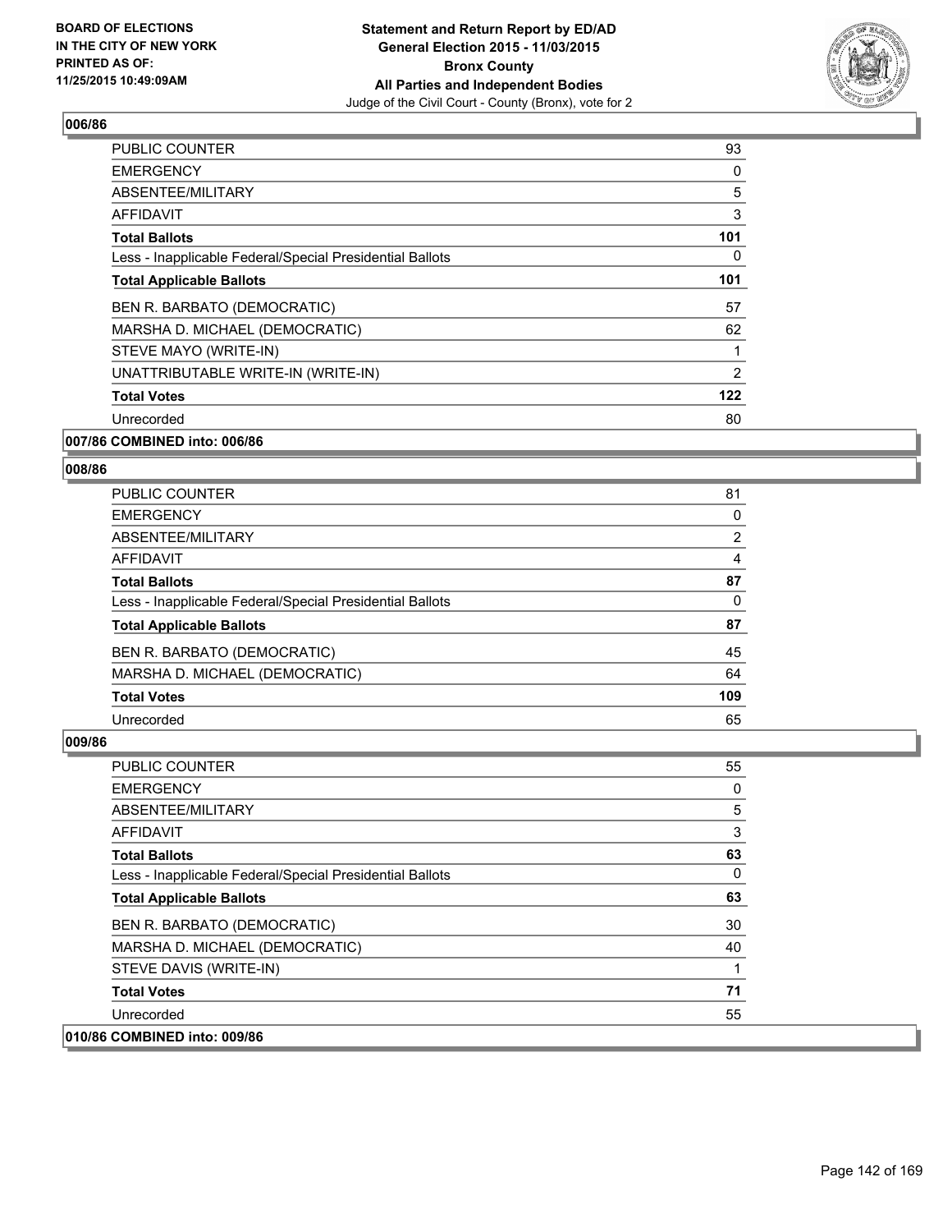**BOARD OF ELECTIONS IN THE CITY OF NEW YORK PRINTED AS OF: 11/25/2015 10:49:09AM**

**Statement and Return Report by ED/AD General Election 2015 - 11/03/2015 Bronx County All Parties and Independent Bodies**
Judge of the Civil Court - County (Bronx), vote for 2

## 006/86

| | |
|---|---|
| PUBLIC COUNTER | 93 |
| EMERGENCY | 0 |
| ABSENTEE/MILITARY | 5 |
| AFFIDAVIT | 3 |
| **Total Ballots** | **101** |
| Less - Inapplicable Federal/Special Presidential Ballots | 0 |
| **Total Applicable Ballots** | **101** |
| BEN R. BARBATO (DEMOCRATIC) | 57 |
| MARSHA D. MICHAEL (DEMOCRATIC) | 62 |
| STEVE MAYO (WRITE-IN) | 1 |
| UNATTRIBUTABLE WRITE-IN (WRITE-IN) | 2 |
| **Total Votes** | **122** |
| Unrecorded | 80 |

**007/86 COMBINED into: 006/86**

## 008/86

| | |
|---|---|
| PUBLIC COUNTER | 81 |
| EMERGENCY | 0 |
| ABSENTEE/MILITARY | 2 |
| AFFIDAVIT | 4 |
| **Total Ballots** | **87** |
| Less - Inapplicable Federal/Special Presidential Ballots | 0 |
| **Total Applicable Ballots** | **87** |
| BEN R. BARBATO (DEMOCRATIC) | 45 |
| MARSHA D. MICHAEL (DEMOCRATIC) | 64 |
| **Total Votes** | **109** |
| Unrecorded | 65 |

## 009/86

| | |
|---|---|
| PUBLIC COUNTER | 55 |
| EMERGENCY | 0 |
| ABSENTEE/MILITARY | 5 |
| AFFIDAVIT | 3 |
| **Total Ballots** | **63** |
| Less - Inapplicable Federal/Special Presidential Ballots | 0 |
| **Total Applicable Ballots** | **63** |
| BEN R. BARBATO (DEMOCRATIC) | 30 |
| MARSHA D. MICHAEL (DEMOCRATIC) | 40 |
| STEVE DAVIS (WRITE-IN) | 1 |
| **Total Votes** | **71** |
| Unrecorded | 55 |

**010/86 COMBINED into: 009/86**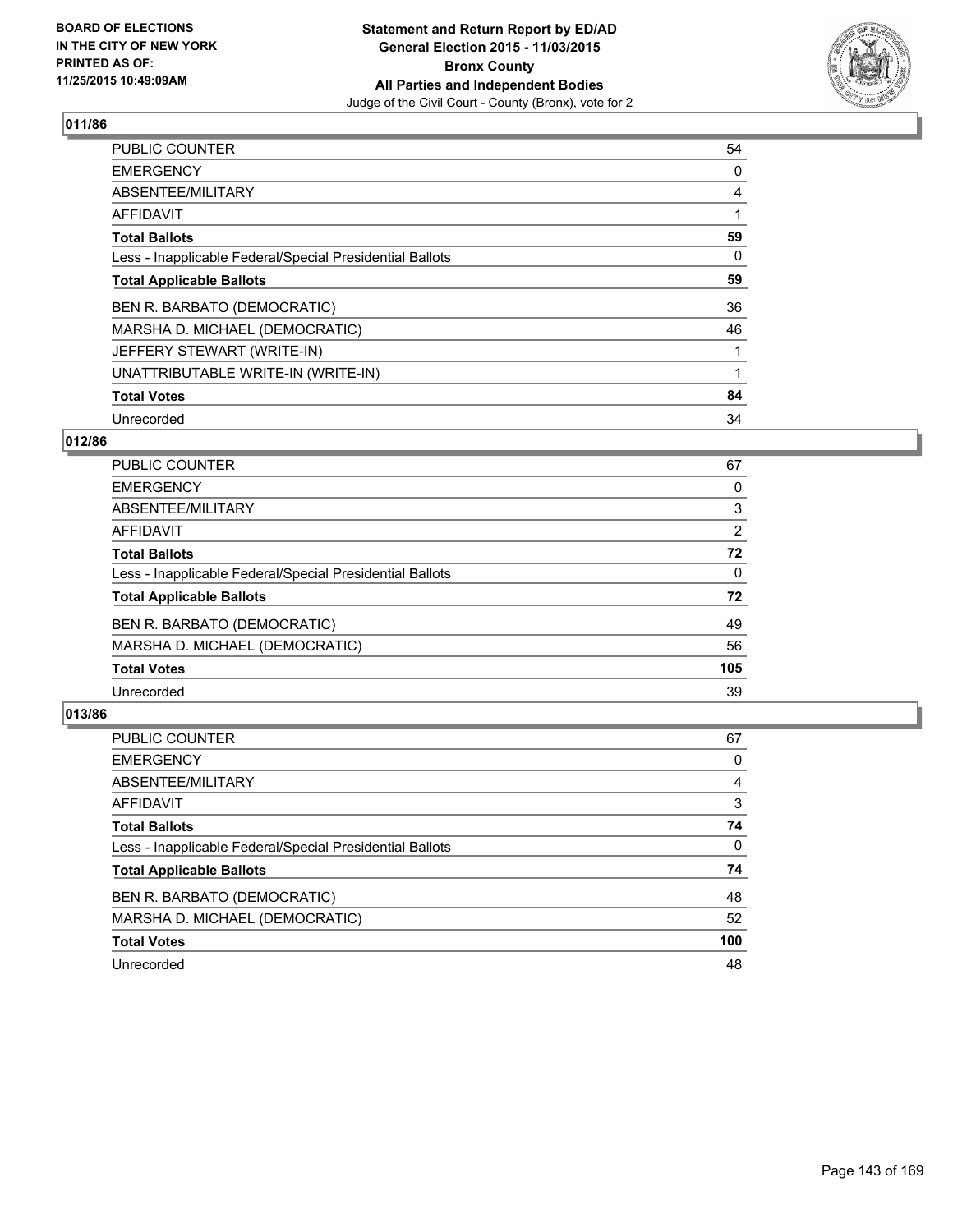BOARD OF ELECTIONS
IN THE CITY OF NEW YORK
PRINTED AS OF:
11/25/2015 10:49:09AM

**Statement and Return Report by ED/AD**
**General Election 2015 - 11/03/2015**
**Bronx County**
**All Parties and Independent Bodies**
Judge of the Civil Court - County (Bronx), vote for 2

### 011/86

| | |
|---|---|
| PUBLIC COUNTER | 54 |
| EMERGENCY | 0 |
| ABSENTEE/MILITARY | 4 |
| AFFIDAVIT | 1 |
| **Total Ballots** | **59** |
| Less - Inapplicable Federal/Special Presidential Ballots | 0 |
| **Total Applicable Ballots** | **59** |
| BEN R. BARBATO (DEMOCRATIC) | 36 |
| MARSHA D. MICHAEL (DEMOCRATIC) | 46 |
| JEFFERY STEWART (WRITE-IN) | 1 |
| UNATTRIBUTABLE WRITE-IN (WRITE-IN) | 1 |
| **Total Votes** | **84** |
| Unrecorded | 34 |

### 012/86

| | |
|---|---|
| PUBLIC COUNTER | 67 |
| EMERGENCY | 0 |
| ABSENTEE/MILITARY | 3 |
| AFFIDAVIT | 2 |
| **Total Ballots** | **72** |
| Less - Inapplicable Federal/Special Presidential Ballots | 0 |
| **Total Applicable Ballots** | **72** |
| BEN R. BARBATO (DEMOCRATIC) | 49 |
| MARSHA D. MICHAEL (DEMOCRATIC) | 56 |
| **Total Votes** | **105** |
| Unrecorded | 39 |

### 013/86

| | |
|---|---|
| PUBLIC COUNTER | 67 |
| EMERGENCY | 0 |
| ABSENTEE/MILITARY | 4 |
| AFFIDAVIT | 3 |
| **Total Ballots** | **74** |
| Less - Inapplicable Federal/Special Presidential Ballots | 0 |
| **Total Applicable Ballots** | **74** |
| BEN R. BARBATO (DEMOCRATIC) | 48 |
| MARSHA D. MICHAEL (DEMOCRATIC) | 52 |
| **Total Votes** | **100** |
| Unrecorded | 48 |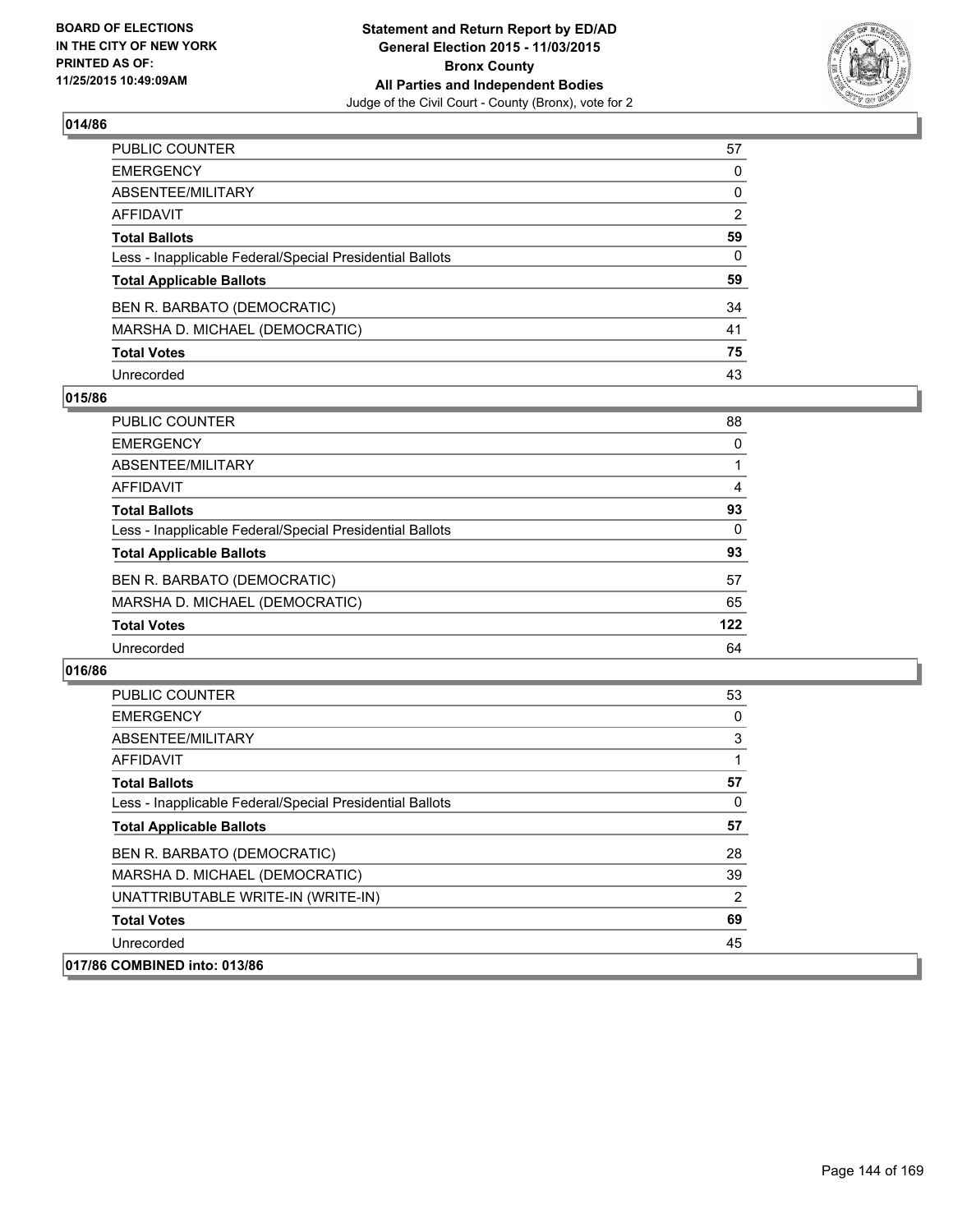## 014/86

| | |
|---|---|
| PUBLIC COUNTER | 57 |
| EMERGENCY | 0 |
| ABSENTEE/MILITARY | 0 |
| AFFIDAVIT | 2 |
| **Total Ballots** | **59** |
| Less - Inapplicable Federal/Special Presidential Ballots | 0 |
| **Total Applicable Ballots** | **59** |
| BEN R. BARBATO (DEMOCRATIC) | 34 |
| MARSHA D. MICHAEL (DEMOCRATIC) | 41 |
| **Total Votes** | **75** |
| Unrecorded | 43 |

## 015/86

| | |
|---|---|
| PUBLIC COUNTER | 88 |
| EMERGENCY | 0 |
| ABSENTEE/MILITARY | 1 |
| AFFIDAVIT | 4 |
| **Total Ballots** | **93** |
| Less - Inapplicable Federal/Special Presidential Ballots | 0 |
| **Total Applicable Ballots** | **93** |
| BEN R. BARBATO (DEMOCRATIC) | 57 |
| MARSHA D. MICHAEL (DEMOCRATIC) | 65 |
| **Total Votes** | **122** |
| Unrecorded | 64 |

## 016/86

| | |
|---|---|
| PUBLIC COUNTER | 53 |
| EMERGENCY | 0 |
| ABSENTEE/MILITARY | 3 |
| AFFIDAVIT | 1 |
| **Total Ballots** | **57** |
| Less - Inapplicable Federal/Special Presidential Ballots | 0 |
| **Total Applicable Ballots** | **57** |
| BEN R. BARBATO (DEMOCRATIC) | 28 |
| MARSHA D. MICHAEL (DEMOCRATIC) | 39 |
| UNATTRIBUTABLE WRITE-IN (WRITE-IN) | 2 |
| **Total Votes** | **69** |
| Unrecorded | 45 |

## 017/86 COMBINED into: 013/86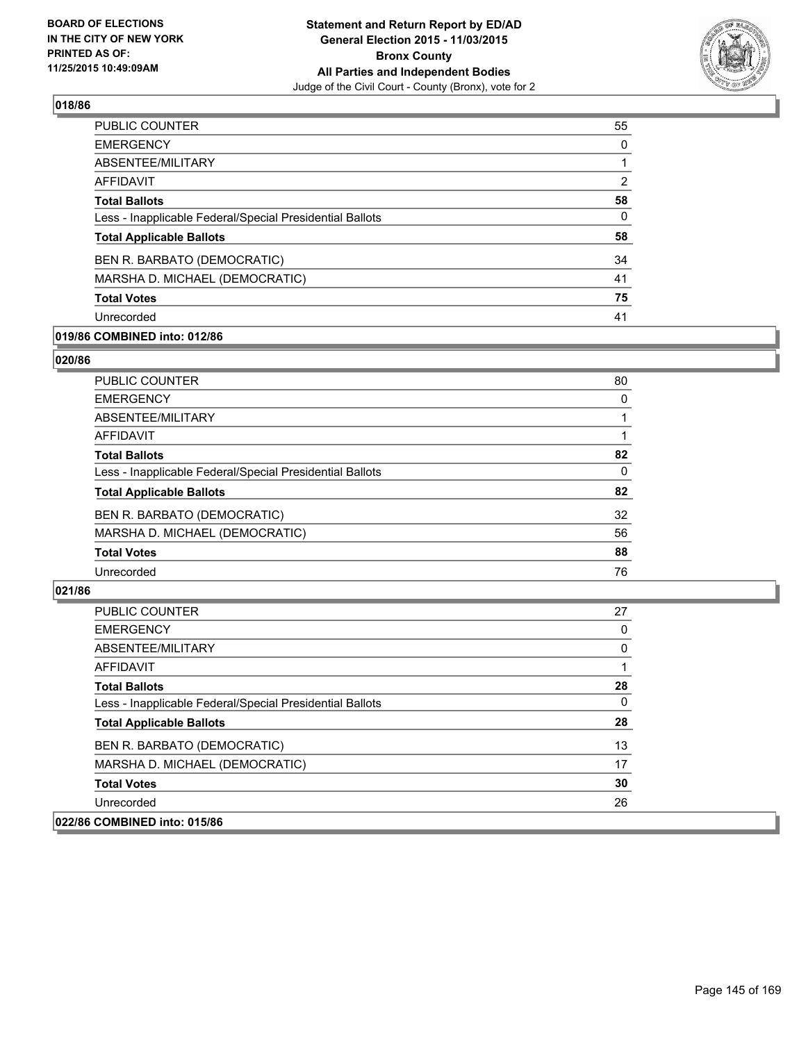## 018/86

| | |
|---|---|
| PUBLIC COUNTER | 55 |
| EMERGENCY | 0 |
| ABSENTEE/MILITARY | 1 |
| AFFIDAVIT | 2 |
| **Total Ballots** | **58** |
| Less - Inapplicable Federal/Special Presidential Ballots | 0 |
| **Total Applicable Ballots** | **58** |
| BEN R. BARBATO (DEMOCRATIC) | 34 |
| MARSHA D. MICHAEL (DEMOCRATIC) | 41 |
| **Total Votes** | **75** |
| Unrecorded | 41 |

## 019/86 COMBINED into: 012/86

## 020/86

| | |
|---|---|
| PUBLIC COUNTER | 80 |
| EMERGENCY | 0 |
| ABSENTEE/MILITARY | 1 |
| AFFIDAVIT | 1 |
| **Total Ballots** | **82** |
| Less - Inapplicable Federal/Special Presidential Ballots | 0 |
| **Total Applicable Ballots** | **82** |
| BEN R. BARBATO (DEMOCRATIC) | 32 |
| MARSHA D. MICHAEL (DEMOCRATIC) | 56 |
| **Total Votes** | **88** |
| Unrecorded | 76 |

## 021/86

| | |
|---|---|
| PUBLIC COUNTER | 27 |
| EMERGENCY | 0 |
| ABSENTEE/MILITARY | 0 |
| AFFIDAVIT | 1 |
| **Total Ballots** | **28** |
| Less - Inapplicable Federal/Special Presidential Ballots | 0 |
| **Total Applicable Ballots** | **28** |
| BEN R. BARBATO (DEMOCRATIC) | 13 |
| MARSHA D. MICHAEL (DEMOCRATIC) | 17 |
| **Total Votes** | **30** |
| Unrecorded | 26 |

## 022/86 COMBINED into: 015/86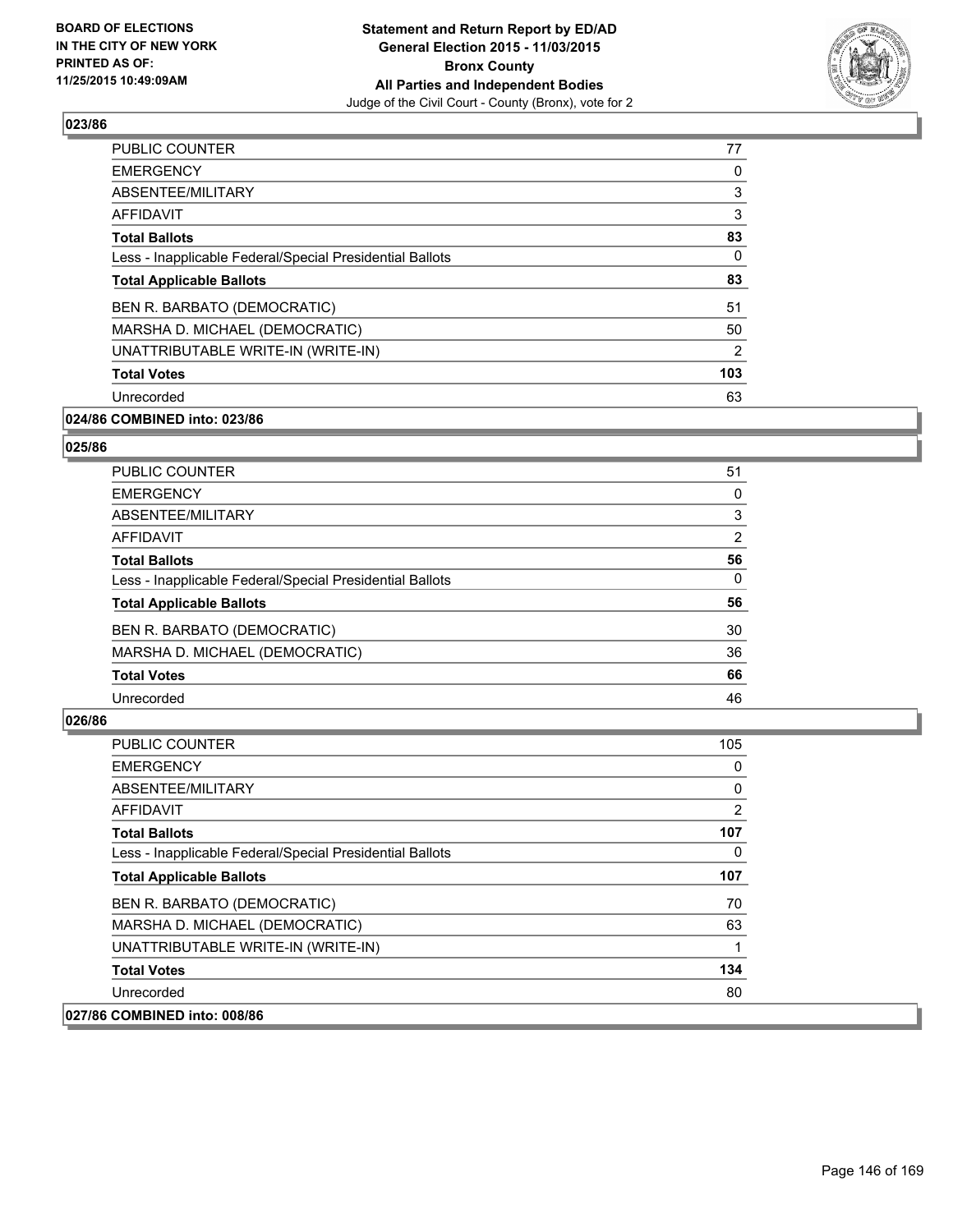**BOARD OF ELECTIONS IN THE CITY OF NEW YORK PRINTED AS OF: 11/25/2015 10:49:09AM**

**Statement and Return Report by ED/AD General Election 2015 - 11/03/2015 Bronx County All Parties and Independent Bodies**
Judge of the Civil Court - County (Bronx), vote for 2

### 023/86

| | |
|---|---|
| PUBLIC COUNTER | 77 |
| EMERGENCY | 0 |
| ABSENTEE/MILITARY | 3 |
| AFFIDAVIT | 3 |
| **Total Ballots** | **83** |
| Less - Inapplicable Federal/Special Presidential Ballots | 0 |
| **Total Applicable Ballots** | **83** |
| BEN R. BARBATO (DEMOCRATIC) | 51 |
| MARSHA D. MICHAEL (DEMOCRATIC) | 50 |
| UNATTRIBUTABLE WRITE-IN (WRITE-IN) | 2 |
| **Total Votes** | **103** |
| Unrecorded | 63 |

### 024/86 COMBINED into: 023/86

### 025/86

| | |
|---|---|
| PUBLIC COUNTER | 51 |
| EMERGENCY | 0 |
| ABSENTEE/MILITARY | 3 |
| AFFIDAVIT | 2 |
| **Total Ballots** | **56** |
| Less - Inapplicable Federal/Special Presidential Ballots | 0 |
| **Total Applicable Ballots** | **56** |
| BEN R. BARBATO (DEMOCRATIC) | 30 |
| MARSHA D. MICHAEL (DEMOCRATIC) | 36 |
| **Total Votes** | **66** |
| Unrecorded | 46 |

### 026/86

| | |
|---|---|
| PUBLIC COUNTER | 105 |
| EMERGENCY | 0 |
| ABSENTEE/MILITARY | 0 |
| AFFIDAVIT | 2 |
| **Total Ballots** | **107** |
| Less - Inapplicable Federal/Special Presidential Ballots | 0 |
| **Total Applicable Ballots** | **107** |
| BEN R. BARBATO (DEMOCRATIC) | 70 |
| MARSHA D. MICHAEL (DEMOCRATIC) | 63 |
| UNATTRIBUTABLE WRITE-IN (WRITE-IN) | 1 |
| **Total Votes** | **134** |
| Unrecorded | 80 |

### 027/86 COMBINED into: 008/86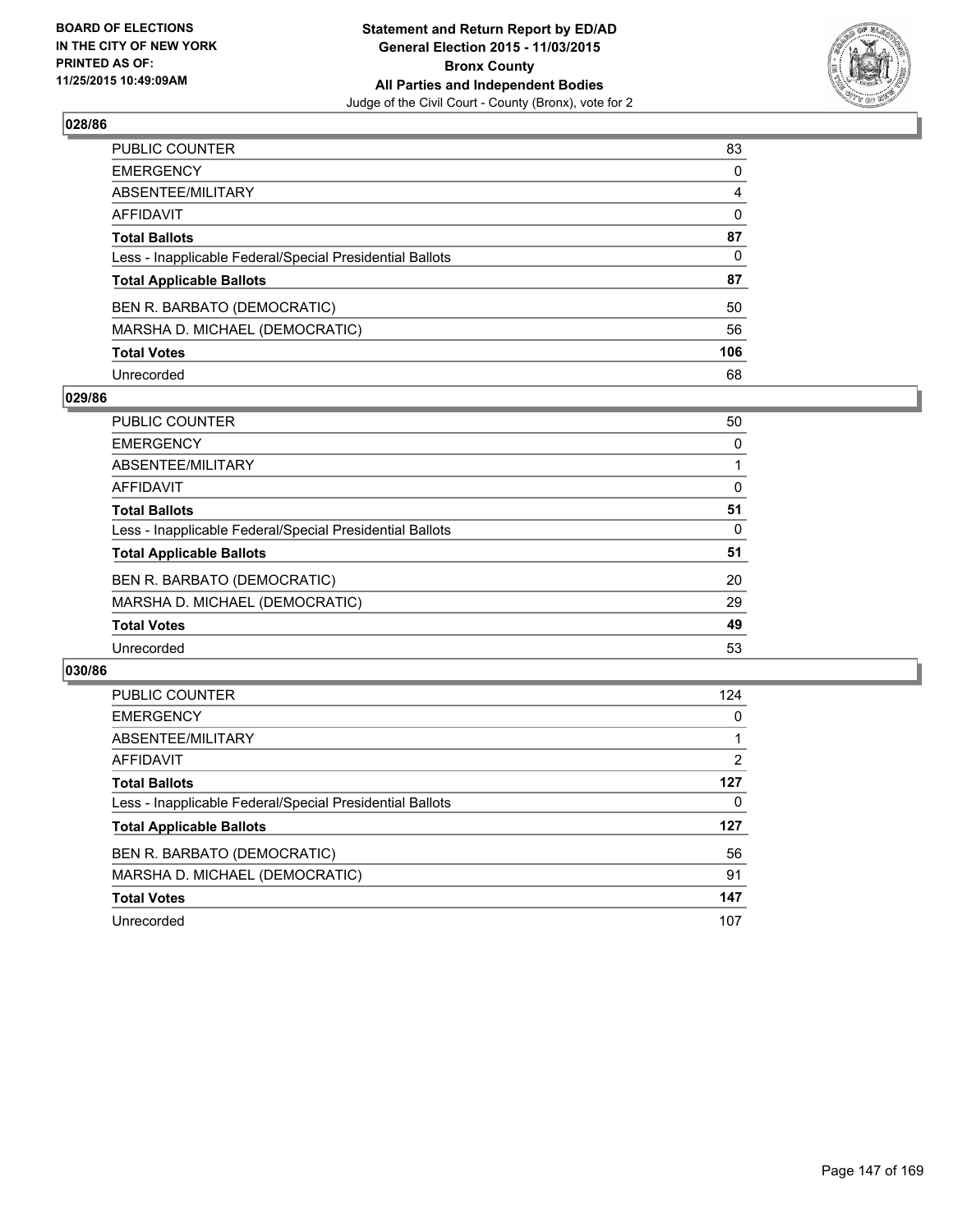BOARD OF ELECTIONS
IN THE CITY OF NEW YORK
PRINTED AS OF:
11/25/2015 10:49:09AM

**Statement and Return Report by ED/AD**
**General Election 2015 - 11/03/2015**
**Bronx County**
**All Parties and Independent Bodies**
Judge of the Civil Court - County (Bronx), vote for 2

## 028/86

| | |
|---|---|
| PUBLIC COUNTER | 83 |
| EMERGENCY | 0 |
| ABSENTEE/MILITARY | 4 |
| AFFIDAVIT | 0 |
| **Total Ballots** | **87** |
| Less - Inapplicable Federal/Special Presidential Ballots | 0 |
| **Total Applicable Ballots** | **87** |
| BEN R. BARBATO (DEMOCRATIC) | 50 |
| MARSHA D. MICHAEL (DEMOCRATIC) | 56 |
| **Total Votes** | **106** |
| Unrecorded | 68 |

## 029/86

| | |
|---|---|
| PUBLIC COUNTER | 50 |
| EMERGENCY | 0 |
| ABSENTEE/MILITARY | 1 |
| AFFIDAVIT | 0 |
| **Total Ballots** | **51** |
| Less - Inapplicable Federal/Special Presidential Ballots | 0 |
| **Total Applicable Ballots** | **51** |
| BEN R. BARBATO (DEMOCRATIC) | 20 |
| MARSHA D. MICHAEL (DEMOCRATIC) | 29 |
| **Total Votes** | **49** |
| Unrecorded | 53 |

## 030/86

| | |
|---|---|
| PUBLIC COUNTER | 124 |
| EMERGENCY | 0 |
| ABSENTEE/MILITARY | 1 |
| AFFIDAVIT | 2 |
| **Total Ballots** | **127** |
| Less - Inapplicable Federal/Special Presidential Ballots | 0 |
| **Total Applicable Ballots** | **127** |
| BEN R. BARBATO (DEMOCRATIC) | 56 |
| MARSHA D. MICHAEL (DEMOCRATIC) | 91 |
| **Total Votes** | **147** |
| Unrecorded | 107 |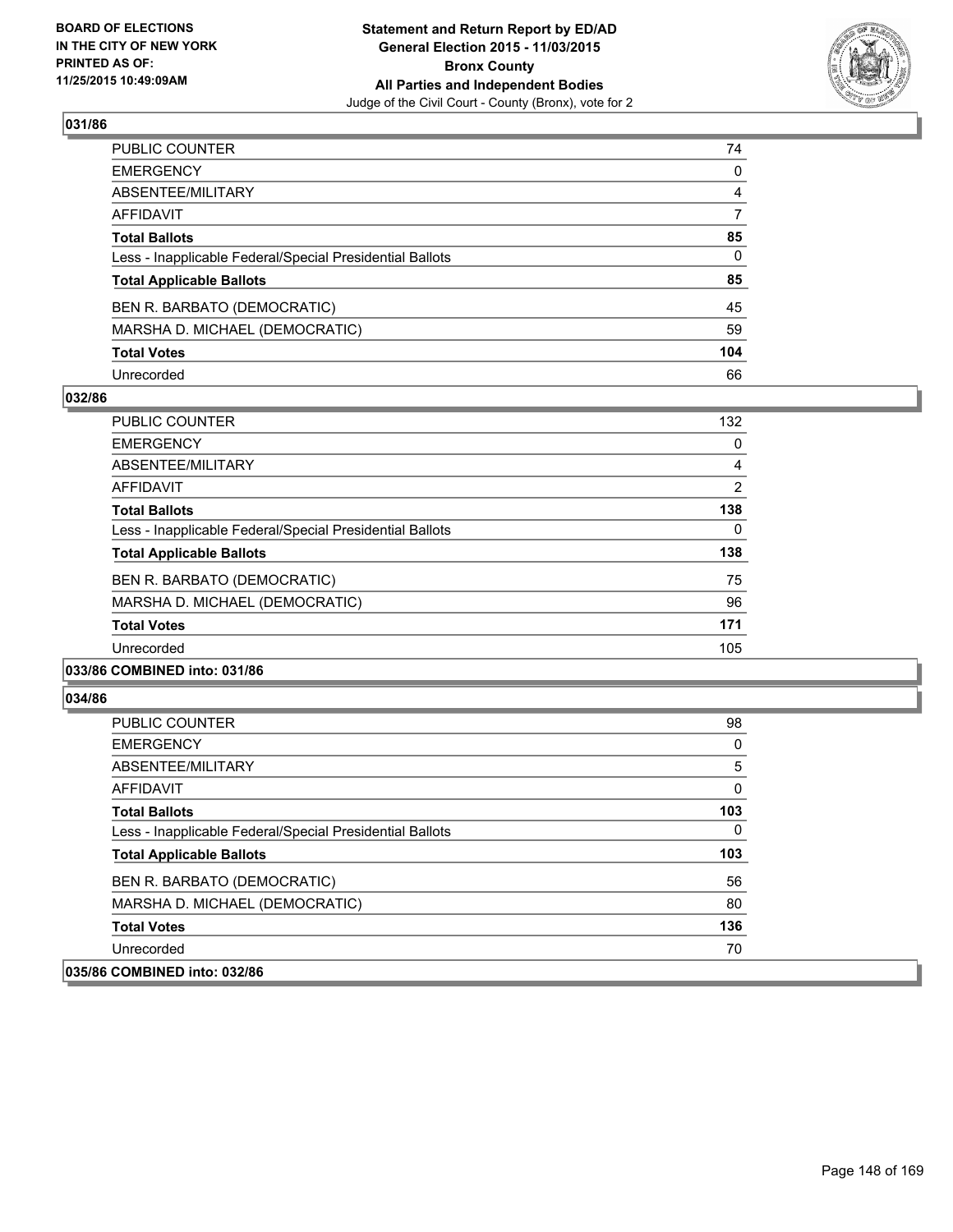**BOARD OF ELECTIONS IN THE CITY OF NEW YORK PRINTED AS OF: 11/25/2015 10:49:09AM**

**Statement and Return Report by ED/AD General Election 2015 - 11/03/2015 Bronx County All Parties and Independent Bodies**
Judge of the Civil Court - County (Bronx), vote for 2

## 031/86

| | |
|---|---|
| PUBLIC COUNTER | 74 |
| EMERGENCY | 0 |
| ABSENTEE/MILITARY | 4 |
| AFFIDAVIT | 7 |
| **Total Ballots** | **85** |
| Less - Inapplicable Federal/Special Presidential Ballots | 0 |
| **Total Applicable Ballots** | **85** |
| BEN R. BARBATO (DEMOCRATIC) | 45 |
| MARSHA D. MICHAEL (DEMOCRATIC) | 59 |
| **Total Votes** | **104** |
| Unrecorded | 66 |

## 032/86

| | |
|---|---|
| PUBLIC COUNTER | 132 |
| EMERGENCY | 0 |
| ABSENTEE/MILITARY | 4 |
| AFFIDAVIT | 2 |
| **Total Ballots** | **138** |
| Less - Inapplicable Federal/Special Presidential Ballots | 0 |
| **Total Applicable Ballots** | **138** |
| BEN R. BARBATO (DEMOCRATIC) | 75 |
| MARSHA D. MICHAEL (DEMOCRATIC) | 96 |
| **Total Votes** | **171** |
| Unrecorded | 105 |

## 033/86 COMBINED into: 031/86

## 034/86

| | |
|---|---|
| PUBLIC COUNTER | 98 |
| EMERGENCY | 0 |
| ABSENTEE/MILITARY | 5 |
| AFFIDAVIT | 0 |
| **Total Ballots** | **103** |
| Less - Inapplicable Federal/Special Presidential Ballots | 0 |
| **Total Applicable Ballots** | **103** |
| BEN R. BARBATO (DEMOCRATIC) | 56 |
| MARSHA D. MICHAEL (DEMOCRATIC) | 80 |
| **Total Votes** | **136** |
| Unrecorded | 70 |

## 035/86 COMBINED into: 032/86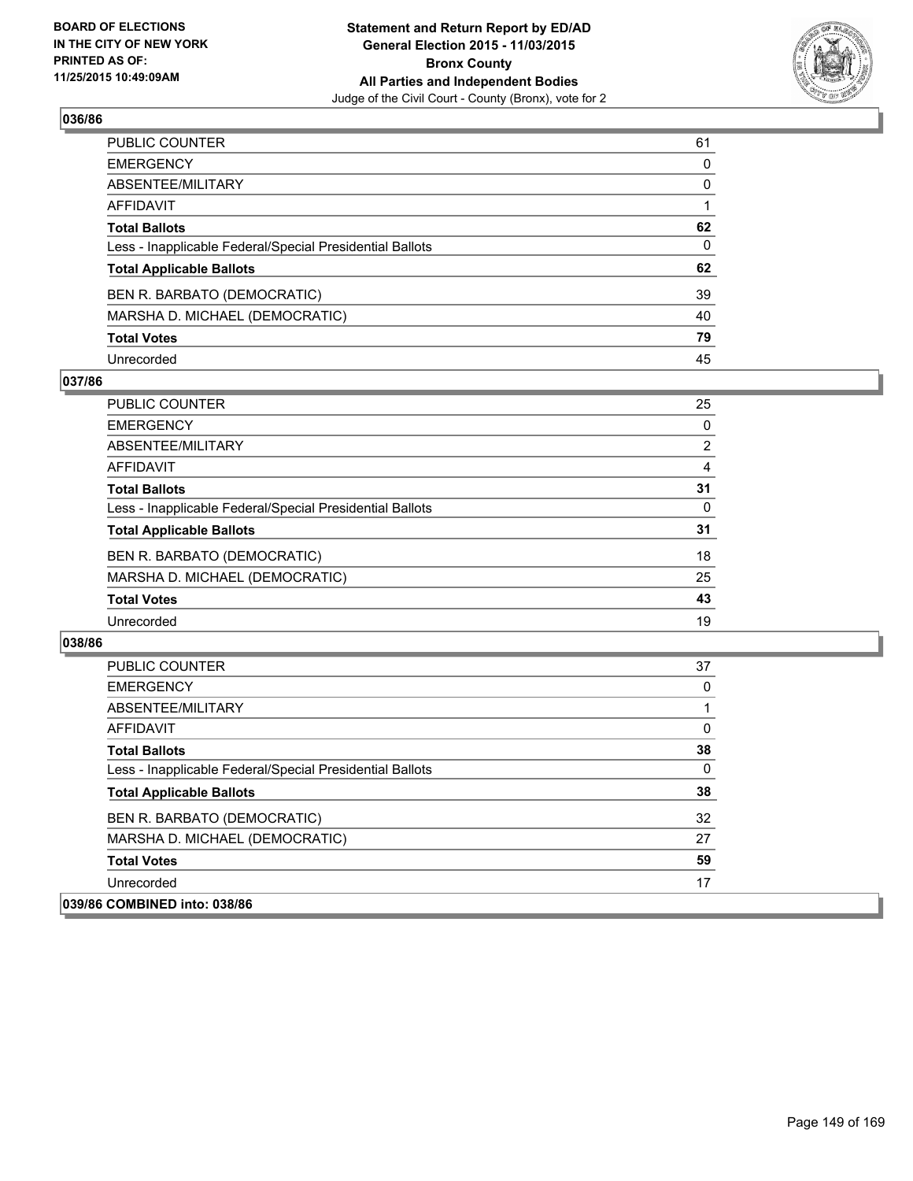**BOARD OF ELECTIONS IN THE CITY OF NEW YORK PRINTED AS OF: 11/25/2015 10:49:09AM**

**Statement and Return Report by ED/AD General Election 2015 - 11/03/2015 Bronx County All Parties and Independent Bodies**

Judge of the Civil Court - County (Bronx), vote for 2

### 036/86

| | |
|---|---|
| PUBLIC COUNTER | 61 |
| EMERGENCY | 0 |
| ABSENTEE/MILITARY | 0 |
| AFFIDAVIT | 1 |
| **Total Ballots** | **62** |
| Less - Inapplicable Federal/Special Presidential Ballots | 0 |
| **Total Applicable Ballots** | **62** |
| BEN R. BARBATO (DEMOCRATIC) | 39 |
| MARSHA D. MICHAEL (DEMOCRATIC) | 40 |
| **Total Votes** | **79** |
| Unrecorded | 45 |

### 037/86

| | |
|---|---|
| PUBLIC COUNTER | 25 |
| EMERGENCY | 0 |
| ABSENTEE/MILITARY | 2 |
| AFFIDAVIT | 4 |
| **Total Ballots** | **31** |
| Less - Inapplicable Federal/Special Presidential Ballots | 0 |
| **Total Applicable Ballots** | **31** |
| BEN R. BARBATO (DEMOCRATIC) | 18 |
| MARSHA D. MICHAEL (DEMOCRATIC) | 25 |
| **Total Votes** | **43** |
| Unrecorded | 19 |

### 038/86

| | |
|---|---|
| PUBLIC COUNTER | 37 |
| EMERGENCY | 0 |
| ABSENTEE/MILITARY | 1 |
| AFFIDAVIT | 0 |
| **Total Ballots** | **38** |
| Less - Inapplicable Federal/Special Presidential Ballots | 0 |
| **Total Applicable Ballots** | **38** |
| BEN R. BARBATO (DEMOCRATIC) | 32 |
| MARSHA D. MICHAEL (DEMOCRATIC) | 27 |
| **Total Votes** | **59** |
| Unrecorded | 17 |

### 039/86 COMBINED into: 038/86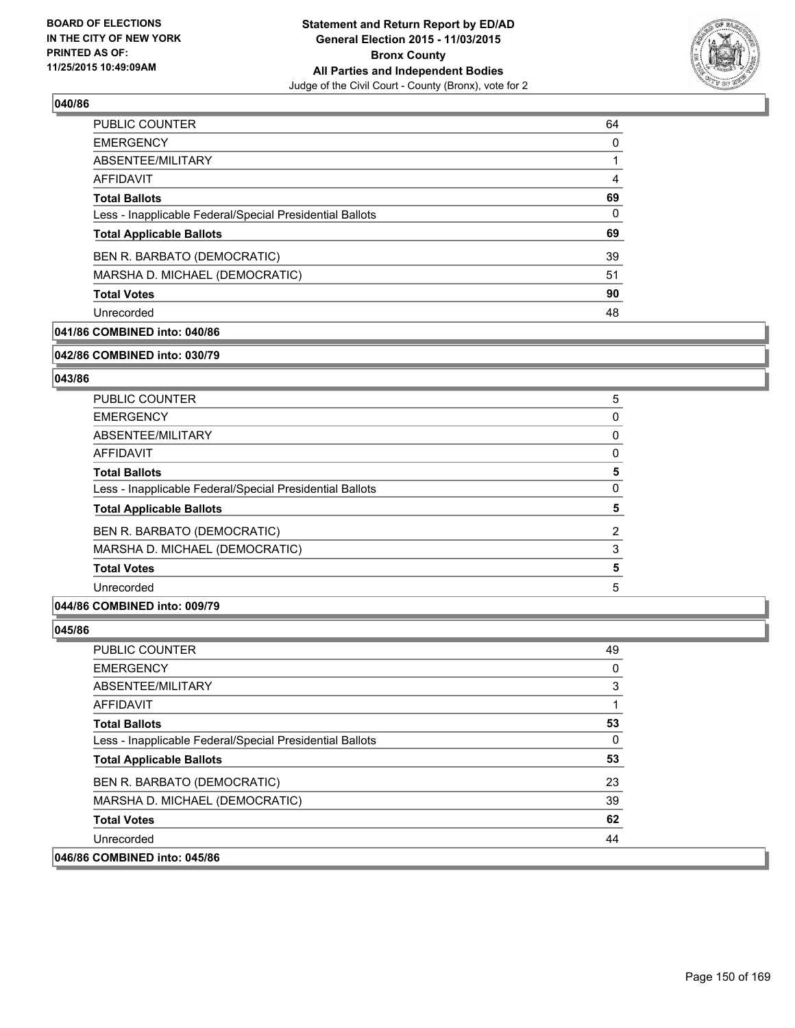**040/86**

| | |
|---|---|
| PUBLIC COUNTER | 64 |
| EMERGENCY | 0 |
| ABSENTEE/MILITARY | 1 |
| AFFIDAVIT | 4 |
| **Total Ballots** | **69** |
| Less - Inapplicable Federal/Special Presidential Ballots | 0 |
| **Total Applicable Ballots** | **69** |
| BEN R. BARBATO (DEMOCRATIC) | 39 |
| MARSHA D. MICHAEL (DEMOCRATIC) | 51 |
| **Total Votes** | **90** |
| Unrecorded | 48 |

**041/86 COMBINED into: 040/86**

**042/86 COMBINED into: 030/79**

**043/86**

| | |
|---|---|
| PUBLIC COUNTER | 5 |
| EMERGENCY | 0 |
| ABSENTEE/MILITARY | 0 |
| AFFIDAVIT | 0 |
| **Total Ballots** | **5** |
| Less - Inapplicable Federal/Special Presidential Ballots | 0 |
| **Total Applicable Ballots** | **5** |
| BEN R. BARBATO (DEMOCRATIC) | 2 |
| MARSHA D. MICHAEL (DEMOCRATIC) | 3 |
| **Total Votes** | **5** |
| Unrecorded | 5 |

**044/86 COMBINED into: 009/79**

**045/86**

| | |
|---|---|
| PUBLIC COUNTER | 49 |
| EMERGENCY | 0 |
| ABSENTEE/MILITARY | 3 |
| AFFIDAVIT | 1 |
| **Total Ballots** | **53** |
| Less - Inapplicable Federal/Special Presidential Ballots | 0 |
| **Total Applicable Ballots** | **53** |
| BEN R. BARBATO (DEMOCRATIC) | 23 |
| MARSHA D. MICHAEL (DEMOCRATIC) | 39 |
| **Total Votes** | **62** |
| Unrecorded | 44 |

**046/86 COMBINED into: 045/86**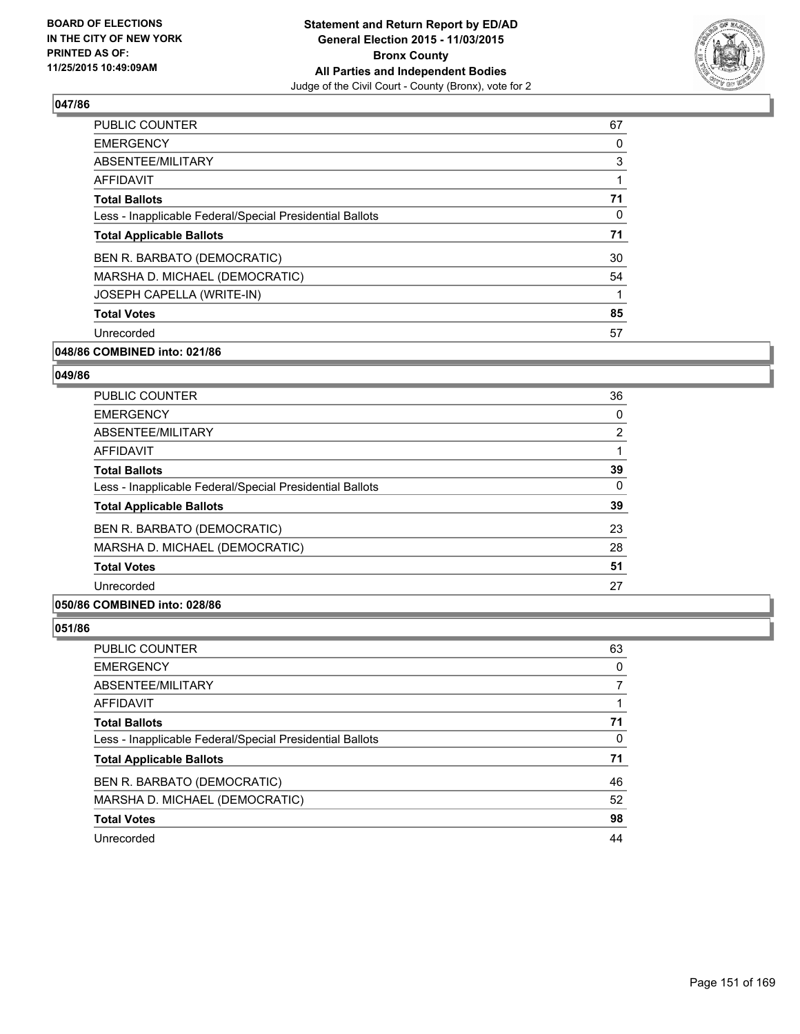BOARD OF ELECTIONS
IN THE CITY OF NEW YORK
PRINTED AS OF:
11/25/2015 10:49:09AM

**Statement and Return Report by ED/AD**
**General Election 2015 - 11/03/2015**
**Bronx County**
**All Parties and Independent Bodies**
Judge of the Civil Court - County (Bronx), vote for 2

### 047/86

| | |
|---|---|
| PUBLIC COUNTER | 67 |
| EMERGENCY | 0 |
| ABSENTEE/MILITARY | 3 |
| AFFIDAVIT | 1 |
| **Total Ballots** | **71** |
| Less - Inapplicable Federal/Special Presidential Ballots | 0 |
| **Total Applicable Ballots** | **71** |
| BEN R. BARBATO (DEMOCRATIC) | 30 |
| MARSHA D. MICHAEL (DEMOCRATIC) | 54 |
| JOSEPH CAPELLA (WRITE-IN) | 1 |
| **Total Votes** | **85** |
| Unrecorded | 57 |

### 048/86 COMBINED into: 021/86

### 049/86

| | |
|---|---|
| PUBLIC COUNTER | 36 |
| EMERGENCY | 0 |
| ABSENTEE/MILITARY | 2 |
| AFFIDAVIT | 1 |
| **Total Ballots** | **39** |
| Less - Inapplicable Federal/Special Presidential Ballots | 0 |
| **Total Applicable Ballots** | **39** |
| BEN R. BARBATO (DEMOCRATIC) | 23 |
| MARSHA D. MICHAEL (DEMOCRATIC) | 28 |
| **Total Votes** | **51** |
| Unrecorded | 27 |

### 050/86 COMBINED into: 028/86

### 051/86

| | |
|---|---|
| PUBLIC COUNTER | 63 |
| EMERGENCY | 0 |
| ABSENTEE/MILITARY | 7 |
| AFFIDAVIT | 1 |
| **Total Ballots** | **71** |
| Less - Inapplicable Federal/Special Presidential Ballots | 0 |
| **Total Applicable Ballots** | **71** |
| BEN R. BARBATO (DEMOCRATIC) | 46 |
| MARSHA D. MICHAEL (DEMOCRATIC) | 52 |
| **Total Votes** | **98** |
| Unrecorded | 44 |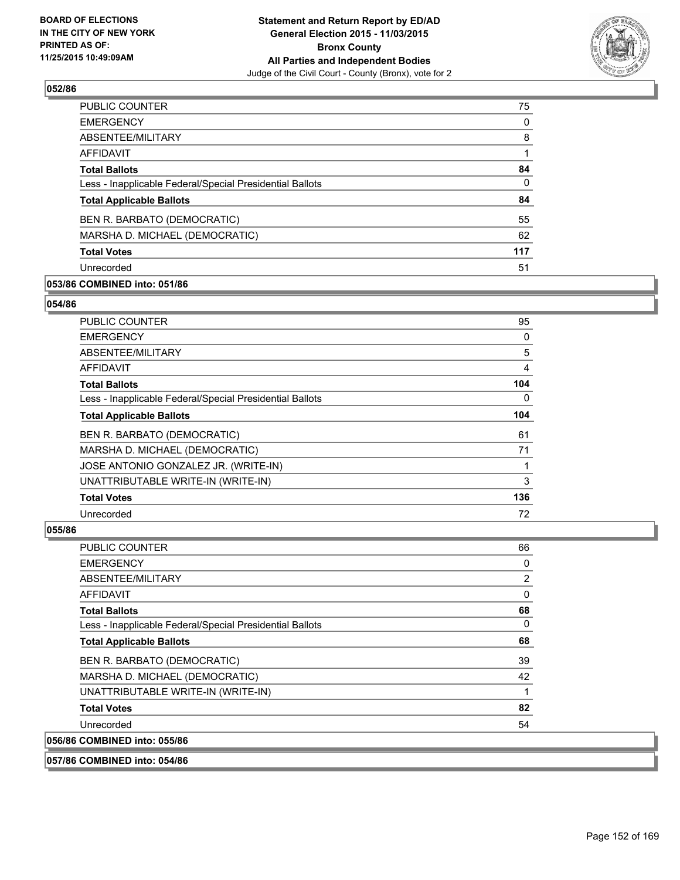**Statement and Return Report by ED/AD**
**General Election 2015 - 11/03/2015**
**Bronx County**
**All Parties and Independent Bodies**
Judge of the Civil Court - County (Bronx), vote for 2

BOARD OF ELECTIONS
IN THE CITY OF NEW YORK
PRINTED AS OF:
11/25/2015 10:49:09AM

### 052/86

| | |
|---|---|
| PUBLIC COUNTER | 75 |
| EMERGENCY | 0 |
| ABSENTEE/MILITARY | 8 |
| AFFIDAVIT | 1 |
| **Total Ballots** | **84** |
| Less - Inapplicable Federal/Special Presidential Ballots | 0 |
| **Total Applicable Ballots** | **84** |
| BEN R. BARBATO (DEMOCRATIC) | 55 |
| MARSHA D. MICHAEL (DEMOCRATIC) | 62 |
| **Total Votes** | **117** |
| Unrecorded | 51 |

### 053/86 COMBINED into: 051/86

### 054/86

| | |
|---|---|
| PUBLIC COUNTER | 95 |
| EMERGENCY | 0 |
| ABSENTEE/MILITARY | 5 |
| AFFIDAVIT | 4 |
| **Total Ballots** | **104** |
| Less - Inapplicable Federal/Special Presidential Ballots | 0 |
| **Total Applicable Ballots** | **104** |
| BEN R. BARBATO (DEMOCRATIC) | 61 |
| MARSHA D. MICHAEL (DEMOCRATIC) | 71 |
| JOSE ANTONIO GONZALEZ JR. (WRITE-IN) | 1 |
| UNATTRIBUTABLE WRITE-IN (WRITE-IN) | 3 |
| **Total Votes** | **136** |
| Unrecorded | 72 |

### 055/86

| | |
|---|---|
| PUBLIC COUNTER | 66 |
| EMERGENCY | 0 |
| ABSENTEE/MILITARY | 2 |
| AFFIDAVIT | 0 |
| **Total Ballots** | **68** |
| Less - Inapplicable Federal/Special Presidential Ballots | 0 |
| **Total Applicable Ballots** | **68** |
| BEN R. BARBATO (DEMOCRATIC) | 39 |
| MARSHA D. MICHAEL (DEMOCRATIC) | 42 |
| UNATTRIBUTABLE WRITE-IN (WRITE-IN) | 1 |
| **Total Votes** | **82** |
| Unrecorded | 54 |

### 056/86 COMBINED into: 055/86

### 057/86 COMBINED into: 054/86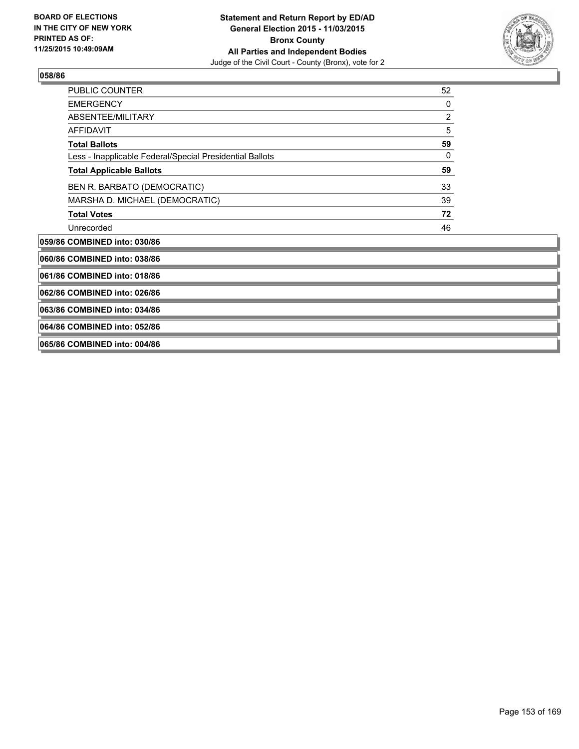### 058/86

| | |
|---|---|
| PUBLIC COUNTER | 52 |
| EMERGENCY | 0 |
| ABSENTEE/MILITARY | 2 |
| AFFIDAVIT | 5 |
| **Total Ballots** | **59** |
| Less - Inapplicable Federal/Special Presidential Ballots | 0 |
| **Total Applicable Ballots** | **59** |
| BEN R. BARBATO (DEMOCRATIC) | 33 |
| MARSHA D. MICHAEL (DEMOCRATIC) | 39 |
| **Total Votes** | **72** |
| Unrecorded | 46 |

### 059/86 COMBINED into: 030/86

### 060/86 COMBINED into: 038/86

### 061/86 COMBINED into: 018/86

### 062/86 COMBINED into: 026/86

### 063/86 COMBINED into: 034/86

### 064/86 COMBINED into: 052/86

### 065/86 COMBINED into: 004/86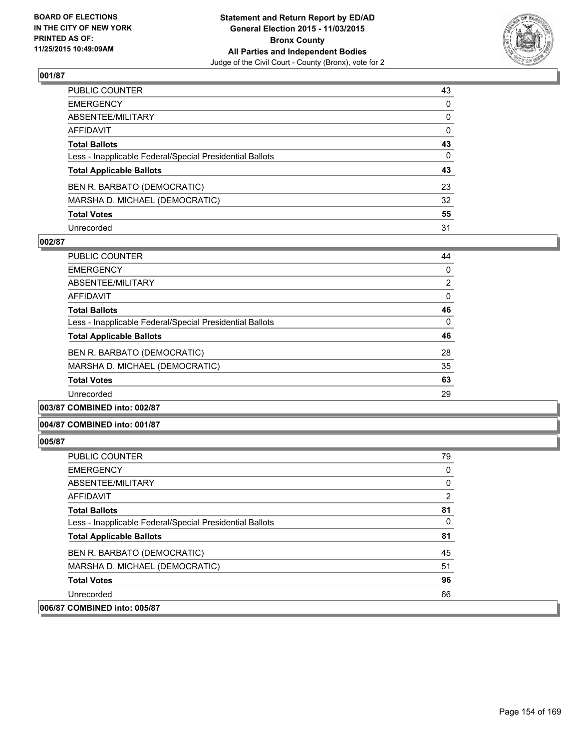BOARD OF ELECTIONS
IN THE CITY OF NEW YORK
PRINTED AS OF:
11/25/2015 10:49:09AM

**Statement and Return Report by ED/AD**
**General Election 2015 - 11/03/2015**
**Bronx County**
**All Parties and Independent Bodies**
Judge of the Civil Court - County (Bronx), vote for 2

### 001/87

| | |
|---|---|
| PUBLIC COUNTER | 43 |
| EMERGENCY | 0 |
| ABSENTEE/MILITARY | 0 |
| AFFIDAVIT | 0 |
| **Total Ballots** | **43** |
| Less - Inapplicable Federal/Special Presidential Ballots | 0 |
| **Total Applicable Ballots** | **43** |
| BEN R. BARBATO (DEMOCRATIC) | 23 |
| MARSHA D. MICHAEL (DEMOCRATIC) | 32 |
| **Total Votes** | **55** |
| Unrecorded | 31 |

### 002/87

| | |
|---|---|
| PUBLIC COUNTER | 44 |
| EMERGENCY | 0 |
| ABSENTEE/MILITARY | 2 |
| AFFIDAVIT | 0 |
| **Total Ballots** | **46** |
| Less - Inapplicable Federal/Special Presidential Ballots | 0 |
| **Total Applicable Ballots** | **46** |
| BEN R. BARBATO (DEMOCRATIC) | 28 |
| MARSHA D. MICHAEL (DEMOCRATIC) | 35 |
| **Total Votes** | **63** |
| Unrecorded | 29 |

### 003/87 COMBINED into: 002/87

### 004/87 COMBINED into: 001/87

### 005/87

| | |
|---|---|
| PUBLIC COUNTER | 79 |
| EMERGENCY | 0 |
| ABSENTEE/MILITARY | 0 |
| AFFIDAVIT | 2 |
| **Total Ballots** | **81** |
| Less - Inapplicable Federal/Special Presidential Ballots | 0 |
| **Total Applicable Ballots** | **81** |
| BEN R. BARBATO (DEMOCRATIC) | 45 |
| MARSHA D. MICHAEL (DEMOCRATIC) | 51 |
| **Total Votes** | **96** |
| Unrecorded | 66 |

### 006/87 COMBINED into: 005/87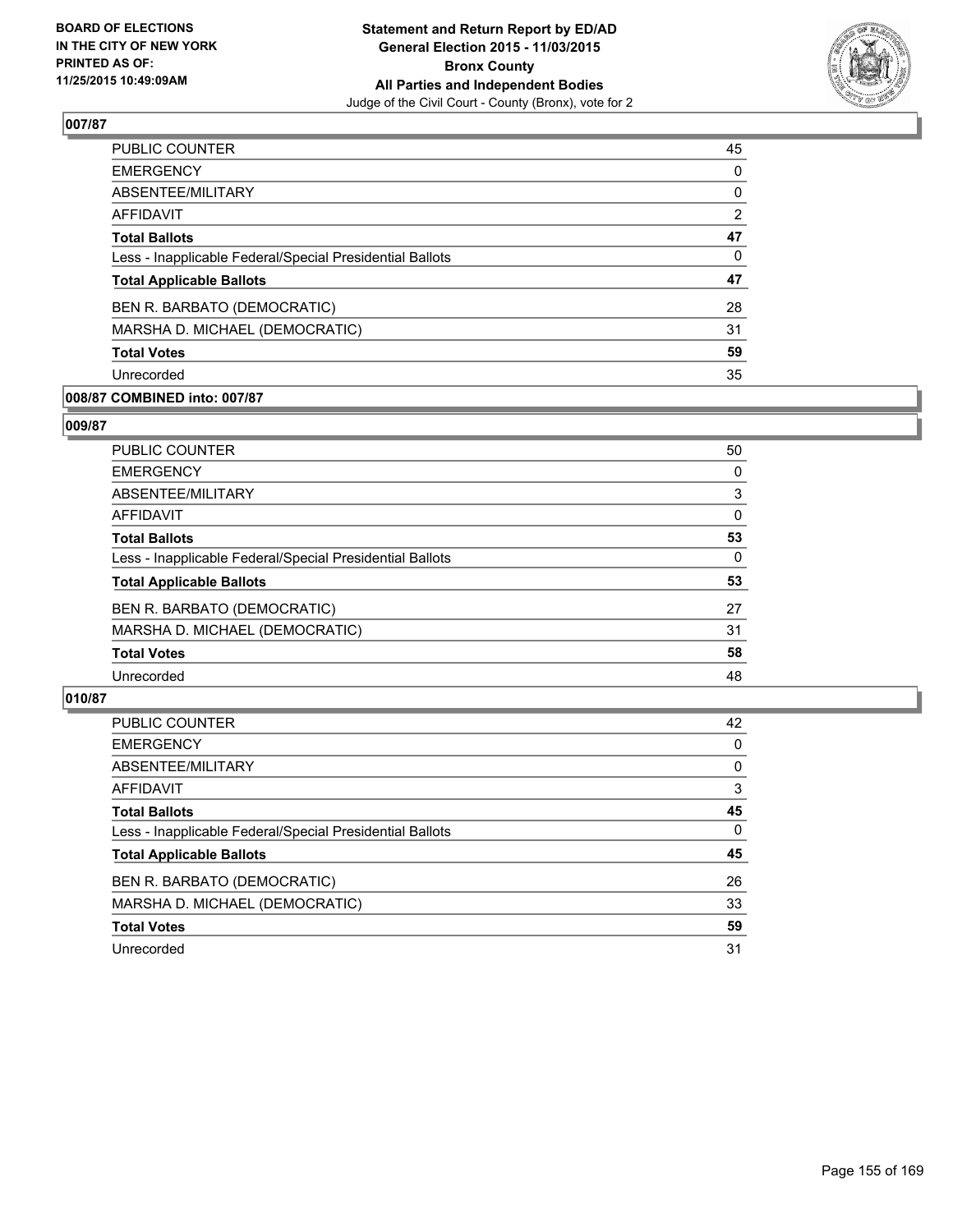**BOARD OF ELECTIONS IN THE CITY OF NEW YORK PRINTED AS OF: 11/25/2015 10:49:09AM**

**Statement and Return Report by ED/AD General Election 2015 - 11/03/2015 Bronx County All Parties and Independent Bodies**
Judge of the Civil Court - County (Bronx), vote for 2

## 007/87

| | |
|---|---|
| PUBLIC COUNTER | 45 |
| EMERGENCY | 0 |
| ABSENTEE/MILITARY | 0 |
| AFFIDAVIT | 2 |
| **Total Ballots** | **47** |
| Less - Inapplicable Federal/Special Presidential Ballots | 0 |
| **Total Applicable Ballots** | **47** |
| BEN R. BARBATO (DEMOCRATIC) | 28 |
| MARSHA D. MICHAEL (DEMOCRATIC) | 31 |
| **Total Votes** | **59** |
| Unrecorded | 35 |

## 008/87 COMBINED into: 007/87

## 009/87

| | |
|---|---|
| PUBLIC COUNTER | 50 |
| EMERGENCY | 0 |
| ABSENTEE/MILITARY | 3 |
| AFFIDAVIT | 0 |
| **Total Ballots** | **53** |
| Less - Inapplicable Federal/Special Presidential Ballots | 0 |
| **Total Applicable Ballots** | **53** |
| BEN R. BARBATO (DEMOCRATIC) | 27 |
| MARSHA D. MICHAEL (DEMOCRATIC) | 31 |
| **Total Votes** | **58** |
| Unrecorded | 48 |

## 010/87

| | |
|---|---|
| PUBLIC COUNTER | 42 |
| EMERGENCY | 0 |
| ABSENTEE/MILITARY | 0 |
| AFFIDAVIT | 3 |
| **Total Ballots** | **45** |
| Less - Inapplicable Federal/Special Presidential Ballots | 0 |
| **Total Applicable Ballots** | **45** |
| BEN R. BARBATO (DEMOCRATIC) | 26 |
| MARSHA D. MICHAEL (DEMOCRATIC) | 33 |
| **Total Votes** | **59** |
| Unrecorded | 31 |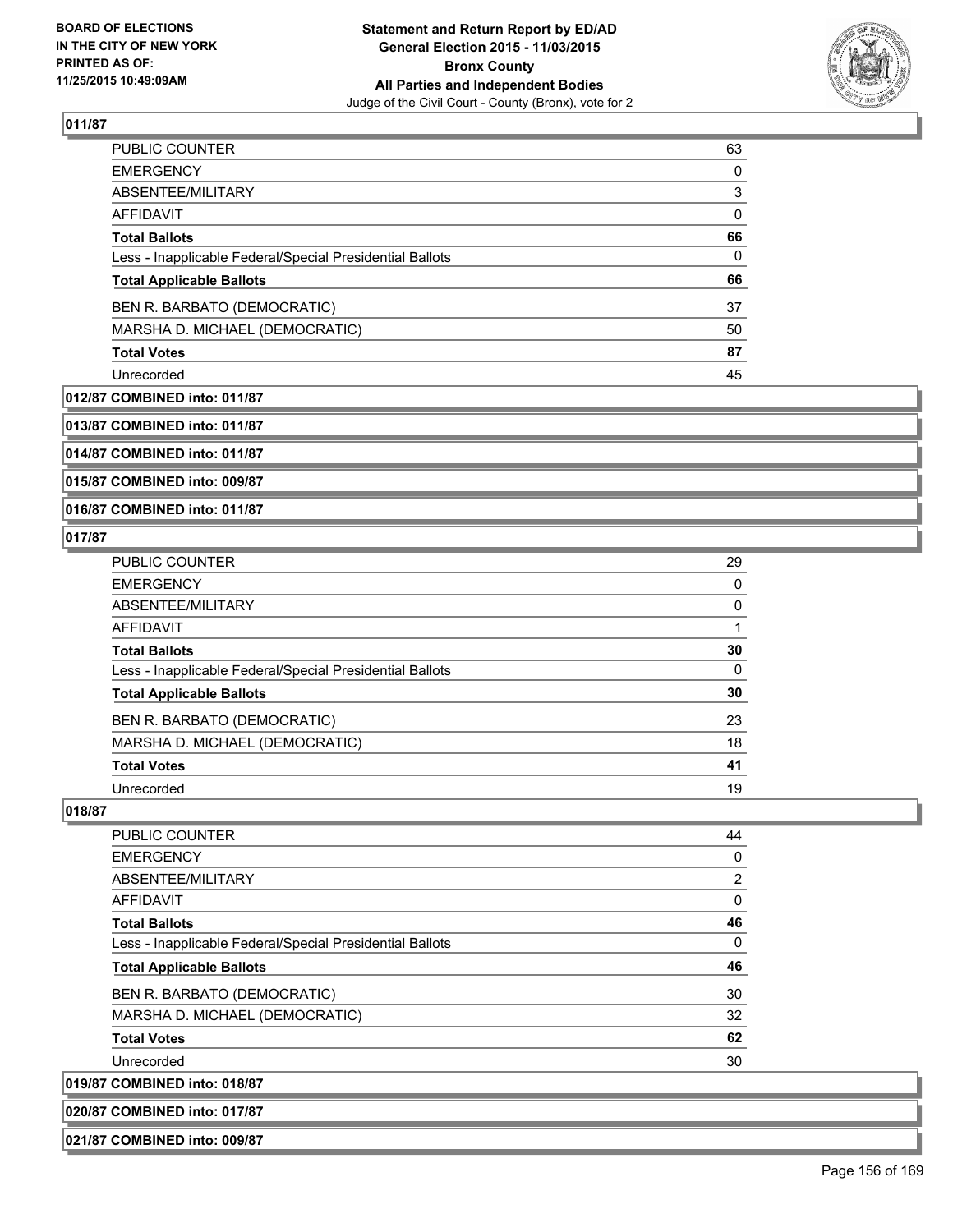**011/87**

| | |
|---|---|
| PUBLIC COUNTER | 63 |
| EMERGENCY | 0 |
| ABSENTEE/MILITARY | 3 |
| AFFIDAVIT | 0 |
| **Total Ballots** | **66** |
| Less - Inapplicable Federal/Special Presidential Ballots | 0 |
| **Total Applicable Ballots** | **66** |
| BEN R. BARBATO (DEMOCRATIC) | 37 |
| MARSHA D. MICHAEL (DEMOCRATIC) | 50 |
| **Total Votes** | **87** |
| Unrecorded | 45 |

**012/87 COMBINED into: 011/87**

**013/87 COMBINED into: 011/87**

**014/87 COMBINED into: 011/87**

**015/87 COMBINED into: 009/87**

**016/87 COMBINED into: 011/87**

**017/87**

| | |
|---|---|
| PUBLIC COUNTER | 29 |
| EMERGENCY | 0 |
| ABSENTEE/MILITARY | 0 |
| AFFIDAVIT | 1 |
| **Total Ballots** | **30** |
| Less - Inapplicable Federal/Special Presidential Ballots | 0 |
| **Total Applicable Ballots** | **30** |
| BEN R. BARBATO (DEMOCRATIC) | 23 |
| MARSHA D. MICHAEL (DEMOCRATIC) | 18 |
| **Total Votes** | **41** |
| Unrecorded | 19 |

**018/87**

| | |
|---|---|
| PUBLIC COUNTER | 44 |
| EMERGENCY | 0 |
| ABSENTEE/MILITARY | 2 |
| AFFIDAVIT | 0 |
| **Total Ballots** | **46** |
| Less - Inapplicable Federal/Special Presidential Ballots | 0 |
| **Total Applicable Ballots** | **46** |
| BEN R. BARBATO (DEMOCRATIC) | 30 |
| MARSHA D. MICHAEL (DEMOCRATIC) | 32 |
| **Total Votes** | **62** |
| Unrecorded | 30 |

**019/87 COMBINED into: 018/87**

**020/87 COMBINED into: 017/87**

**021/87 COMBINED into: 009/87**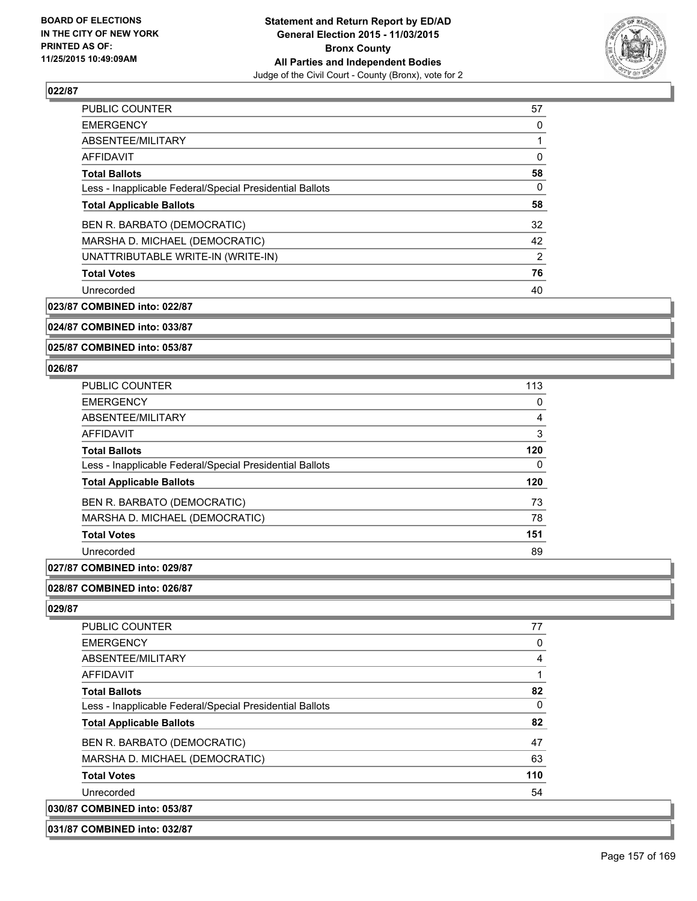### 022/87

| | |
|---|---|
| PUBLIC COUNTER | 57 |
| EMERGENCY | 0 |
| ABSENTEE/MILITARY | 1 |
| AFFIDAVIT | 0 |
| **Total Ballots** | **58** |
| Less - Inapplicable Federal/Special Presidential Ballots | 0 |
| **Total Applicable Ballots** | **58** |
| BEN R. BARBATO (DEMOCRATIC) | 32 |
| MARSHA D. MICHAEL (DEMOCRATIC) | 42 |
| UNATTRIBUTABLE WRITE-IN (WRITE-IN) | 2 |
| **Total Votes** | **76** |
| Unrecorded | 40 |

**023/87 COMBINED into: 022/87**

**024/87 COMBINED into: 033/87**

**025/87 COMBINED into: 053/87**

### 026/87

| | |
|---|---|
| PUBLIC COUNTER | 113 |
| EMERGENCY | 0 |
| ABSENTEE/MILITARY | 4 |
| AFFIDAVIT | 3 |
| **Total Ballots** | **120** |
| Less - Inapplicable Federal/Special Presidential Ballots | 0 |
| **Total Applicable Ballots** | **120** |
| BEN R. BARBATO (DEMOCRATIC) | 73 |
| MARSHA D. MICHAEL (DEMOCRATIC) | 78 |
| **Total Votes** | **151** |
| Unrecorded | 89 |

**027/87 COMBINED into: 029/87**

**028/87 COMBINED into: 026/87**

### 029/87

| | |
|---|---|
| PUBLIC COUNTER | 77 |
| EMERGENCY | 0 |
| ABSENTEE/MILITARY | 4 |
| AFFIDAVIT | 1 |
| **Total Ballots** | **82** |
| Less - Inapplicable Federal/Special Presidential Ballots | 0 |
| **Total Applicable Ballots** | **82** |
| BEN R. BARBATO (DEMOCRATIC) | 47 |
| MARSHA D. MICHAEL (DEMOCRATIC) | 63 |
| **Total Votes** | **110** |
| Unrecorded | 54 |

**030/87 COMBINED into: 053/87**

**031/87 COMBINED into: 032/87**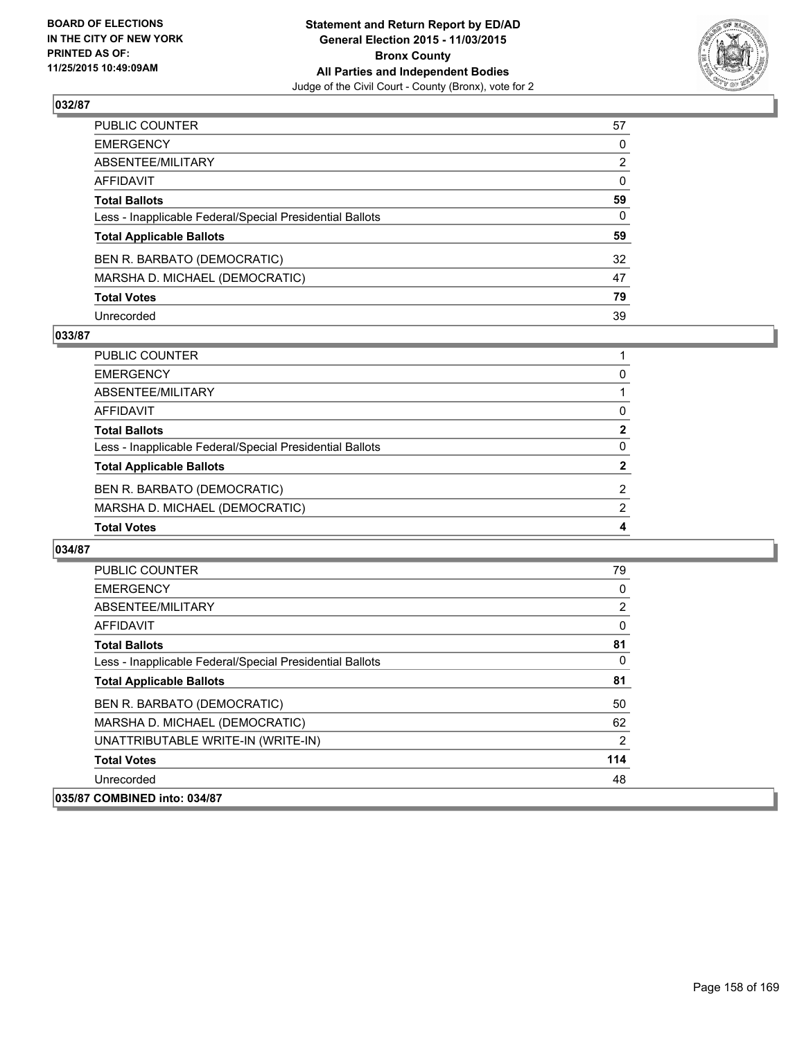**BOARD OF ELECTIONS IN THE CITY OF NEW YORK PRINTED AS OF: 11/25/2015 10:49:09AM**

**Statement and Return Report by ED/AD General Election 2015 - 11/03/2015 Bronx County All Parties and Independent Bodies**
Judge of the Civil Court - County (Bronx), vote for 2

### 032/87

| | |
|---|---|
| PUBLIC COUNTER | 57 |
| EMERGENCY | 0 |
| ABSENTEE/MILITARY | 2 |
| AFFIDAVIT | 0 |
| **Total Ballots** | **59** |
| Less - Inapplicable Federal/Special Presidential Ballots | 0 |
| **Total Applicable Ballots** | **59** |
| BEN R. BARBATO (DEMOCRATIC) | 32 |
| MARSHA D. MICHAEL (DEMOCRATIC) | 47 |
| **Total Votes** | **79** |
| Unrecorded | 39 |

### 033/87

| | |
|---|---|
| PUBLIC COUNTER | 1 |
| EMERGENCY | 0 |
| ABSENTEE/MILITARY | 1 |
| AFFIDAVIT | 0 |
| **Total Ballots** | **2** |
| Less - Inapplicable Federal/Special Presidential Ballots | 0 |
| **Total Applicable Ballots** | **2** |
| BEN R. BARBATO (DEMOCRATIC) | 2 |
| MARSHA D. MICHAEL (DEMOCRATIC) | 2 |
| **Total Votes** | **4** |

### 034/87

| | |
|---|---|
| PUBLIC COUNTER | 79 |
| EMERGENCY | 0 |
| ABSENTEE/MILITARY | 2 |
| AFFIDAVIT | 0 |
| **Total Ballots** | **81** |
| Less - Inapplicable Federal/Special Presidential Ballots | 0 |
| **Total Applicable Ballots** | **81** |
| BEN R. BARBATO (DEMOCRATIC) | 50 |
| MARSHA D. MICHAEL (DEMOCRATIC) | 62 |
| UNATTRIBUTABLE WRITE-IN (WRITE-IN) | 2 |
| **Total Votes** | **114** |
| Unrecorded | 48 |

### 035/87 COMBINED into: 034/87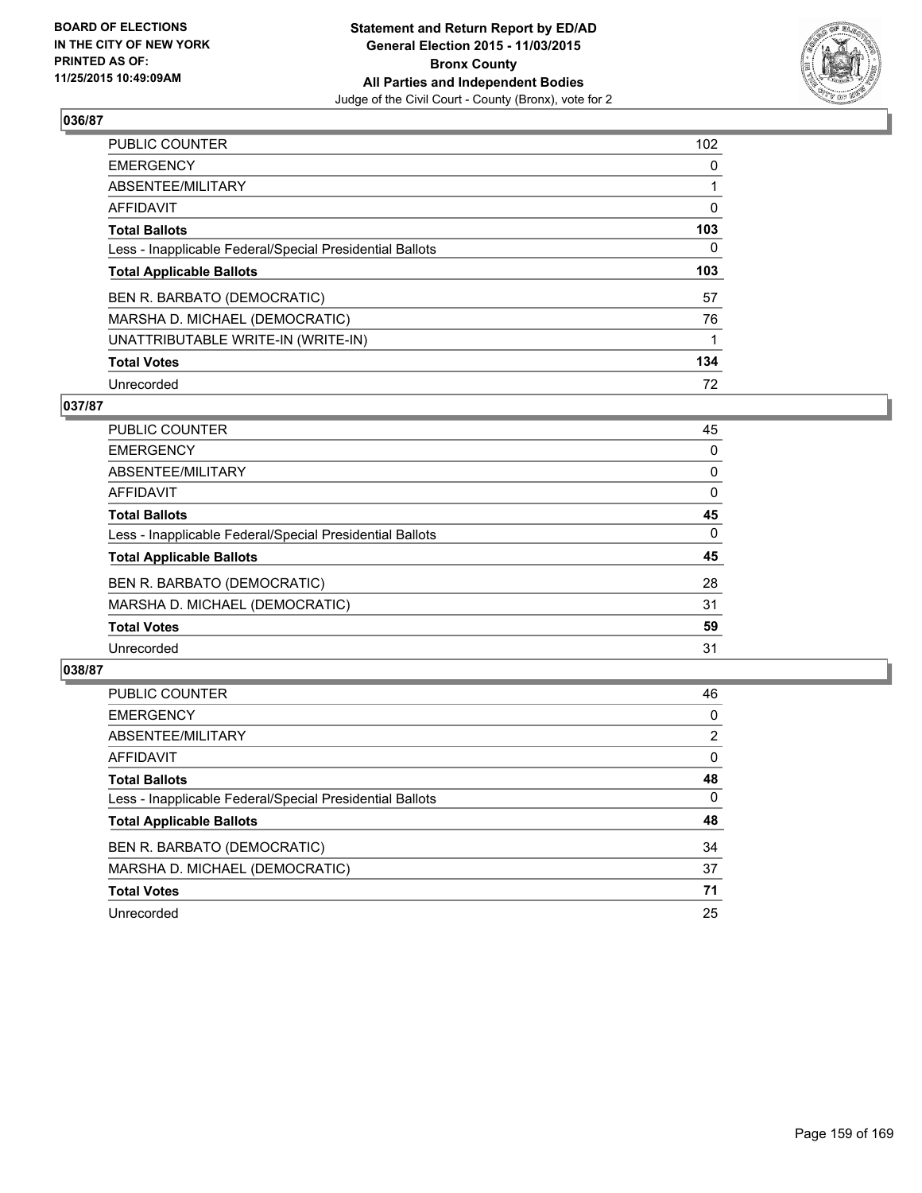BOARD OF ELECTIONS
IN THE CITY OF NEW YORK
PRINTED AS OF:
11/25/2015 10:49:09AM

**Statement and Return Report by ED/AD**
**General Election 2015 - 11/03/2015**
**Bronx County**
**All Parties and Independent Bodies**
Judge of the Civil Court - County (Bronx), vote for 2

### 036/87

| | |
|---|---|
| PUBLIC COUNTER | 102 |
| EMERGENCY | 0 |
| ABSENTEE/MILITARY | 1 |
| AFFIDAVIT | 0 |
| **Total Ballots** | **103** |
| Less - Inapplicable Federal/Special Presidential Ballots | 0 |
| **Total Applicable Ballots** | **103** |
| BEN R. BARBATO (DEMOCRATIC) | 57 |
| MARSHA D. MICHAEL (DEMOCRATIC) | 76 |
| UNATTRIBUTABLE WRITE-IN (WRITE-IN) | 1 |
| **Total Votes** | **134** |
| Unrecorded | 72 |

### 037/87

| | |
|---|---|
| PUBLIC COUNTER | 45 |
| EMERGENCY | 0 |
| ABSENTEE/MILITARY | 0 |
| AFFIDAVIT | 0 |
| **Total Ballots** | **45** |
| Less - Inapplicable Federal/Special Presidential Ballots | 0 |
| **Total Applicable Ballots** | **45** |
| BEN R. BARBATO (DEMOCRATIC) | 28 |
| MARSHA D. MICHAEL (DEMOCRATIC) | 31 |
| **Total Votes** | **59** |
| Unrecorded | 31 |

### 038/87

| | |
|---|---|
| PUBLIC COUNTER | 46 |
| EMERGENCY | 0 |
| ABSENTEE/MILITARY | 2 |
| AFFIDAVIT | 0 |
| **Total Ballots** | **48** |
| Less - Inapplicable Federal/Special Presidential Ballots | 0 |
| **Total Applicable Ballots** | **48** |
| BEN R. BARBATO (DEMOCRATIC) | 34 |
| MARSHA D. MICHAEL (DEMOCRATIC) | 37 |
| **Total Votes** | **71** |
| Unrecorded | 25 |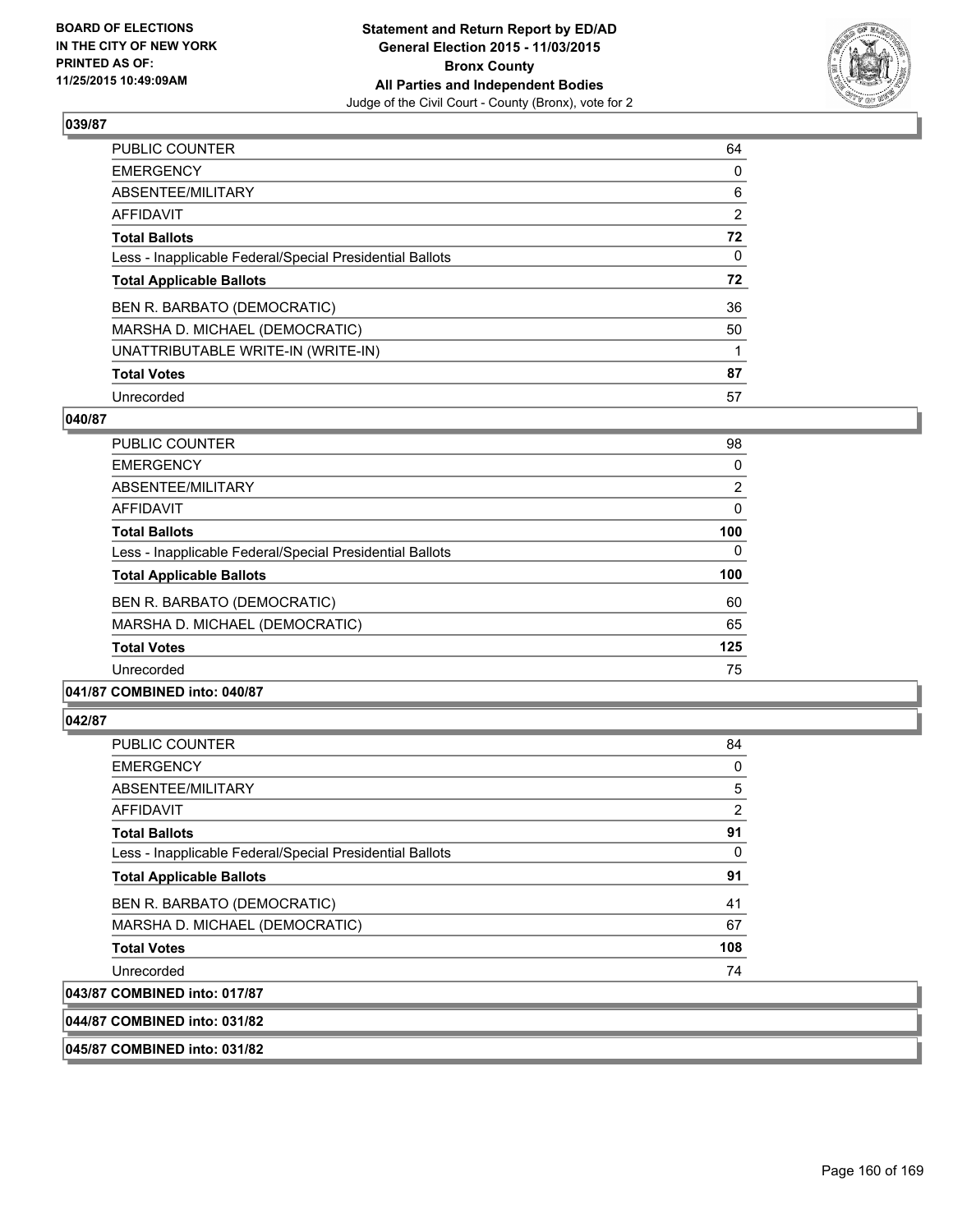**BOARD OF ELECTIONS IN THE CITY OF NEW YORK PRINTED AS OF: 11/25/2015 10:49:09AM**

**Statement and Return Report by ED/AD General Election 2015 - 11/03/2015 Bronx County All Parties and Independent Bodies**
Judge of the Civil Court - County (Bronx), vote for 2

## 039/87

| | |
|---|---|
| PUBLIC COUNTER | 64 |
| EMERGENCY | 0 |
| ABSENTEE/MILITARY | 6 |
| AFFIDAVIT | 2 |
| **Total Ballots** | **72** |
| Less - Inapplicable Federal/Special Presidential Ballots | 0 |
| **Total Applicable Ballots** | **72** |
| BEN R. BARBATO (DEMOCRATIC) | 36 |
| MARSHA D. MICHAEL (DEMOCRATIC) | 50 |
| UNATTRIBUTABLE WRITE-IN (WRITE-IN) | 1 |
| **Total Votes** | **87** |
| Unrecorded | 57 |

## 040/87

| | |
|---|---|
| PUBLIC COUNTER | 98 |
| EMERGENCY | 0 |
| ABSENTEE/MILITARY | 2 |
| AFFIDAVIT | 0 |
| **Total Ballots** | **100** |
| Less - Inapplicable Federal/Special Presidential Ballots | 0 |
| **Total Applicable Ballots** | **100** |
| BEN R. BARBATO (DEMOCRATIC) | 60 |
| MARSHA D. MICHAEL (DEMOCRATIC) | 65 |
| **Total Votes** | **125** |
| Unrecorded | 75 |

## 041/87 COMBINED into: 040/87

## 042/87

| | |
|---|---|
| PUBLIC COUNTER | 84 |
| EMERGENCY | 0 |
| ABSENTEE/MILITARY | 5 |
| AFFIDAVIT | 2 |
| **Total Ballots** | **91** |
| Less - Inapplicable Federal/Special Presidential Ballots | 0 |
| **Total Applicable Ballots** | **91** |
| BEN R. BARBATO (DEMOCRATIC) | 41 |
| MARSHA D. MICHAEL (DEMOCRATIC) | 67 |
| **Total Votes** | **108** |
| Unrecorded | 74 |

## 043/87 COMBINED into: 017/87

## 044/87 COMBINED into: 031/82

## 045/87 COMBINED into: 031/82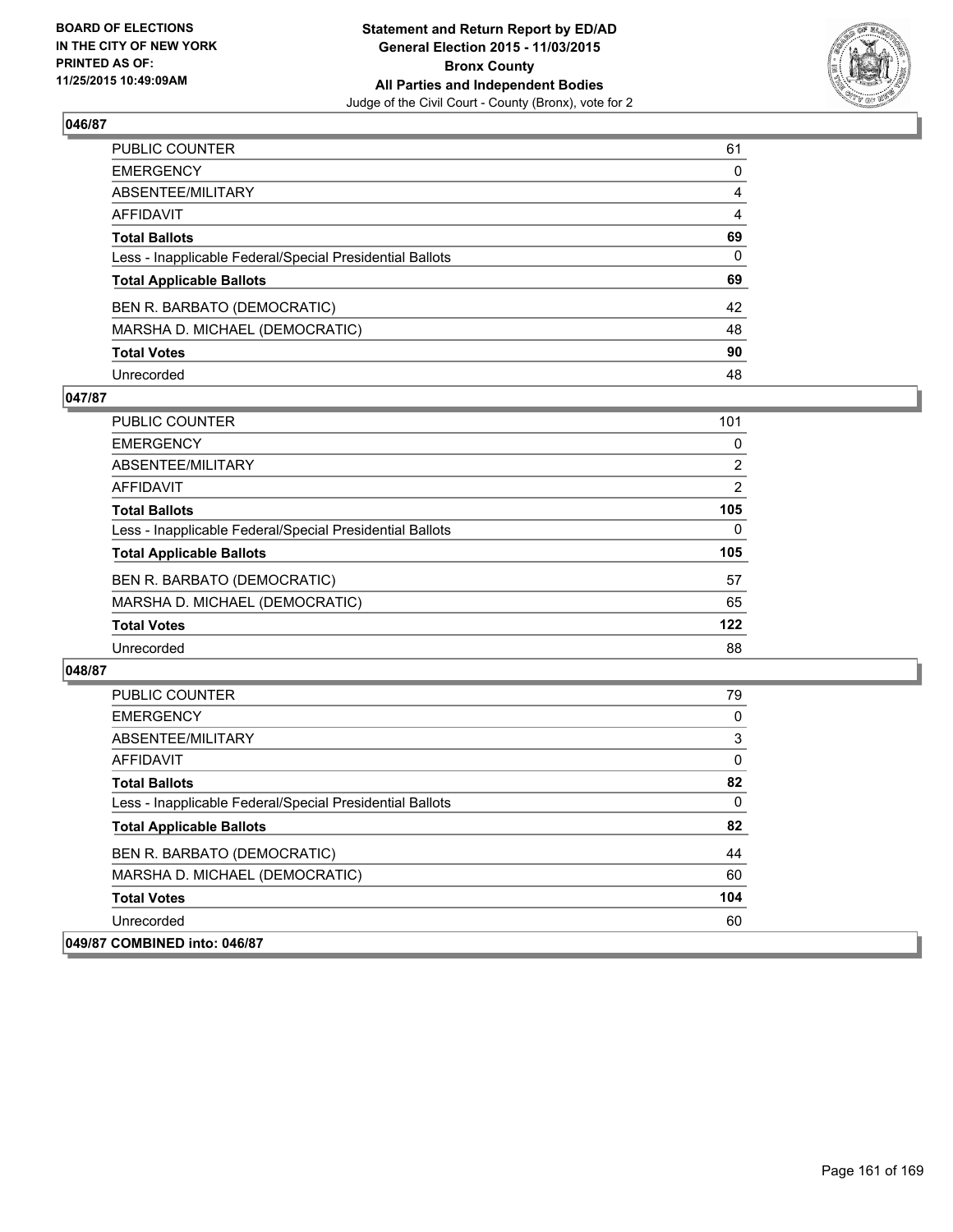### 046/87

| | |
|---|---|
| PUBLIC COUNTER | 61 |
| EMERGENCY | 0 |
| ABSENTEE/MILITARY | 4 |
| AFFIDAVIT | 4 |
| **Total Ballots** | **69** |
| Less - Inapplicable Federal/Special Presidential Ballots | 0 |
| **Total Applicable Ballots** | **69** |
| BEN R. BARBATO (DEMOCRATIC) | 42 |
| MARSHA D. MICHAEL (DEMOCRATIC) | 48 |
| **Total Votes** | **90** |
| Unrecorded | 48 |

### 047/87

| | |
|---|---|
| PUBLIC COUNTER | 101 |
| EMERGENCY | 0 |
| ABSENTEE/MILITARY | 2 |
| AFFIDAVIT | 2 |
| **Total Ballots** | **105** |
| Less - Inapplicable Federal/Special Presidential Ballots | 0 |
| **Total Applicable Ballots** | **105** |
| BEN R. BARBATO (DEMOCRATIC) | 57 |
| MARSHA D. MICHAEL (DEMOCRATIC) | 65 |
| **Total Votes** | **122** |
| Unrecorded | 88 |

### 048/87

| | |
|---|---|
| PUBLIC COUNTER | 79 |
| EMERGENCY | 0 |
| ABSENTEE/MILITARY | 3 |
| AFFIDAVIT | 0 |
| **Total Ballots** | **82** |
| Less - Inapplicable Federal/Special Presidential Ballots | 0 |
| **Total Applicable Ballots** | **82** |
| BEN R. BARBATO (DEMOCRATIC) | 44 |
| MARSHA D. MICHAEL (DEMOCRATIC) | 60 |
| **Total Votes** | **104** |
| Unrecorded | 60 |

### 049/87 COMBINED into: 046/87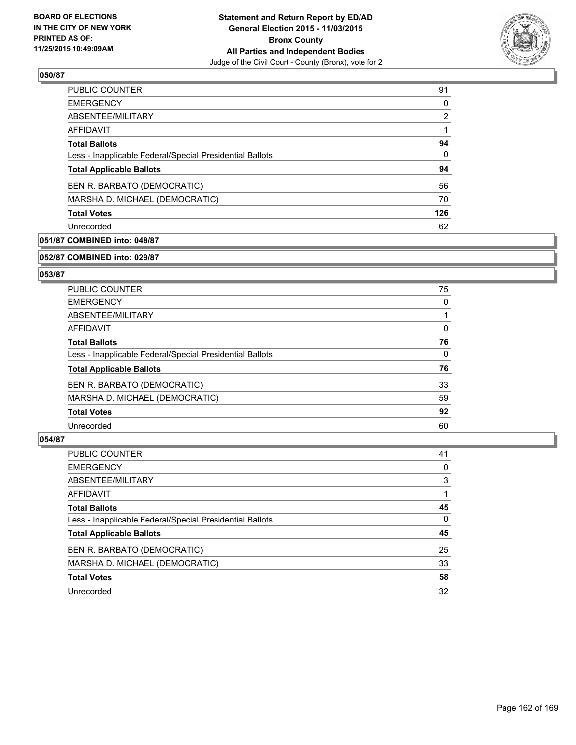**Statement and Return Report by ED/AD**
**General Election 2015 - 11/03/2015**
**Bronx County**
**All Parties and Independent Bodies**
Judge of the Civil Court - County (Bronx), vote for 2

BOARD OF ELECTIONS
IN THE CITY OF NEW YORK
PRINTED AS OF:
11/25/2015 10:49:09AM

### 050/87

| | |
|---|---|
| PUBLIC COUNTER | 91 |
| EMERGENCY | 0 |
| ABSENTEE/MILITARY | 2 |
| AFFIDAVIT | 1 |
| **Total Ballots** | **94** |
| Less - Inapplicable Federal/Special Presidential Ballots | 0 |
| **Total Applicable Ballots** | **94** |
| BEN R. BARBATO (DEMOCRATIC) | 56 |
| MARSHA D. MICHAEL (DEMOCRATIC) | 70 |
| **Total Votes** | **126** |
| Unrecorded | 62 |

### 051/87 COMBINED into: 048/87

### 052/87 COMBINED into: 029/87

### 053/87

| | |
|---|---|
| PUBLIC COUNTER | 75 |
| EMERGENCY | 0 |
| ABSENTEE/MILITARY | 1 |
| AFFIDAVIT | 0 |
| **Total Ballots** | **76** |
| Less - Inapplicable Federal/Special Presidential Ballots | 0 |
| **Total Applicable Ballots** | **76** |
| BEN R. BARBATO (DEMOCRATIC) | 33 |
| MARSHA D. MICHAEL (DEMOCRATIC) | 59 |
| **Total Votes** | **92** |
| Unrecorded | 60 |

### 054/87

| | |
|---|---|
| PUBLIC COUNTER | 41 |
| EMERGENCY | 0 |
| ABSENTEE/MILITARY | 3 |
| AFFIDAVIT | 1 |
| **Total Ballots** | **45** |
| Less - Inapplicable Federal/Special Presidential Ballots | 0 |
| **Total Applicable Ballots** | **45** |
| BEN R. BARBATO (DEMOCRATIC) | 25 |
| MARSHA D. MICHAEL (DEMOCRATIC) | 33 |
| **Total Votes** | **58** |
| Unrecorded | 32 |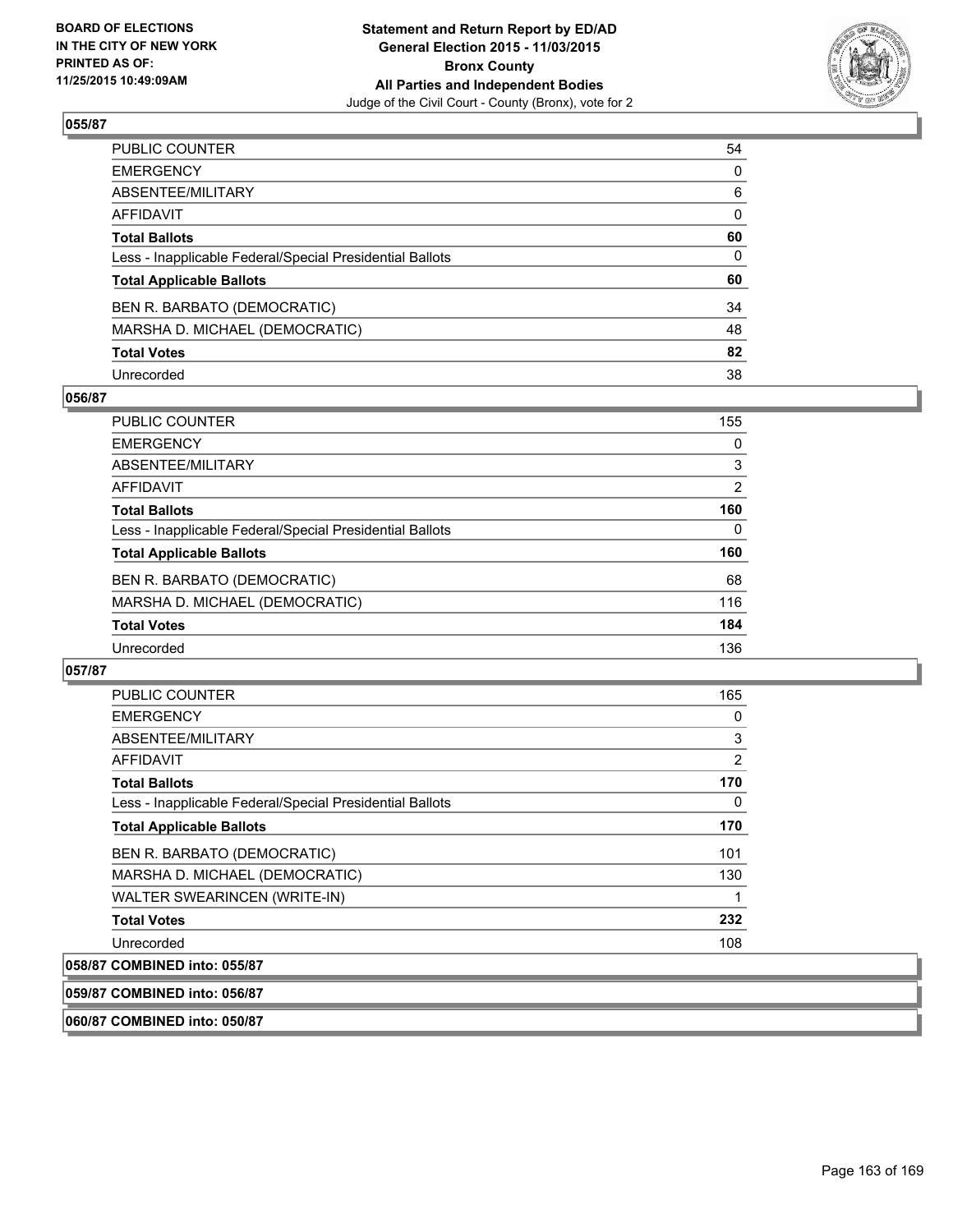### 055/87

| | |
|---|---|
| PUBLIC COUNTER | 54 |
| EMERGENCY | 0 |
| ABSENTEE/MILITARY | 6 |
| AFFIDAVIT | 0 |
| **Total Ballots** | **60** |
| Less - Inapplicable Federal/Special Presidential Ballots | 0 |
| **Total Applicable Ballots** | **60** |
| BEN R. BARBATO (DEMOCRATIC) | 34 |
| MARSHA D. MICHAEL (DEMOCRATIC) | 48 |
| **Total Votes** | **82** |
| Unrecorded | 38 |

### 056/87

| | |
|---|---|
| PUBLIC COUNTER | 155 |
| EMERGENCY | 0 |
| ABSENTEE/MILITARY | 3 |
| AFFIDAVIT | 2 |
| **Total Ballots** | **160** |
| Less - Inapplicable Federal/Special Presidential Ballots | 0 |
| **Total Applicable Ballots** | **160** |
| BEN R. BARBATO (DEMOCRATIC) | 68 |
| MARSHA D. MICHAEL (DEMOCRATIC) | 116 |
| **Total Votes** | **184** |
| Unrecorded | 136 |

### 057/87

| | |
|---|---|
| PUBLIC COUNTER | 165 |
| EMERGENCY | 0 |
| ABSENTEE/MILITARY | 3 |
| AFFIDAVIT | 2 |
| **Total Ballots** | **170** |
| Less - Inapplicable Federal/Special Presidential Ballots | 0 |
| **Total Applicable Ballots** | **170** |
| BEN R. BARBATO (DEMOCRATIC) | 101 |
| MARSHA D. MICHAEL (DEMOCRATIC) | 130 |
| WALTER SWEARINCEN (WRITE-IN) | 1 |
| **Total Votes** | **232** |
| Unrecorded | 108 |

### 058/87 COMBINED into: 055/87

### 059/87 COMBINED into: 056/87

### 060/87 COMBINED into: 050/87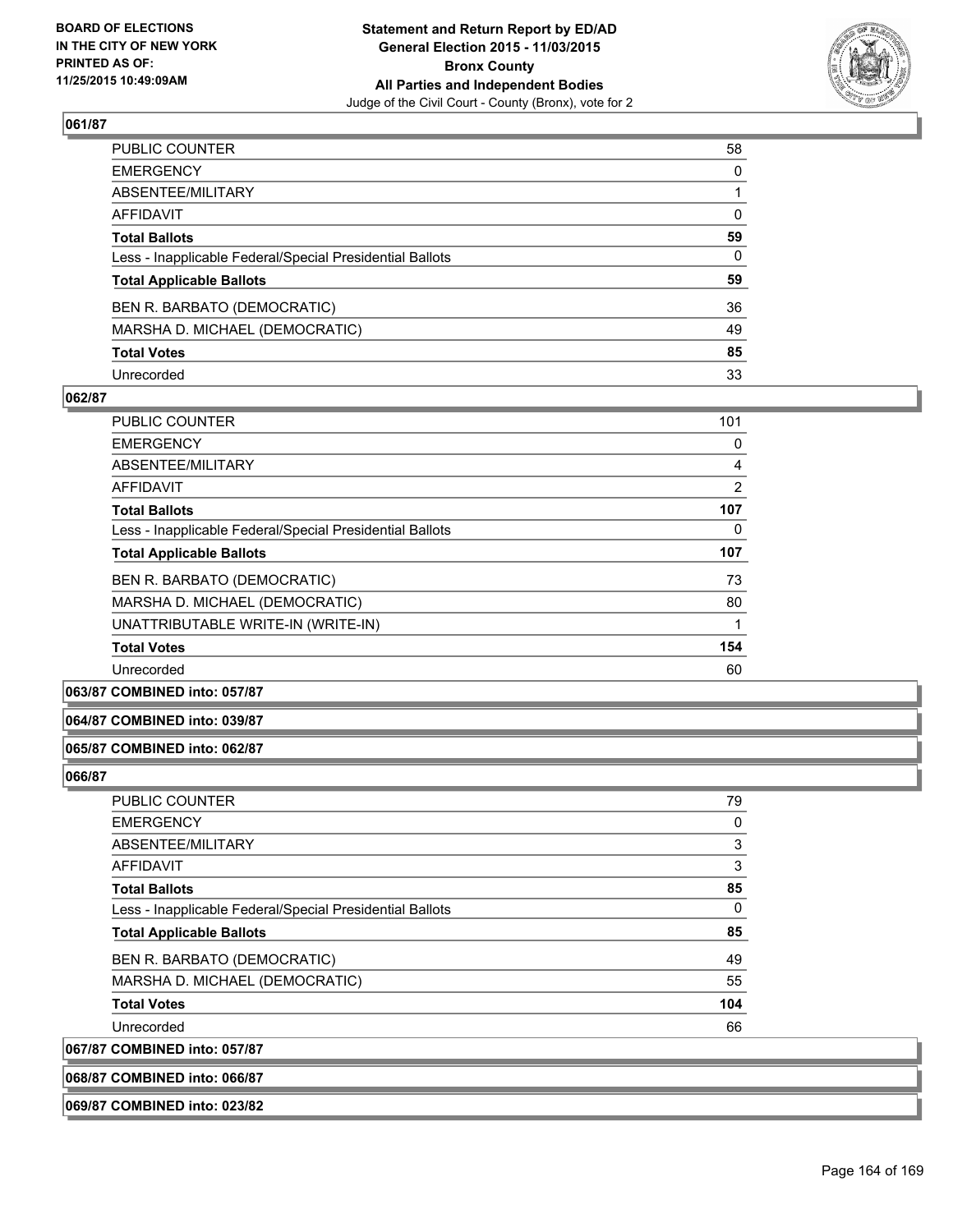BOARD OF ELECTIONS
IN THE CITY OF NEW YORK
PRINTED AS OF:
11/25/2015 10:49:09AM

**Statement and Return Report by ED/AD**
**General Election 2015 - 11/03/2015**
**Bronx County**
**All Parties and Independent Bodies**
Judge of the Civil Court - County (Bronx), vote for 2

### 061/87

| | |
|---|---|
| PUBLIC COUNTER | 58 |
| EMERGENCY | 0 |
| ABSENTEE/MILITARY | 1 |
| AFFIDAVIT | 0 |
| **Total Ballots** | **59** |
| Less - Inapplicable Federal/Special Presidential Ballots | 0 |
| **Total Applicable Ballots** | **59** |
| BEN R. BARBATO (DEMOCRATIC) | 36 |
| MARSHA D. MICHAEL (DEMOCRATIC) | 49 |
| **Total Votes** | **85** |
| Unrecorded | 33 |

### 062/87

| | |
|---|---|
| PUBLIC COUNTER | 101 |
| EMERGENCY | 0 |
| ABSENTEE/MILITARY | 4 |
| AFFIDAVIT | 2 |
| **Total Ballots** | **107** |
| Less - Inapplicable Federal/Special Presidential Ballots | 0 |
| **Total Applicable Ballots** | **107** |
| BEN R. BARBATO (DEMOCRATIC) | 73 |
| MARSHA D. MICHAEL (DEMOCRATIC) | 80 |
| UNATTRIBUTABLE WRITE-IN (WRITE-IN) | 1 |
| **Total Votes** | **154** |
| Unrecorded | 60 |

**063/87 COMBINED into: 057/87**

**064/87 COMBINED into: 039/87**

**065/87 COMBINED into: 062/87**

### 066/87

| | |
|---|---|
| PUBLIC COUNTER | 79 |
| EMERGENCY | 0 |
| ABSENTEE/MILITARY | 3 |
| AFFIDAVIT | 3 |
| **Total Ballots** | **85** |
| Less - Inapplicable Federal/Special Presidential Ballots | 0 |
| **Total Applicable Ballots** | **85** |
| BEN R. BARBATO (DEMOCRATIC) | 49 |
| MARSHA D. MICHAEL (DEMOCRATIC) | 55 |
| **Total Votes** | **104** |
| Unrecorded | 66 |

**067/87 COMBINED into: 057/87**

**068/87 COMBINED into: 066/87**

**069/87 COMBINED into: 023/82**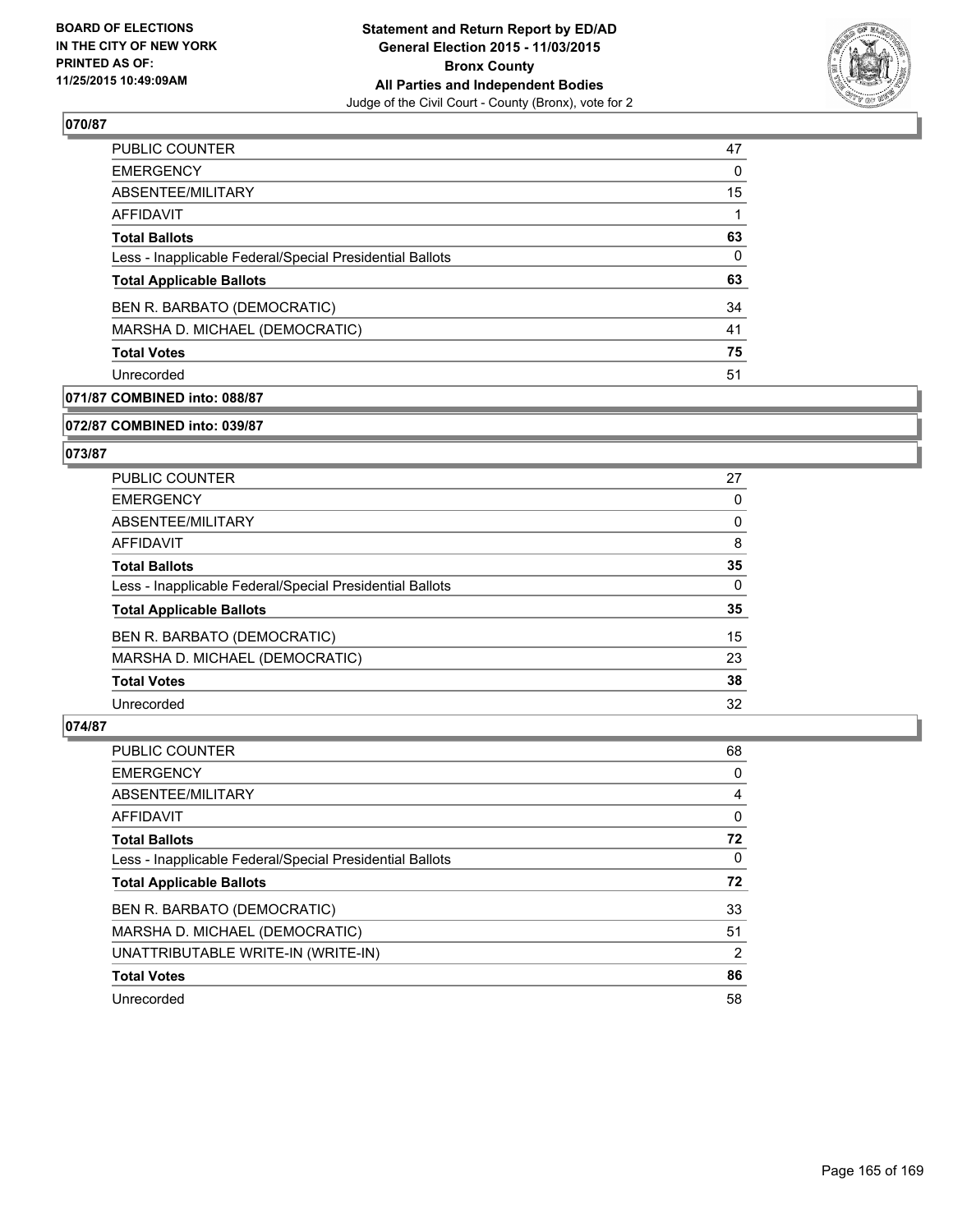**Statement and Return Report by ED/AD**
**General Election 2015 - 11/03/2015**
**Bronx County**
**All Parties and Independent Bodies**
Judge of the Civil Court - County (Bronx), vote for 2

BOARD OF ELECTIONS
IN THE CITY OF NEW YORK
PRINTED AS OF:
11/25/2015 10:49:09AM

### 070/87

| | |
|---|---|
| PUBLIC COUNTER | 47 |
| EMERGENCY | 0 |
| ABSENTEE/MILITARY | 15 |
| AFFIDAVIT | 1 |
| **Total Ballots** | **63** |
| Less - Inapplicable Federal/Special Presidential Ballots | 0 |
| **Total Applicable Ballots** | **63** |
| BEN R. BARBATO (DEMOCRATIC) | 34 |
| MARSHA D. MICHAEL (DEMOCRATIC) | 41 |
| **Total Votes** | **75** |
| Unrecorded | 51 |

### 071/87 COMBINED into: 088/87

### 072/87 COMBINED into: 039/87

### 073/87

| | |
|---|---|
| PUBLIC COUNTER | 27 |
| EMERGENCY | 0 |
| ABSENTEE/MILITARY | 0 |
| AFFIDAVIT | 8 |
| **Total Ballots** | **35** |
| Less - Inapplicable Federal/Special Presidential Ballots | 0 |
| **Total Applicable Ballots** | **35** |
| BEN R. BARBATO (DEMOCRATIC) | 15 |
| MARSHA D. MICHAEL (DEMOCRATIC) | 23 |
| **Total Votes** | **38** |
| Unrecorded | 32 |

### 074/87

| | |
|---|---|
| PUBLIC COUNTER | 68 |
| EMERGENCY | 0 |
| ABSENTEE/MILITARY | 4 |
| AFFIDAVIT | 0 |
| **Total Ballots** | **72** |
| Less - Inapplicable Federal/Special Presidential Ballots | 0 |
| **Total Applicable Ballots** | **72** |
| BEN R. BARBATO (DEMOCRATIC) | 33 |
| MARSHA D. MICHAEL (DEMOCRATIC) | 51 |
| UNATTRIBUTABLE WRITE-IN (WRITE-IN) | 2 |
| **Total Votes** | **86** |
| Unrecorded | 58 |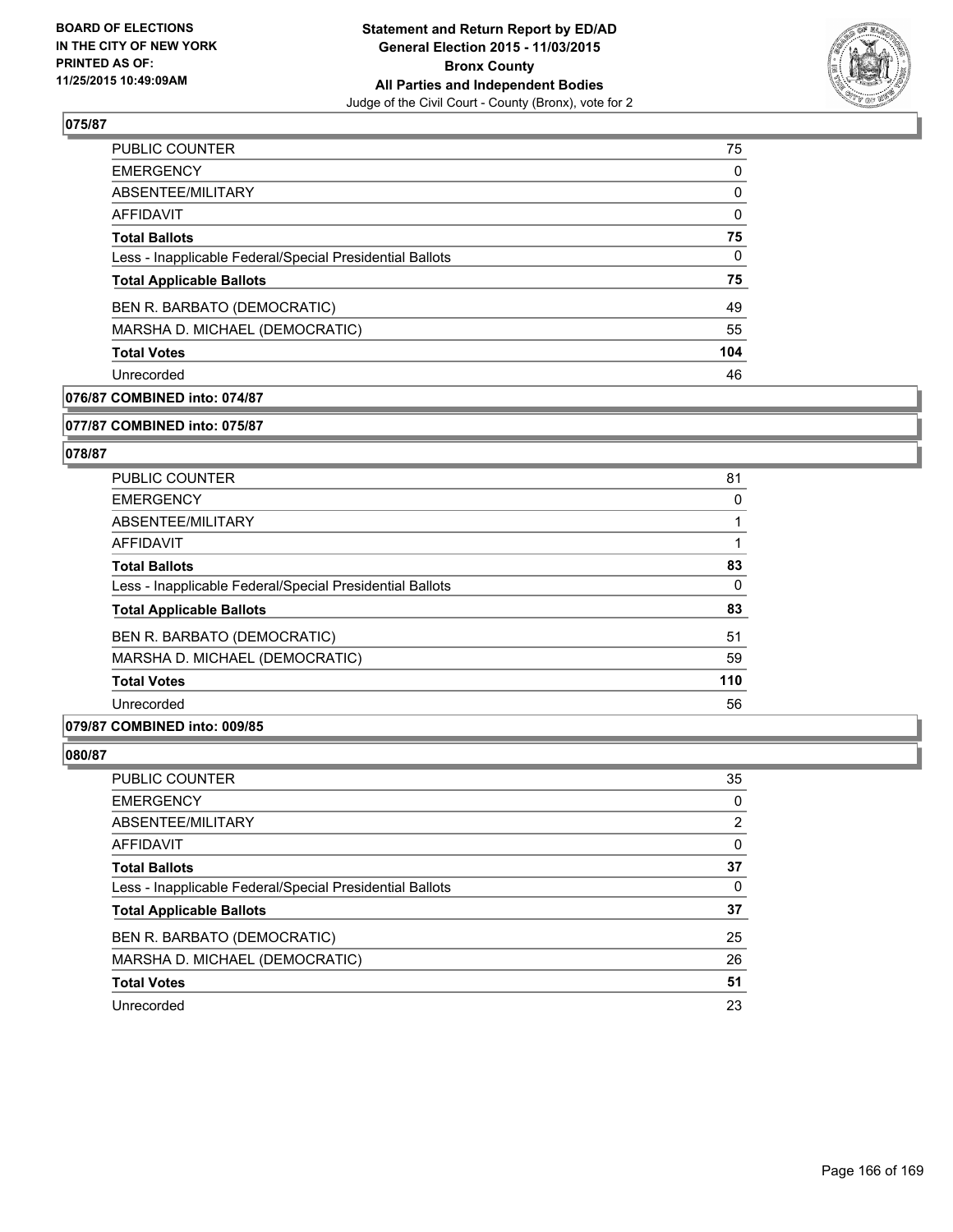## 075/87

| | |
|---|---|
| PUBLIC COUNTER | 75 |
| EMERGENCY | 0 |
| ABSENTEE/MILITARY | 0 |
| AFFIDAVIT | 0 |
| **Total Ballots** | **75** |
| Less - Inapplicable Federal/Special Presidential Ballots | 0 |
| **Total Applicable Ballots** | **75** |
| BEN R. BARBATO (DEMOCRATIC) | 49 |
| MARSHA D. MICHAEL (DEMOCRATIC) | 55 |
| **Total Votes** | **104** |
| Unrecorded | 46 |

## 076/87 COMBINED into: 074/87

## 077/87 COMBINED into: 075/87

## 078/87

| | |
|---|---|
| PUBLIC COUNTER | 81 |
| EMERGENCY | 0 |
| ABSENTEE/MILITARY | 1 |
| AFFIDAVIT | 1 |
| **Total Ballots** | **83** |
| Less - Inapplicable Federal/Special Presidential Ballots | 0 |
| **Total Applicable Ballots** | **83** |
| BEN R. BARBATO (DEMOCRATIC) | 51 |
| MARSHA D. MICHAEL (DEMOCRATIC) | 59 |
| **Total Votes** | **110** |
| Unrecorded | 56 |

## 079/87 COMBINED into: 009/85

## 080/87

| | |
|---|---|
| PUBLIC COUNTER | 35 |
| EMERGENCY | 0 |
| ABSENTEE/MILITARY | 2 |
| AFFIDAVIT | 0 |
| **Total Ballots** | **37** |
| Less - Inapplicable Federal/Special Presidential Ballots | 0 |
| **Total Applicable Ballots** | **37** |
| BEN R. BARBATO (DEMOCRATIC) | 25 |
| MARSHA D. MICHAEL (DEMOCRATIC) | 26 |
| **Total Votes** | **51** |
| Unrecorded | 23 |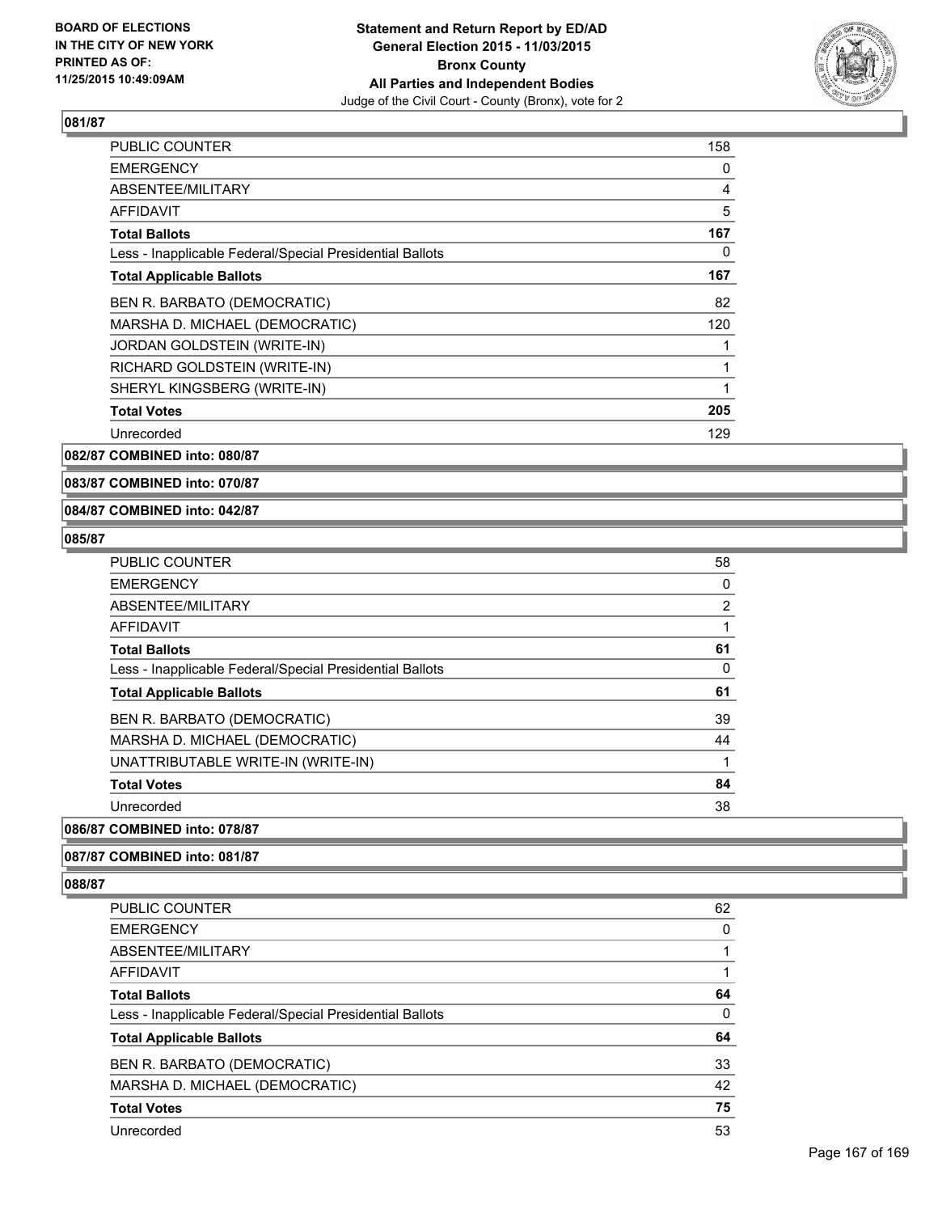**081/87**

| | |
|---|---|
| PUBLIC COUNTER | 158 |
| EMERGENCY | 0 |
| ABSENTEE/MILITARY | 4 |
| AFFIDAVIT | 5 |
| **Total Ballots** | **167** |
| Less - Inapplicable Federal/Special Presidential Ballots | 0 |
| **Total Applicable Ballots** | **167** |
| BEN R. BARBATO (DEMOCRATIC) | 82 |
| MARSHA D. MICHAEL (DEMOCRATIC) | 120 |
| JORDAN GOLDSTEIN (WRITE-IN) | 1 |
| RICHARD GOLDSTEIN (WRITE-IN) | 1 |
| SHERYL KINGSBERG (WRITE-IN) | 1 |
| **Total Votes** | **205** |
| Unrecorded | 129 |

**082/87 COMBINED into: 080/87**

**083/87 COMBINED into: 070/87**

**084/87 COMBINED into: 042/87**

**085/87**

| | |
|---|---|
| PUBLIC COUNTER | 58 |
| EMERGENCY | 0 |
| ABSENTEE/MILITARY | 2 |
| AFFIDAVIT | 1 |
| **Total Ballots** | **61** |
| Less - Inapplicable Federal/Special Presidential Ballots | 0 |
| **Total Applicable Ballots** | **61** |
| BEN R. BARBATO (DEMOCRATIC) | 39 |
| MARSHA D. MICHAEL (DEMOCRATIC) | 44 |
| UNATTRIBUTABLE WRITE-IN (WRITE-IN) | 1 |
| **Total Votes** | **84** |
| Unrecorded | 38 |

**086/87 COMBINED into: 078/87**

**087/87 COMBINED into: 081/87**

**088/87**

| | |
|---|---|
| PUBLIC COUNTER | 62 |
| EMERGENCY | 0 |
| ABSENTEE/MILITARY | 1 |
| AFFIDAVIT | 1 |
| **Total Ballots** | **64** |
| Less - Inapplicable Federal/Special Presidential Ballots | 0 |
| **Total Applicable Ballots** | **64** |
| BEN R. BARBATO (DEMOCRATIC) | 33 |
| MARSHA D. MICHAEL (DEMOCRATIC) | 42 |
| **Total Votes** | **75** |
| Unrecorded | 53 |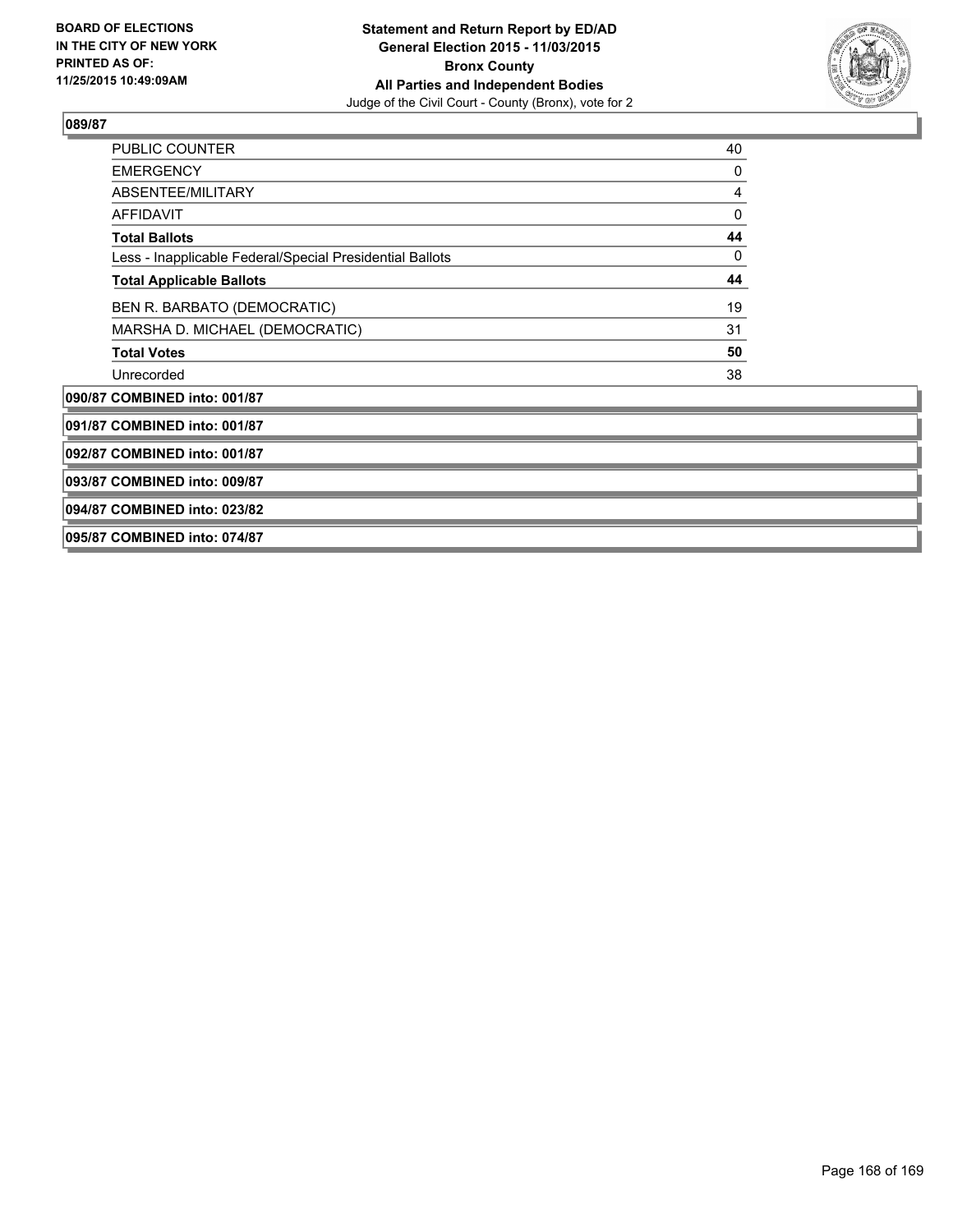## 089/87

| | |
|---|---|
| PUBLIC COUNTER | 40 |
| EMERGENCY | 0 |
| ABSENTEE/MILITARY | 4 |
| AFFIDAVIT | 0 |
| **Total Ballots** | **44** |
| Less - Inapplicable Federal/Special Presidential Ballots | 0 |
| **Total Applicable Ballots** | **44** |
| BEN R. BARBATO (DEMOCRATIC) | 19 |
| MARSHA D. MICHAEL (DEMOCRATIC) | 31 |
| **Total Votes** | **50** |
| Unrecorded | 38 |

## 090/87 COMBINED into: 001/87

## 091/87 COMBINED into: 001/87

## 092/87 COMBINED into: 001/87

## 093/87 COMBINED into: 009/87

## 094/87 COMBINED into: 023/82

## 095/87 COMBINED into: 074/87